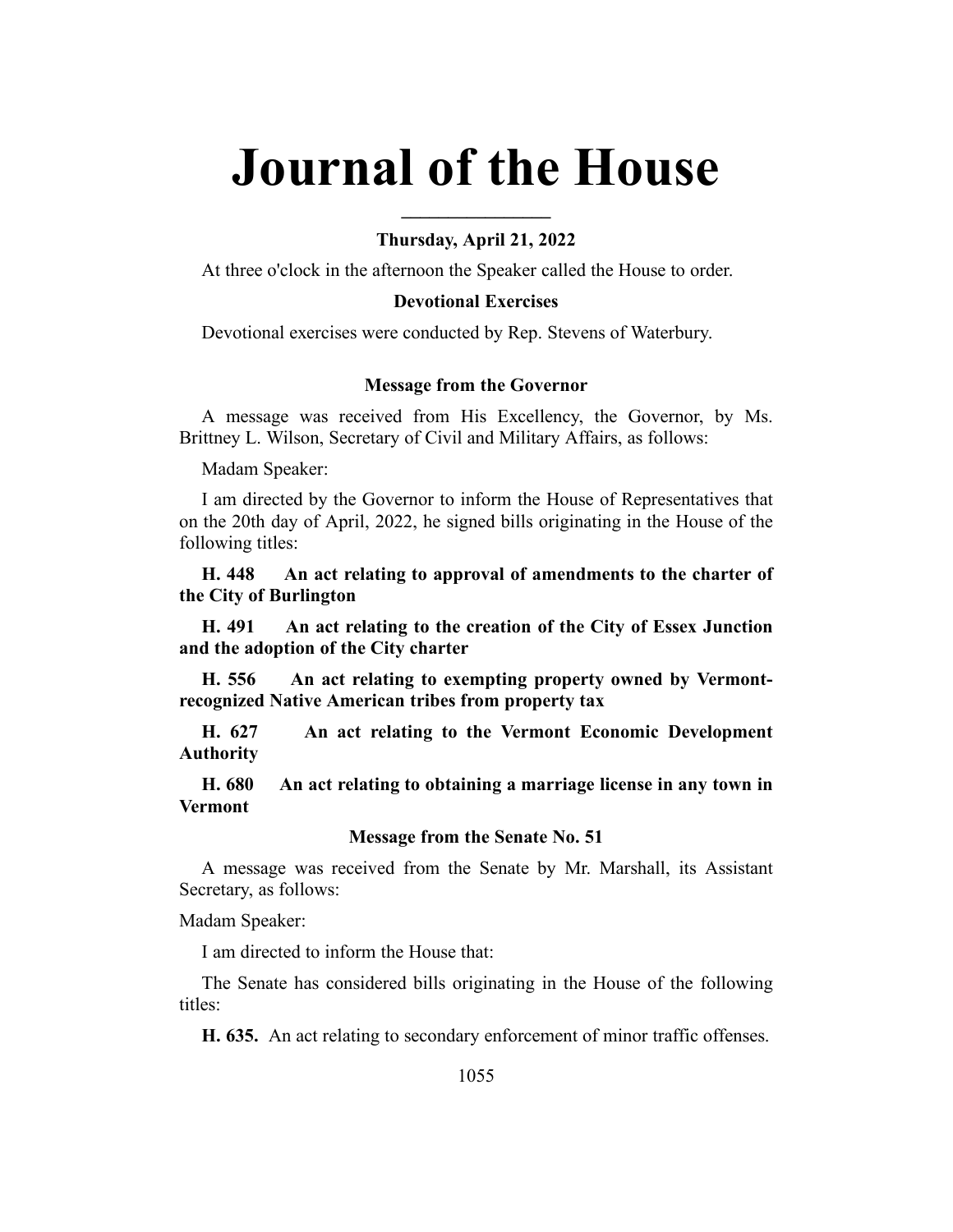# Journal of the House

**Thursday, April 21, 2022**

At three o'clock in the afternoon the Speaker called the House to order.

### Devotional Exercises

Devotional exercises were conducted by Rep. Stevens of Waterbury.

### Message from the Governor

A message was received from His Excellency, the Governor, by Ms. Brittney L. Wilson, Secretary of Civil and Military Affairs, as follows:

Madam Speaker:

I am directed by the Governor to inform the House of Representatives that on the 20th day of April, 2022, he signed bills originating in the House of the following titles:

**H. 448 An act relating to approval of amendments to the charter of the City of Burlington**

**H. 491 An act relating to the creation of the City of Essex Junction and the adoption of the City charter**

**H. 556 An act relating to exempting property owned by Vermont-recognized Native American tribes from property tax**

**H. 627 An act relating to the Vermont Economic Development Authority**

**H. 680 An act relating to obtaining a marriage license in any town in Vermont**

### Message from the Senate No. 51

A message was received from the Senate by Mr. Marshall, its Assistant Secretary, as follows:

Madam Speaker:

I am directed to inform the House that:

The Senate has considered bills originating in the House of the following titles:

**H. 635.** An act relating to secondary enforcement of minor traffic offenses.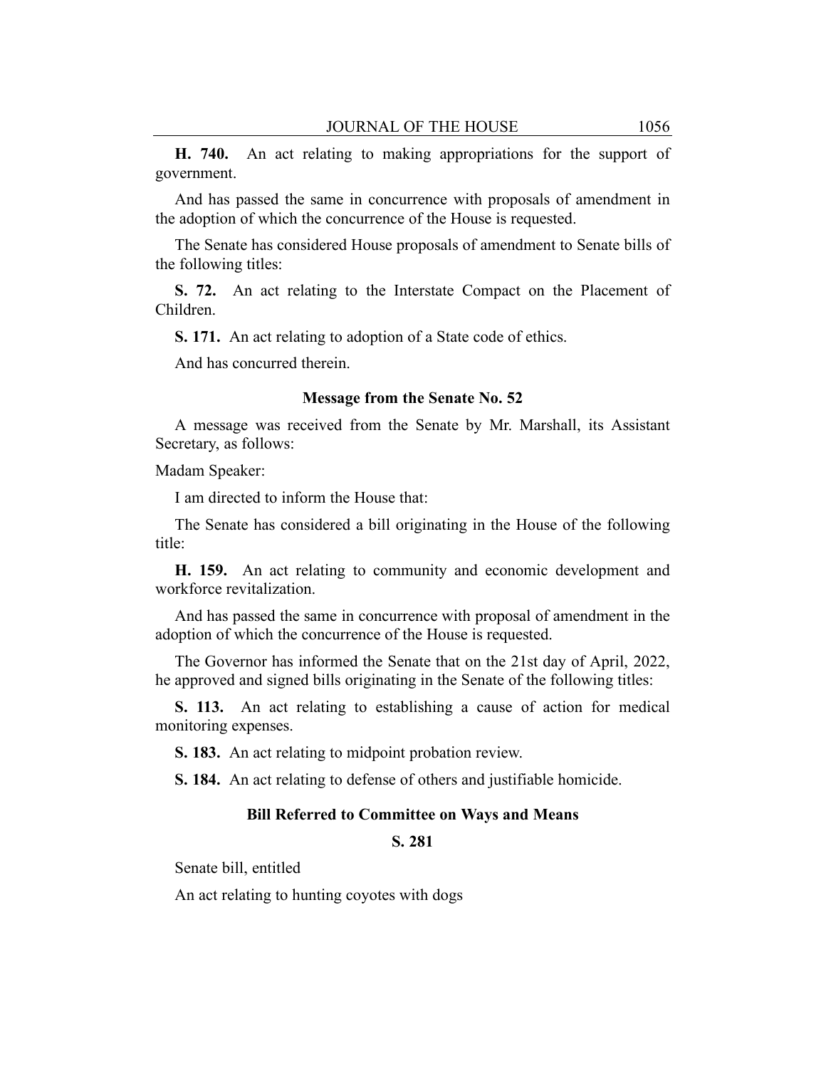**H. 740.** An act relating to making appropriations for the support of government.

And has passed the same in concurrence with proposals of amendment in the adoption of which the concurrence of the House is requested.

The Senate has considered House proposals of amendment to Senate bills of the following titles:

**S. 72.** An act relating to the Interstate Compact on the Placement of Children.

**S. 171.** An act relating to adoption of a State code of ethics.

And has concurred therein.

### Message from the Senate No. 52

A message was received from the Senate by Mr. Marshall, its Assistant Secretary, as follows:

Madam Speaker:

I am directed to inform the House that:

The Senate has considered a bill originating in the House of the following title:

**H. 159.** An act relating to community and economic development and workforce revitalization.

And has passed the same in concurrence with proposal of amendment in the adoption of which the concurrence of the House is requested.

The Governor has informed the Senate that on the 21st day of April, 2022, he approved and signed bills originating in the Senate of the following titles:

**S. 113.** An act relating to establishing a cause of action for medical monitoring expenses.

**S. 183.** An act relating to midpoint probation review.

**S. 184.** An act relating to defense of others and justifiable homicide.

### Bill Referred to Committee on Ways and Means

**S. 281**

Senate bill, entitled

An act relating to hunting coyotes with dogs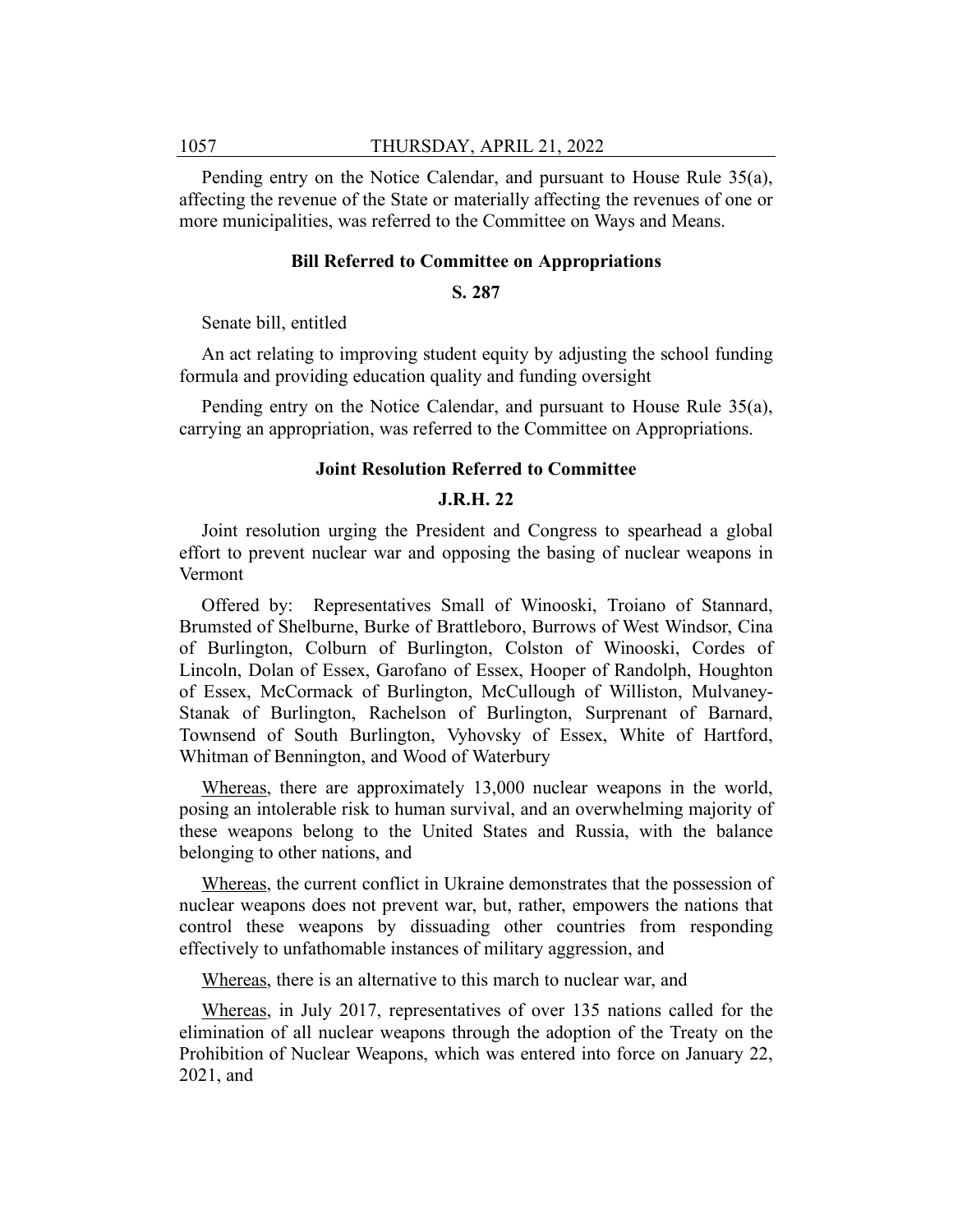Pending entry on the Notice Calendar, and pursuant to House Rule 35(a), affecting the revenue of the State or materially affecting the revenues of one or more municipalities, was referred to the Committee on Ways and Means.

### Bill Referred to Committee on Appropriations

**S. 287**

Senate bill, entitled

An act relating to improving student equity by adjusting the school funding formula and providing education quality and funding oversight

Pending entry on the Notice Calendar, and pursuant to House Rule 35(a), carrying an appropriation, was referred to the Committee on Appropriations.

### Joint Resolution Referred to Committee

**J.R.H. 22**

Joint resolution urging the President and Congress to spearhead a global effort to prevent nuclear war and opposing the basing of nuclear weapons in Vermont

Offered by: Representatives Small of Winooski, Troiano of Stannard, Brumsted of Shelburne, Burke of Brattleboro, Burrows of West Windsor, Cina of Burlington, Colburn of Burlington, Colston of Winooski, Cordes of Lincoln, Dolan of Essex, Garofano of Essex, Hooper of Randolph, Houghton of Essex, McCormack of Burlington, McCullough of Williston, Mulvaney-Stanak of Burlington, Rachelson of Burlington, Surprenant of Barnard, Townsend of South Burlington, Vyhovsky of Essex, White of Hartford, Whitman of Bennington, and Wood of Waterbury

Whereas, there are approximately 13,000 nuclear weapons in the world, posing an intolerable risk to human survival, and an overwhelming majority of these weapons belong to the United States and Russia, with the balance belonging to other nations, and

Whereas, the current conflict in Ukraine demonstrates that the possession of nuclear weapons does not prevent war, but, rather, empowers the nations that control these weapons by dissuading other countries from responding effectively to unfathomable instances of military aggression, and

Whereas, there is an alternative to this march to nuclear war, and

Whereas, in July 2017, representatives of over 135 nations called for the elimination of all nuclear weapons through the adoption of the Treaty on the Prohibition of Nuclear Weapons, which was entered into force on January 22, 2021, and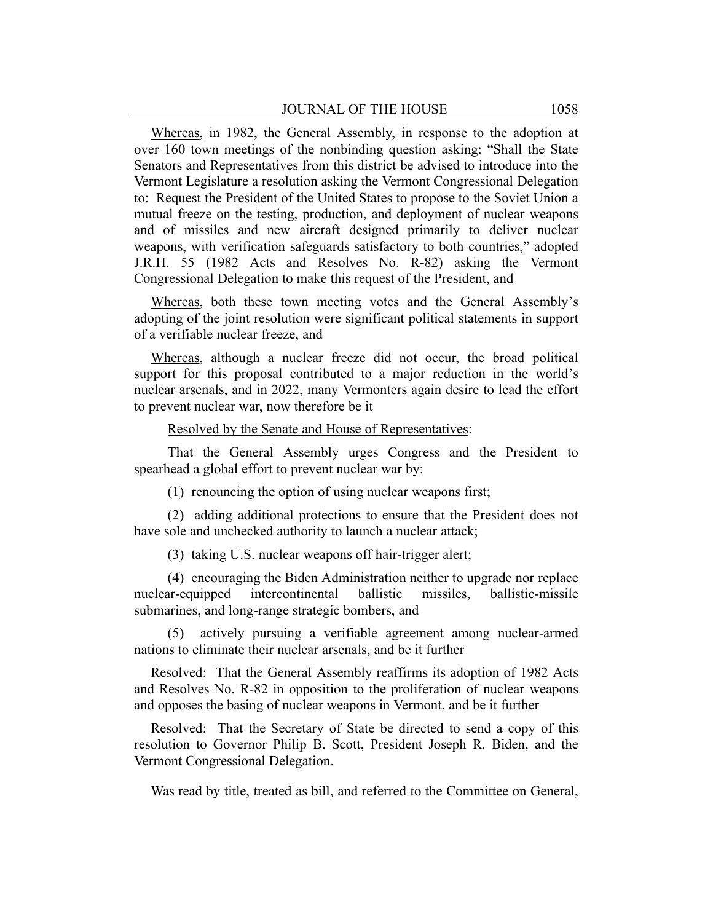Whereas, in 1982, the General Assembly, in response to the adoption at over 160 town meetings of the nonbinding question asking: "Shall the State Senators and Representatives from this district be advised to introduce into the Vermont Legislature a resolution asking the Vermont Congressional Delegation to: Request the President of the United States to propose to the Soviet Union a mutual freeze on the testing, production, and deployment of nuclear weapons and of missiles and new aircraft designed primarily to deliver nuclear weapons, with verification safeguards satisfactory to both countries," adopted J.R.H. 55 (1982 Acts and Resolves No. R-82) asking the Vermont Congressional Delegation to make this request of the President, and

Whereas, both these town meeting votes and the General Assembly's adopting of the joint resolution were significant political statements in support of a verifiable nuclear freeze, and

Whereas, although a nuclear freeze did not occur, the broad political support for this proposal contributed to a major reduction in the world's nuclear arsenals, and in 2022, many Vermonters again desire to lead the effort to prevent nuclear war, now therefore be it

Resolved by the Senate and House of Representatives:

That the General Assembly urges Congress and the President to spearhead a global effort to prevent nuclear war by:

(1) renouncing the option of using nuclear weapons first;

(2) adding additional protections to ensure that the President does not have sole and unchecked authority to launch a nuclear attack;

(3) taking U.S. nuclear weapons off hair-trigger alert;

(4) encouraging the Biden Administration neither to upgrade nor replace nuclear-equipped intercontinental ballistic missiles, ballistic-missile submarines, and long-range strategic bombers, and

(5) actively pursuing a verifiable agreement among nuclear-armed nations to eliminate their nuclear arsenals, and be it further

Resolved: That the General Assembly reaffirms its adoption of 1982 Acts and Resolves No. R-82 in opposition to the proliferation of nuclear weapons and opposes the basing of nuclear weapons in Vermont, and be it further

Resolved: That the Secretary of State be directed to send a copy of this resolution to Governor Philip B. Scott, President Joseph R. Biden, and the Vermont Congressional Delegation.

Was read by title, treated as bill, and referred to the Committee on General,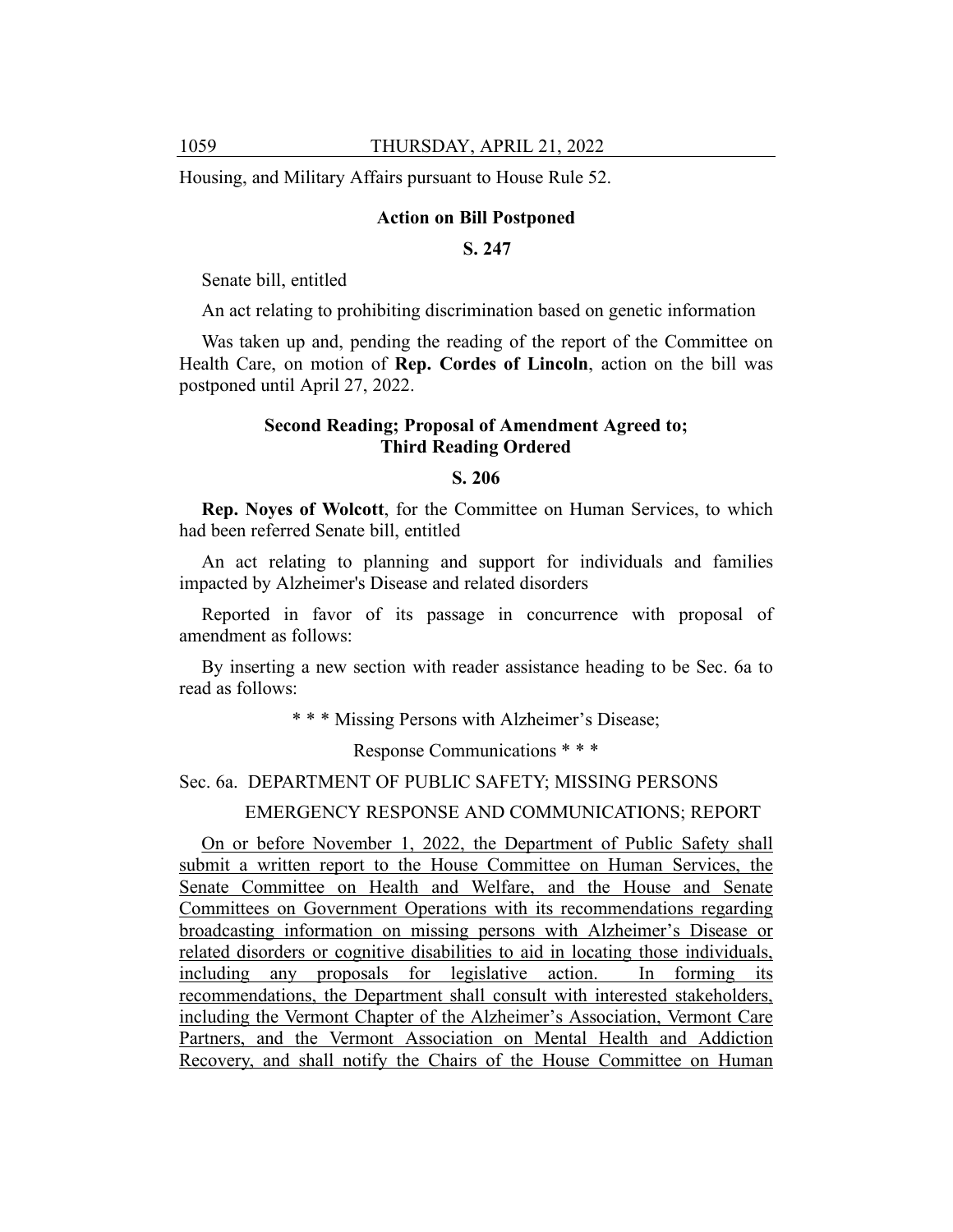Housing, and Military Affairs pursuant to House Rule 52.

**Action on Bill Postponed**

**S. 247**

Senate bill, entitled

An act relating to prohibiting discrimination based on genetic information

Was taken up and, pending the reading of the report of the Committee on Health Care, on motion of **Rep. Cordes of Lincoln**, action on the bill was postponed until April 27, 2022.

**Second Reading; Proposal of Amendment Agreed to; Third Reading Ordered**

**S. 206**

**Rep. Noyes of Wolcott**, for the Committee on Human Services, to which had been referred Senate bill, entitled

An act relating to planning and support for individuals and families impacted by Alzheimer's Disease and related disorders

Reported in favor of its passage in concurrence with proposal of amendment as follows:

By inserting a new section with reader assistance heading to be Sec. 6a to read as follows:

\* \* \* Missing Persons with Alzheimer's Disease;

Response Communications \* \* \*

Sec. 6a. DEPARTMENT OF PUBLIC SAFETY; MISSING PERSONS EMERGENCY RESPONSE AND COMMUNICATIONS; REPORT

On or before November 1, 2022, the Department of Public Safety shall submit a written report to the House Committee on Human Services, the Senate Committee on Health and Welfare, and the House and Senate Committees on Government Operations with its recommendations regarding broadcasting information on missing persons with Alzheimer's Disease or related disorders or cognitive disabilities to aid in locating those individuals, including any proposals for legislative action. In forming its recommendations, the Department shall consult with interested stakeholders, including the Vermont Chapter of the Alzheimer's Association, Vermont Care Partners, and the Vermont Association on Mental Health and Addiction Recovery, and shall notify the Chairs of the House Committee on Human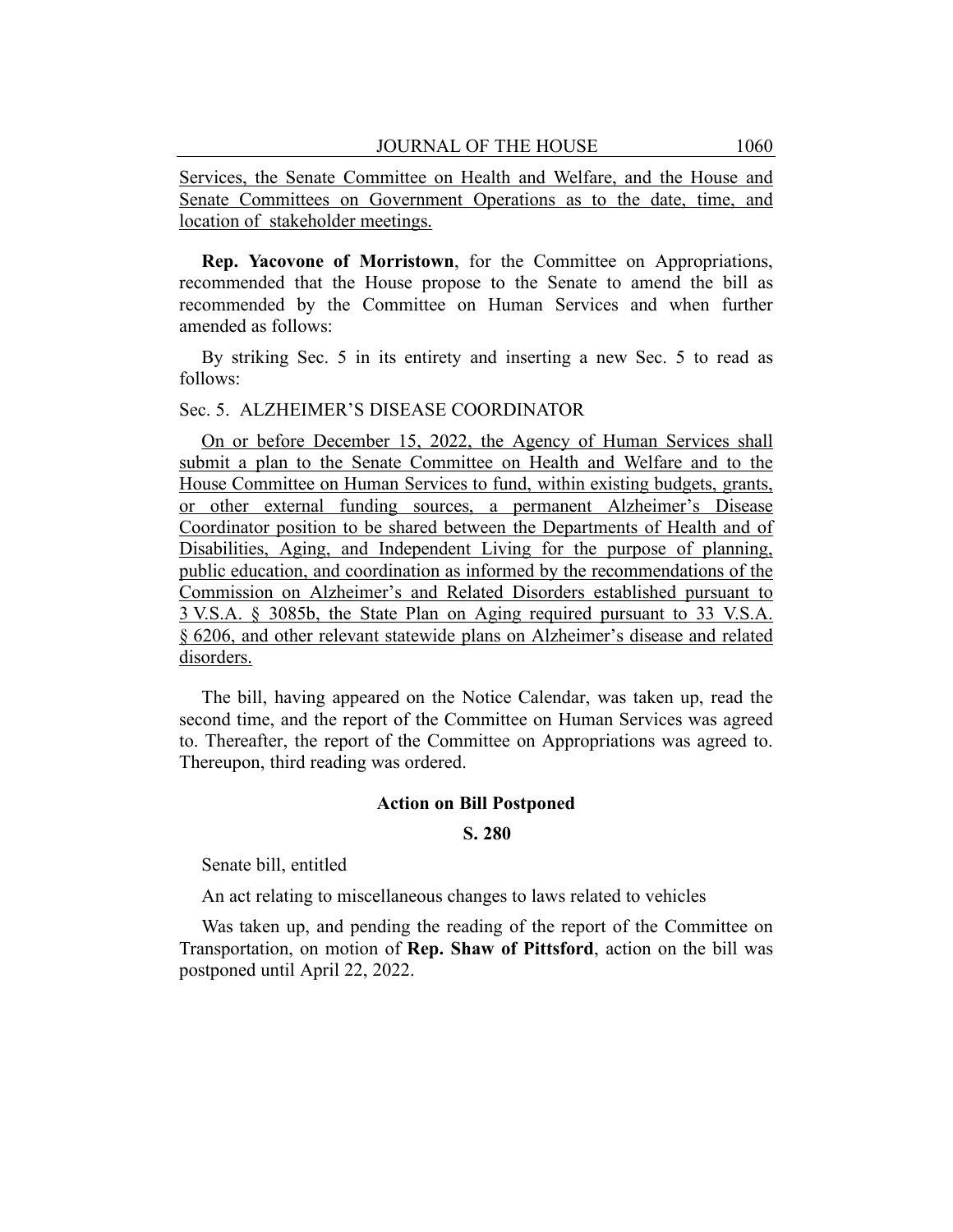Services, the Senate Committee on Health and Welfare, and the House and Senate Committees on Government Operations as to the date, time, and location of stakeholder meetings.

**Rep. Yacovone of Morristown**, for the Committee on Appropriations, recommended that the House propose to the Senate to amend the bill as recommended by the Committee on Human Services and when further amended as follows:

By striking Sec. 5 in its entirety and inserting a new Sec. 5 to read as follows:

Sec. 5. ALZHEIMER'S DISEASE COORDINATOR

On or before December 15, 2022, the Agency of Human Services shall submit a plan to the Senate Committee on Health and Welfare and to the House Committee on Human Services to fund, within existing budgets, grants, or other external funding sources, a permanent Alzheimer's Disease Coordinator position to be shared between the Departments of Health and of Disabilities, Aging, and Independent Living for the purpose of planning, public education, and coordination as informed by the recommendations of the Commission on Alzheimer's and Related Disorders established pursuant to 3 V.S.A. § 3085b, the State Plan on Aging required pursuant to 33 V.S.A. § 6206, and other relevant statewide plans on Alzheimer's disease and related disorders.

The bill, having appeared on the Notice Calendar, was taken up, read the second time, and the report of the Committee on Human Services was agreed to. Thereafter, the report of the Committee on Appropriations was agreed to. Thereupon, third reading was ordered.

### Action on Bill Postponed

### S. 280

Senate bill, entitled

An act relating to miscellaneous changes to laws related to vehicles

Was taken up, and pending the reading of the report of the Committee on Transportation, on motion of **Rep. Shaw of Pittsford**, action on the bill was postponed until April 22, 2022.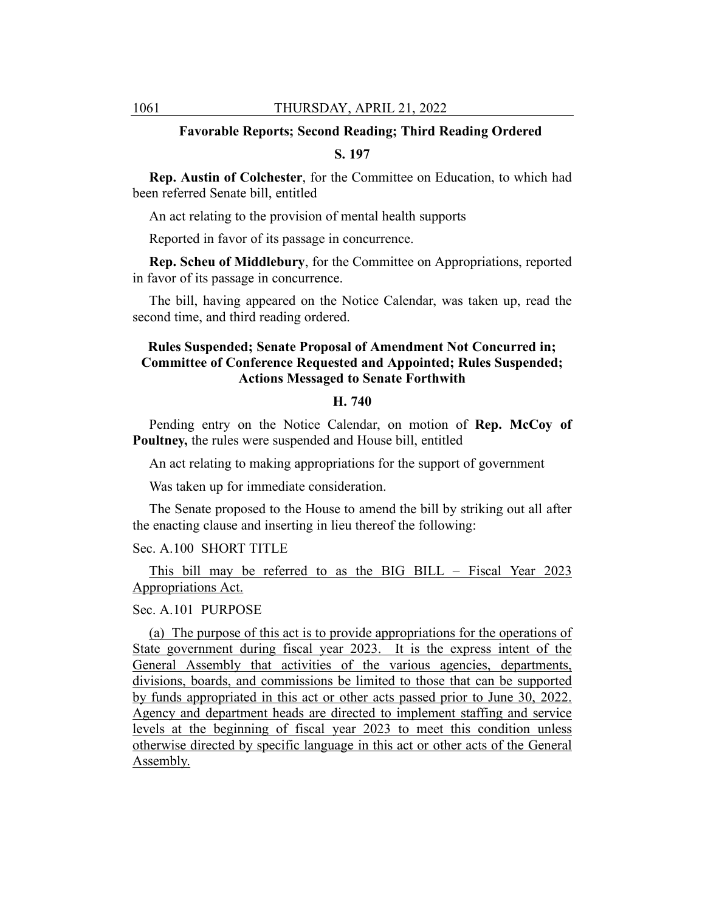**Favorable Reports; Second Reading; Third Reading Ordered**

**S. 197**

**Rep. Austin of Colchester**, for the Committee on Education, to which had been referred Senate bill, entitled

An act relating to the provision of mental health supports

Reported in favor of its passage in concurrence.

**Rep. Scheu of Middlebury**, for the Committee on Appropriations, reported in favor of its passage in concurrence.

The bill, having appeared on the Notice Calendar, was taken up, read the second time, and third reading ordered.

**Rules Suspended; Senate Proposal of Amendment Not Concurred in; Committee of Conference Requested and Appointed; Rules Suspended; Actions Messaged to Senate Forthwith**

**H. 740**

Pending entry on the Notice Calendar, on motion of **Rep. McCoy of Poultney,** the rules were suspended and House bill, entitled

An act relating to making appropriations for the support of government

Was taken up for immediate consideration.

The Senate proposed to the House to amend the bill by striking out all after the enacting clause and inserting in lieu thereof the following:

Sec. A.100 SHORT TITLE

This bill may be referred to as the BIG BILL – Fiscal Year 2023 Appropriations Act.

Sec. A.101 PURPOSE

(a) The purpose of this act is to provide appropriations for the operations of State government during fiscal year 2023. It is the express intent of the General Assembly that activities of the various agencies, departments, divisions, boards, and commissions be limited to those that can be supported by funds appropriated in this act or other acts passed prior to June 30, 2022. Agency and department heads are directed to implement staffing and service levels at the beginning of fiscal year 2023 to meet this condition unless otherwise directed by specific language in this act or other acts of the General Assembly.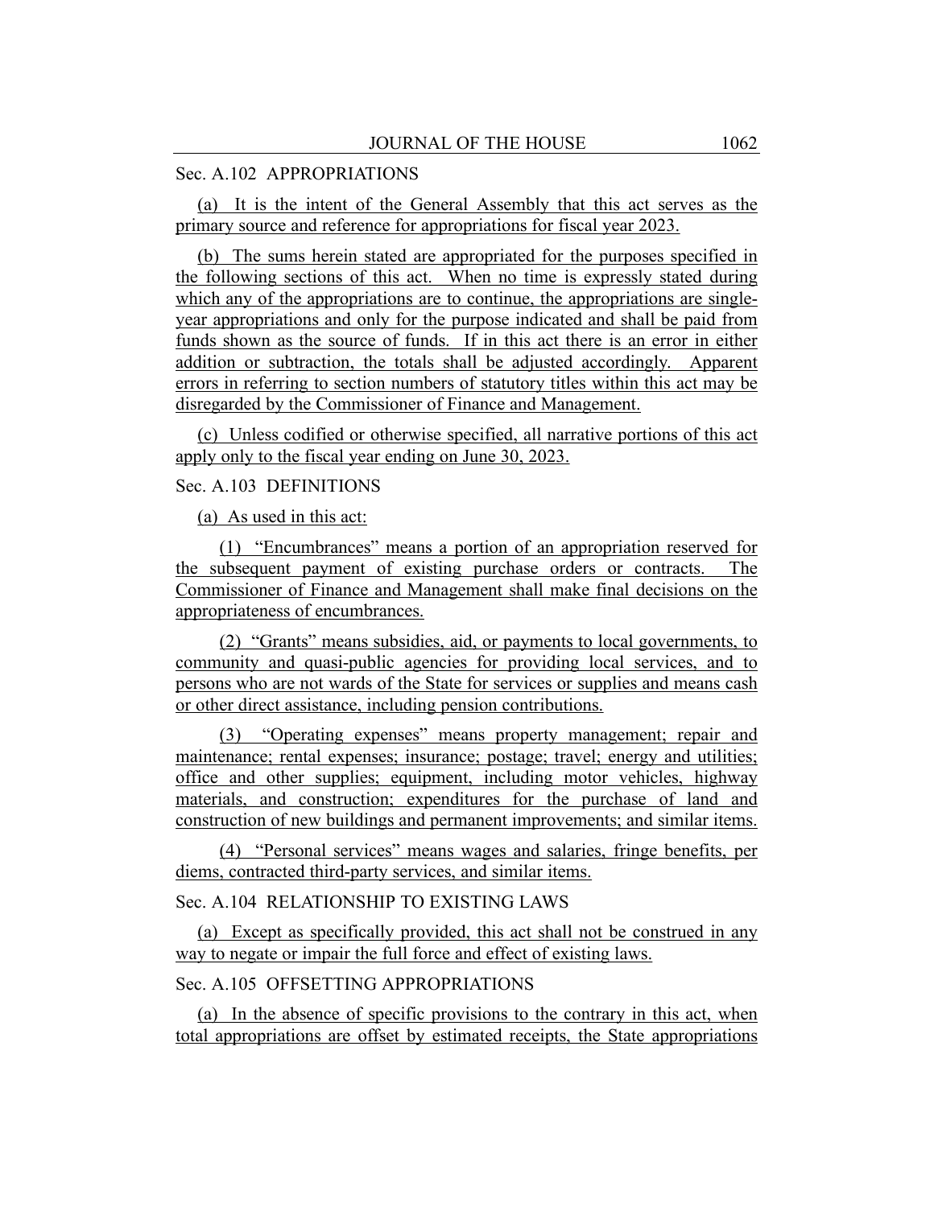Sec. A.102 APPROPRIATIONS

(a) It is the intent of the General Assembly that this act serves as the primary source and reference for appropriations for fiscal year 2023.

(b) The sums herein stated are appropriated for the purposes specified in the following sections of this act. When no time is expressly stated during which any of the appropriations are to continue, the appropriations are single-year appropriations and only for the purpose indicated and shall be paid from funds shown as the source of funds. If in this act there is an error in either addition or subtraction, the totals shall be adjusted accordingly. Apparent errors in referring to section numbers of statutory titles within this act may be disregarded by the Commissioner of Finance and Management.

(c) Unless codified or otherwise specified, all narrative portions of this act apply only to the fiscal year ending on June 30, 2023.

Sec. A.103 DEFINITIONS

(a) As used in this act:

(1) "Encumbrances" means a portion of an appropriation reserved for the subsequent payment of existing purchase orders or contracts. The Commissioner of Finance and Management shall make final decisions on the appropriateness of encumbrances.

(2) "Grants" means subsidies, aid, or payments to local governments, to community and quasi-public agencies for providing local services, and to persons who are not wards of the State for services or supplies and means cash or other direct assistance, including pension contributions.

(3) "Operating expenses" means property management; repair and maintenance; rental expenses; insurance; postage; travel; energy and utilities; office and other supplies; equipment, including motor vehicles, highway materials, and construction; expenditures for the purchase of land and construction of new buildings and permanent improvements; and similar items.

(4) "Personal services" means wages and salaries, fringe benefits, per diems, contracted third-party services, and similar items.

Sec. A.104 RELATIONSHIP TO EXISTING LAWS

(a) Except as specifically provided, this act shall not be construed in any way to negate or impair the full force and effect of existing laws.

Sec. A.105 OFFSETTING APPROPRIATIONS

(a) In the absence of specific provisions to the contrary in this act, when total appropriations are offset by estimated receipts, the State appropriations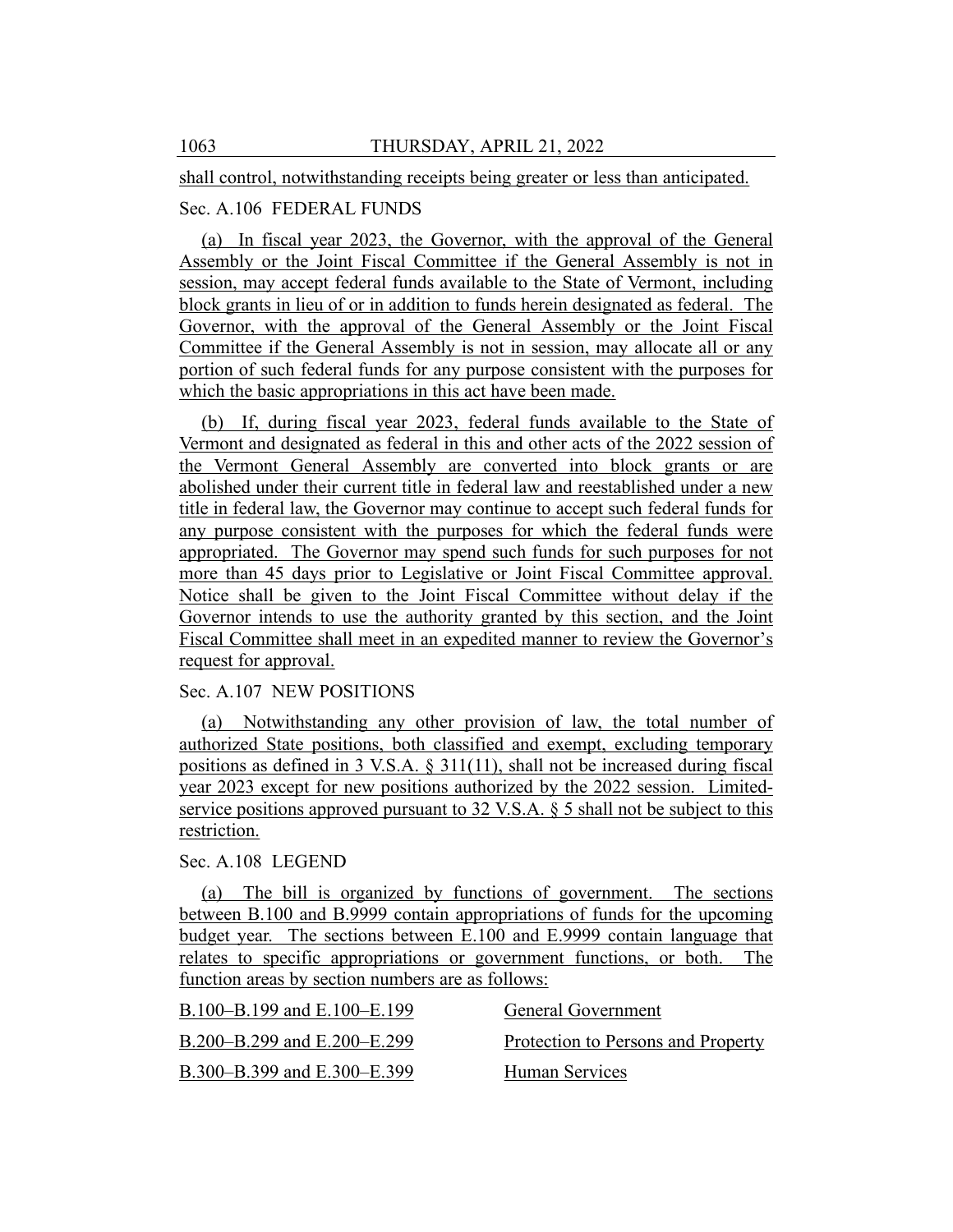shall control, notwithstanding receipts being greater or less than anticipated.

Sec. A.106 FEDERAL FUNDS

(a) In fiscal year 2023, the Governor, with the approval of the General Assembly or the Joint Fiscal Committee if the General Assembly is not in session, may accept federal funds available to the State of Vermont, including block grants in lieu of or in addition to funds herein designated as federal. The Governor, with the approval of the General Assembly or the Joint Fiscal Committee if the General Assembly is not in session, may allocate all or any portion of such federal funds for any purpose consistent with the purposes for which the basic appropriations in this act have been made.

(b) If, during fiscal year 2023, federal funds available to the State of Vermont and designated as federal in this and other acts of the 2022 session of the Vermont General Assembly are converted into block grants or are abolished under their current title in federal law and reestablished under a new title in federal law, the Governor may continue to accept such federal funds for any purpose consistent with the purposes for which the federal funds were appropriated. The Governor may spend such funds for such purposes for not more than 45 days prior to Legislative or Joint Fiscal Committee approval. Notice shall be given to the Joint Fiscal Committee without delay if the Governor intends to use the authority granted by this section, and the Joint Fiscal Committee shall meet in an expedited manner to review the Governor's request for approval.

Sec. A.107 NEW POSITIONS

(a) Notwithstanding any other provision of law, the total number of authorized State positions, both classified and exempt, excluding temporary positions as defined in 3 V.S.A. § 311(11), shall not be increased during fiscal year 2023 except for new positions authorized by the 2022 session. Limited-service positions approved pursuant to 32 V.S.A. § 5 shall not be subject to this restriction.

Sec. A.108 LEGEND

(a) The bill is organized by functions of government. The sections between B.100 and B.9999 contain appropriations of funds for the upcoming budget year. The sections between E.100 and E.9999 contain language that relates to specific appropriations or government functions, or both. The function areas by section numbers are as follows:

B.100–B.199 and E.100–E.199 General Government

B.200–B.299 and E.200–E.299 Protection to Persons and Property

B.300–B.399 and E.300–E.399 Human Services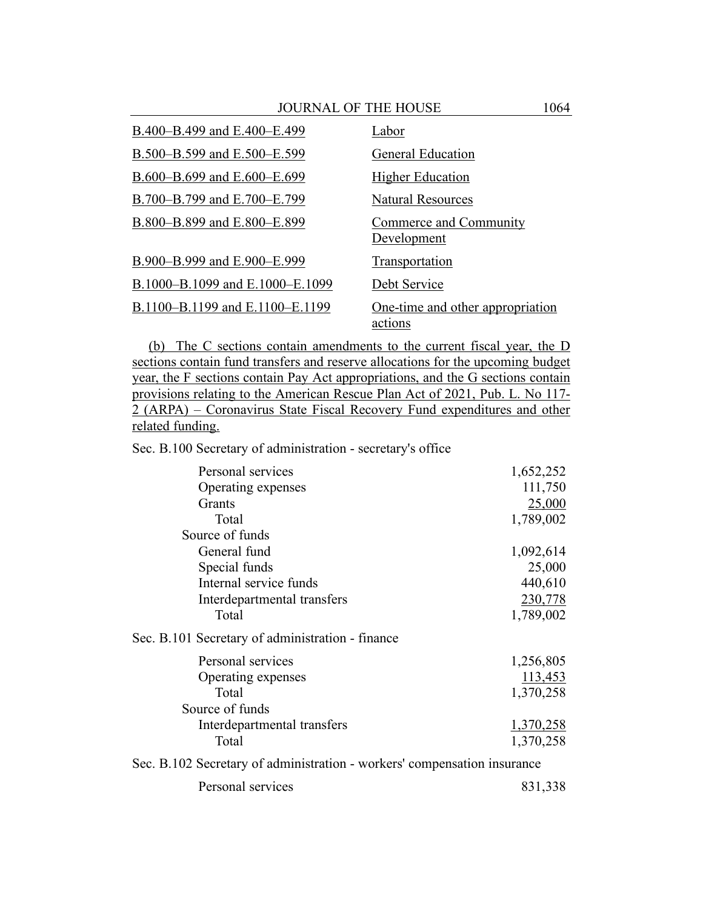| | |
|---|---|
| B.400–B.499 and E.400–E.499 | Labor |
| B.500–B.599 and E.500–E.599 | General Education |
| B.600–B.699 and E.600–E.699 | Higher Education |
| B.700–B.799 and E.700–E.799 | Natural Resources |
| B.800–B.899 and E.800–E.899 | Commerce and Community Development |
| B.900–B.999 and E.900–E.999 | Transportation |
| B.1000–B.1099 and E.1000–E.1099 | Debt Service |
| B.1100–B.1199 and E.1100–E.1199 | One-time and other appropriation actions |

(b) The C sections contain amendments to the current fiscal year, the D sections contain fund transfers and reserve allocations for the upcoming budget year, the F sections contain Pay Act appropriations, and the G sections contain provisions relating to the American Rescue Plan Act of 2021, Pub. L. No 117-2 (ARPA) – Coronavirus State Fiscal Recovery Fund expenditures and other related funding.

Sec. B.100 Secretary of administration - secretary's office

| | |
|---|---:|
| Personal services | 1,652,252 |
| Operating expenses | 111,750 |
| Grants | 25,000 |
| Total | 1,789,002 |
| Source of funds | |
| General fund | 1,092,614 |
| Special funds | 25,000 |
| Internal service funds | 440,610 |
| Interdepartmental transfers | 230,778 |
| Total | 1,789,002 |

Sec. B.101 Secretary of administration - finance

| | |
|---|---:|
| Personal services | 1,256,805 |
| Operating expenses | 113,453 |
| Total | 1,370,258 |
| Source of funds | |
| Interdepartmental transfers | 1,370,258 |
| Total | 1,370,258 |

Sec. B.102 Secretary of administration - workers' compensation insurance

| | |
|---|---:|
| Personal services | 831,338 |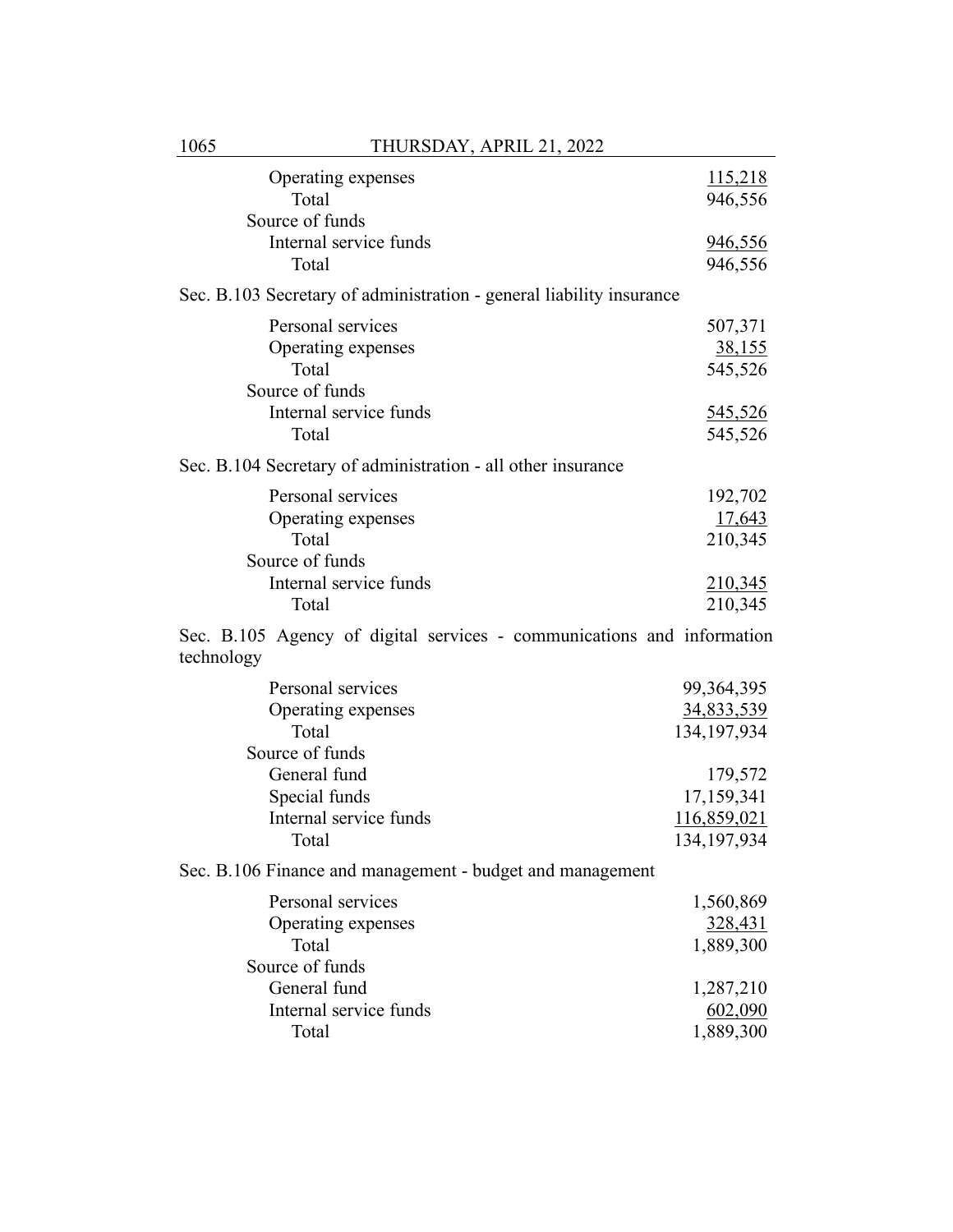| | |
|---|---|
| Operating expenses | 115,218 |
| Total | 946,556 |
| Source of funds | |
| Internal service funds | 946,556 |
| Total | 946,556 |

Sec. B.103 Secretary of administration - general liability insurance

| | |
|---|---|
| Personal services | 507,371 |
| Operating expenses | 38,155 |
| Total | 545,526 |
| Source of funds | |
| Internal service funds | 545,526 |
| Total | 545,526 |

Sec. B.104 Secretary of administration - all other insurance

| | |
|---|---|
| Personal services | 192,702 |
| Operating expenses | 17,643 |
| Total | 210,345 |
| Source of funds | |
| Internal service funds | 210,345 |
| Total | 210,345 |

Sec. B.105 Agency of digital services - communications and information technology

| | |
|---|---|
| Personal services | 99,364,395 |
| Operating expenses | 34,833,539 |
| Total | 134,197,934 |
| Source of funds | |
| General fund | 179,572 |
| Special funds | 17,159,341 |
| Internal service funds | 116,859,021 |
| Total | 134,197,934 |

Sec. B.106 Finance and management - budget and management

| | |
|---|---|
| Personal services | 1,560,869 |
| Operating expenses | 328,431 |
| Total | 1,889,300 |
| Source of funds | |
| General fund | 1,287,210 |
| Internal service funds | 602,090 |
| Total | 1,889,300 |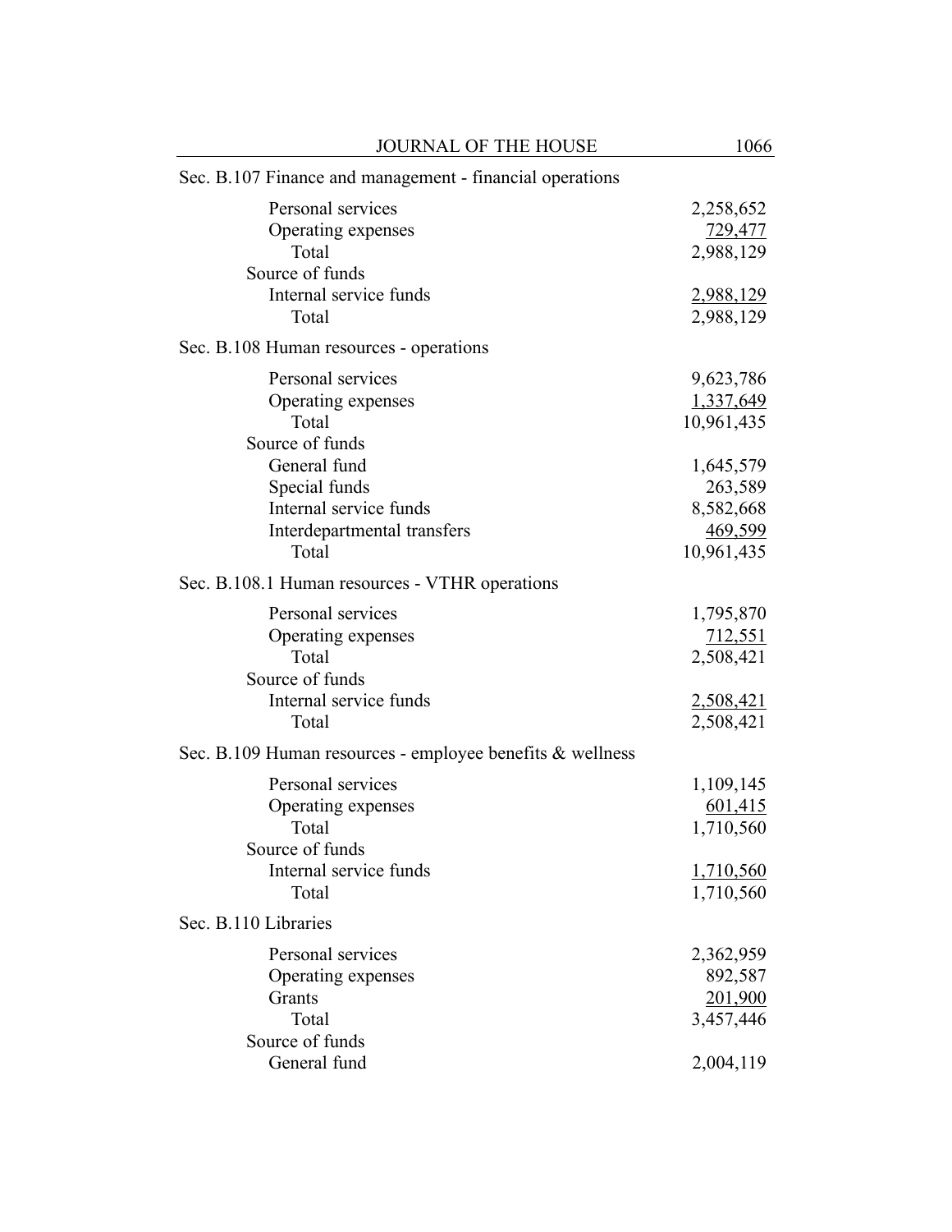Sec. B.107 Finance and management - financial operations

| | |
|---|---:|
| Personal services | 2,258,652 |
| Operating expenses | 729,477 |
| Total | 2,988,129 |
| Source of funds | |
| Internal service funds | 2,988,129 |
| Total | 2,988,129 |

Sec. B.108 Human resources - operations

| | |
|---|---:|
| Personal services | 9,623,786 |
| Operating expenses | 1,337,649 |
| Total | 10,961,435 |
| Source of funds | |
| General fund | 1,645,579 |
| Special funds | 263,589 |
| Internal service funds | 8,582,668 |
| Interdepartmental transfers | 469,599 |
| Total | 10,961,435 |

Sec. B.108.1 Human resources - VTHR operations

| | |
|---|---:|
| Personal services | 1,795,870 |
| Operating expenses | 712,551 |
| Total | 2,508,421 |
| Source of funds | |
| Internal service funds | 2,508,421 |
| Total | 2,508,421 |

Sec. B.109 Human resources - employee benefits & wellness

| | |
|---|---:|
| Personal services | 1,109,145 |
| Operating expenses | 601,415 |
| Total | 1,710,560 |
| Source of funds | |
| Internal service funds | 1,710,560 |
| Total | 1,710,560 |

Sec. B.110 Libraries

| | |
|---|---:|
| Personal services | 2,362,959 |
| Operating expenses | 892,587 |
| Grants | 201,900 |
| Total | 3,457,446 |
| Source of funds | |
| General fund | 2,004,119 |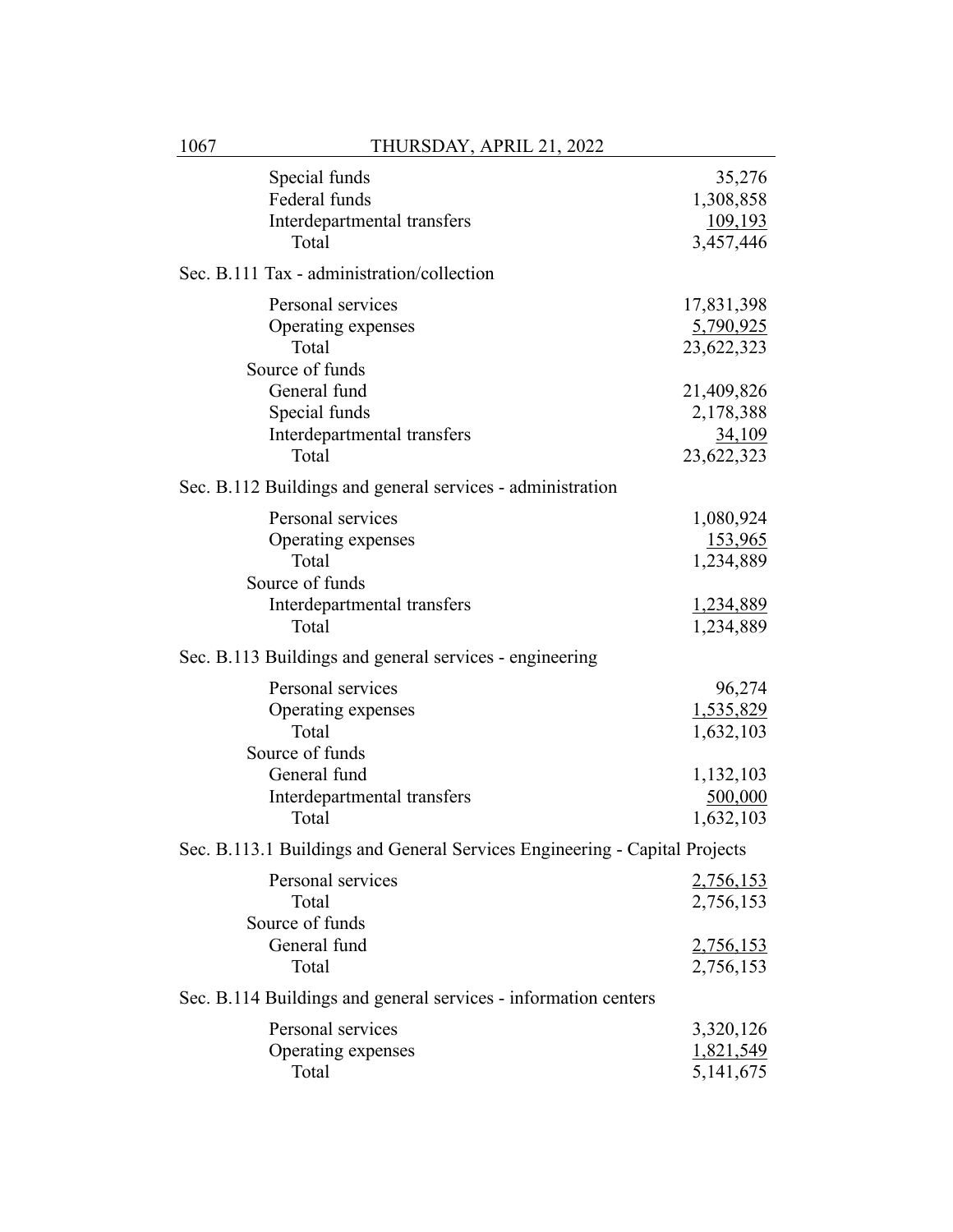| | |
|---|---|
| Special funds | 35,276 |
| Federal funds | 1,308,858 |
| Interdepartmental transfers | 109,193 |
| Total | 3,457,446 |

Sec. B.111 Tax - administration/collection

| | |
|---|---|
| Personal services | 17,831,398 |
| Operating expenses | 5,790,925 |
| Total | 23,622,323 |
| Source of funds | |
| General fund | 21,409,826 |
| Special funds | 2,178,388 |
| Interdepartmental transfers | 34,109 |
| Total | 23,622,323 |

Sec. B.112 Buildings and general services - administration

| | |
|---|---|
| Personal services | 1,080,924 |
| Operating expenses | 153,965 |
| Total | 1,234,889 |
| Source of funds | |
| Interdepartmental transfers | 1,234,889 |
| Total | 1,234,889 |

Sec. B.113 Buildings and general services - engineering

| | |
|---|---|
| Personal services | 96,274 |
| Operating expenses | 1,535,829 |
| Total | 1,632,103 |
| Source of funds | |
| General fund | 1,132,103 |
| Interdepartmental transfers | 500,000 |
| Total | 1,632,103 |

Sec. B.113.1 Buildings and General Services Engineering - Capital Projects

| | |
|---|---|
| Personal services | 2,756,153 |
| Total | 2,756,153 |
| Source of funds | |
| General fund | 2,756,153 |
| Total | 2,756,153 |

Sec. B.114 Buildings and general services - information centers

| | |
|---|---|
| Personal services | 3,320,126 |
| Operating expenses | 1,821,549 |
| Total | 5,141,675 |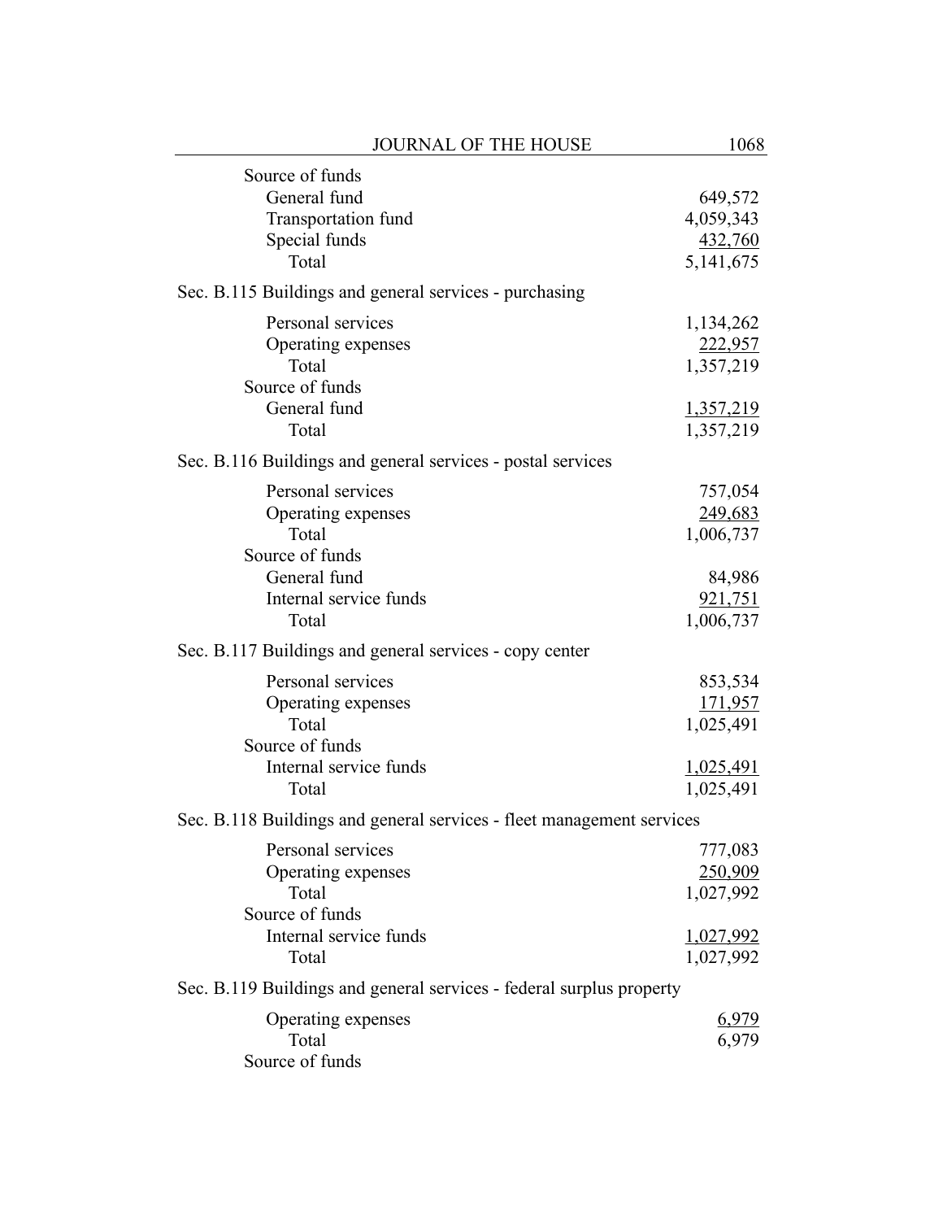| | |
|---|---:|
| Source of funds | |
| General fund | 649,572 |
| Transportation fund | 4,059,343 |
| Special funds | 432,760 |
| Total | 5,141,675 |

Sec. B.115 Buildings and general services - purchasing

| | |
|---|---:|
| Personal services | 1,134,262 |
| Operating expenses | 222,957 |
| Total | 1,357,219 |
| Source of funds | |
| General fund | 1,357,219 |
| Total | 1,357,219 |

Sec. B.116 Buildings and general services - postal services

| | |
|---|---:|
| Personal services | 757,054 |
| Operating expenses | 249,683 |
| Total | 1,006,737 |
| Source of funds | |
| General fund | 84,986 |
| Internal service funds | 921,751 |
| Total | 1,006,737 |

Sec. B.117 Buildings and general services - copy center

| | |
|---|---:|
| Personal services | 853,534 |
| Operating expenses | 171,957 |
| Total | 1,025,491 |
| Source of funds | |
| Internal service funds | 1,025,491 |
| Total | 1,025,491 |

Sec. B.118 Buildings and general services - fleet management services

| | |
|---|---:|
| Personal services | 777,083 |
| Operating expenses | 250,909 |
| Total | 1,027,992 |
| Source of funds | |
| Internal service funds | 1,027,992 |
| Total | 1,027,992 |

Sec. B.119 Buildings and general services - federal surplus property

| | |
|---|---:|
| Operating expenses | 6,979 |
| Total | 6,979 |
| Source of funds | |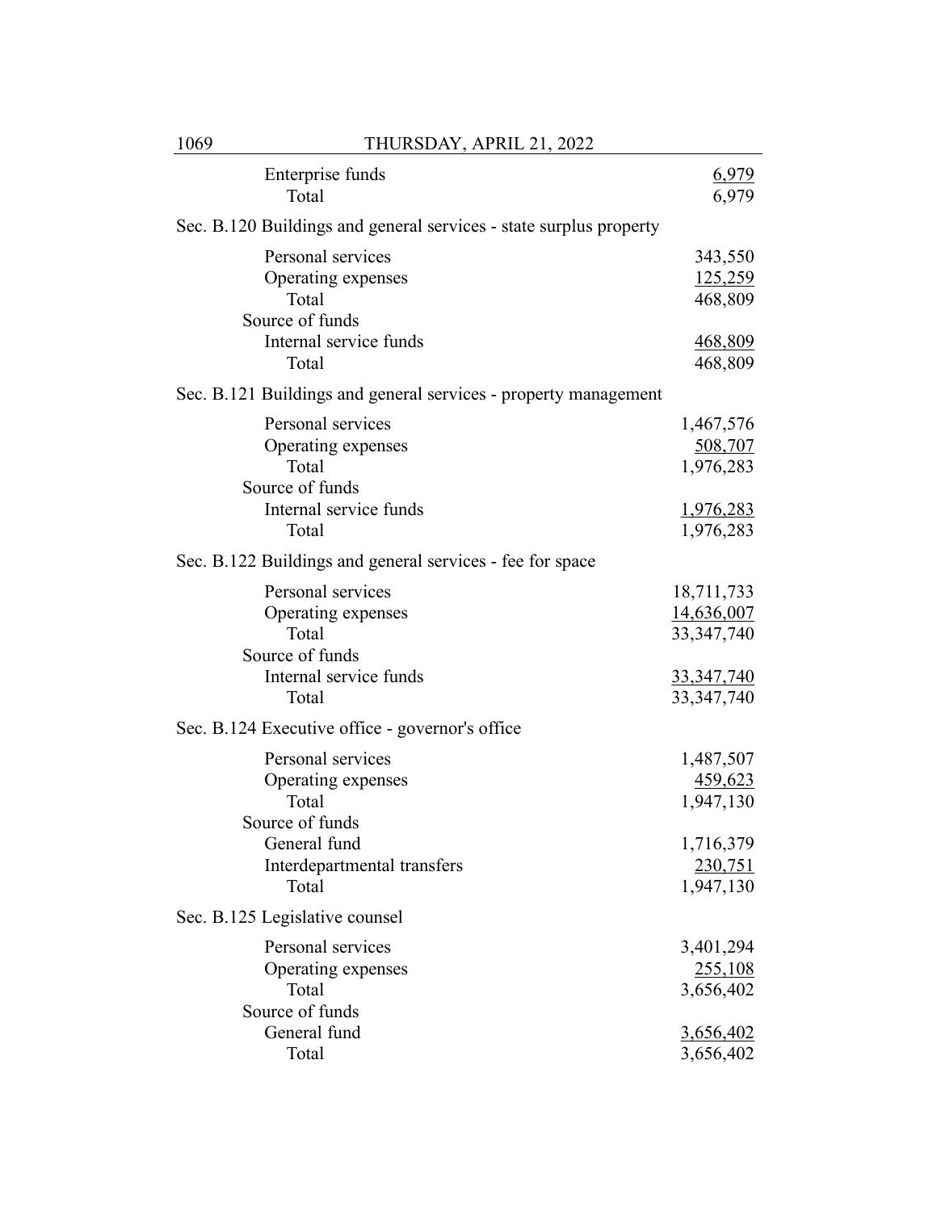| | |
|---|---|
| Enterprise funds | 6,979 |
| Total | 6,979 |

Sec. B.120 Buildings and general services - state surplus property

| | |
|---|---|
| Personal services | 343,550 |
| Operating expenses | 125,259 |
| Total | 468,809 |
| Source of funds | |
| Internal service funds | 468,809 |
| Total | 468,809 |

Sec. B.121 Buildings and general services - property management

| | |
|---|---|
| Personal services | 1,467,576 |
| Operating expenses | 508,707 |
| Total | 1,976,283 |
| Source of funds | |
| Internal service funds | 1,976,283 |
| Total | 1,976,283 |

Sec. B.122 Buildings and general services - fee for space

| | |
|---|---|
| Personal services | 18,711,733 |
| Operating expenses | 14,636,007 |
| Total | 33,347,740 |
| Source of funds | |
| Internal service funds | 33,347,740 |
| Total | 33,347,740 |

Sec. B.124 Executive office - governor's office

| | |
|---|---|
| Personal services | 1,487,507 |
| Operating expenses | 459,623 |
| Total | 1,947,130 |
| Source of funds | |
| General fund | 1,716,379 |
| Interdepartmental transfers | 230,751 |
| Total | 1,947,130 |

Sec. B.125 Legislative counsel

| | |
|---|---|
| Personal services | 3,401,294 |
| Operating expenses | 255,108 |
| Total | 3,656,402 |
| Source of funds | |
| General fund | 3,656,402 |
| Total | 3,656,402 |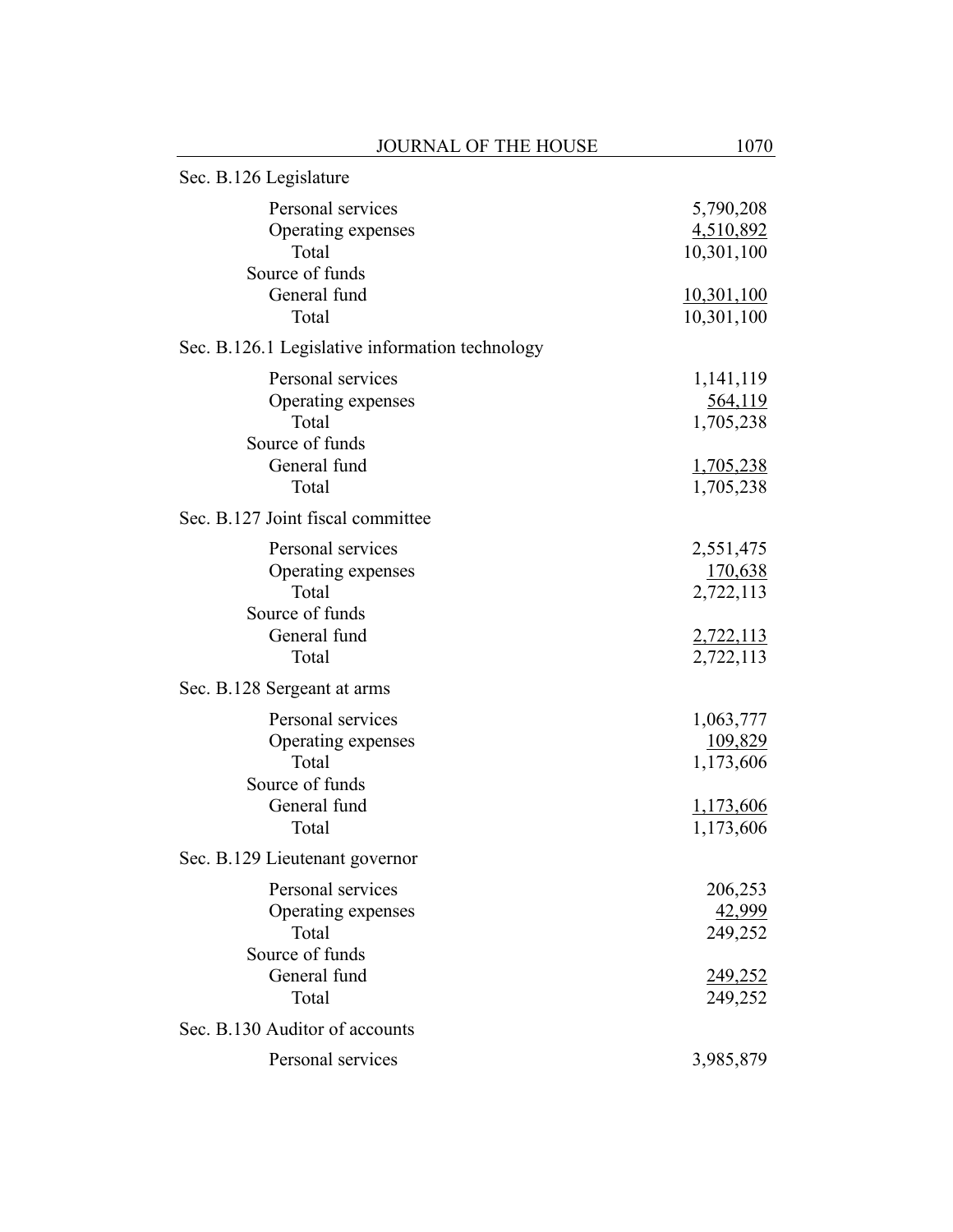Sec. B.126 Legislature

| | |
|---|---|
| Personal services | 5,790,208 |
| Operating expenses | 4,510,892 |
| Total | 10,301,100 |
| Source of funds | |
| General fund | 10,301,100 |
| Total | 10,301,100 |

Sec. B.126.1 Legislative information technology

| | |
|---|---|
| Personal services | 1,141,119 |
| Operating expenses | 564,119 |
| Total | 1,705,238 |
| Source of funds | |
| General fund | 1,705,238 |
| Total | 1,705,238 |

Sec. B.127 Joint fiscal committee

| | |
|---|---|
| Personal services | 2,551,475 |
| Operating expenses | 170,638 |
| Total | 2,722,113 |
| Source of funds | |
| General fund | 2,722,113 |
| Total | 2,722,113 |

Sec. B.128 Sergeant at arms

| | |
|---|---|
| Personal services | 1,063,777 |
| Operating expenses | 109,829 |
| Total | 1,173,606 |
| Source of funds | |
| General fund | 1,173,606 |
| Total | 1,173,606 |

Sec. B.129 Lieutenant governor

| | |
|---|---|
| Personal services | 206,253 |
| Operating expenses | 42,999 |
| Total | 249,252 |
| Source of funds | |
| General fund | 249,252 |
| Total | 249,252 |

Sec. B.130 Auditor of accounts

| | |
|---|---|
| Personal services | 3,985,879 |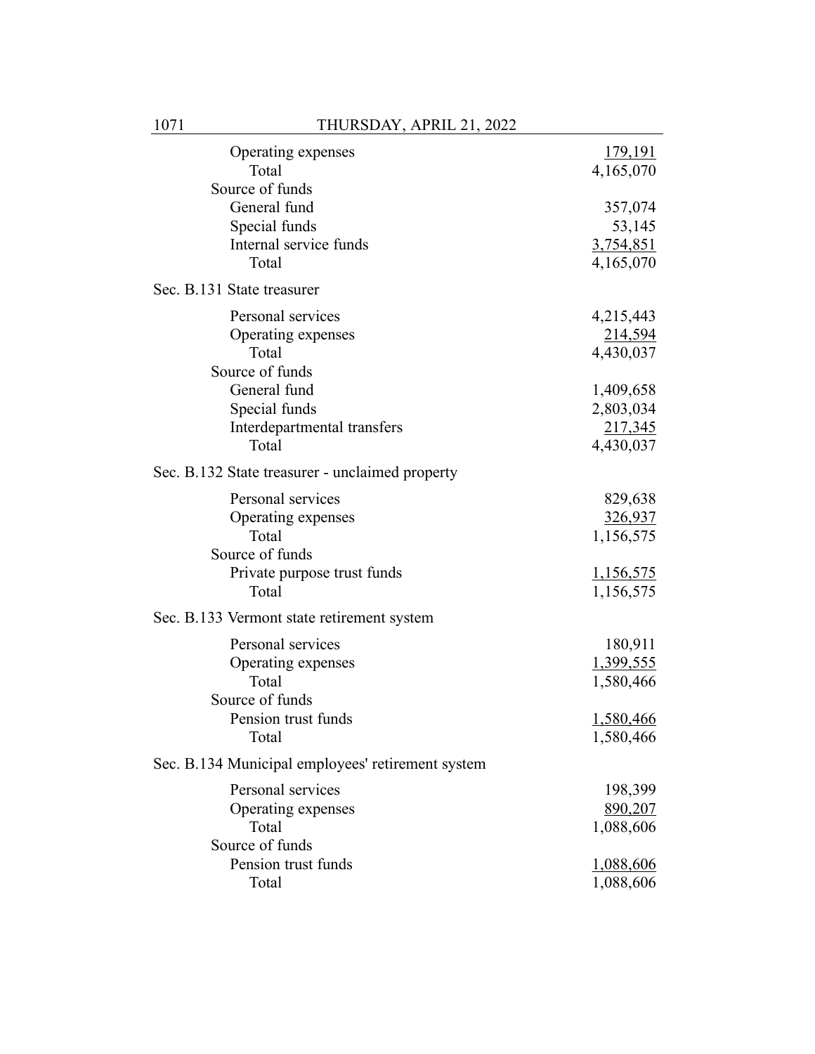| | |
|---|---|
| Operating expenses | 179,191 |
| Total | 4,165,070 |
| Source of funds | |
| General fund | 357,074 |
| Special funds | 53,145 |
| Internal service funds | 3,754,851 |
| Total | 4,165,070 |

Sec. B.131 State treasurer

| | |
|---|---|
| Personal services | 4,215,443 |
| Operating expenses | 214,594 |
| Total | 4,430,037 |
| Source of funds | |
| General fund | 1,409,658 |
| Special funds | 2,803,034 |
| Interdepartmental transfers | 217,345 |
| Total | 4,430,037 |

Sec. B.132 State treasurer - unclaimed property

| | |
|---|---|
| Personal services | 829,638 |
| Operating expenses | 326,937 |
| Total | 1,156,575 |
| Source of funds | |
| Private purpose trust funds | 1,156,575 |
| Total | 1,156,575 |

Sec. B.133 Vermont state retirement system

| | |
|---|---|
| Personal services | 180,911 |
| Operating expenses | 1,399,555 |
| Total | 1,580,466 |
| Source of funds | |
| Pension trust funds | 1,580,466 |
| Total | 1,580,466 |

Sec. B.134 Municipal employees' retirement system

| | |
|---|---|
| Personal services | 198,399 |
| Operating expenses | 890,207 |
| Total | 1,088,606 |
| Source of funds | |
| Pension trust funds | 1,088,606 |
| Total | 1,088,606 |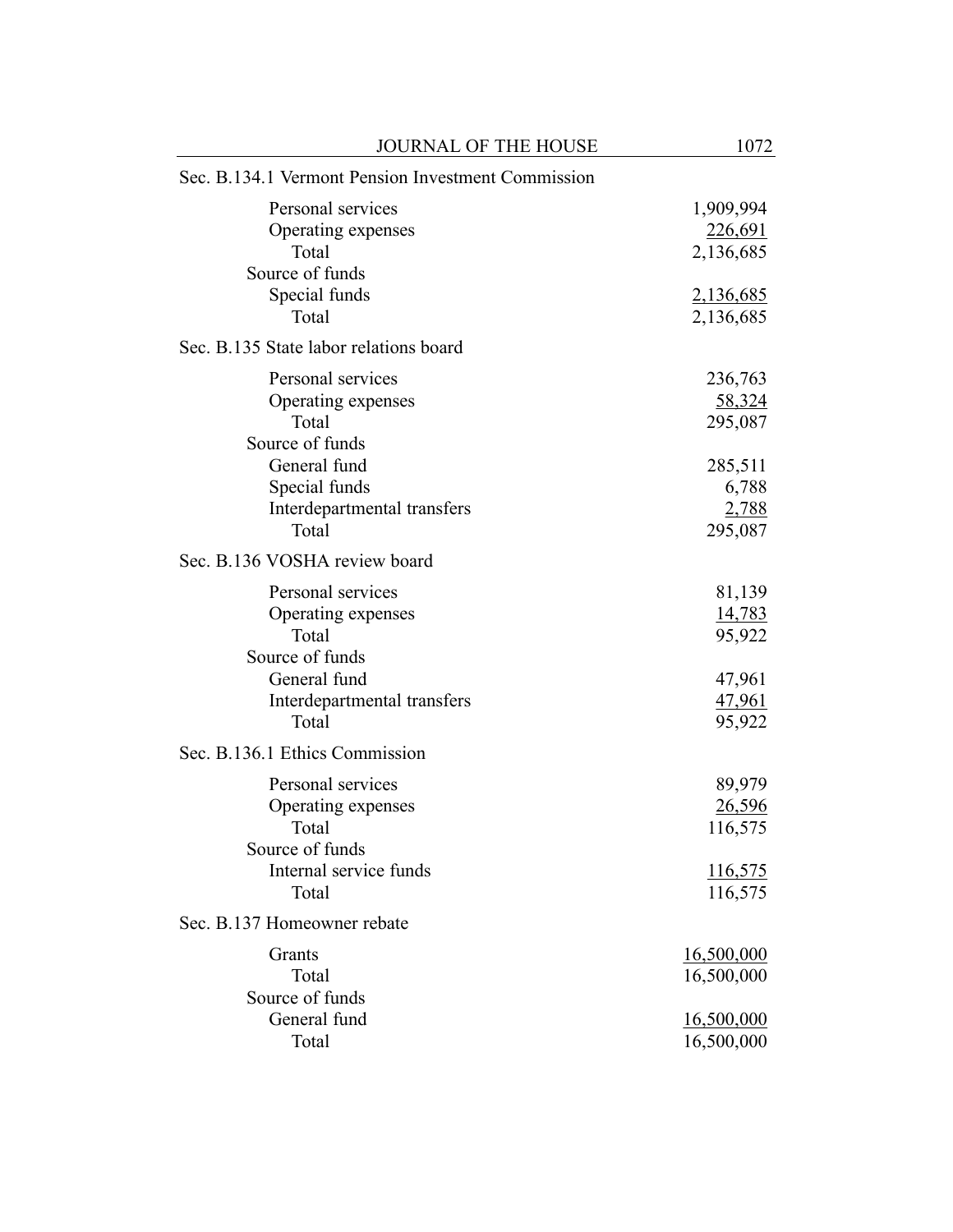Sec. B.134.1 Vermont Pension Investment Commission

| | |
|---|---|
| Personal services | 1,909,994 |
| Operating expenses | 226,691 |
| Total | 2,136,685 |
| Source of funds | |
| Special funds | 2,136,685 |
| Total | 2,136,685 |

Sec. B.135 State labor relations board

| | |
|---|---|
| Personal services | 236,763 |
| Operating expenses | 58,324 |
| Total | 295,087 |
| Source of funds | |
| General fund | 285,511 |
| Special funds | 6,788 |
| Interdepartmental transfers | 2,788 |
| Total | 295,087 |

Sec. B.136 VOSHA review board

| | |
|---|---|
| Personal services | 81,139 |
| Operating expenses | 14,783 |
| Total | 95,922 |
| Source of funds | |
| General fund | 47,961 |
| Interdepartmental transfers | 47,961 |
| Total | 95,922 |

Sec. B.136.1 Ethics Commission

| | |
|---|---|
| Personal services | 89,979 |
| Operating expenses | 26,596 |
| Total | 116,575 |
| Source of funds | |
| Internal service funds | 116,575 |
| Total | 116,575 |

Sec. B.137 Homeowner rebate

| | |
|---|---|
| Grants | 16,500,000 |
| Total | 16,500,000 |
| Source of funds | |
| General fund | 16,500,000 |
| Total | 16,500,000 |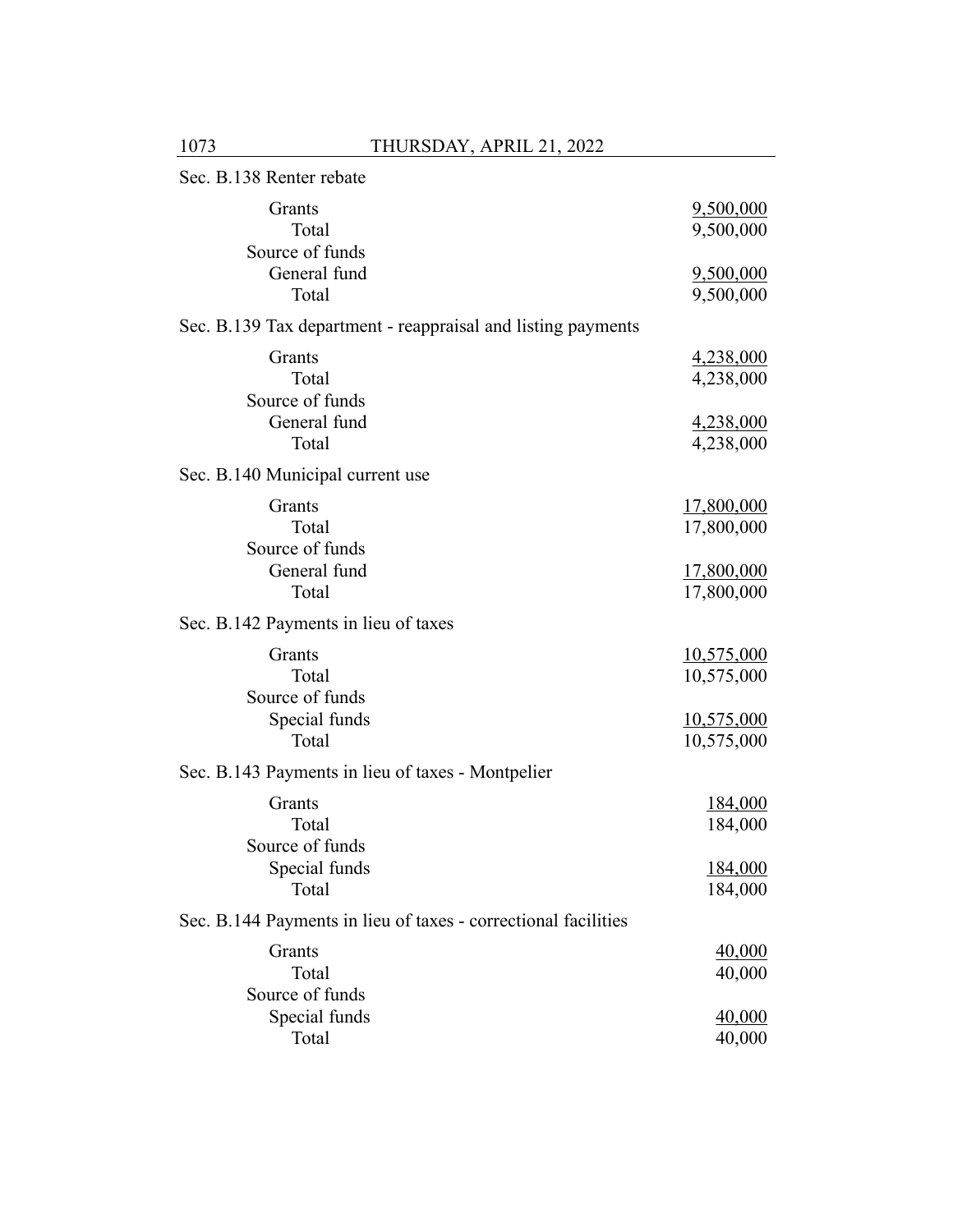Sec. B.138 Renter rebate

| | |
|---|---|
| Grants | 9,500,000 |
| Total | 9,500,000 |
| Source of funds | |
| General fund | 9,500,000 |
| Total | 9,500,000 |

Sec. B.139 Tax department - reappraisal and listing payments

| | |
|---|---|
| Grants | 4,238,000 |
| Total | 4,238,000 |
| Source of funds | |
| General fund | 4,238,000 |
| Total | 4,238,000 |

Sec. B.140 Municipal current use

| | |
|---|---|
| Grants | 17,800,000 |
| Total | 17,800,000 |
| Source of funds | |
| General fund | 17,800,000 |
| Total | 17,800,000 |

Sec. B.142 Payments in lieu of taxes

| | |
|---|---|
| Grants | 10,575,000 |
| Total | 10,575,000 |
| Source of funds | |
| Special funds | 10,575,000 |
| Total | 10,575,000 |

Sec. B.143 Payments in lieu of taxes - Montpelier

| | |
|---|---|
| Grants | 184,000 |
| Total | 184,000 |
| Source of funds | |
| Special funds | 184,000 |
| Total | 184,000 |

Sec. B.144 Payments in lieu of taxes - correctional facilities

| | |
|---|---|
| Grants | 40,000 |
| Total | 40,000 |
| Source of funds | |
| Special funds | 40,000 |
| Total | 40,000 |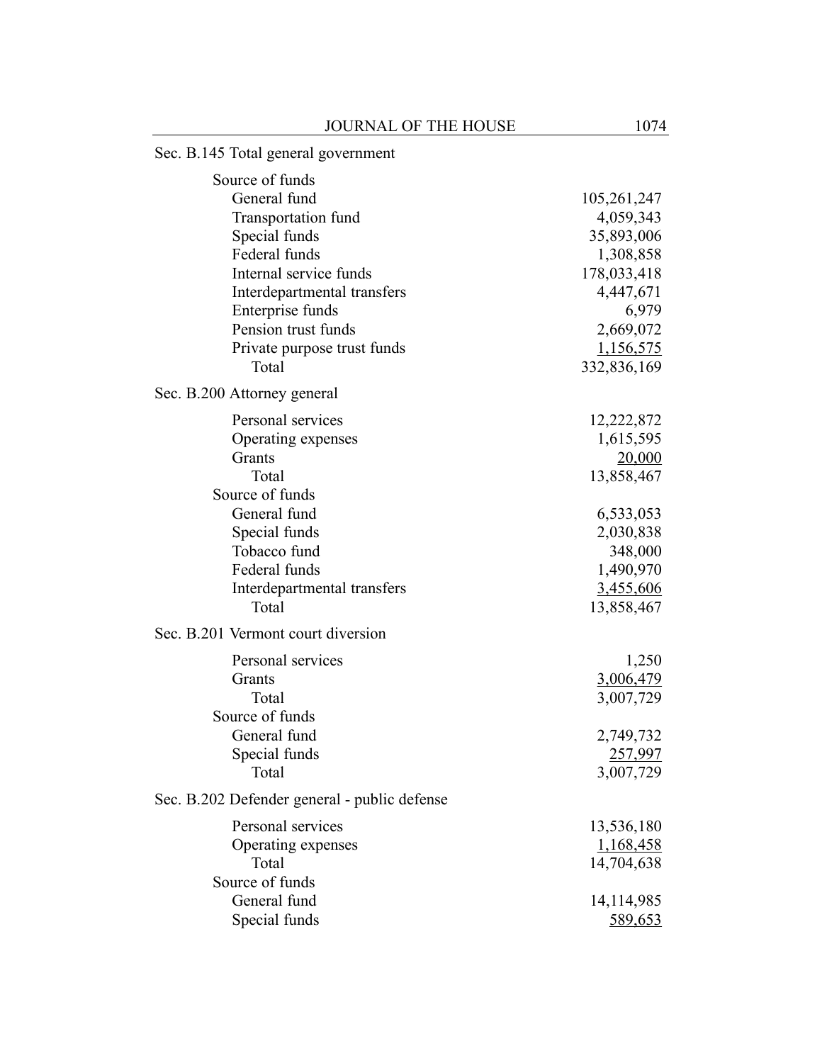Sec. B.145 Total general government

| | |
|---|---|
| Source of funds | |
| General fund | 105,261,247 |
| Transportation fund | 4,059,343 |
| Special funds | 35,893,006 |
| Federal funds | 1,308,858 |
| Internal service funds | 178,033,418 |
| Interdepartmental transfers | 4,447,671 |
| Enterprise funds | 6,979 |
| Pension trust funds | 2,669,072 |
| Private purpose trust funds | 1,156,575 |
| Total | 332,836,169 |

Sec. B.200 Attorney general

| | |
|---|---|
| Personal services | 12,222,872 |
| Operating expenses | 1,615,595 |
| Grants | 20,000 |
| Total | 13,858,467 |
| Source of funds | |
| General fund | 6,533,053 |
| Special funds | 2,030,838 |
| Tobacco fund | 348,000 |
| Federal funds | 1,490,970 |
| Interdepartmental transfers | 3,455,606 |
| Total | 13,858,467 |

Sec. B.201 Vermont court diversion

| | |
|---|---|
| Personal services | 1,250 |
| Grants | 3,006,479 |
| Total | 3,007,729 |
| Source of funds | |
| General fund | 2,749,732 |
| Special funds | 257,997 |
| Total | 3,007,729 |

Sec. B.202 Defender general - public defense

| | |
|---|---|
| Personal services | 13,536,180 |
| Operating expenses | 1,168,458 |
| Total | 14,704,638 |
| Source of funds | |
| General fund | 14,114,985 |
| Special funds | 589,653 |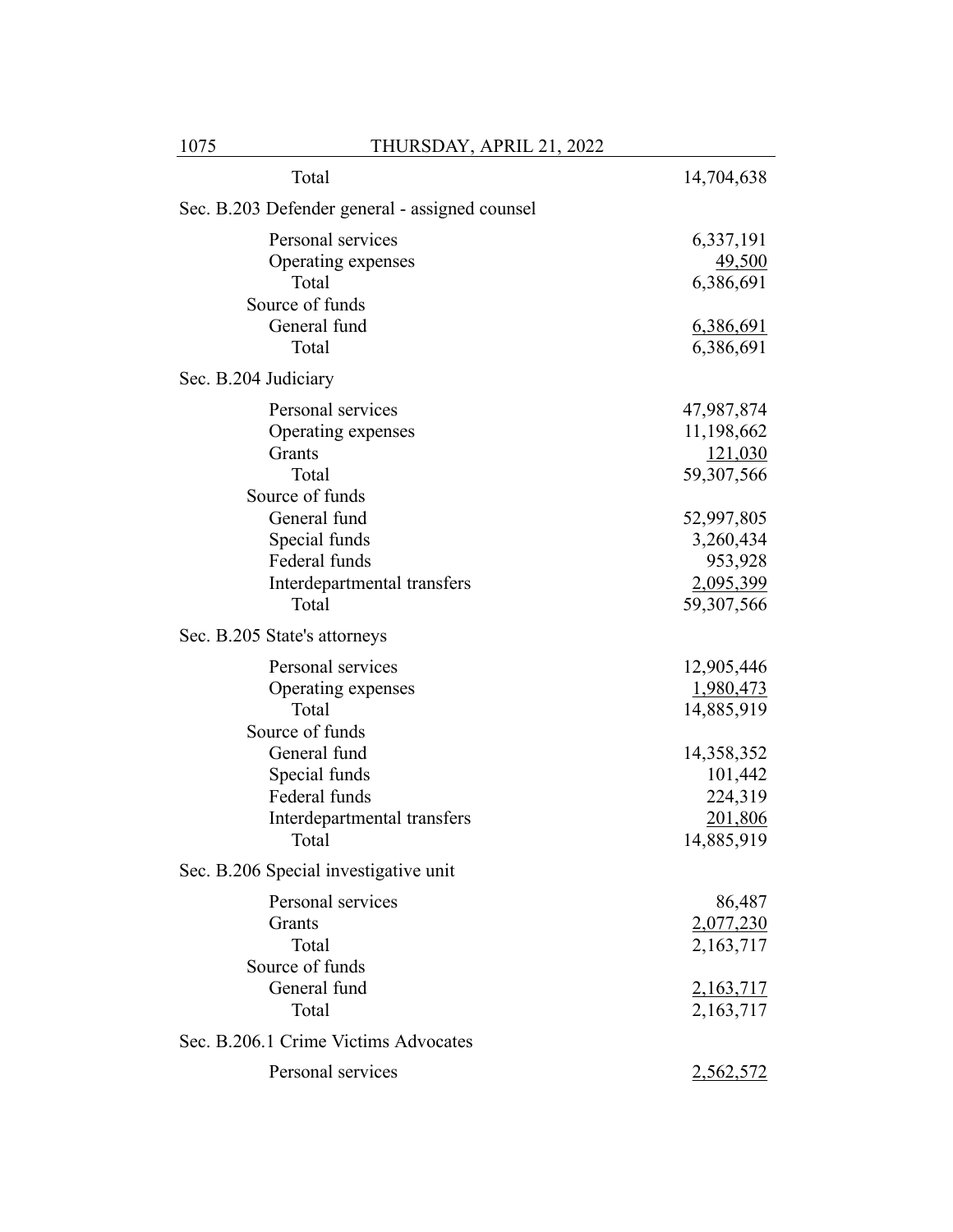| | |
|---|---|
| Total | 14,704,638 |

Sec. B.203 Defender general - assigned counsel

| | |
|---|---|
| Personal services | 6,337,191 |
| Operating expenses | 49,500 |
| Total | 6,386,691 |
| Source of funds | |
| General fund | 6,386,691 |
| Total | 6,386,691 |

Sec. B.204 Judiciary

| | |
|---|---|
| Personal services | 47,987,874 |
| Operating expenses | 11,198,662 |
| Grants | 121,030 |
| Total | 59,307,566 |
| Source of funds | |
| General fund | 52,997,805 |
| Special funds | 3,260,434 |
| Federal funds | 953,928 |
| Interdepartmental transfers | 2,095,399 |
| Total | 59,307,566 |

Sec. B.205 State's attorneys

| | |
|---|---|
| Personal services | 12,905,446 |
| Operating expenses | 1,980,473 |
| Total | 14,885,919 |
| Source of funds | |
| General fund | 14,358,352 |
| Special funds | 101,442 |
| Federal funds | 224,319 |
| Interdepartmental transfers | 201,806 |
| Total | 14,885,919 |

Sec. B.206 Special investigative unit

| | |
|---|---|
| Personal services | 86,487 |
| Grants | 2,077,230 |
| Total | 2,163,717 |
| Source of funds | |
| General fund | 2,163,717 |
| Total | 2,163,717 |

Sec. B.206.1 Crime Victims Advocates

| | |
|---|---|
| Personal services | 2,562,572 |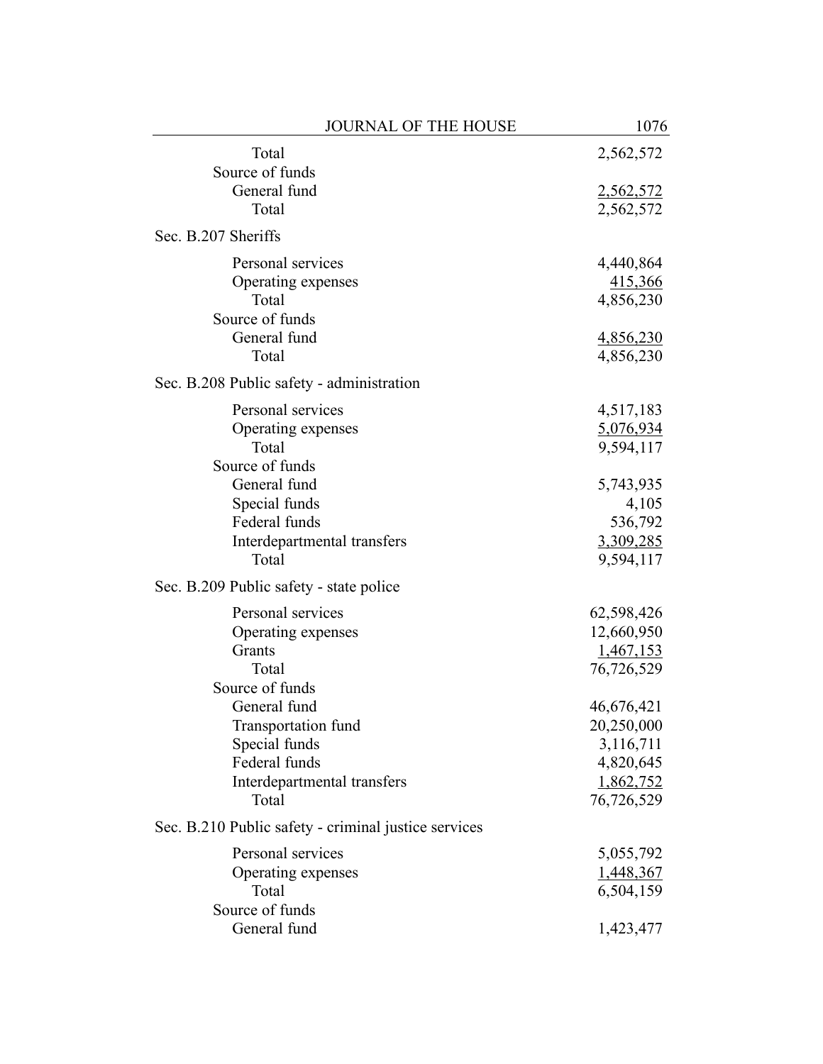| | |
|---|---|
| Total | 2,562,572 |
| Source of funds | |
| General fund | 2,562,572 |
| Total | 2,562,572 |

Sec. B.207 Sheriffs

| | |
|---|---|
| Personal services | 4,440,864 |
| Operating expenses | 415,366 |
| Total | 4,856,230 |
| Source of funds | |
| General fund | 4,856,230 |
| Total | 4,856,230 |

Sec. B.208 Public safety - administration

| | |
|---|---|
| Personal services | 4,517,183 |
| Operating expenses | 5,076,934 |
| Total | 9,594,117 |
| Source of funds | |
| General fund | 5,743,935 |
| Special funds | 4,105 |
| Federal funds | 536,792 |
| Interdepartmental transfers | 3,309,285 |
| Total | 9,594,117 |

Sec. B.209 Public safety - state police

| | |
|---|---|
| Personal services | 62,598,426 |
| Operating expenses | 12,660,950 |
| Grants | 1,467,153 |
| Total | 76,726,529 |
| Source of funds | |
| General fund | 46,676,421 |
| Transportation fund | 20,250,000 |
| Special funds | 3,116,711 |
| Federal funds | 4,820,645 |
| Interdepartmental transfers | 1,862,752 |
| Total | 76,726,529 |

Sec. B.210 Public safety - criminal justice services

| | |
|---|---|
| Personal services | 5,055,792 |
| Operating expenses | 1,448,367 |
| Total | 6,504,159 |
| Source of funds | |
| General fund | 1,423,477 |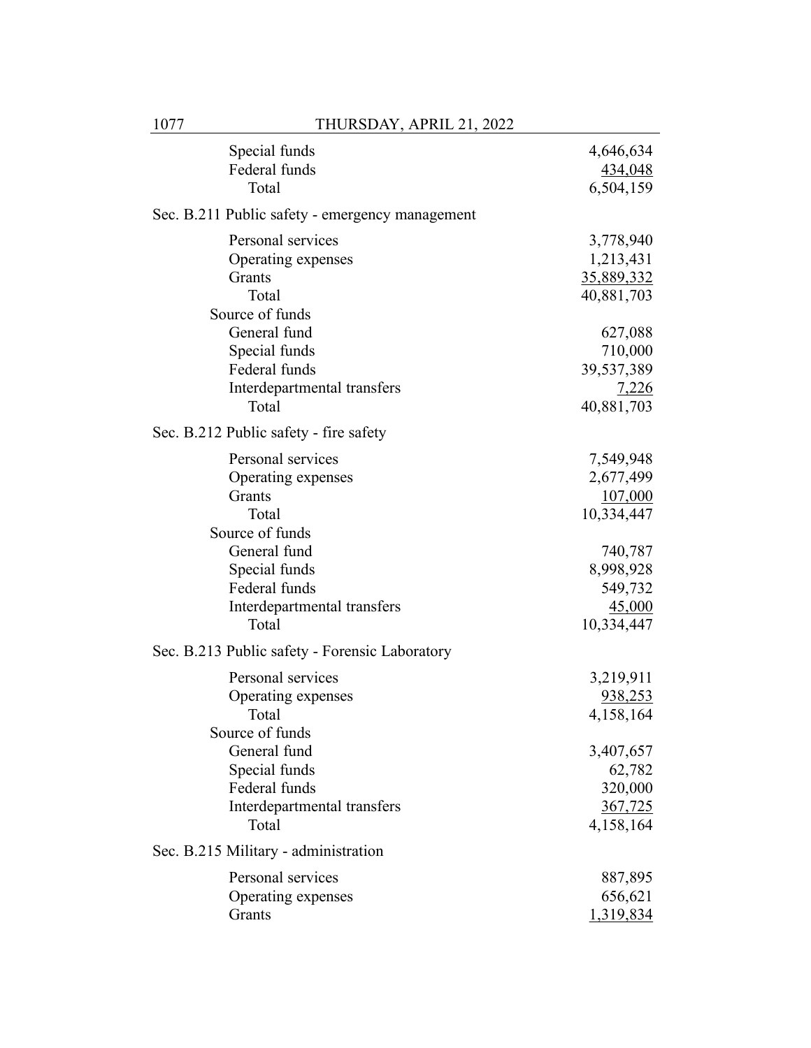| | |
|---|---|
| Special funds | 4,646,634 |
| Federal funds | 434,048 |
| Total | 6,504,159 |

Sec. B.211 Public safety - emergency management

| | |
|---|---|
| Personal services | 3,778,940 |
| Operating expenses | 1,213,431 |
| Grants | 35,889,332 |
| Total | 40,881,703 |
| Source of funds | |
| General fund | 627,088 |
| Special funds | 710,000 |
| Federal funds | 39,537,389 |
| Interdepartmental transfers | 7,226 |
| Total | 40,881,703 |

Sec. B.212 Public safety - fire safety

| | |
|---|---|
| Personal services | 7,549,948 |
| Operating expenses | 2,677,499 |
| Grants | 107,000 |
| Total | 10,334,447 |
| Source of funds | |
| General fund | 740,787 |
| Special funds | 8,998,928 |
| Federal funds | 549,732 |
| Interdepartmental transfers | 45,000 |
| Total | 10,334,447 |

Sec. B.213 Public safety - Forensic Laboratory

| | |
|---|---|
| Personal services | 3,219,911 |
| Operating expenses | 938,253 |
| Total | 4,158,164 |
| Source of funds | |
| General fund | 3,407,657 |
| Special funds | 62,782 |
| Federal funds | 320,000 |
| Interdepartmental transfers | 367,725 |
| Total | 4,158,164 |

Sec. B.215 Military - administration

| | |
|---|---|
| Personal services | 887,895 |
| Operating expenses | 656,621 |
| Grants | 1,319,834 |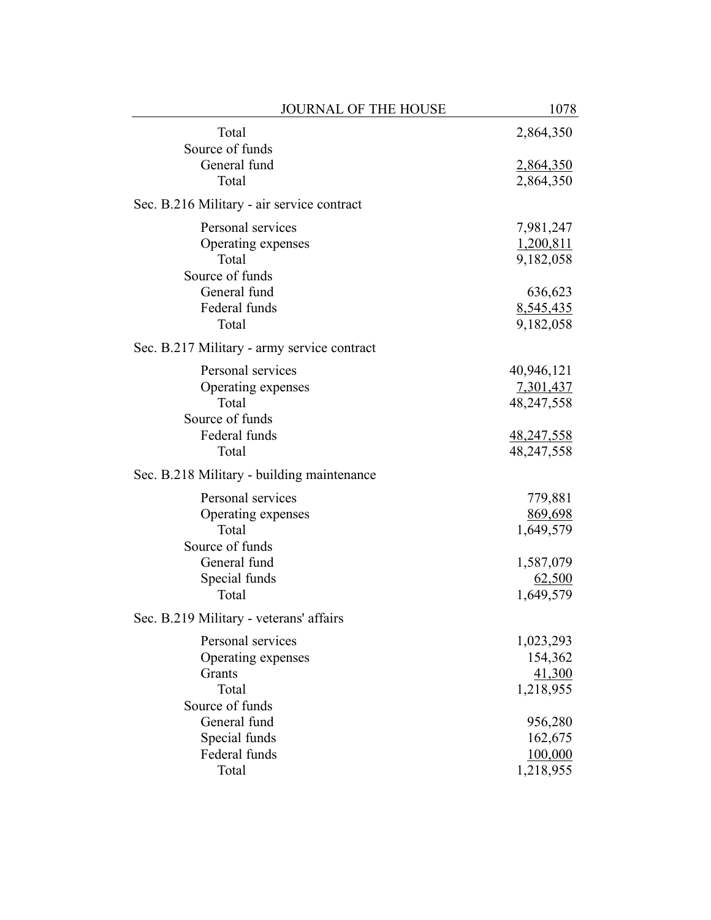| | |
|---|---|
| Total | 2,864,350 |
| Source of funds | |
| General fund | 2,864,350 |
| Total | 2,864,350 |

Sec. B.216 Military - air service contract

| | |
|---|---|
| Personal services | 7,981,247 |
| Operating expenses | 1,200,811 |
| Total | 9,182,058 |
| Source of funds | |
| General fund | 636,623 |
| Federal funds | 8,545,435 |
| Total | 9,182,058 |

Sec. B.217 Military - army service contract

| | |
|---|---|
| Personal services | 40,946,121 |
| Operating expenses | 7,301,437 |
| Total | 48,247,558 |
| Source of funds | |
| Federal funds | 48,247,558 |
| Total | 48,247,558 |

Sec. B.218 Military - building maintenance

| | |
|---|---|
| Personal services | 779,881 |
| Operating expenses | 869,698 |
| Total | 1,649,579 |
| Source of funds | |
| General fund | 1,587,079 |
| Special funds | 62,500 |
| Total | 1,649,579 |

Sec. B.219 Military - veterans' affairs

| | |
|---|---|
| Personal services | 1,023,293 |
| Operating expenses | 154,362 |
| Grants | 41,300 |
| Total | 1,218,955 |
| Source of funds | |
| General fund | 956,280 |
| Special funds | 162,675 |
| Federal funds | 100,000 |
| Total | 1,218,955 |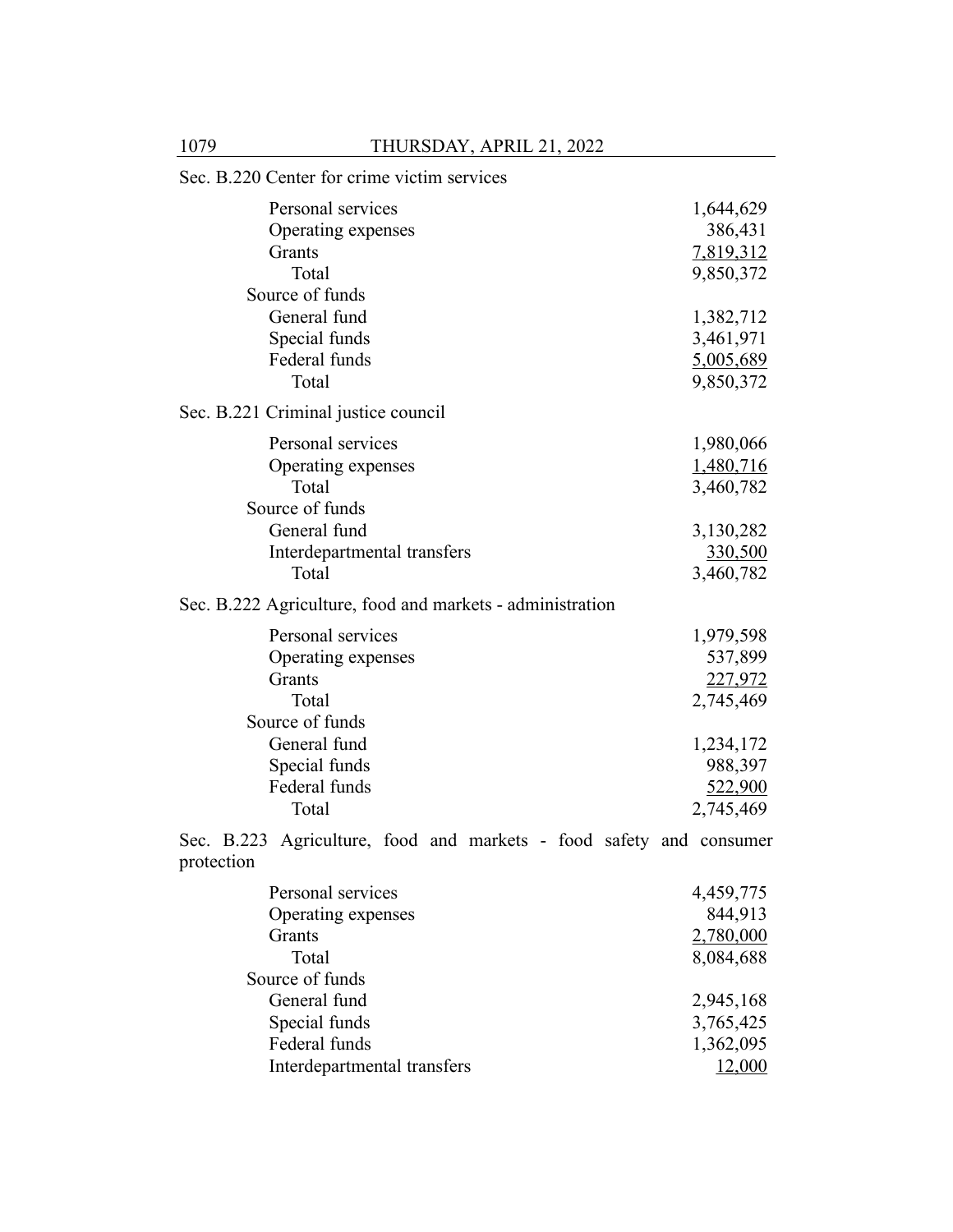Sec. B.220 Center for crime victim services

| | |
|---|---:|
| Personal services | 1,644,629 |
| Operating expenses | 386,431 |
| Grants | 7,819,312 |
| Total | 9,850,372 |
| Source of funds | |
| General fund | 1,382,712 |
| Special funds | 3,461,971 |
| Federal funds | 5,005,689 |
| Total | 9,850,372 |

Sec. B.221 Criminal justice council

| | |
|---|---:|
| Personal services | 1,980,066 |
| Operating expenses | 1,480,716 |
| Total | 3,460,782 |
| Source of funds | |
| General fund | 3,130,282 |
| Interdepartmental transfers | 330,500 |
| Total | 3,460,782 |

Sec. B.222 Agriculture, food and markets - administration

| | |
|---|---:|
| Personal services | 1,979,598 |
| Operating expenses | 537,899 |
| Grants | 227,972 |
| Total | 2,745,469 |
| Source of funds | |
| General fund | 1,234,172 |
| Special funds | 988,397 |
| Federal funds | 522,900 |
| Total | 2,745,469 |

Sec. B.223 Agriculture, food and markets - food safety and consumer protection

| | |
|---|---:|
| Personal services | 4,459,775 |
| Operating expenses | 844,913 |
| Grants | 2,780,000 |
| Total | 8,084,688 |
| Source of funds | |
| General fund | 2,945,168 |
| Special funds | 3,765,425 |
| Federal funds | 1,362,095 |
| Interdepartmental transfers | 12,000 |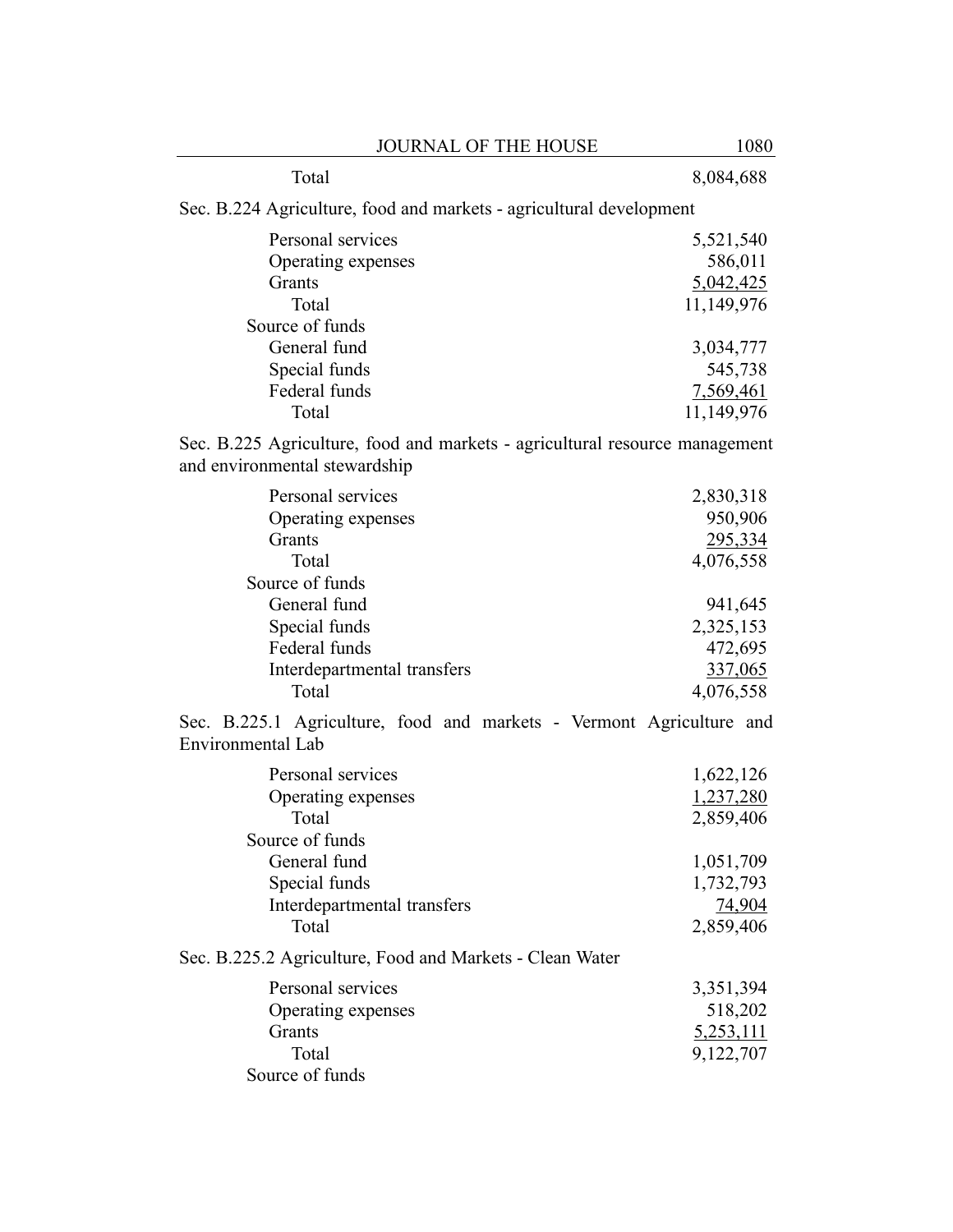| | |
|---|---|
| Total | 8,084,688 |

Sec. B.224 Agriculture, food and markets - agricultural development

| | |
|---|---|
| Personal services | 5,521,540 |
| Operating expenses | 586,011 |
| Grants | 5,042,425 |
| Total | 11,149,976 |
| Source of funds | |
| General fund | 3,034,777 |
| Special funds | 545,738 |
| Federal funds | 7,569,461 |
| Total | 11,149,976 |

Sec. B.225 Agriculture, food and markets - agricultural resource management and environmental stewardship

| | |
|---|---|
| Personal services | 2,830,318 |
| Operating expenses | 950,906 |
| Grants | 295,334 |
| Total | 4,076,558 |
| Source of funds | |
| General fund | 941,645 |
| Special funds | 2,325,153 |
| Federal funds | 472,695 |
| Interdepartmental transfers | 337,065 |
| Total | 4,076,558 |

Sec. B.225.1 Agriculture, food and markets - Vermont Agriculture and Environmental Lab

| | |
|---|---|
| Personal services | 1,622,126 |
| Operating expenses | 1,237,280 |
| Total | 2,859,406 |
| Source of funds | |
| General fund | 1,051,709 |
| Special funds | 1,732,793 |
| Interdepartmental transfers | 74,904 |
| Total | 2,859,406 |

Sec. B.225.2 Agriculture, Food and Markets - Clean Water

| | |
|---|---|
| Personal services | 3,351,394 |
| Operating expenses | 518,202 |
| Grants | 5,253,111 |
| Total | 9,122,707 |
| Source of funds | |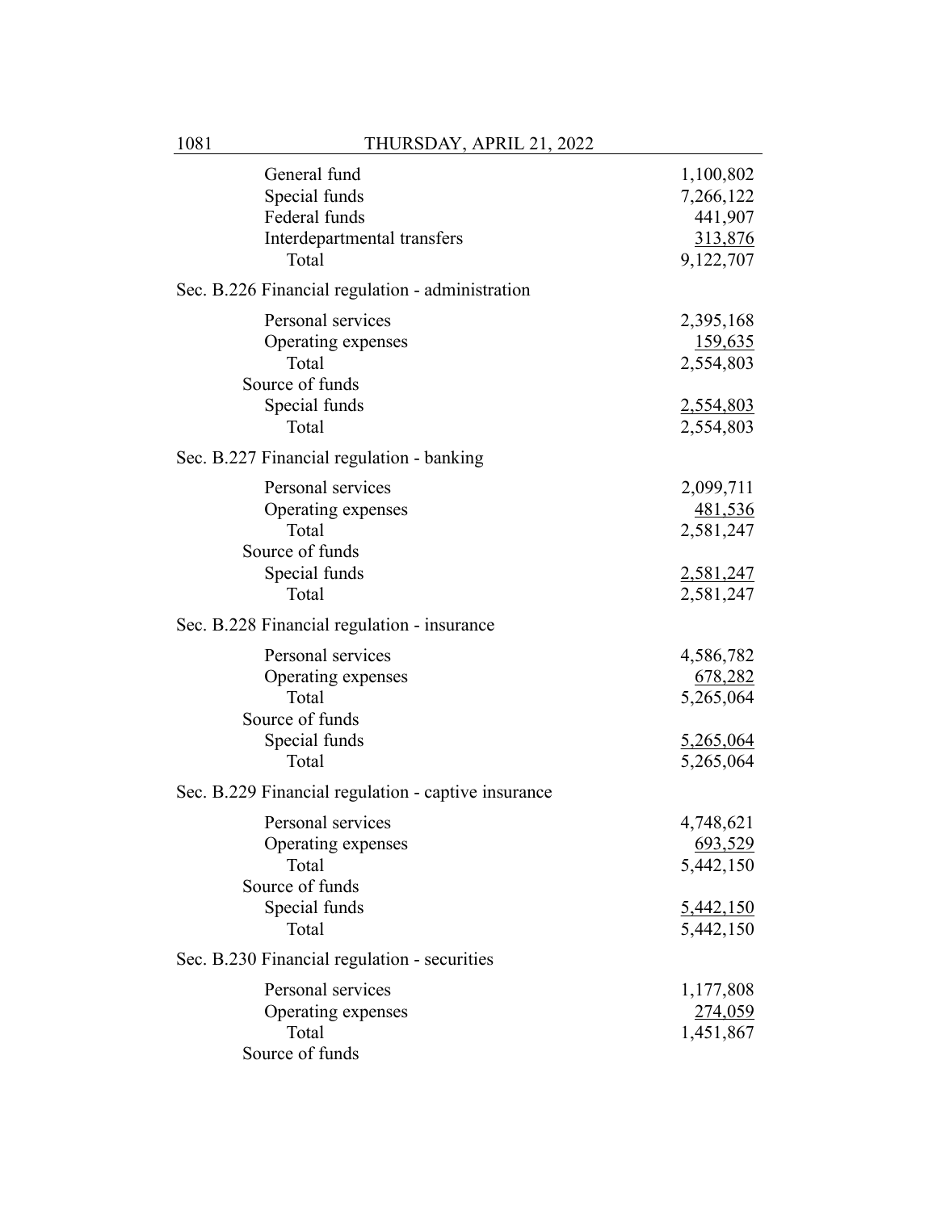| | |
|---|---|
| General fund | 1,100,802 |
| Special funds | 7,266,122 |
| Federal funds | 441,907 |
| Interdepartmental transfers | 313,876 |
| Total | 9,122,707 |

Sec. B.226 Financial regulation - administration

| | |
|---|---|
| Personal services | 2,395,168 |
| Operating expenses | 159,635 |
| Total | 2,554,803 |
| Source of funds | |
| Special funds | 2,554,803 |
| Total | 2,554,803 |

Sec. B.227 Financial regulation - banking

| | |
|---|---|
| Personal services | 2,099,711 |
| Operating expenses | 481,536 |
| Total | 2,581,247 |
| Source of funds | |
| Special funds | 2,581,247 |
| Total | 2,581,247 |

Sec. B.228 Financial regulation - insurance

| | |
|---|---|
| Personal services | 4,586,782 |
| Operating expenses | 678,282 |
| Total | 5,265,064 |
| Source of funds | |
| Special funds | 5,265,064 |
| Total | 5,265,064 |

Sec. B.229 Financial regulation - captive insurance

| | |
|---|---|
| Personal services | 4,748,621 |
| Operating expenses | 693,529 |
| Total | 5,442,150 |
| Source of funds | |
| Special funds | 5,442,150 |
| Total | 5,442,150 |

Sec. B.230 Financial regulation - securities

| | |
|---|---|
| Personal services | 1,177,808 |
| Operating expenses | 274,059 |
| Total | 1,451,867 |
| Source of funds | |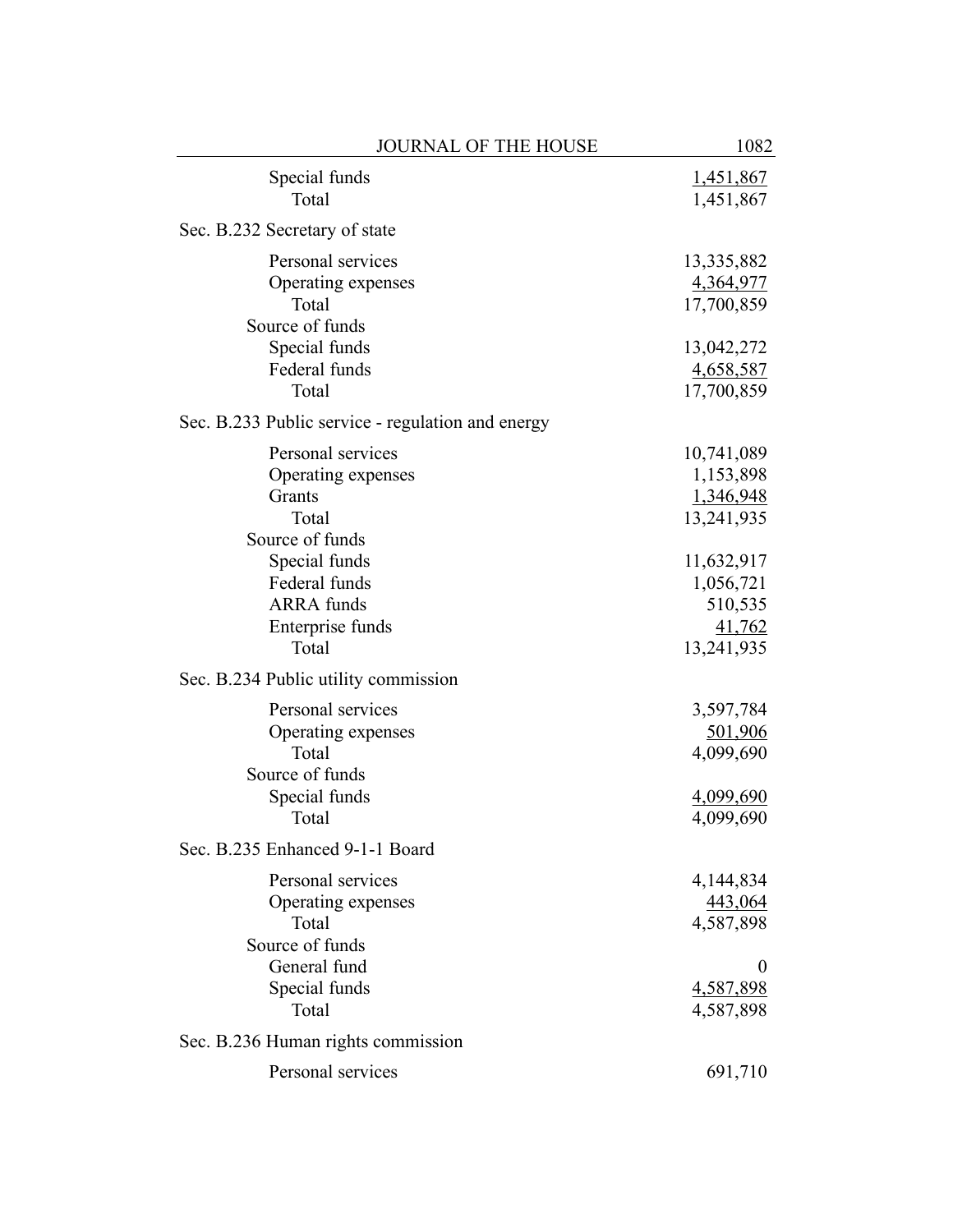| | |
|---|---|
| Special funds | 1,451,867 |
| Total | 1,451,867 |

Sec. B.232 Secretary of state

| | |
|---|---|
| Personal services | 13,335,882 |
| Operating expenses | 4,364,977 |
| Total | 17,700,859 |
| Source of funds | |
| Special funds | 13,042,272 |
| Federal funds | 4,658,587 |
| Total | 17,700,859 |

Sec. B.233 Public service - regulation and energy

| | |
|---|---|
| Personal services | 10,741,089 |
| Operating expenses | 1,153,898 |
| Grants | 1,346,948 |
| Total | 13,241,935 |
| Source of funds | |
| Special funds | 11,632,917 |
| Federal funds | 1,056,721 |
| ARRA funds | 510,535 |
| Enterprise funds | 41,762 |
| Total | 13,241,935 |

Sec. B.234 Public utility commission

| | |
|---|---|
| Personal services | 3,597,784 |
| Operating expenses | 501,906 |
| Total | 4,099,690 |
| Source of funds | |
| Special funds | 4,099,690 |
| Total | 4,099,690 |

Sec. B.235 Enhanced 9-1-1 Board

| | |
|---|---|
| Personal services | 4,144,834 |
| Operating expenses | 443,064 |
| Total | 4,587,898 |
| Source of funds | |
| General fund | 0 |
| Special funds | 4,587,898 |
| Total | 4,587,898 |

Sec. B.236 Human rights commission

| | |
|---|---|
| Personal services | 691,710 |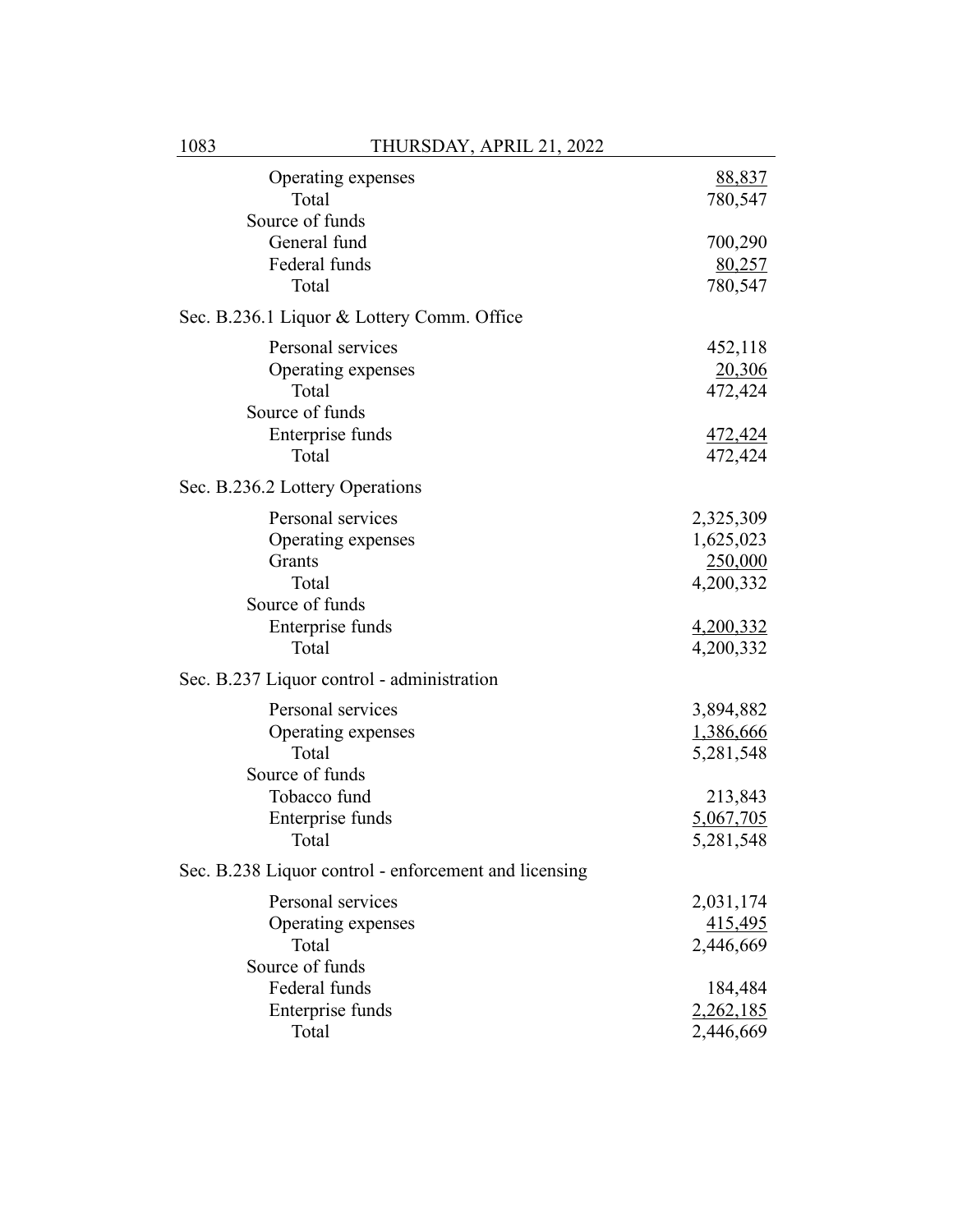| | |
|---|---|
| Operating expenses | 88,837 |
| Total | 780,547 |
| Source of funds | |
| General fund | 700,290 |
| Federal funds | 80,257 |
| Total | 780,547 |

Sec. B.236.1 Liquor & Lottery Comm. Office

| | |
|---|---|
| Personal services | 452,118 |
| Operating expenses | 20,306 |
| Total | 472,424 |
| Source of funds | |
| Enterprise funds | 472,424 |
| Total | 472,424 |

Sec. B.236.2 Lottery Operations

| | |
|---|---|
| Personal services | 2,325,309 |
| Operating expenses | 1,625,023 |
| Grants | 250,000 |
| Total | 4,200,332 |
| Source of funds | |
| Enterprise funds | 4,200,332 |
| Total | 4,200,332 |

Sec. B.237 Liquor control - administration

| | |
|---|---|
| Personal services | 3,894,882 |
| Operating expenses | 1,386,666 |
| Total | 5,281,548 |
| Source of funds | |
| Tobacco fund | 213,843 |
| Enterprise funds | 5,067,705 |
| Total | 5,281,548 |

Sec. B.238 Liquor control - enforcement and licensing

| | |
|---|---|
| Personal services | 2,031,174 |
| Operating expenses | 415,495 |
| Total | 2,446,669 |
| Source of funds | |
| Federal funds | 184,484 |
| Enterprise funds | 2,262,185 |
| Total | 2,446,669 |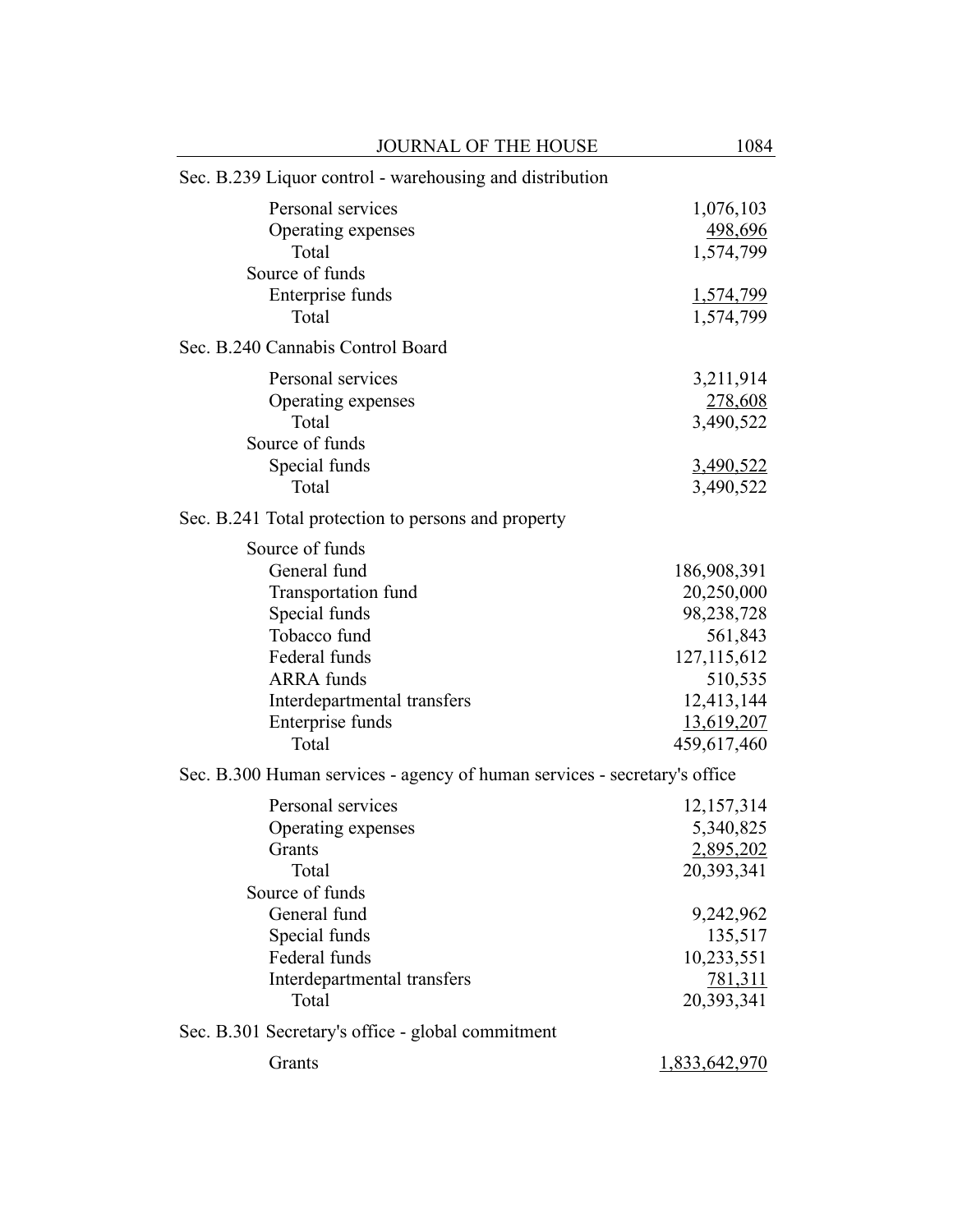Sec. B.239 Liquor control - warehousing and distribution

| | |
|---|---|
| Personal services | 1,076,103 |
| Operating expenses | 498,696 |
| Total | 1,574,799 |
| Source of funds | |
| Enterprise funds | 1,574,799 |
| Total | 1,574,799 |

Sec. B.240 Cannabis Control Board

| | |
|---|---|
| Personal services | 3,211,914 |
| Operating expenses | 278,608 |
| Total | 3,490,522 |
| Source of funds | |
| Special funds | 3,490,522 |
| Total | 3,490,522 |

Sec. B.241 Total protection to persons and property

| | |
|---|---|
| Source of funds | |
| General fund | 186,908,391 |
| Transportation fund | 20,250,000 |
| Special funds | 98,238,728 |
| Tobacco fund | 561,843 |
| Federal funds | 127,115,612 |
| ARRA funds | 510,535 |
| Interdepartmental transfers | 12,413,144 |
| Enterprise funds | 13,619,207 |
| Total | 459,617,460 |

Sec. B.300 Human services - agency of human services - secretary's office

| | |
|---|---|
| Personal services | 12,157,314 |
| Operating expenses | 5,340,825 |
| Grants | 2,895,202 |
| Total | 20,393,341 |
| Source of funds | |
| General fund | 9,242,962 |
| Special funds | 135,517 |
| Federal funds | 10,233,551 |
| Interdepartmental transfers | 781,311 |
| Total | 20,393,341 |

Sec. B.301 Secretary's office - global commitment

| | |
|---|---|
| Grants | 1,833,642,970 |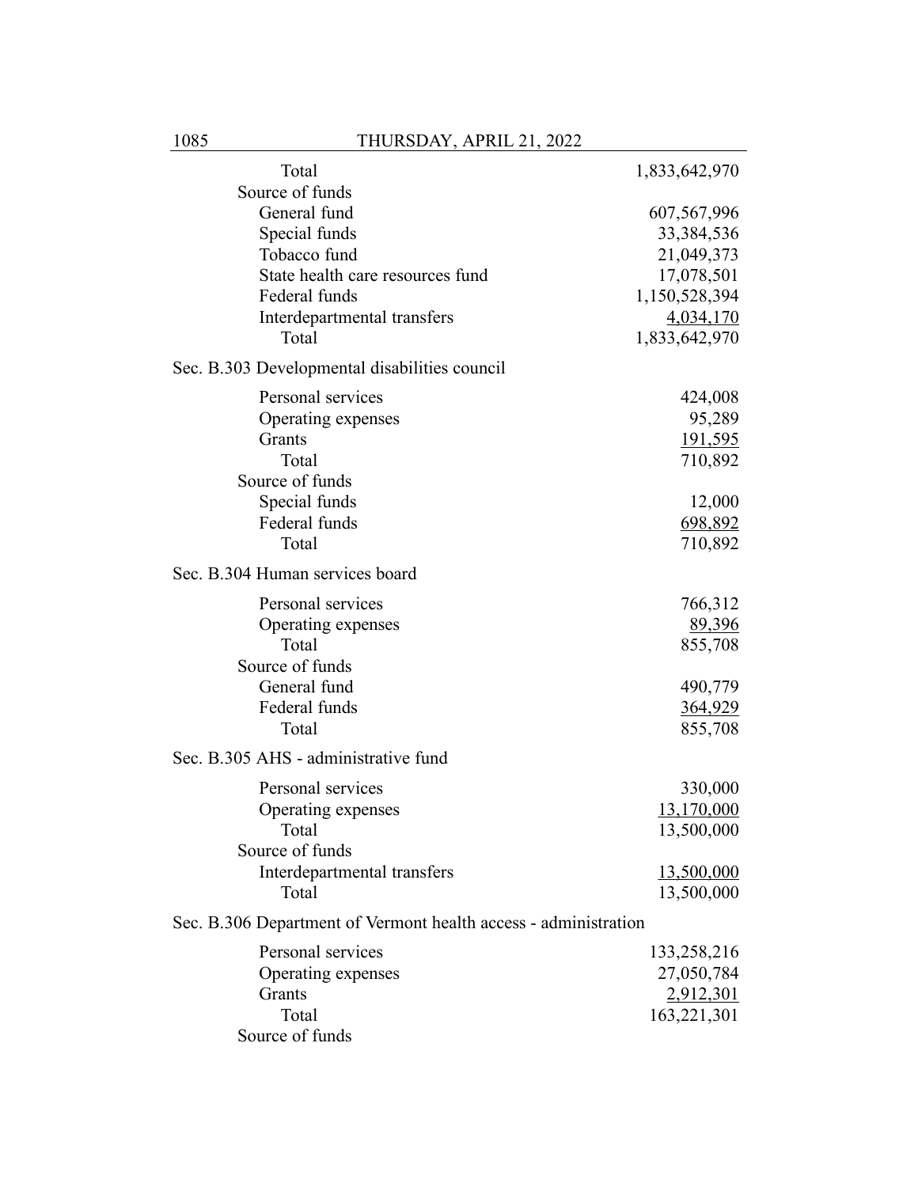| | |
|---|---|
| Total | 1,833,642,970 |
| Source of funds | |
| General fund | 607,567,996 |
| Special funds | 33,384,536 |
| Tobacco fund | 21,049,373 |
| State health care resources fund | 17,078,501 |
| Federal funds | 1,150,528,394 |
| Interdepartmental transfers | 4,034,170 |
| Total | 1,833,642,970 |

Sec. B.303 Developmental disabilities council

| | |
|---|---|
| Personal services | 424,008 |
| Operating expenses | 95,289 |
| Grants | 191,595 |
| Total | 710,892 |
| Source of funds | |
| Special funds | 12,000 |
| Federal funds | 698,892 |
| Total | 710,892 |

Sec. B.304 Human services board

| | |
|---|---|
| Personal services | 766,312 |
| Operating expenses | 89,396 |
| Total | 855,708 |
| Source of funds | |
| General fund | 490,779 |
| Federal funds | 364,929 |
| Total | 855,708 |

Sec. B.305 AHS - administrative fund

| | |
|---|---|
| Personal services | 330,000 |
| Operating expenses | 13,170,000 |
| Total | 13,500,000 |
| Source of funds | |
| Interdepartmental transfers | 13,500,000 |
| Total | 13,500,000 |

Sec. B.306 Department of Vermont health access - administration

| | |
|---|---|
| Personal services | 133,258,216 |
| Operating expenses | 27,050,784 |
| Grants | 2,912,301 |
| Total | 163,221,301 |
| Source of funds | |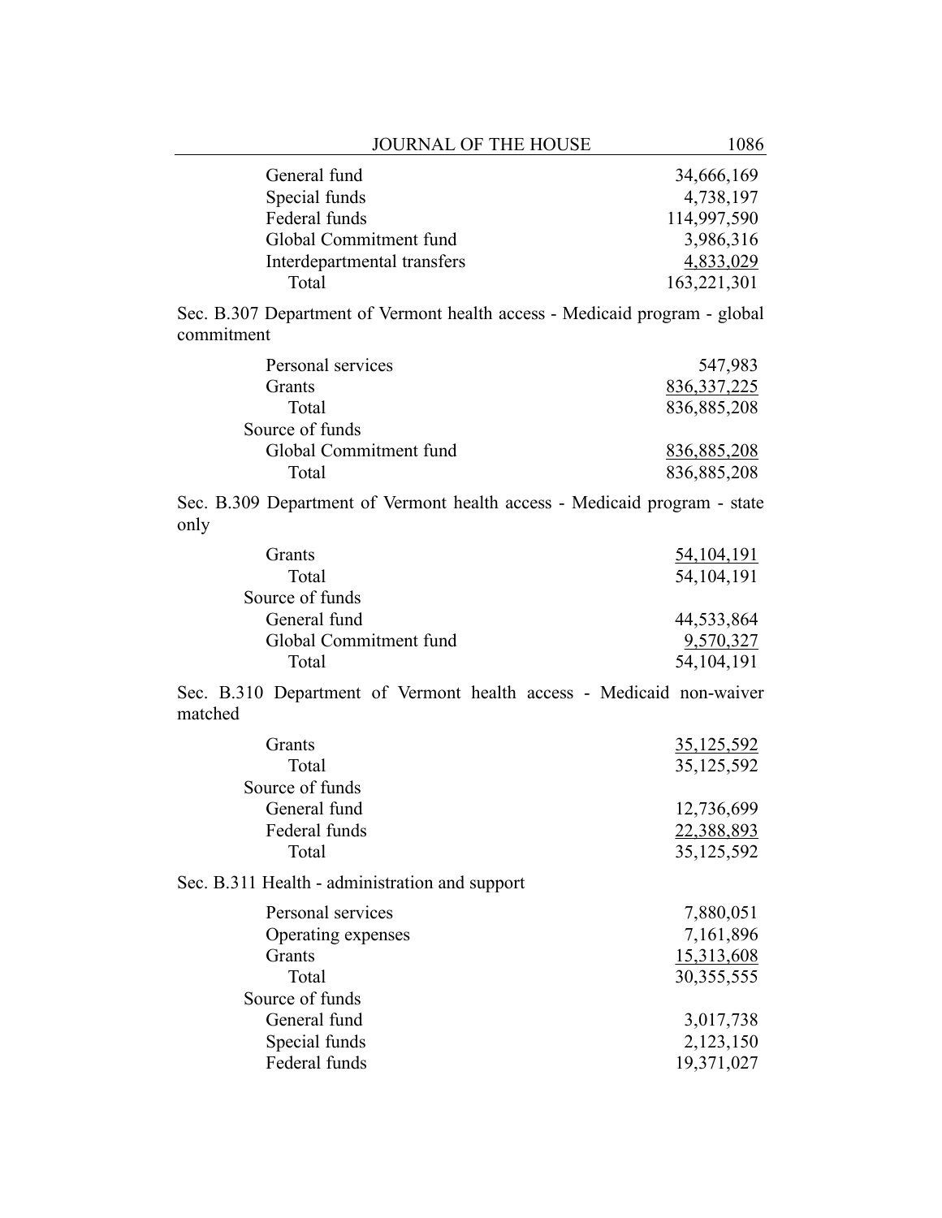| | |
|---|---|
| General fund | 34,666,169 |
| Special funds | 4,738,197 |
| Federal funds | 114,997,590 |
| Global Commitment fund | 3,986,316 |
| Interdepartmental transfers | 4,833,029 |
| Total | 163,221,301 |

Sec. B.307 Department of Vermont health access - Medicaid program - global commitment

| | |
|---|---|
| Personal services | 547,983 |
| Grants | 836,337,225 |
| Total | 836,885,208 |
| Source of funds | |
| Global Commitment fund | 836,885,208 |
| Total | 836,885,208 |

Sec. B.309 Department of Vermont health access - Medicaid program - state only

| | |
|---|---|
| Grants | 54,104,191 |
| Total | 54,104,191 |
| Source of funds | |
| General fund | 44,533,864 |
| Global Commitment fund | 9,570,327 |
| Total | 54,104,191 |

Sec. B.310 Department of Vermont health access - Medicaid non-waiver matched

| | |
|---|---|
| Grants | 35,125,592 |
| Total | 35,125,592 |
| Source of funds | |
| General fund | 12,736,699 |
| Federal funds | 22,388,893 |
| Total | 35,125,592 |

Sec. B.311 Health - administration and support

| | |
|---|---|
| Personal services | 7,880,051 |
| Operating expenses | 7,161,896 |
| Grants | 15,313,608 |
| Total | 30,355,555 |
| Source of funds | |
| General fund | 3,017,738 |
| Special funds | 2,123,150 |
| Federal funds | 19,371,027 |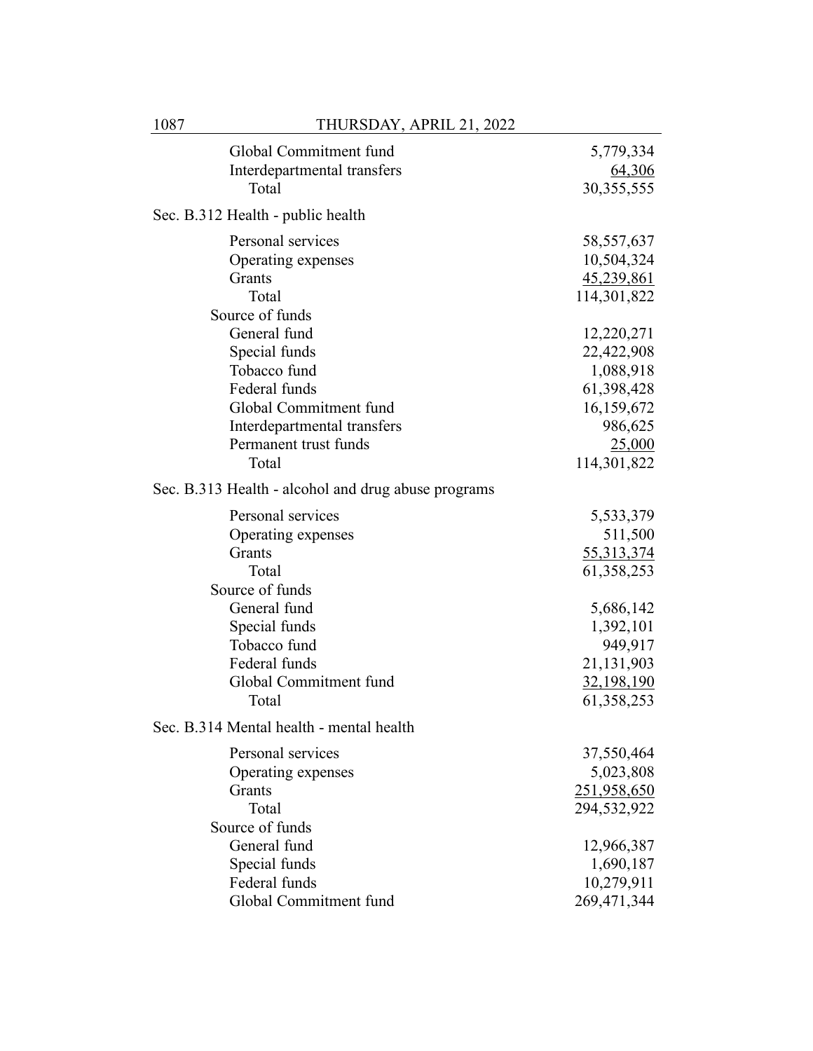| | |
|---|---:|
| Global Commitment fund | 5,779,334 |
| Interdepartmental transfers | 64,306 |
| Total | 30,355,555 |

Sec. B.312 Health - public health

| | |
|---|---:|
| Personal services | 58,557,637 |
| Operating expenses | 10,504,324 |
| Grants | 45,239,861 |
| Total | 114,301,822 |
| Source of funds | |
| General fund | 12,220,271 |
| Special funds | 22,422,908 |
| Tobacco fund | 1,088,918 |
| Federal funds | 61,398,428 |
| Global Commitment fund | 16,159,672 |
| Interdepartmental transfers | 986,625 |
| Permanent trust funds | 25,000 |
| Total | 114,301,822 |

Sec. B.313 Health - alcohol and drug abuse programs

| | |
|---|---:|
| Personal services | 5,533,379 |
| Operating expenses | 511,500 |
| Grants | 55,313,374 |
| Total | 61,358,253 |
| Source of funds | |
| General fund | 5,686,142 |
| Special funds | 1,392,101 |
| Tobacco fund | 949,917 |
| Federal funds | 21,131,903 |
| Global Commitment fund | 32,198,190 |
| Total | 61,358,253 |

Sec. B.314 Mental health - mental health

| | |
|---|---:|
| Personal services | 37,550,464 |
| Operating expenses | 5,023,808 |
| Grants | 251,958,650 |
| Total | 294,532,922 |
| Source of funds | |
| General fund | 12,966,387 |
| Special funds | 1,690,187 |
| Federal funds | 10,279,911 |
| Global Commitment fund | 269,471,344 |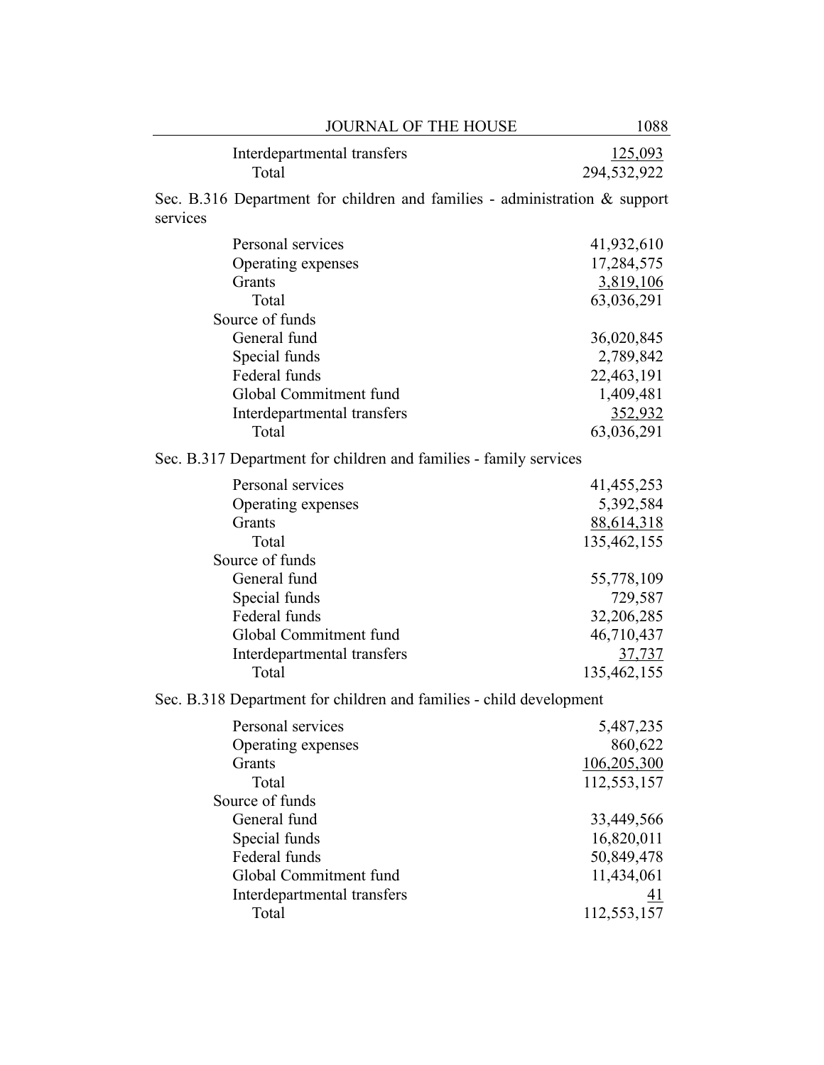| | |
|---|---|
| Interdepartmental transfers | 125,093 |
| Total | 294,532,922 |

Sec. B.316 Department for children and families - administration & support services

| | |
|---|---|
| Personal services | 41,932,610 |
| Operating expenses | 17,284,575 |
| Grants | 3,819,106 |
| Total | 63,036,291 |
| Source of funds | |
| General fund | 36,020,845 |
| Special funds | 2,789,842 |
| Federal funds | 22,463,191 |
| Global Commitment fund | 1,409,481 |
| Interdepartmental transfers | 352,932 |
| Total | 63,036,291 |

Sec. B.317 Department for children and families - family services

| | |
|---|---|
| Personal services | 41,455,253 |
| Operating expenses | 5,392,584 |
| Grants | 88,614,318 |
| Total | 135,462,155 |
| Source of funds | |
| General fund | 55,778,109 |
| Special funds | 729,587 |
| Federal funds | 32,206,285 |
| Global Commitment fund | 46,710,437 |
| Interdepartmental transfers | 37,737 |
| Total | 135,462,155 |

Sec. B.318 Department for children and families - child development

| | |
|---|---|
| Personal services | 5,487,235 |
| Operating expenses | 860,622 |
| Grants | 106,205,300 |
| Total | 112,553,157 |
| Source of funds | |
| General fund | 33,449,566 |
| Special funds | 16,820,011 |
| Federal funds | 50,849,478 |
| Global Commitment fund | 11,434,061 |
| Interdepartmental transfers | 41 |
| Total | 112,553,157 |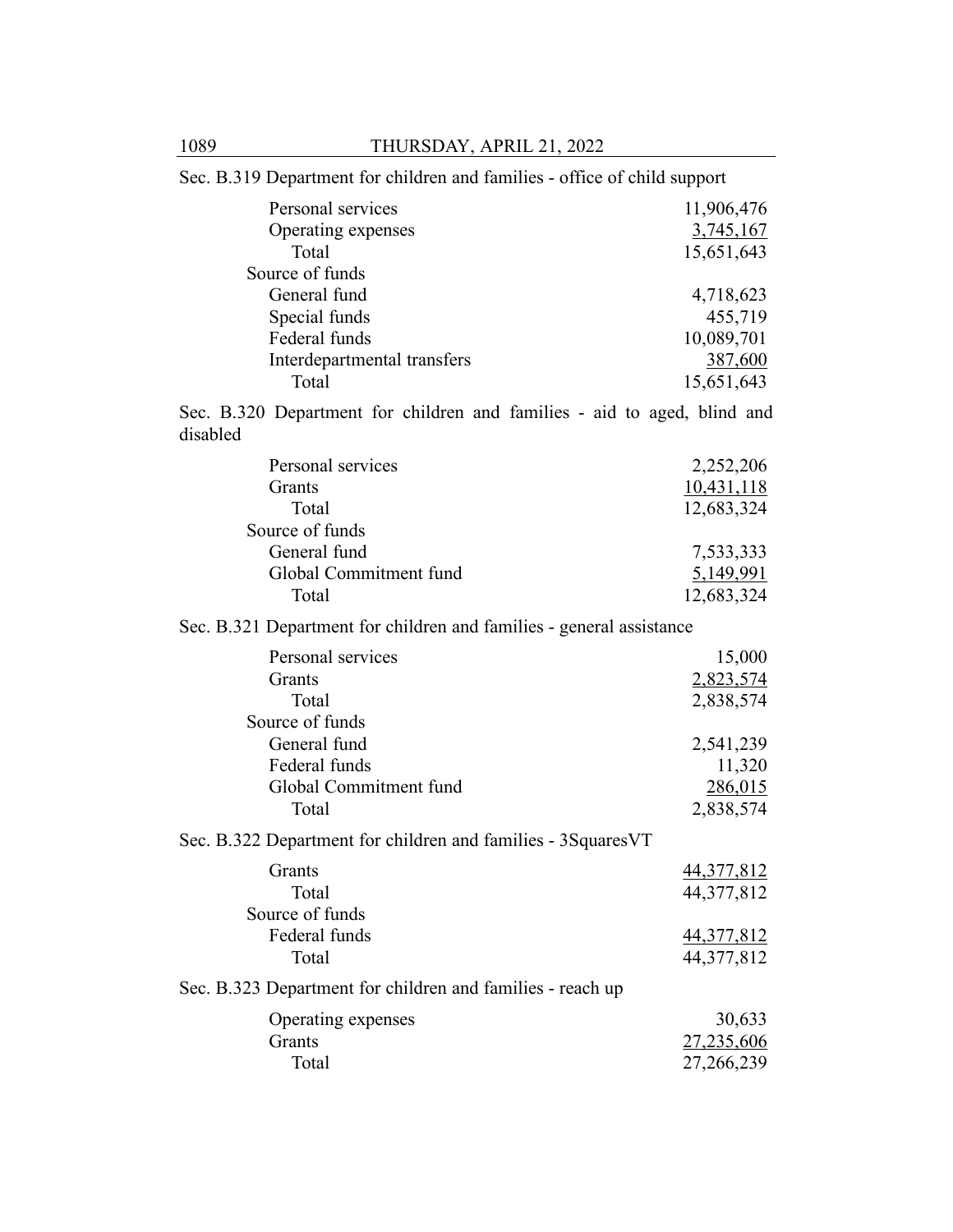Sec. B.319 Department for children and families - office of child support

| | |
|---|---:|
| Personal services | 11,906,476 |
| Operating expenses | 3,745,167 |
| Total | 15,651,643 |
| Source of funds | |
| General fund | 4,718,623 |
| Special funds | 455,719 |
| Federal funds | 10,089,701 |
| Interdepartmental transfers | 387,600 |
| Total | 15,651,643 |

Sec. B.320 Department for children and families - aid to aged, blind and disabled

| | |
|---|---:|
| Personal services | 2,252,206 |
| Grants | 10,431,118 |
| Total | 12,683,324 |
| Source of funds | |
| General fund | 7,533,333 |
| Global Commitment fund | 5,149,991 |
| Total | 12,683,324 |

Sec. B.321 Department for children and families - general assistance

| | |
|---|---:|
| Personal services | 15,000 |
| Grants | 2,823,574 |
| Total | 2,838,574 |
| Source of funds | |
| General fund | 2,541,239 |
| Federal funds | 11,320 |
| Global Commitment fund | 286,015 |
| Total | 2,838,574 |

Sec. B.322 Department for children and families - 3SquaresVT

| | |
|---|---:|
| Grants | 44,377,812 |
| Total | 44,377,812 |
| Source of funds | |
| Federal funds | 44,377,812 |
| Total | 44,377,812 |

Sec. B.323 Department for children and families - reach up

| | |
|---|---:|
| Operating expenses | 30,633 |
| Grants | 27,235,606 |
| Total | 27,266,239 |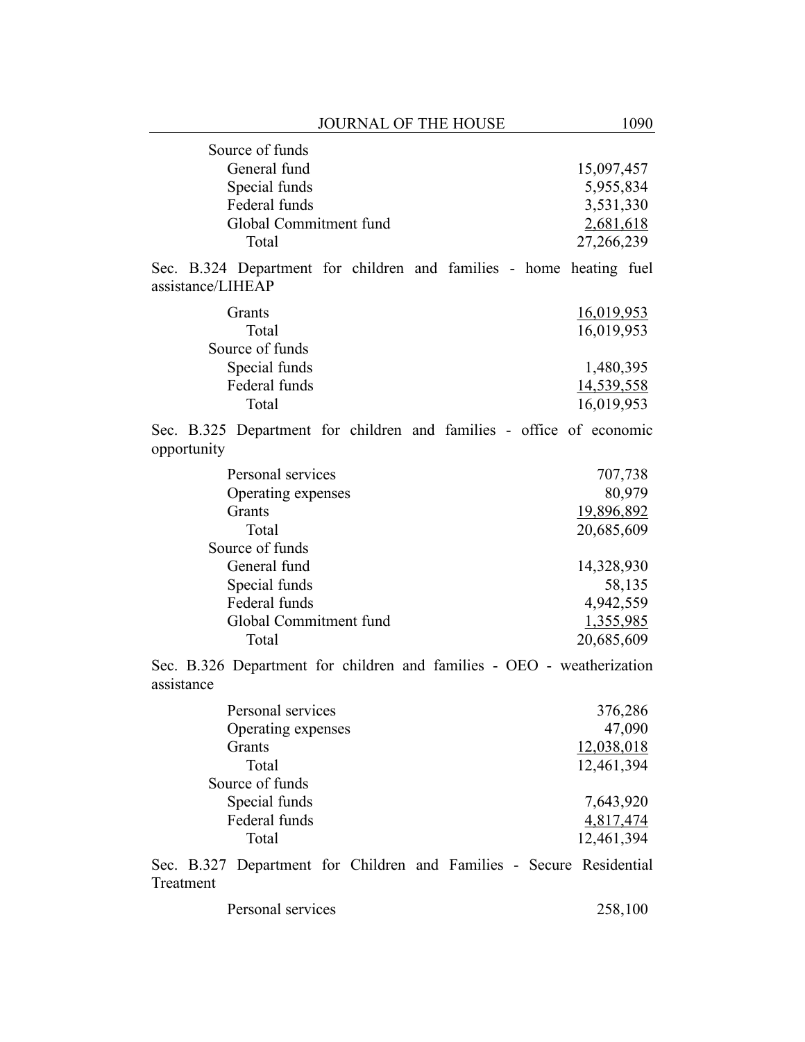Source of funds

| | |
|---|---:|
| General fund | 15,097,457 |
| Special funds | 5,955,834 |
| Federal funds | 3,531,330 |
| Global Commitment fund | 2,681,618 |
| Total | 27,266,239 |

Sec. B.324 Department for children and families - home heating fuel assistance/LIHEAP

| | |
|---|---:|
| Grants | 16,019,953 |
| Total | 16,019,953 |
| Source of funds | |
| Special funds | 1,480,395 |
| Federal funds | 14,539,558 |
| Total | 16,019,953 |

Sec. B.325 Department for children and families - office of economic opportunity

| | |
|---|---:|
| Personal services | 707,738 |
| Operating expenses | 80,979 |
| Grants | 19,896,892 |
| Total | 20,685,609 |
| Source of funds | |
| General fund | 14,328,930 |
| Special funds | 58,135 |
| Federal funds | 4,942,559 |
| Global Commitment fund | 1,355,985 |
| Total | 20,685,609 |

Sec. B.326 Department for children and families - OEO - weatherization assistance

| | |
|---|---:|
| Personal services | 376,286 |
| Operating expenses | 47,090 |
| Grants | 12,038,018 |
| Total | 12,461,394 |
| Source of funds | |
| Special funds | 7,643,920 |
| Federal funds | 4,817,474 |
| Total | 12,461,394 |

Sec. B.327 Department for Children and Families - Secure Residential Treatment

| | |
|---|---:|
| Personal services | 258,100 |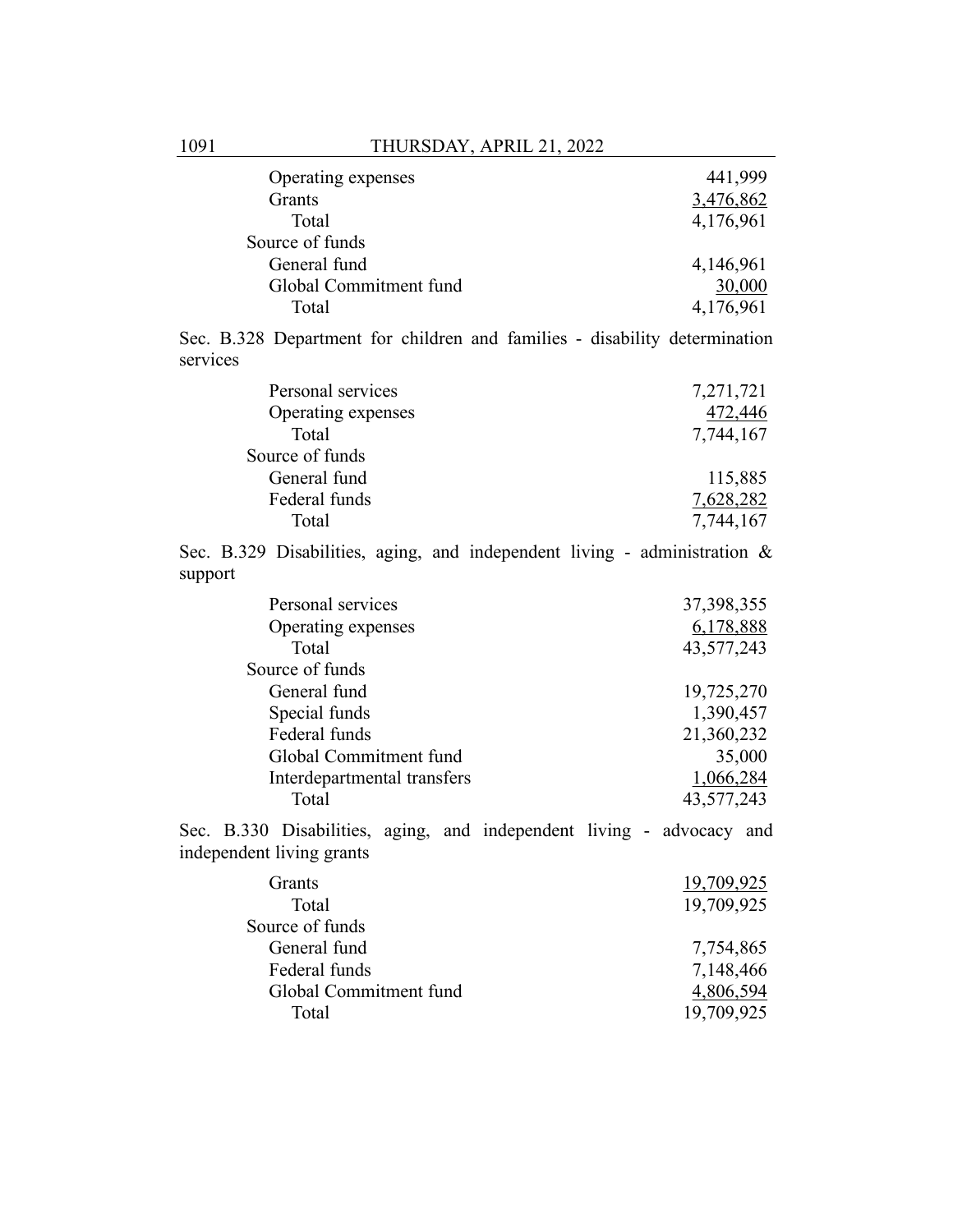| | |
|---|---|
| Operating expenses | 441,999 |
| Grants | 3,476,862 |
| Total | 4,176,961 |
| Source of funds | |
| General fund | 4,146,961 |
| Global Commitment fund | 30,000 |
| Total | 4,176,961 |

Sec. B.328 Department for children and families - disability determination services

| | |
|---|---|
| Personal services | 7,271,721 |
| Operating expenses | 472,446 |
| Total | 7,744,167 |
| Source of funds | |
| General fund | 115,885 |
| Federal funds | 7,628,282 |
| Total | 7,744,167 |

Sec. B.329 Disabilities, aging, and independent living - administration & support

| | |
|---|---|
| Personal services | 37,398,355 |
| Operating expenses | 6,178,888 |
| Total | 43,577,243 |
| Source of funds | |
| General fund | 19,725,270 |
| Special funds | 1,390,457 |
| Federal funds | 21,360,232 |
| Global Commitment fund | 35,000 |
| Interdepartmental transfers | 1,066,284 |
| Total | 43,577,243 |

Sec. B.330 Disabilities, aging, and independent living - advocacy and independent living grants

| | |
|---|---|
| Grants | 19,709,925 |
| Total | 19,709,925 |
| Source of funds | |
| General fund | 7,754,865 |
| Federal funds | 7,148,466 |
| Global Commitment fund | 4,806,594 |
| Total | 19,709,925 |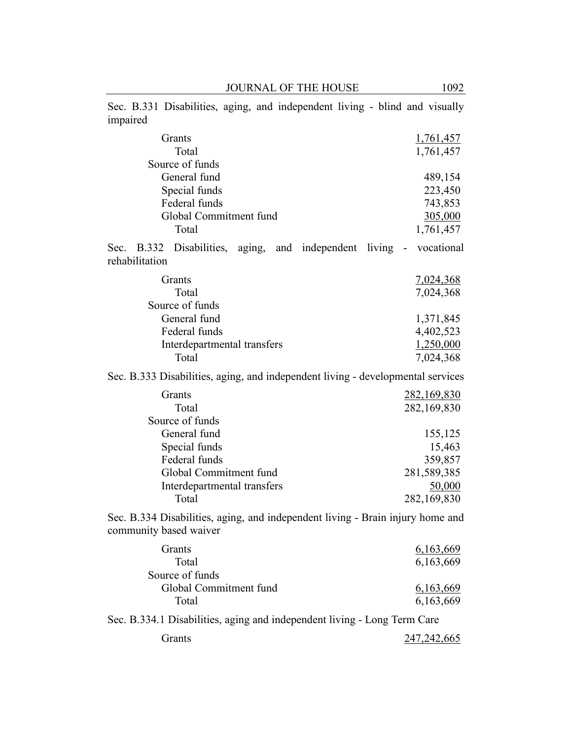Sec. B.331 Disabilities, aging, and independent living - blind and visually impaired

| | |
|---|---:|
| Grants | 1,761,457 |
| Total | 1,761,457 |
| Source of funds | |
| General fund | 489,154 |
| Special funds | 223,450 |
| Federal funds | 743,853 |
| Global Commitment fund | 305,000 |
| Total | 1,761,457 |

Sec. B.332 Disabilities, aging, and independent living - vocational rehabilitation

| | |
|---|---:|
| Grants | 7,024,368 |
| Total | 7,024,368 |
| Source of funds | |
| General fund | 1,371,845 |
| Federal funds | 4,402,523 |
| Interdepartmental transfers | 1,250,000 |
| Total | 7,024,368 |

Sec. B.333 Disabilities, aging, and independent living - developmental services

| | |
|---|---:|
| Grants | 282,169,830 |
| Total | 282,169,830 |
| Source of funds | |
| General fund | 155,125 |
| Special funds | 15,463 |
| Federal funds | 359,857 |
| Global Commitment fund | 281,589,385 |
| Interdepartmental transfers | 50,000 |
| Total | 282,169,830 |

Sec. B.334 Disabilities, aging, and independent living - Brain injury home and community based waiver

| | |
|---|---:|
| Grants | 6,163,669 |
| Total | 6,163,669 |
| Source of funds | |
| Global Commitment fund | 6,163,669 |
| Total | 6,163,669 |

Sec. B.334.1 Disabilities, aging and independent living - Long Term Care

| | |
|---|---:|
| Grants | 247,242,665 |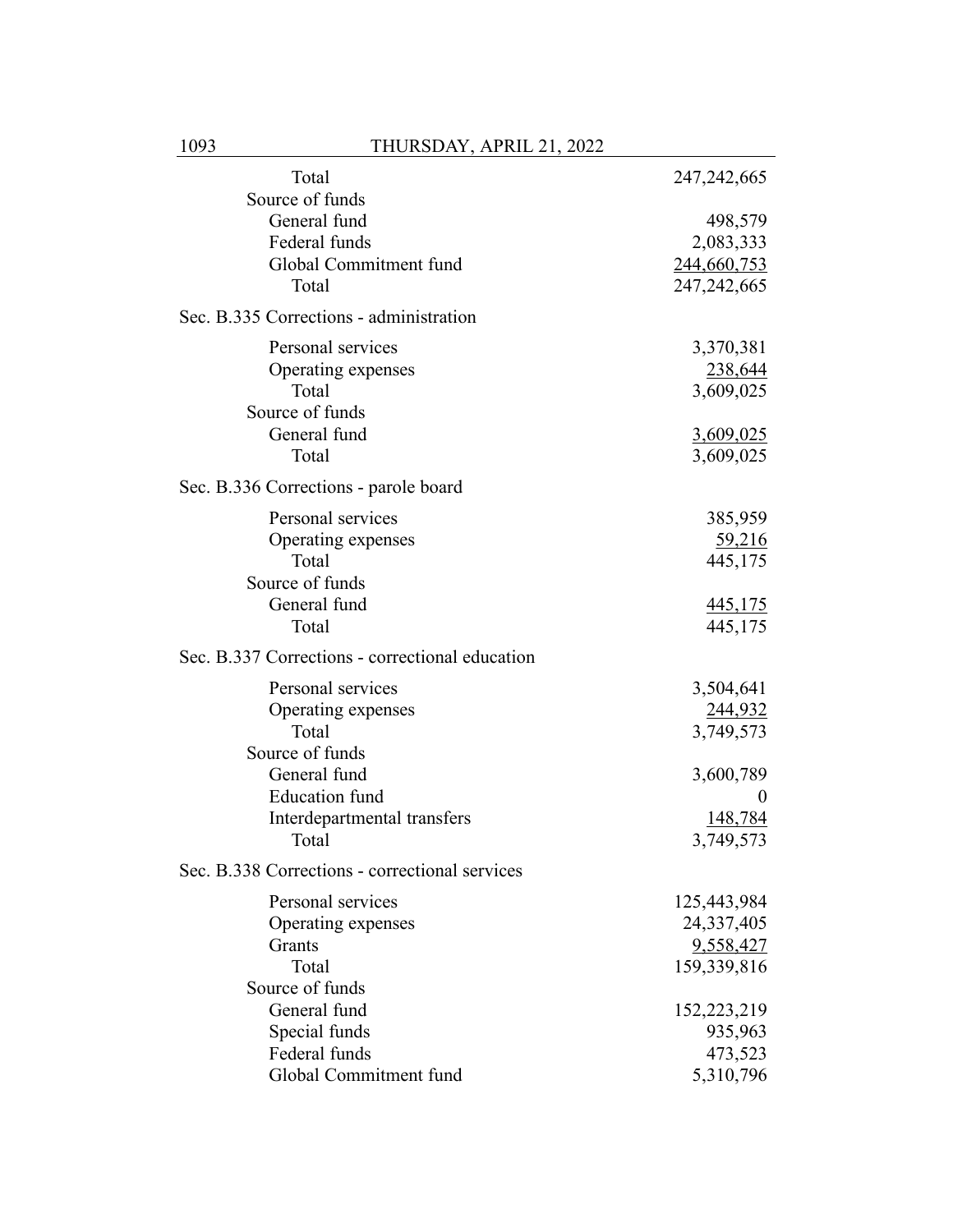| | |
|---|---|
| Total | 247,242,665 |
| Source of funds | |
| General fund | 498,579 |
| Federal funds | 2,083,333 |
| Global Commitment fund | 244,660,753 |
| Total | 247,242,665 |

Sec. B.335 Corrections - administration

| | |
|---|---|
| Personal services | 3,370,381 |
| Operating expenses | 238,644 |
| Total | 3,609,025 |
| Source of funds | |
| General fund | 3,609,025 |
| Total | 3,609,025 |

Sec. B.336 Corrections - parole board

| | |
|---|---|
| Personal services | 385,959 |
| Operating expenses | 59,216 |
| Total | 445,175 |
| Source of funds | |
| General fund | 445,175 |
| Total | 445,175 |

Sec. B.337 Corrections - correctional education

| | |
|---|---|
| Personal services | 3,504,641 |
| Operating expenses | 244,932 |
| Total | 3,749,573 |
| Source of funds | |
| General fund | 3,600,789 |
| Education fund | 0 |
| Interdepartmental transfers | 148,784 |
| Total | 3,749,573 |

Sec. B.338 Corrections - correctional services

| | |
|---|---|
| Personal services | 125,443,984 |
| Operating expenses | 24,337,405 |
| Grants | 9,558,427 |
| Total | 159,339,816 |
| Source of funds | |
| General fund | 152,223,219 |
| Special funds | 935,963 |
| Federal funds | 473,523 |
| Global Commitment fund | 5,310,796 |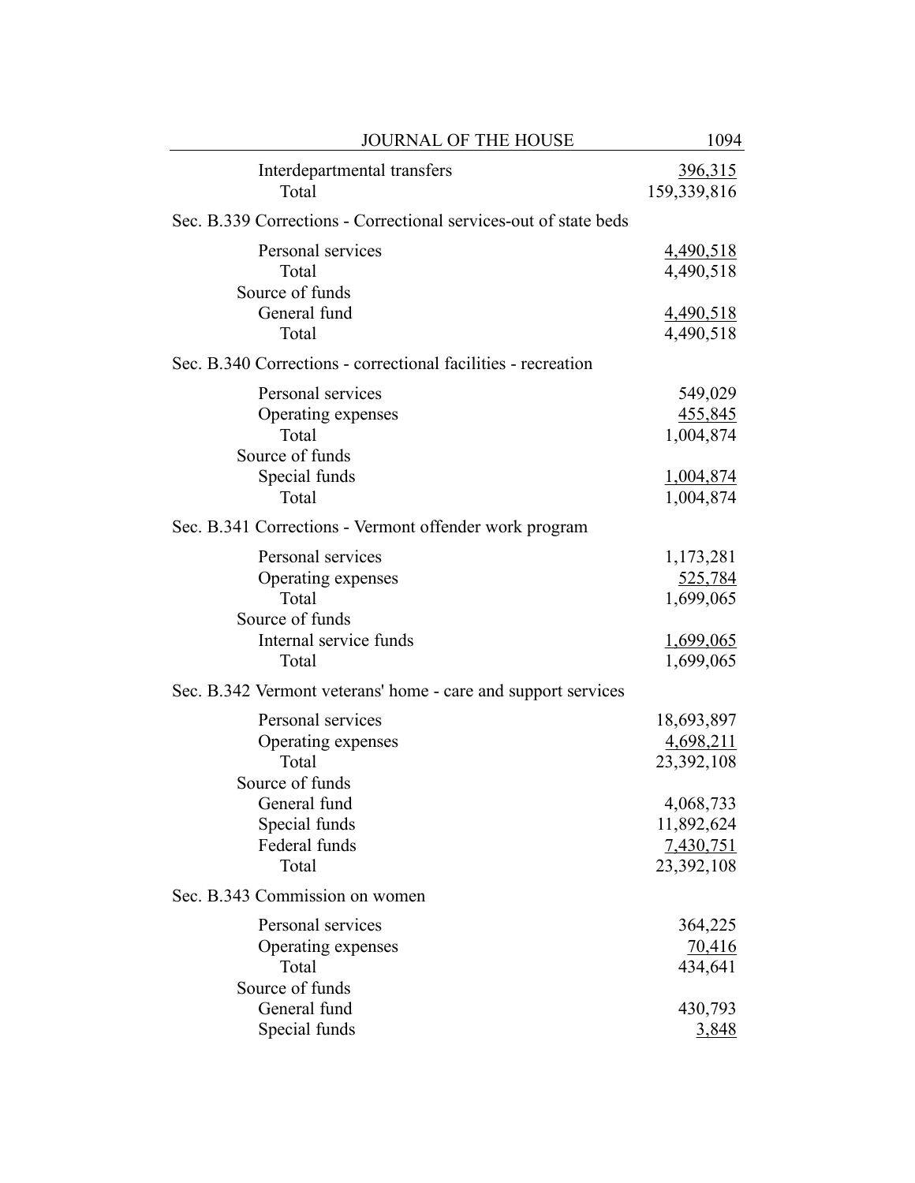| | |
|---|---:|
| Interdepartmental transfers | 396,315 |
| Total | 159,339,816 |

Sec. B.339 Corrections - Correctional services-out of state beds

| | |
|---|---:|
| Personal services | 4,490,518 |
| Total | 4,490,518 |
| Source of funds | |
| General fund | 4,490,518 |
| Total | 4,490,518 |

Sec. B.340 Corrections - correctional facilities - recreation

| | |
|---|---:|
| Personal services | 549,029 |
| Operating expenses | 455,845 |
| Total | 1,004,874 |
| Source of funds | |
| Special funds | 1,004,874 |
| Total | 1,004,874 |

Sec. B.341 Corrections - Vermont offender work program

| | |
|---|---:|
| Personal services | 1,173,281 |
| Operating expenses | 525,784 |
| Total | 1,699,065 |
| Source of funds | |
| Internal service funds | 1,699,065 |
| Total | 1,699,065 |

Sec. B.342 Vermont veterans' home - care and support services

| | |
|---|---:|
| Personal services | 18,693,897 |
| Operating expenses | 4,698,211 |
| Total | 23,392,108 |
| Source of funds | |
| General fund | 4,068,733 |
| Special funds | 11,892,624 |
| Federal funds | 7,430,751 |
| Total | 23,392,108 |

Sec. B.343 Commission on women

| | |
|---|---:|
| Personal services | 364,225 |
| Operating expenses | 70,416 |
| Total | 434,641 |
| Source of funds | |
| General fund | 430,793 |
| Special funds | 3,848 |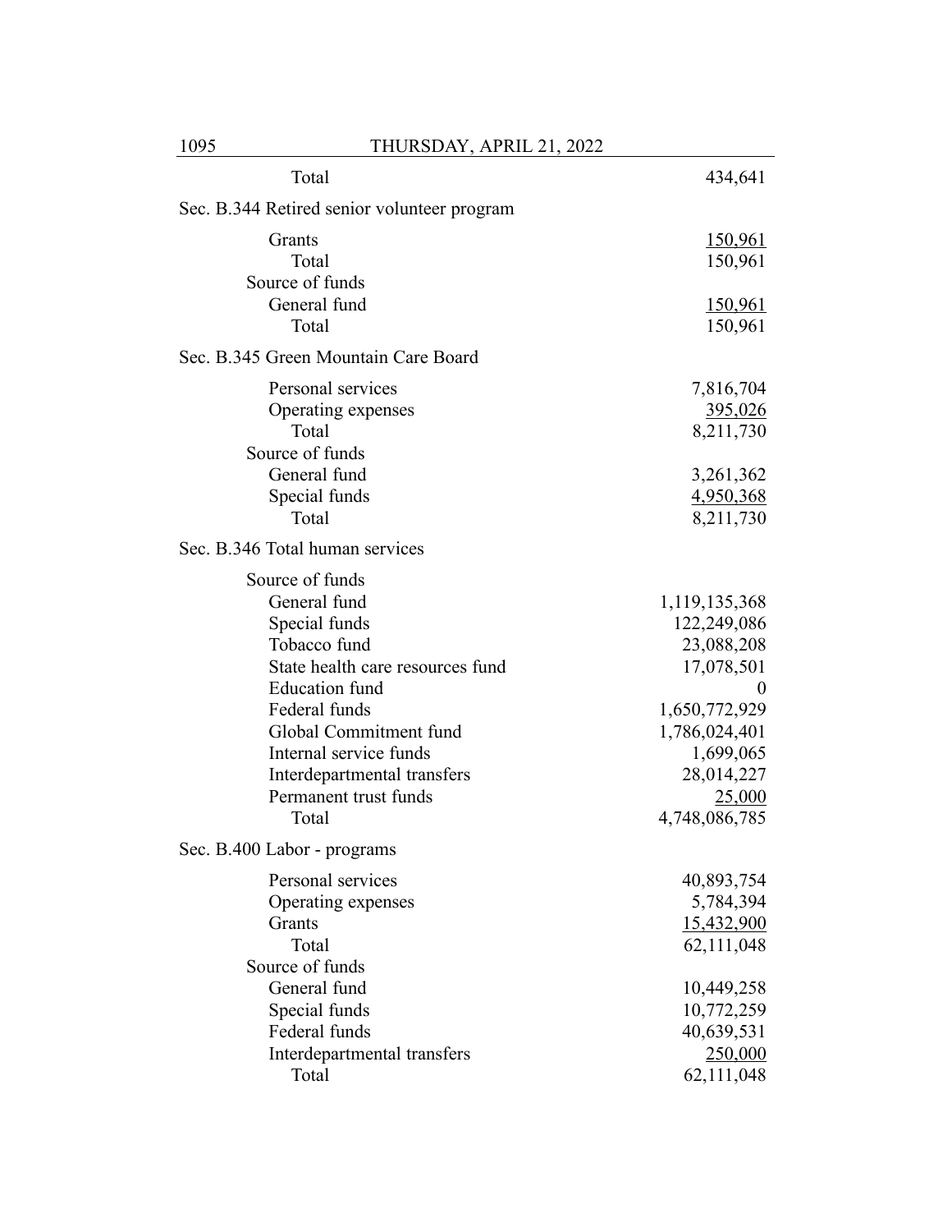| | |
|---|---|
| Total | 434,641 |

Sec. B.344 Retired senior volunteer program

| | |
|---|---|
| Grants | 150,961 |
| Total | 150,961 |
| Source of funds | |
| General fund | 150,961 |
| Total | 150,961 |

Sec. B.345 Green Mountain Care Board

| | |
|---|---|
| Personal services | 7,816,704 |
| Operating expenses | 395,026 |
| Total | 8,211,730 |
| Source of funds | |
| General fund | 3,261,362 |
| Special funds | 4,950,368 |
| Total | 8,211,730 |

Sec. B.346 Total human services

| | |
|---|---|
| Source of funds | |
| General fund | 1,119,135,368 |
| Special funds | 122,249,086 |
| Tobacco fund | 23,088,208 |
| State health care resources fund | 17,078,501 |
| Education fund | 0 |
| Federal funds | 1,650,772,929 |
| Global Commitment fund | 1,786,024,401 |
| Internal service funds | 1,699,065 |
| Interdepartmental transfers | 28,014,227 |
| Permanent trust funds | 25,000 |
| Total | 4,748,086,785 |

Sec. B.400 Labor - programs

| | |
|---|---|
| Personal services | 40,893,754 |
| Operating expenses | 5,784,394 |
| Grants | 15,432,900 |
| Total | 62,111,048 |
| Source of funds | |
| General fund | 10,449,258 |
| Special funds | 10,772,259 |
| Federal funds | 40,639,531 |
| Interdepartmental transfers | 250,000 |
| Total | 62,111,048 |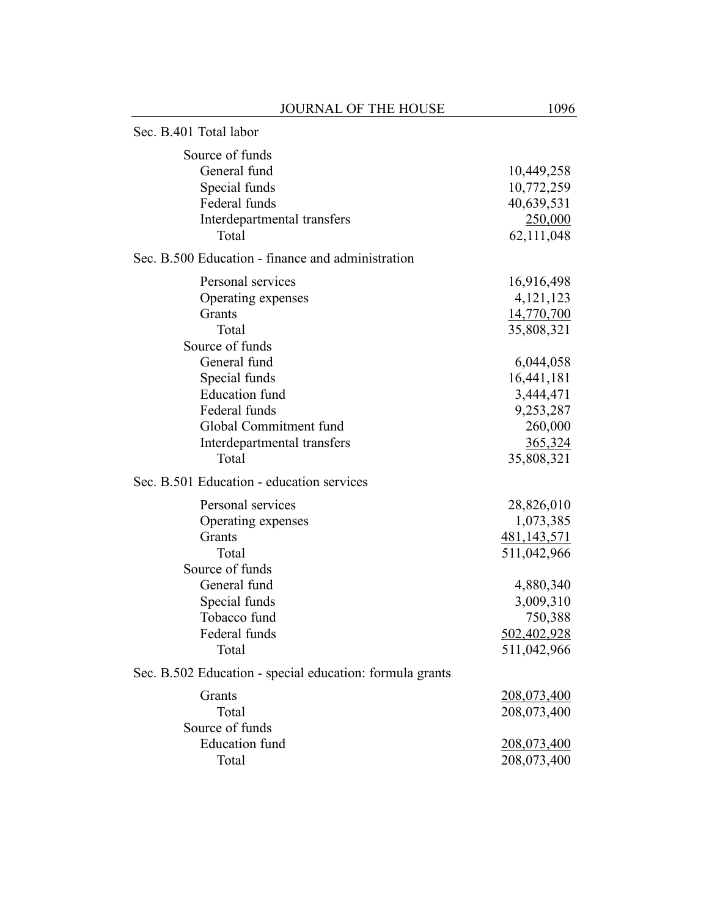Sec. B.401 Total labor

| | |
|---|---|
| Source of funds | |
| General fund | 10,449,258 |
| Special funds | 10,772,259 |
| Federal funds | 40,639,531 |
| Interdepartmental transfers | 250,000 |
| Total | 62,111,048 |

Sec. B.500 Education - finance and administration

| | |
|---|---|
| Personal services | 16,916,498 |
| Operating expenses | 4,121,123 |
| Grants | 14,770,700 |
| Total | 35,808,321 |
| Source of funds | |
| General fund | 6,044,058 |
| Special funds | 16,441,181 |
| Education fund | 3,444,471 |
| Federal funds | 9,253,287 |
| Global Commitment fund | 260,000 |
| Interdepartmental transfers | 365,324 |
| Total | 35,808,321 |

Sec. B.501 Education - education services

| | |
|---|---|
| Personal services | 28,826,010 |
| Operating expenses | 1,073,385 |
| Grants | 481,143,571 |
| Total | 511,042,966 |
| Source of funds | |
| General fund | 4,880,340 |
| Special funds | 3,009,310 |
| Tobacco fund | 750,388 |
| Federal funds | 502,402,928 |
| Total | 511,042,966 |

Sec. B.502 Education - special education: formula grants

| | |
|---|---|
| Grants | 208,073,400 |
| Total | 208,073,400 |
| Source of funds | |
| Education fund | 208,073,400 |
| Total | 208,073,400 |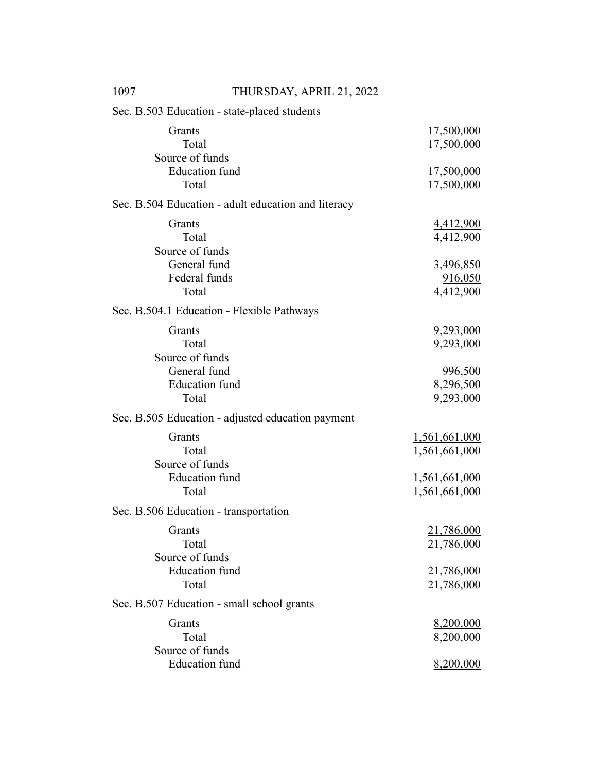Sec. B.503 Education - state-placed students

| | |
|---|---|
| Grants | 17,500,000 |
| Total | 17,500,000 |
| Source of funds | |
| Education fund | 17,500,000 |
| Total | 17,500,000 |

Sec. B.504 Education - adult education and literacy

| | |
|---|---|
| Grants | 4,412,900 |
| Total | 4,412,900 |
| Source of funds | |
| General fund | 3,496,850 |
| Federal funds | 916,050 |
| Total | 4,412,900 |

Sec. B.504.1 Education - Flexible Pathways

| | |
|---|---|
| Grants | 9,293,000 |
| Total | 9,293,000 |
| Source of funds | |
| General fund | 996,500 |
| Education fund | 8,296,500 |
| Total | 9,293,000 |

Sec. B.505 Education - adjusted education payment

| | |
|---|---|
| Grants | 1,561,661,000 |
| Total | 1,561,661,000 |
| Source of funds | |
| Education fund | 1,561,661,000 |
| Total | 1,561,661,000 |

Sec. B.506 Education - transportation

| | |
|---|---|
| Grants | 21,786,000 |
| Total | 21,786,000 |
| Source of funds | |
| Education fund | 21,786,000 |
| Total | 21,786,000 |

Sec. B.507 Education - small school grants

| | |
|---|---|
| Grants | 8,200,000 |
| Total | 8,200,000 |
| Source of funds | |
| Education fund | 8,200,000 |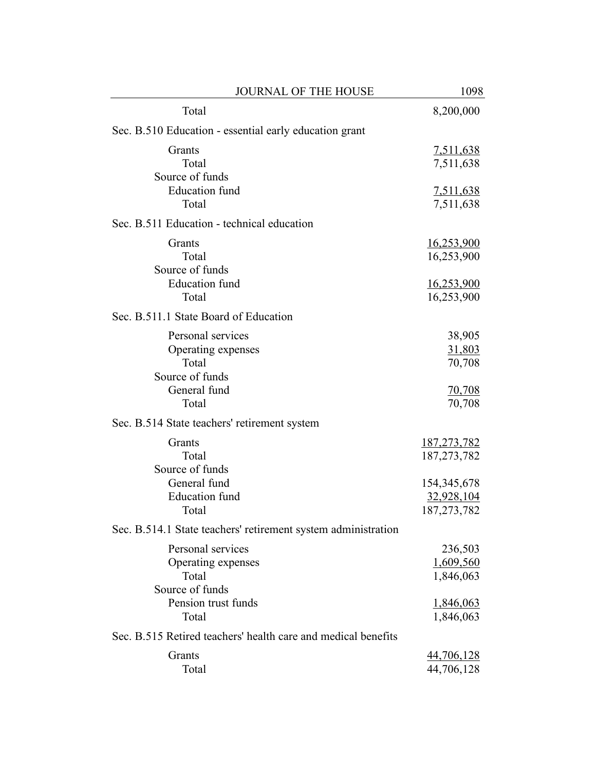| | |
|---|---|
| Total | 8,200,000 |

Sec. B.510 Education - essential early education grant

| | |
|---|---|
| Grants | 7,511,638 |
| Total | 7,511,638 |
| Source of funds | |
| Education fund | 7,511,638 |
| Total | 7,511,638 |

Sec. B.511 Education - technical education

| | |
|---|---|
| Grants | 16,253,900 |
| Total | 16,253,900 |
| Source of funds | |
| Education fund | 16,253,900 |
| Total | 16,253,900 |

Sec. B.511.1 State Board of Education

| | |
|---|---|
| Personal services | 38,905 |
| Operating expenses | 31,803 |
| Total | 70,708 |
| Source of funds | |
| General fund | 70,708 |
| Total | 70,708 |

Sec. B.514 State teachers' retirement system

| | |
|---|---|
| Grants | 187,273,782 |
| Total | 187,273,782 |
| Source of funds | |
| General fund | 154,345,678 |
| Education fund | 32,928,104 |
| Total | 187,273,782 |

Sec. B.514.1 State teachers' retirement system administration

| | |
|---|---|
| Personal services | 236,503 |
| Operating expenses | 1,609,560 |
| Total | 1,846,063 |
| Source of funds | |
| Pension trust funds | 1,846,063 |
| Total | 1,846,063 |

Sec. B.515 Retired teachers' health care and medical benefits

| | |
|---|---|
| Grants | 44,706,128 |
| Total | 44,706,128 |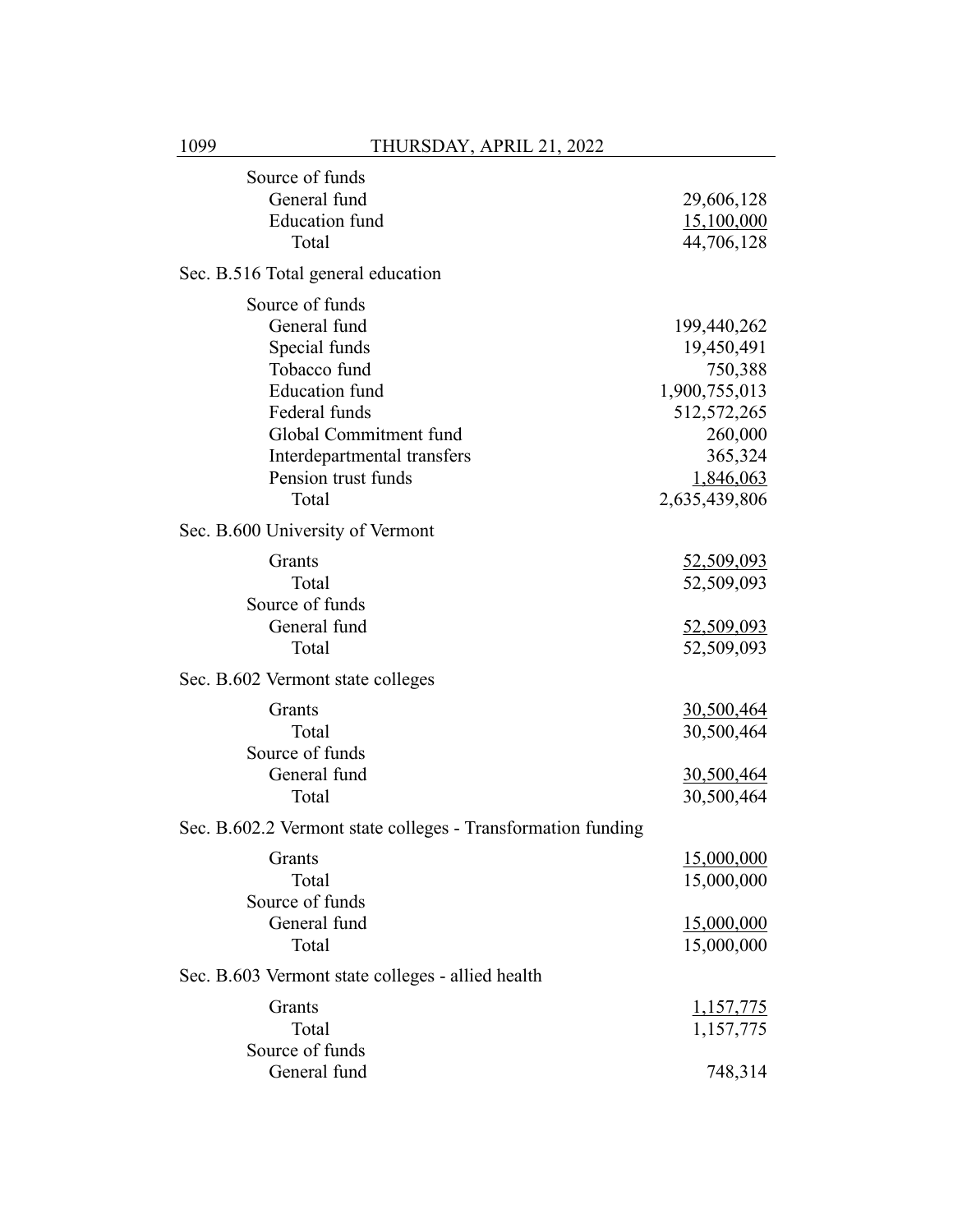| | |
|---|---|
| Source of funds | |
| General fund | 29,606,128 |
| Education fund | 15,100,000 |
| Total | 44,706,128 |

Sec. B.516 Total general education

| | |
|---|---|
| Source of funds | |
| General fund | 199,440,262 |
| Special funds | 19,450,491 |
| Tobacco fund | 750,388 |
| Education fund | 1,900,755,013 |
| Federal funds | 512,572,265 |
| Global Commitment fund | 260,000 |
| Interdepartmental transfers | 365,324 |
| Pension trust funds | 1,846,063 |
| Total | 2,635,439,806 |

Sec. B.600 University of Vermont

| | |
|---|---|
| Grants | 52,509,093 |
| Total | 52,509,093 |
| Source of funds | |
| General fund | 52,509,093 |
| Total | 52,509,093 |

Sec. B.602 Vermont state colleges

| | |
|---|---|
| Grants | 30,500,464 |
| Total | 30,500,464 |
| Source of funds | |
| General fund | 30,500,464 |
| Total | 30,500,464 |

Sec. B.602.2 Vermont state colleges - Transformation funding

| | |
|---|---|
| Grants | 15,000,000 |
| Total | 15,000,000 |
| Source of funds | |
| General fund | 15,000,000 |
| Total | 15,000,000 |

Sec. B.603 Vermont state colleges - allied health

| | |
|---|---|
| Grants | 1,157,775 |
| Total | 1,157,775 |
| Source of funds | |
| General fund | 748,314 |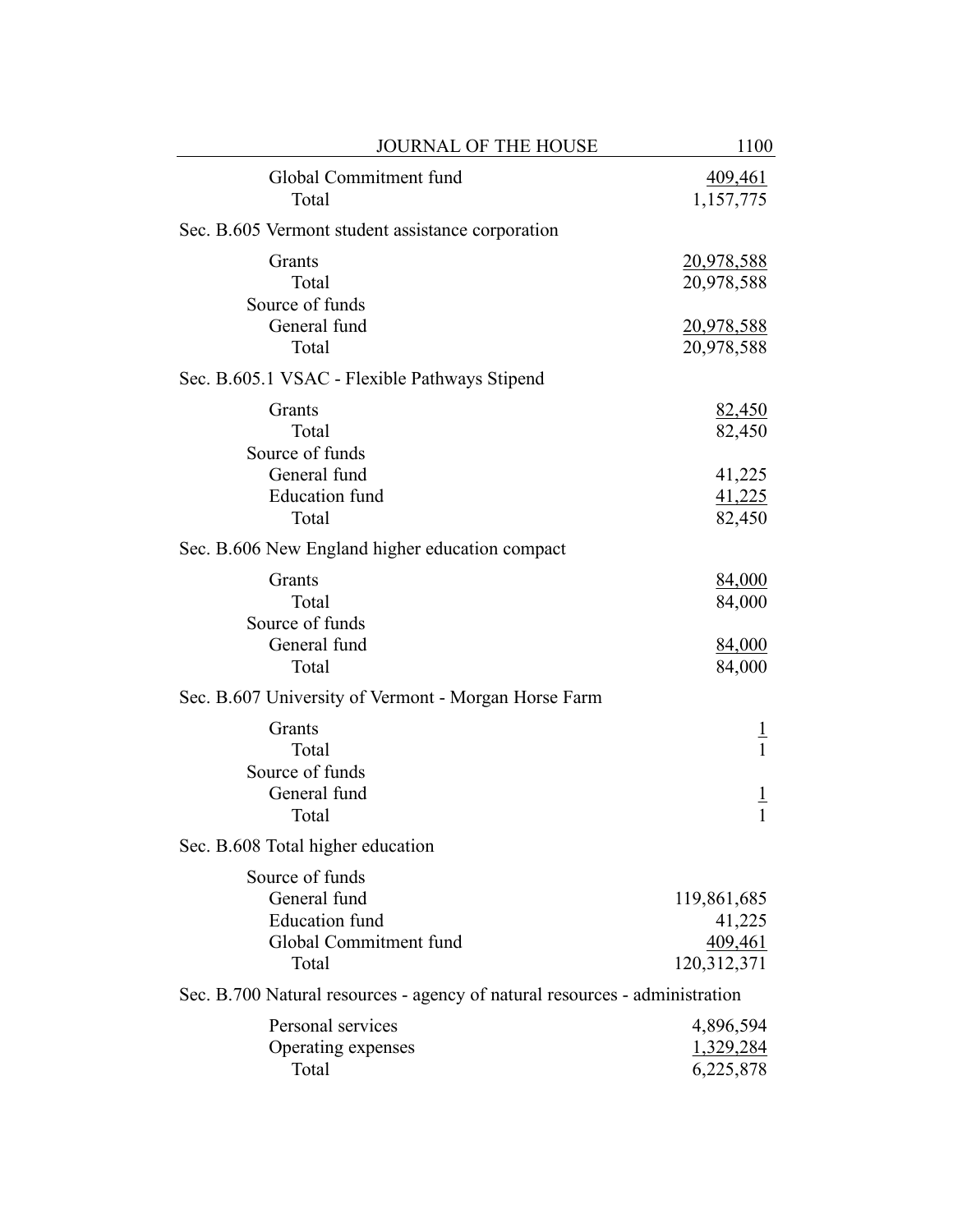| | |
|---|---|
| Global Commitment fund | 409,461 |
| Total | 1,157,775 |

Sec. B.605 Vermont student assistance corporation

| | |
|---|---|
| Grants | 20,978,588 |
| Total | 20,978,588 |
| Source of funds | |
| General fund | 20,978,588 |
| Total | 20,978,588 |

Sec. B.605.1 VSAC - Flexible Pathways Stipend

| | |
|---|---|
| Grants | 82,450 |
| Total | 82,450 |
| Source of funds | |
| General fund | 41,225 |
| Education fund | 41,225 |
| Total | 82,450 |

Sec. B.606 New England higher education compact

| | |
|---|---|
| Grants | 84,000 |
| Total | 84,000 |
| Source of funds | |
| General fund | 84,000 |
| Total | 84,000 |

Sec. B.607 University of Vermont - Morgan Horse Farm

| | |
|---|---|
| Grants | 1 |
| Total | 1 |
| Source of funds | |
| General fund | 1 |
| Total | 1 |

Sec. B.608 Total higher education

| | |
|---|---|
| Source of funds | |
| General fund | 119,861,685 |
| Education fund | 41,225 |
| Global Commitment fund | 409,461 |
| Total | 120,312,371 |

Sec. B.700 Natural resources - agency of natural resources - administration

| | |
|---|---|
| Personal services | 4,896,594 |
| Operating expenses | 1,329,284 |
| Total | 6,225,878 |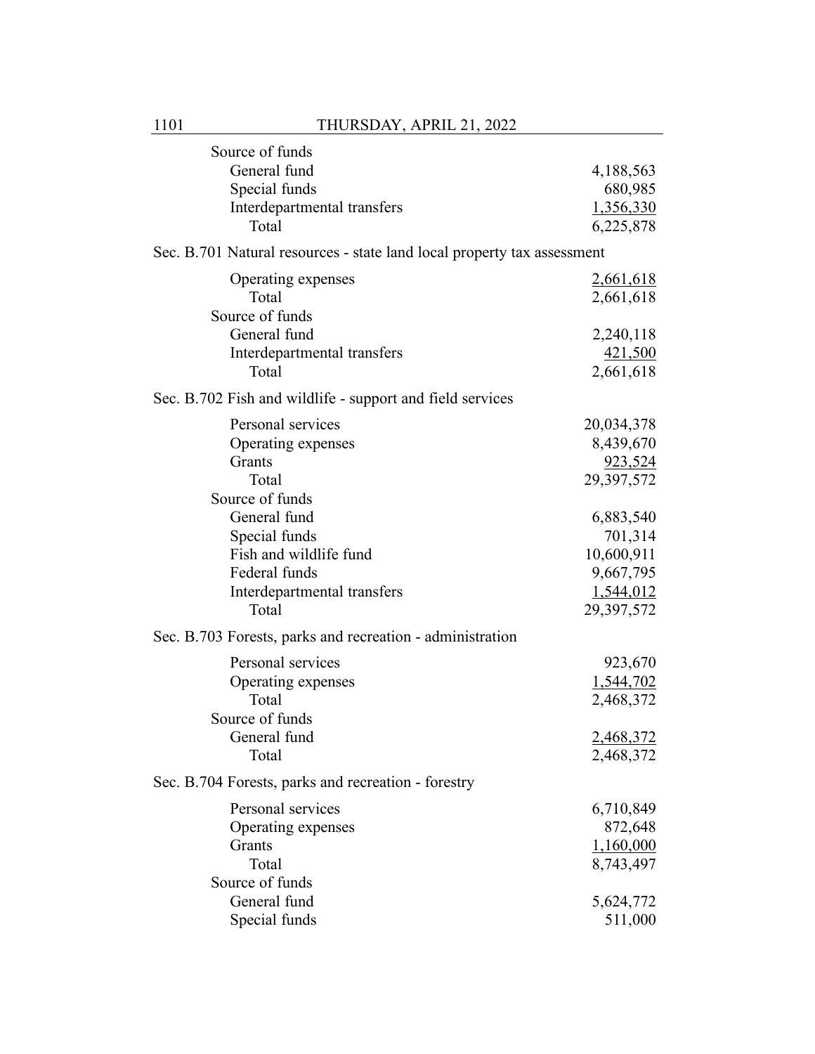Source of funds

| | |
|---|---:|
| General fund | 4,188,563 |
| Special funds | 680,985 |
| Interdepartmental transfers | 1,356,330 |
| Total | 6,225,878 |

Sec. B.701 Natural resources - state land local property tax assessment

| | |
|---|---:|
| Operating expenses | 2,661,618 |
| Total | 2,661,618 |
| Source of funds | |
| General fund | 2,240,118 |
| Interdepartmental transfers | 421,500 |
| Total | 2,661,618 |

Sec. B.702 Fish and wildlife - support and field services

| | |
|---|---:|
| Personal services | 20,034,378 |
| Operating expenses | 8,439,670 |
| Grants | 923,524 |
| Total | 29,397,572 |
| Source of funds | |
| General fund | 6,883,540 |
| Special funds | 701,314 |
| Fish and wildlife fund | 10,600,911 |
| Federal funds | 9,667,795 |
| Interdepartmental transfers | 1,544,012 |
| Total | 29,397,572 |

Sec. B.703 Forests, parks and recreation - administration

| | |
|---|---:|
| Personal services | 923,670 |
| Operating expenses | 1,544,702 |
| Total | 2,468,372 |
| Source of funds | |
| General fund | 2,468,372 |
| Total | 2,468,372 |

Sec. B.704 Forests, parks and recreation - forestry

| | |
|---|---:|
| Personal services | 6,710,849 |
| Operating expenses | 872,648 |
| Grants | 1,160,000 |
| Total | 8,743,497 |
| Source of funds | |
| General fund | 5,624,772 |
| Special funds | 511,000 |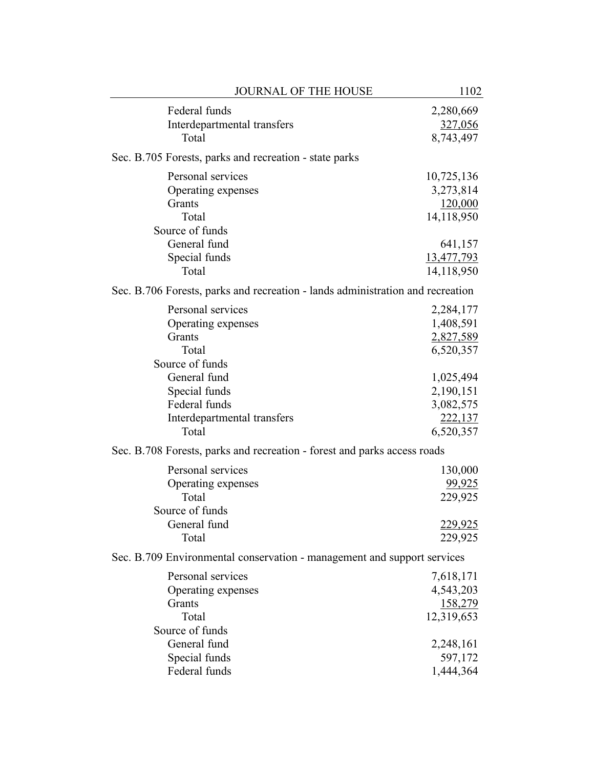| | |
|---|---|
| Federal funds | 2,280,669 |
| Interdepartmental transfers | 327,056 |
| Total | 8,743,497 |

Sec. B.705 Forests, parks and recreation - state parks

| | |
|---|---|
| Personal services | 10,725,136 |
| Operating expenses | 3,273,814 |
| Grants | 120,000 |
| Total | 14,118,950 |
| Source of funds | |
| General fund | 641,157 |
| Special funds | 13,477,793 |
| Total | 14,118,950 |

Sec. B.706 Forests, parks and recreation - lands administration and recreation

| | |
|---|---|
| Personal services | 2,284,177 |
| Operating expenses | 1,408,591 |
| Grants | 2,827,589 |
| Total | 6,520,357 |
| Source of funds | |
| General fund | 1,025,494 |
| Special funds | 2,190,151 |
| Federal funds | 3,082,575 |
| Interdepartmental transfers | 222,137 |
| Total | 6,520,357 |

Sec. B.708 Forests, parks and recreation - forest and parks access roads

| | |
|---|---|
| Personal services | 130,000 |
| Operating expenses | 99,925 |
| Total | 229,925 |
| Source of funds | |
| General fund | 229,925 |
| Total | 229,925 |

Sec. B.709 Environmental conservation - management and support services

| | |
|---|---|
| Personal services | 7,618,171 |
| Operating expenses | 4,543,203 |
| Grants | 158,279 |
| Total | 12,319,653 |
| Source of funds | |
| General fund | 2,248,161 |
| Special funds | 597,172 |
| Federal funds | 1,444,364 |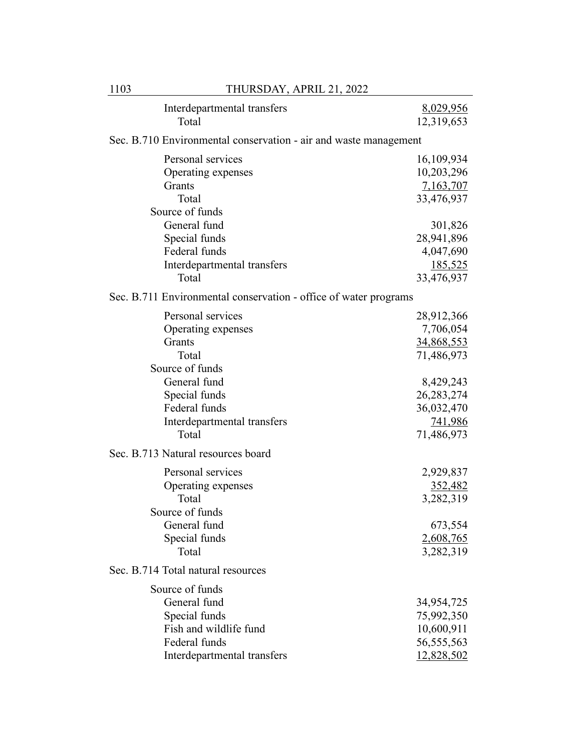| | |
|---|---|
| Interdepartmental transfers | 8,029,956 |
| Total | 12,319,653 |

Sec. B.710 Environmental conservation - air and waste management

| | |
|---|---|
| Personal services | 16,109,934 |
| Operating expenses | 10,203,296 |
| Grants | 7,163,707 |
| Total | 33,476,937 |
| Source of funds | |
| General fund | 301,826 |
| Special funds | 28,941,896 |
| Federal funds | 4,047,690 |
| Interdepartmental transfers | 185,525 |
| Total | 33,476,937 |

Sec. B.711 Environmental conservation - office of water programs

| | |
|---|---|
| Personal services | 28,912,366 |
| Operating expenses | 7,706,054 |
| Grants | 34,868,553 |
| Total | 71,486,973 |
| Source of funds | |
| General fund | 8,429,243 |
| Special funds | 26,283,274 |
| Federal funds | 36,032,470 |
| Interdepartmental transfers | 741,986 |
| Total | 71,486,973 |

Sec. B.713 Natural resources board

| | |
|---|---|
| Personal services | 2,929,837 |
| Operating expenses | 352,482 |
| Total | 3,282,319 |
| Source of funds | |
| General fund | 673,554 |
| Special funds | 2,608,765 |
| Total | 3,282,319 |

Sec. B.714 Total natural resources

| | |
|---|---|
| Source of funds | |
| General fund | 34,954,725 |
| Special funds | 75,992,350 |
| Fish and wildlife fund | 10,600,911 |
| Federal funds | 56,555,563 |
| Interdepartmental transfers | 12,828,502 |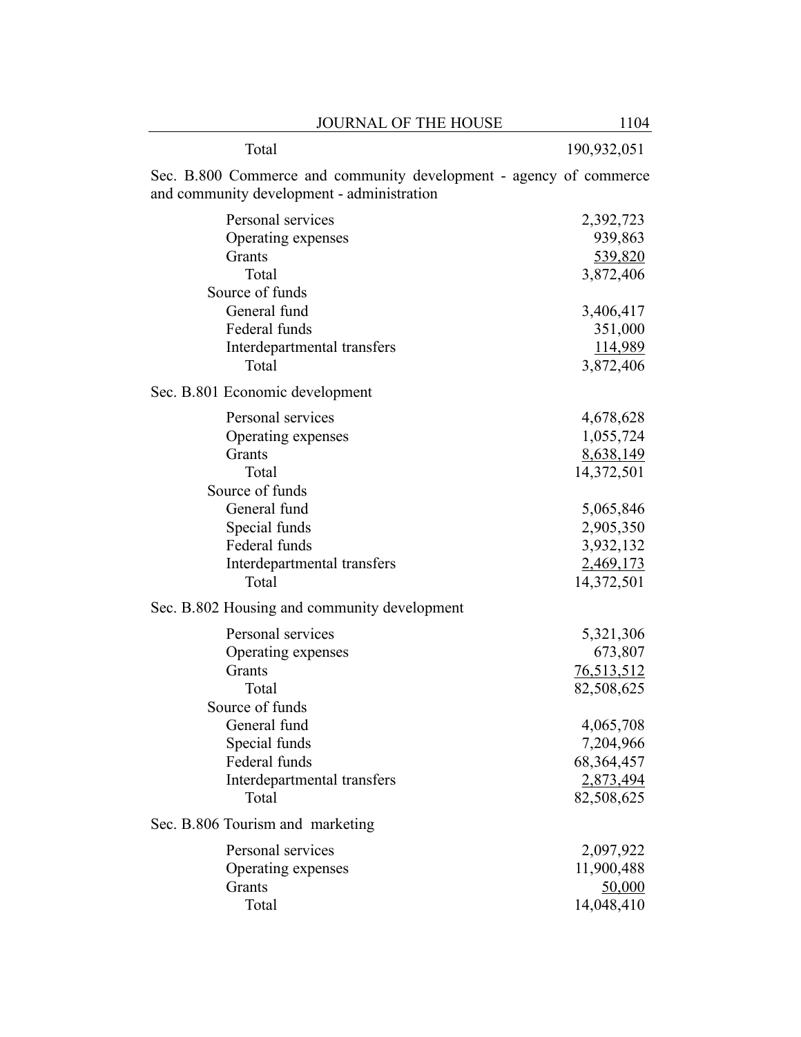| | |
|---|---|
| Total | 190,932,051 |

Sec. B.800 Commerce and community development - agency of commerce and community development - administration

| | |
|---|---|
| Personal services | 2,392,723 |
| Operating expenses | 939,863 |
| Grants | 539,820 |
| Total | 3,872,406 |
| Source of funds | |
| General fund | 3,406,417 |
| Federal funds | 351,000 |
| Interdepartmental transfers | 114,989 |
| Total | 3,872,406 |

Sec. B.801 Economic development

| | |
|---|---|
| Personal services | 4,678,628 |
| Operating expenses | 1,055,724 |
| Grants | 8,638,149 |
| Total | 14,372,501 |
| Source of funds | |
| General fund | 5,065,846 |
| Special funds | 2,905,350 |
| Federal funds | 3,932,132 |
| Interdepartmental transfers | 2,469,173 |
| Total | 14,372,501 |

Sec. B.802 Housing and community development

| | |
|---|---|
| Personal services | 5,321,306 |
| Operating expenses | 673,807 |
| Grants | 76,513,512 |
| Total | 82,508,625 |
| Source of funds | |
| General fund | 4,065,708 |
| Special funds | 7,204,966 |
| Federal funds | 68,364,457 |
| Interdepartmental transfers | 2,873,494 |
| Total | 82,508,625 |

Sec. B.806 Tourism and marketing

| | |
|---|---|
| Personal services | 2,097,922 |
| Operating expenses | 11,900,488 |
| Grants | 50,000 |
| Total | 14,048,410 |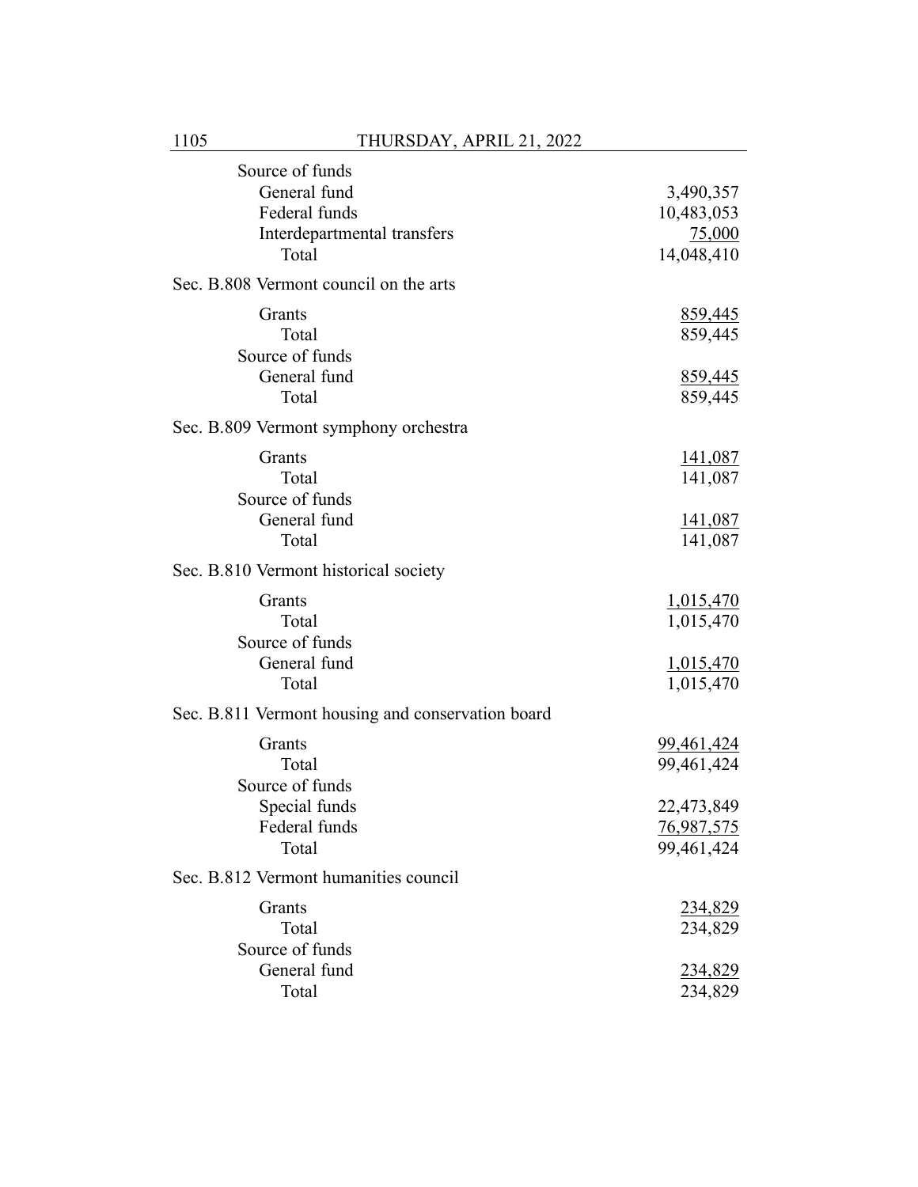Source of funds

| | |
|---|---:|
| General fund | 3,490,357 |
| Federal funds | 10,483,053 |
| Interdepartmental transfers | 75,000 |
| Total | 14,048,410 |

Sec. B.808 Vermont council on the arts

| | |
|---|---:|
| Grants | 859,445 |
| Total | 859,445 |
| Source of funds | |
| General fund | 859,445 |
| Total | 859,445 |

Sec. B.809 Vermont symphony orchestra

| | |
|---|---:|
| Grants | 141,087 |
| Total | 141,087 |
| Source of funds | |
| General fund | 141,087 |
| Total | 141,087 |

Sec. B.810 Vermont historical society

| | |
|---|---:|
| Grants | 1,015,470 |
| Total | 1,015,470 |
| Source of funds | |
| General fund | 1,015,470 |
| Total | 1,015,470 |

Sec. B.811 Vermont housing and conservation board

| | |
|---|---:|
| Grants | 99,461,424 |
| Total | 99,461,424 |
| Source of funds | |
| Special funds | 22,473,849 |
| Federal funds | 76,987,575 |
| Total | 99,461,424 |

Sec. B.812 Vermont humanities council

| | |
|---|---:|
| Grants | 234,829 |
| Total | 234,829 |
| Source of funds | |
| General fund | 234,829 |
| Total | 234,829 |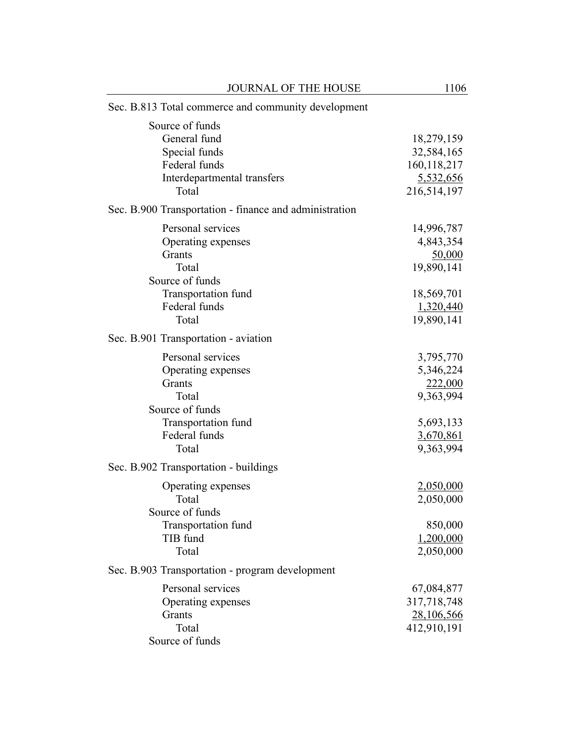Sec. B.813 Total commerce and community development

| | |
|---|---|
| Source of funds | |
| General fund | 18,279,159 |
| Special funds | 32,584,165 |
| Federal funds | 160,118,217 |
| Interdepartmental transfers | 5,532,656 |
| Total | 216,514,197 |

Sec. B.900 Transportation - finance and administration

| | |
|---|---|
| Personal services | 14,996,787 |
| Operating expenses | 4,843,354 |
| Grants | 50,000 |
| Total | 19,890,141 |
| Source of funds | |
| Transportation fund | 18,569,701 |
| Federal funds | 1,320,440 |
| Total | 19,890,141 |

Sec. B.901 Transportation - aviation

| | |
|---|---|
| Personal services | 3,795,770 |
| Operating expenses | 5,346,224 |
| Grants | 222,000 |
| Total | 9,363,994 |
| Source of funds | |
| Transportation fund | 5,693,133 |
| Federal funds | 3,670,861 |
| Total | 9,363,994 |

Sec. B.902 Transportation - buildings

| | |
|---|---|
| Operating expenses | 2,050,000 |
| Total | 2,050,000 |
| Source of funds | |
| Transportation fund | 850,000 |
| TIB fund | 1,200,000 |
| Total | 2,050,000 |

Sec. B.903 Transportation - program development

| | |
|---|---|
| Personal services | 67,084,877 |
| Operating expenses | 317,718,748 |
| Grants | 28,106,566 |
| Total | 412,910,191 |
| Source of funds | |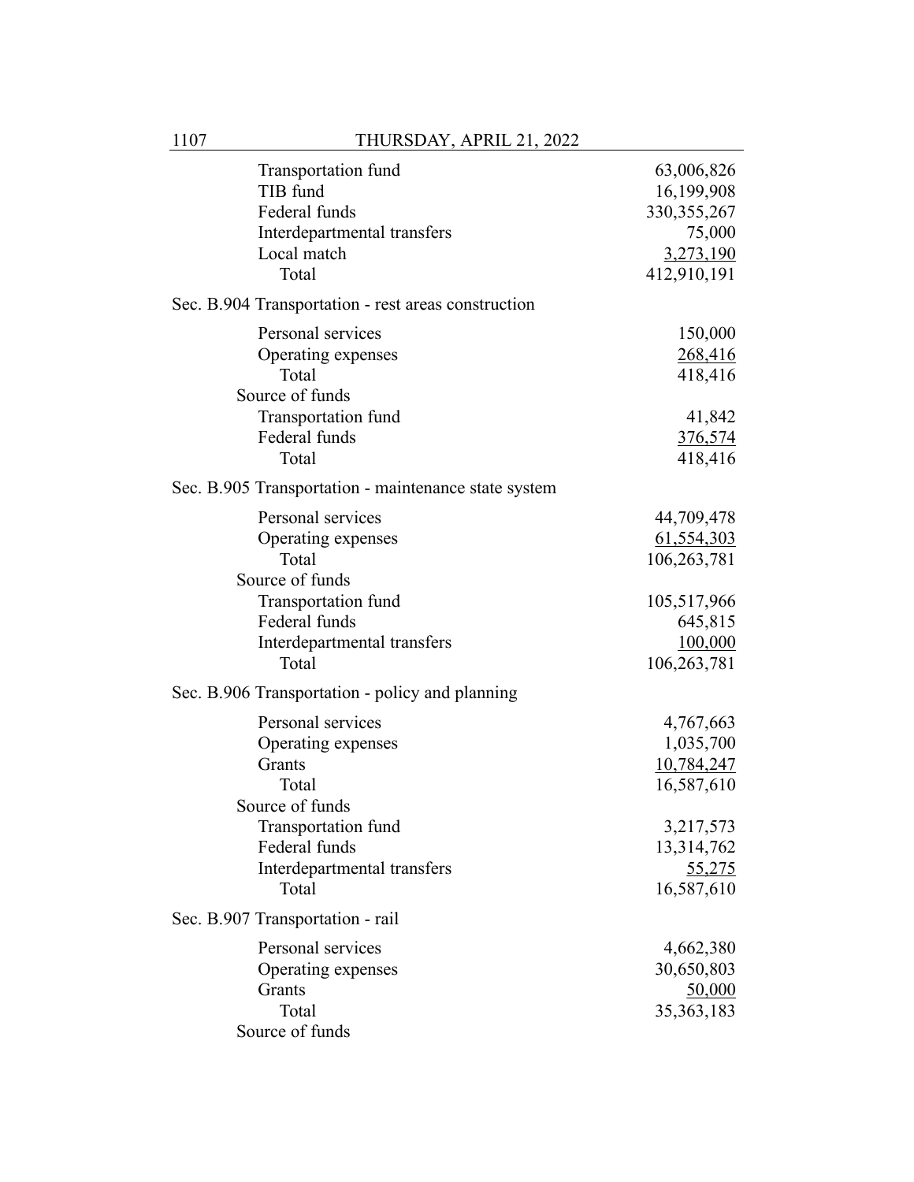| | |
|---|---|
| Transportation fund | 63,006,826 |
| TIB fund | 16,199,908 |
| Federal funds | 330,355,267 |
| Interdepartmental transfers | 75,000 |
| Local match | 3,273,190 |
| Total | 412,910,191 |

Sec. B.904 Transportation - rest areas construction

| | |
|---|---|
| Personal services | 150,000 |
| Operating expenses | 268,416 |
| Total | 418,416 |
| Source of funds | |
| Transportation fund | 41,842 |
| Federal funds | 376,574 |
| Total | 418,416 |

Sec. B.905 Transportation - maintenance state system

| | |
|---|---|
| Personal services | 44,709,478 |
| Operating expenses | 61,554,303 |
| Total | 106,263,781 |
| Source of funds | |
| Transportation fund | 105,517,966 |
| Federal funds | 645,815 |
| Interdepartmental transfers | 100,000 |
| Total | 106,263,781 |

Sec. B.906 Transportation - policy and planning

| | |
|---|---|
| Personal services | 4,767,663 |
| Operating expenses | 1,035,700 |
| Grants | 10,784,247 |
| Total | 16,587,610 |
| Source of funds | |
| Transportation fund | 3,217,573 |
| Federal funds | 13,314,762 |
| Interdepartmental transfers | 55,275 |
| Total | 16,587,610 |

Sec. B.907 Transportation - rail

| | |
|---|---|
| Personal services | 4,662,380 |
| Operating expenses | 30,650,803 |
| Grants | 50,000 |
| Total | 35,363,183 |
| Source of funds | |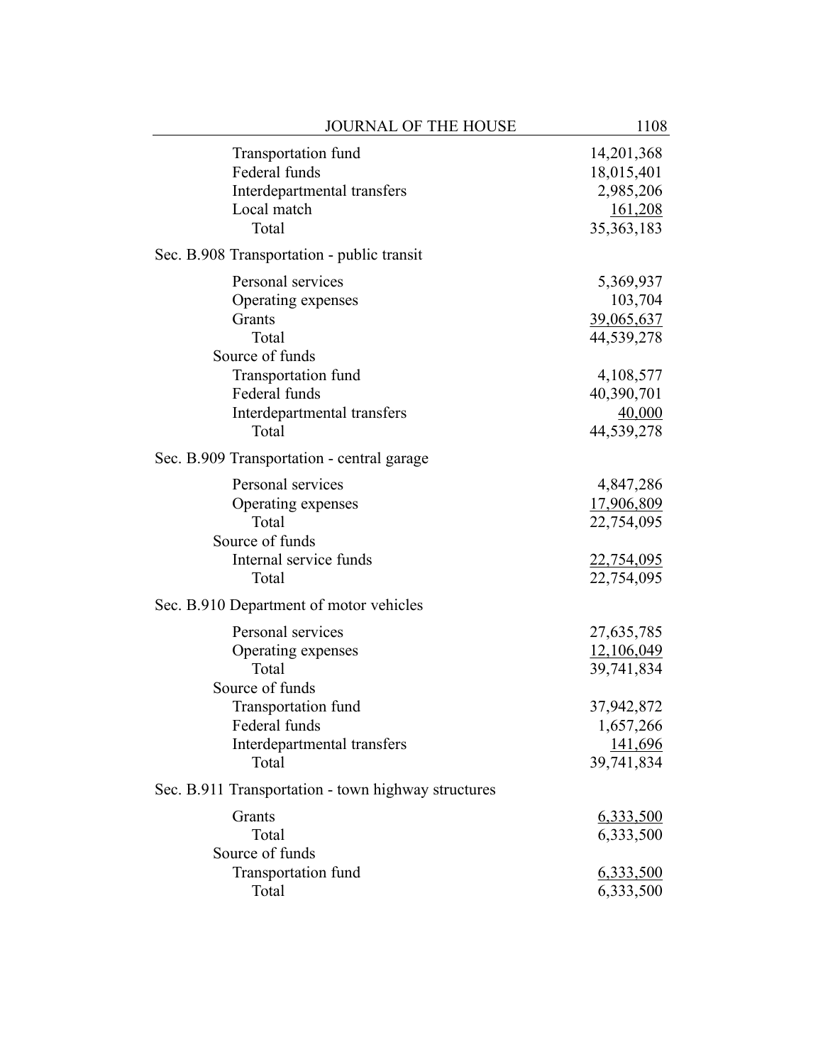| | |
|---|---|
| Transportation fund | 14,201,368 |
| Federal funds | 18,015,401 |
| Interdepartmental transfers | 2,985,206 |
| Local match | 161,208 |
| Total | 35,363,183 |

Sec. B.908 Transportation - public transit

| | |
|---|---|
| Personal services | 5,369,937 |
| Operating expenses | 103,704 |
| Grants | 39,065,637 |
| Total | 44,539,278 |
| Source of funds | |
| Transportation fund | 4,108,577 |
| Federal funds | 40,390,701 |
| Interdepartmental transfers | 40,000 |
| Total | 44,539,278 |

Sec. B.909 Transportation - central garage

| | |
|---|---|
| Personal services | 4,847,286 |
| Operating expenses | 17,906,809 |
| Total | 22,754,095 |
| Source of funds | |
| Internal service funds | 22,754,095 |
| Total | 22,754,095 |

Sec. B.910 Department of motor vehicles

| | |
|---|---|
| Personal services | 27,635,785 |
| Operating expenses | 12,106,049 |
| Total | 39,741,834 |
| Source of funds | |
| Transportation fund | 37,942,872 |
| Federal funds | 1,657,266 |
| Interdepartmental transfers | 141,696 |
| Total | 39,741,834 |

Sec. B.911 Transportation - town highway structures

| | |
|---|---|
| Grants | 6,333,500 |
| Total | 6,333,500 |
| Source of funds | |
| Transportation fund | 6,333,500 |
| Total | 6,333,500 |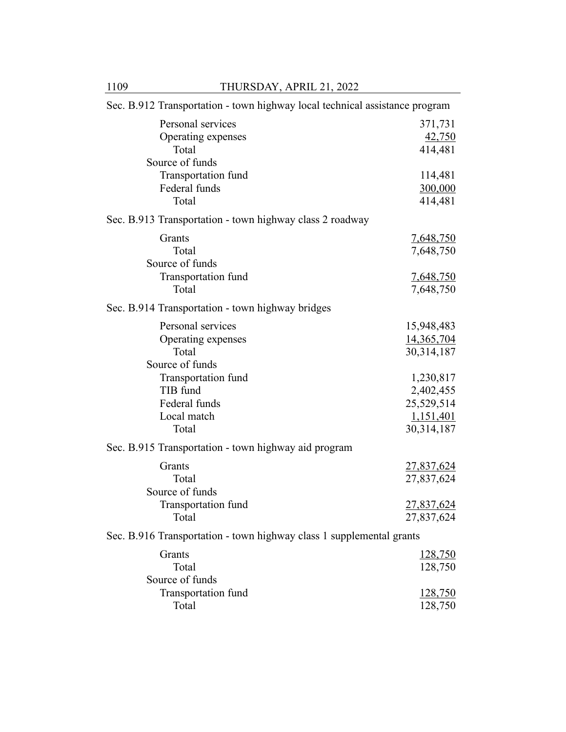Sec. B.912 Transportation - town highway local technical assistance program

| | |
|---|---|
| Personal services | 371,731 |
| Operating expenses | 42,750 |
| Total | 414,481 |
| Source of funds | |
| Transportation fund | 114,481 |
| Federal funds | 300,000 |
| Total | 414,481 |

Sec. B.913 Transportation - town highway class 2 roadway

| | |
|---|---|
| Grants | 7,648,750 |
| Total | 7,648,750 |
| Source of funds | |
| Transportation fund | 7,648,750 |
| Total | 7,648,750 |

Sec. B.914 Transportation - town highway bridges

| | |
|---|---|
| Personal services | 15,948,483 |
| Operating expenses | 14,365,704 |
| Total | 30,314,187 |
| Source of funds | |
| Transportation fund | 1,230,817 |
| TIB fund | 2,402,455 |
| Federal funds | 25,529,514 |
| Local match | 1,151,401 |
| Total | 30,314,187 |

Sec. B.915 Transportation - town highway aid program

| | |
|---|---|
| Grants | 27,837,624 |
| Total | 27,837,624 |
| Source of funds | |
| Transportation fund | 27,837,624 |
| Total | 27,837,624 |

Sec. B.916 Transportation - town highway class 1 supplemental grants

| | |
|---|---|
| Grants | 128,750 |
| Total | 128,750 |
| Source of funds | |
| Transportation fund | 128,750 |
| Total | 128,750 |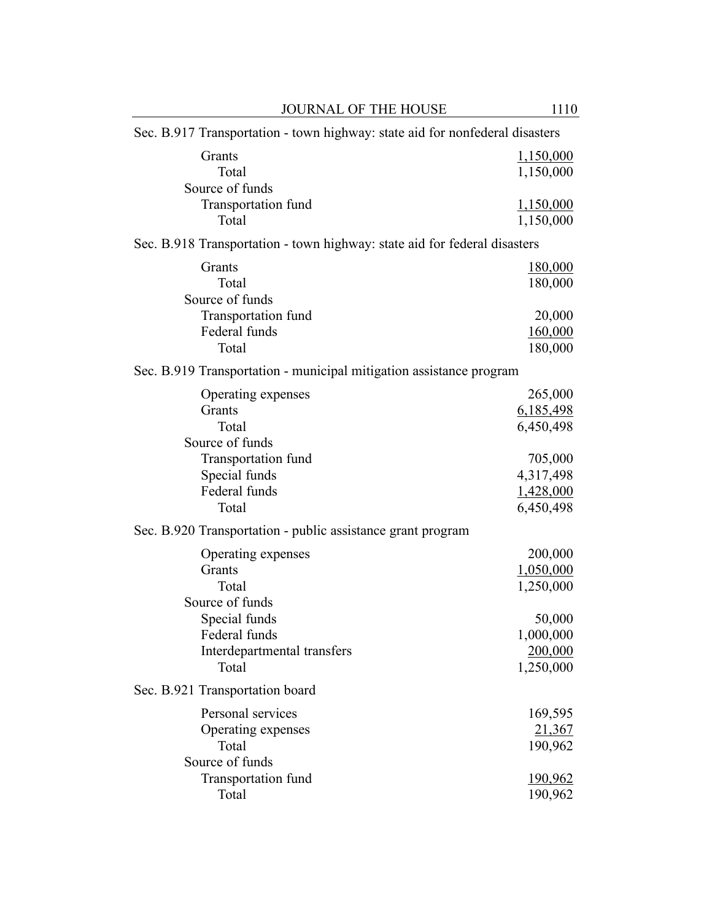Sec. B.917 Transportation - town highway: state aid for nonfederal disasters

| | |
|---|---|
| Grants | 1,150,000 |
| Total | 1,150,000 |
| Source of funds | |
| Transportation fund | 1,150,000 |
| Total | 1,150,000 |

Sec. B.918 Transportation - town highway: state aid for federal disasters

| | |
|---|---|
| Grants | 180,000 |
| Total | 180,000 |
| Source of funds | |
| Transportation fund | 20,000 |
| Federal funds | 160,000 |
| Total | 180,000 |

Sec. B.919 Transportation - municipal mitigation assistance program

| | |
|---|---|
| Operating expenses | 265,000 |
| Grants | 6,185,498 |
| Total | 6,450,498 |
| Source of funds | |
| Transportation fund | 705,000 |
| Special funds | 4,317,498 |
| Federal funds | 1,428,000 |
| Total | 6,450,498 |

Sec. B.920 Transportation - public assistance grant program

| | |
|---|---|
| Operating expenses | 200,000 |
| Grants | 1,050,000 |
| Total | 1,250,000 |
| Source of funds | |
| Special funds | 50,000 |
| Federal funds | 1,000,000 |
| Interdepartmental transfers | 200,000 |
| Total | 1,250,000 |

Sec. B.921 Transportation board

| | |
|---|---|
| Personal services | 169,595 |
| Operating expenses | 21,367 |
| Total | 190,962 |
| Source of funds | |
| Transportation fund | 190,962 |
| Total | 190,962 |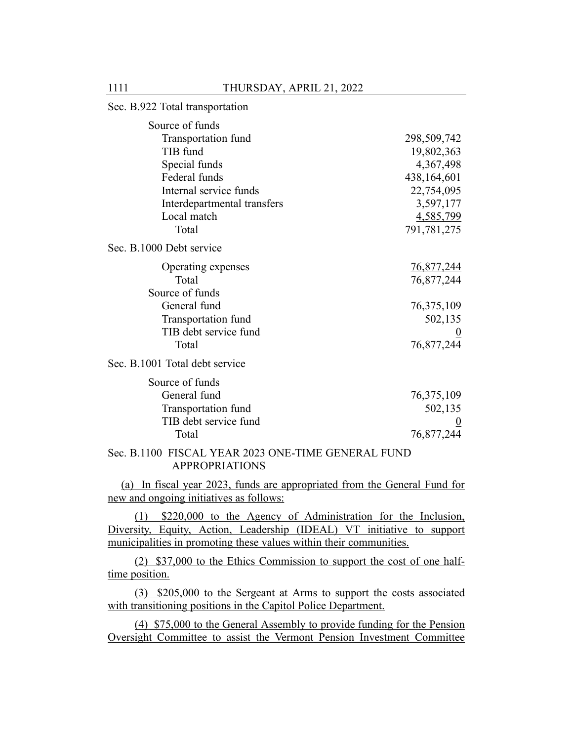Sec. B.922 Total transportation

| | |
|---|---|
| Source of funds | |
| Transportation fund | 298,509,742 |
| TIB fund | 19,802,363 |
| Special funds | 4,367,498 |
| Federal funds | 438,164,601 |
| Internal service funds | 22,754,095 |
| Interdepartmental transfers | 3,597,177 |
| Local match | 4,585,799 |
| Total | 791,781,275 |

Sec. B.1000 Debt service

| | |
|---|---|
| Operating expenses | 76,877,244 |
| Total | 76,877,244 |
| Source of funds | |
| General fund | 76,375,109 |
| Transportation fund | 502,135 |
| TIB debt service fund | 0 |
| Total | 76,877,244 |

Sec. B.1001 Total debt service

| | |
|---|---|
| Source of funds | |
| General fund | 76,375,109 |
| Transportation fund | 502,135 |
| TIB debt service fund | 0 |
| Total | 76,877,244 |

Sec. B.1100 FISCAL YEAR 2023 ONE-TIME GENERAL FUND APPROPRIATIONS

(a) In fiscal year 2023, funds are appropriated from the General Fund for new and ongoing initiatives as follows:

(1) $220,000 to the Agency of Administration for the Inclusion, Diversity, Equity, Action, Leadership (IDEAL) VT initiative to support municipalities in promoting these values within their communities.

(2) $37,000 to the Ethics Commission to support the cost of one half-time position.

(3) $205,000 to the Sergeant at Arms to support the costs associated with transitioning positions in the Capitol Police Department.

(4) $75,000 to the General Assembly to provide funding for the Pension Oversight Committee to assist the Vermont Pension Investment Committee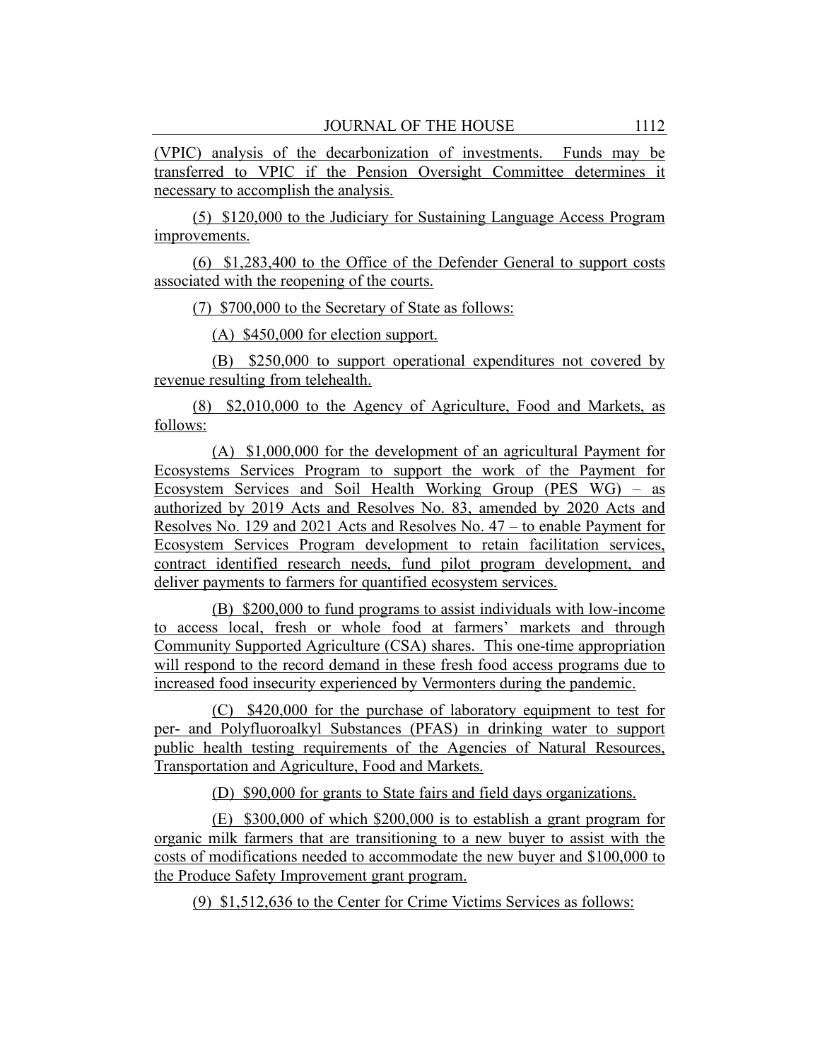(VPIC) analysis of the decarbonization of investments. Funds may be transferred to VPIC if the Pension Oversight Committee determines it necessary to accomplish the analysis.

(5) $120,000 to the Judiciary for Sustaining Language Access Program improvements.

(6) $1,283,400 to the Office of the Defender General to support costs associated with the reopening of the courts.

(7) $700,000 to the Secretary of State as follows:

(A) $450,000 for election support.

(B) $250,000 to support operational expenditures not covered by revenue resulting from telehealth.

(8) $2,010,000 to the Agency of Agriculture, Food and Markets, as follows:

(A) $1,000,000 for the development of an agricultural Payment for Ecosystems Services Program to support the work of the Payment for Ecosystem Services and Soil Health Working Group (PES WG) – as authorized by 2019 Acts and Resolves No. 83, amended by 2020 Acts and Resolves No. 129 and 2021 Acts and Resolves No. 47 – to enable Payment for Ecosystem Services Program development to retain facilitation services, contract identified research needs, fund pilot program development, and deliver payments to farmers for quantified ecosystem services.

(B) $200,000 to fund programs to assist individuals with low-income to access local, fresh or whole food at farmers' markets and through Community Supported Agriculture (CSA) shares. This one-time appropriation will respond to the record demand in these fresh food access programs due to increased food insecurity experienced by Vermonters during the pandemic.

(C) $420,000 for the purchase of laboratory equipment to test for per- and Polyfluoroalkyl Substances (PFAS) in drinking water to support public health testing requirements of the Agencies of Natural Resources, Transportation and Agriculture, Food and Markets.

(D) $90,000 for grants to State fairs and field days organizations.

(E) $300,000 of which $200,000 is to establish a grant program for organic milk farmers that are transitioning to a new buyer to assist with the costs of modifications needed to accommodate the new buyer and $100,000 to the Produce Safety Improvement grant program.

(9) $1,512,636 to the Center for Crime Victims Services as follows: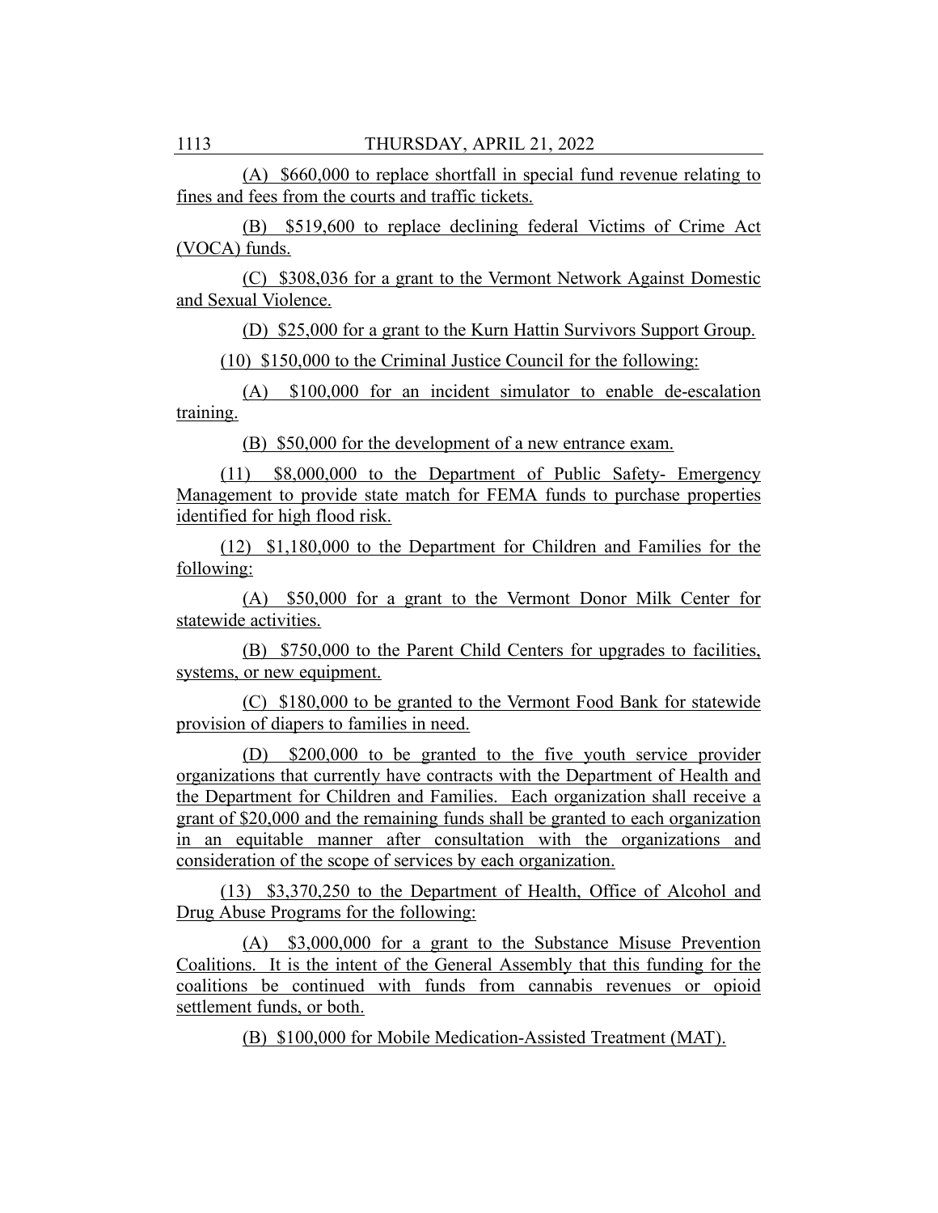(A) $660,000 to replace shortfall in special fund revenue relating to fines and fees from the courts and traffic tickets.

(B) $519,600 to replace declining federal Victims of Crime Act (VOCA) funds.

(C) $308,036 for a grant to the Vermont Network Against Domestic and Sexual Violence.

(D) $25,000 for a grant to the Kurn Hattin Survivors Support Group.

(10) $150,000 to the Criminal Justice Council for the following:

(A) $100,000 for an incident simulator to enable de-escalation training.

(B) $50,000 for the development of a new entrance exam.

(11) $8,000,000 to the Department of Public Safety- Emergency Management to provide state match for FEMA funds to purchase properties identified for high flood risk.

(12) $1,180,000 to the Department for Children and Families for the following:

(A) $50,000 for a grant to the Vermont Donor Milk Center for statewide activities.

(B) $750,000 to the Parent Child Centers for upgrades to facilities, systems, or new equipment.

(C) $180,000 to be granted to the Vermont Food Bank for statewide provision of diapers to families in need.

(D) $200,000 to be granted to the five youth service provider organizations that currently have contracts with the Department of Health and the Department for Children and Families. Each organization shall receive a grant of $20,000 and the remaining funds shall be granted to each organization in an equitable manner after consultation with the organizations and consideration of the scope of services by each organization.

(13) $3,370,250 to the Department of Health, Office of Alcohol and Drug Abuse Programs for the following:

(A) $3,000,000 for a grant to the Substance Misuse Prevention Coalitions. It is the intent of the General Assembly that this funding for the coalitions be continued with funds from cannabis revenues or opioid settlement funds, or both.

(B) $100,000 for Mobile Medication-Assisted Treatment (MAT).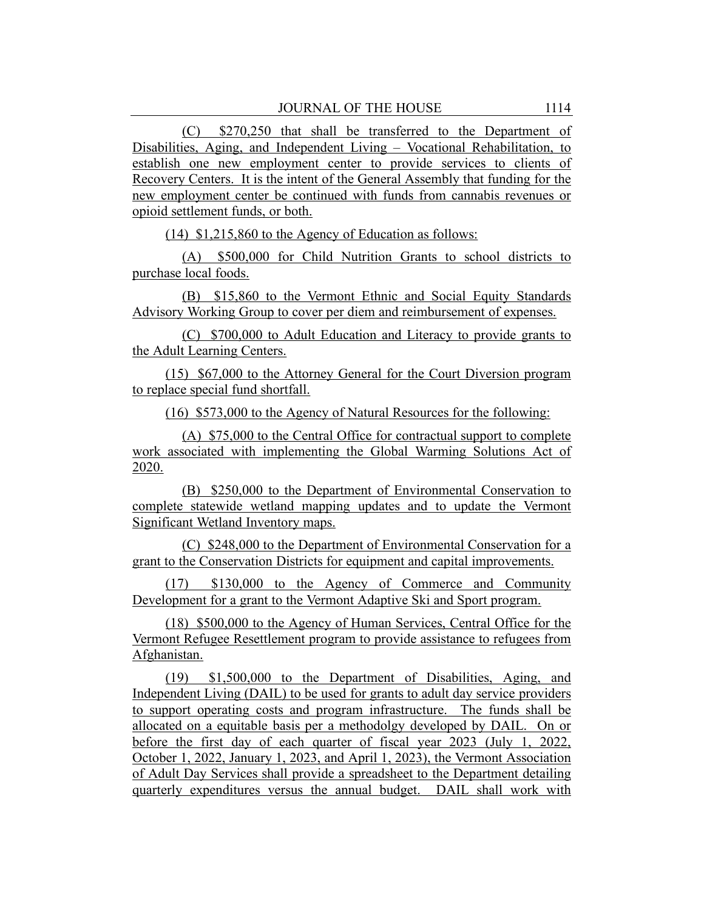(C) $270,250 that shall be transferred to the Department of Disabilities, Aging, and Independent Living – Vocational Rehabilitation, to establish one new employment center to provide services to clients of Recovery Centers. It is the intent of the General Assembly that funding for the new employment center be continued with funds from cannabis revenues or opioid settlement funds, or both.

(14) $1,215,860 to the Agency of Education as follows:

(A) $500,000 for Child Nutrition Grants to school districts to purchase local foods.

(B) $15,860 to the Vermont Ethnic and Social Equity Standards Advisory Working Group to cover per diem and reimbursement of expenses.

(C) $700,000 to Adult Education and Literacy to provide grants to the Adult Learning Centers.

(15) $67,000 to the Attorney General for the Court Diversion program to replace special fund shortfall.

(16) $573,000 to the Agency of Natural Resources for the following:

(A) $75,000 to the Central Office for contractual support to complete work associated with implementing the Global Warming Solutions Act of 2020.

(B) $250,000 to the Department of Environmental Conservation to complete statewide wetland mapping updates and to update the Vermont Significant Wetland Inventory maps.

(C) $248,000 to the Department of Environmental Conservation for a grant to the Conservation Districts for equipment and capital improvements.

(17) $130,000 to the Agency of Commerce and Community Development for a grant to the Vermont Adaptive Ski and Sport program.

(18) $500,000 to the Agency of Human Services, Central Office for the Vermont Refugee Resettlement program to provide assistance to refugees from Afghanistan.

(19) $1,500,000 to the Department of Disabilities, Aging, and Independent Living (DAIL) to be used for grants to adult day service providers to support operating costs and program infrastructure. The funds shall be allocated on a equitable basis per a methodolgy developed by DAIL. On or before the first day of each quarter of fiscal year 2023 (July 1, 2022, October 1, 2022, January 1, 2023, and April 1, 2023), the Vermont Association of Adult Day Services shall provide a spreadsheet to the Department detailing quarterly expenditures versus the annual budget. DAIL shall work with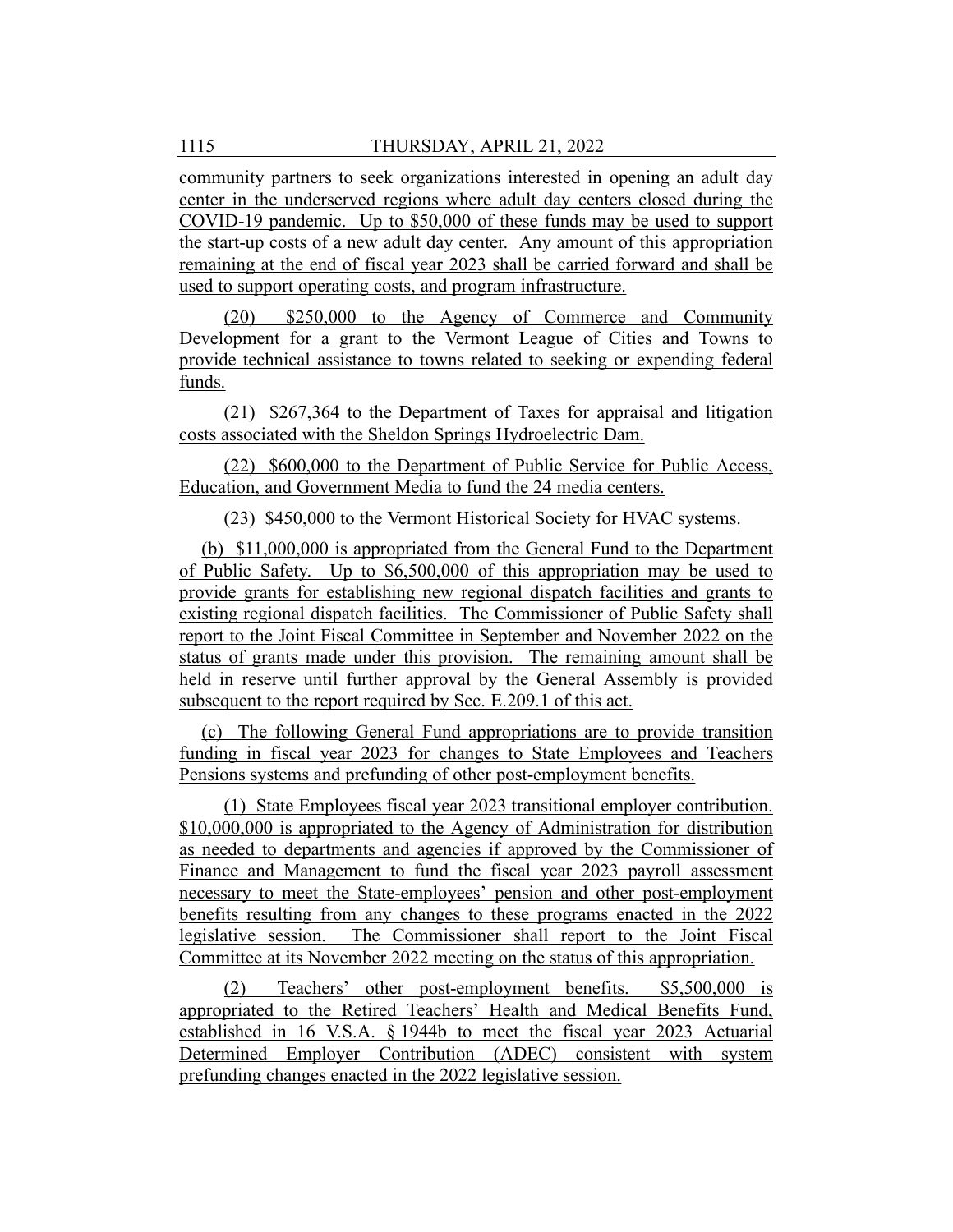community partners to seek organizations interested in opening an adult day center in the underserved regions where adult day centers closed during the COVID-19 pandemic. Up to $50,000 of these funds may be used to support the start-up costs of a new adult day center. Any amount of this appropriation remaining at the end of fiscal year 2023 shall be carried forward and shall be used to support operating costs, and program infrastructure.

(20) $250,000 to the Agency of Commerce and Community Development for a grant to the Vermont League of Cities and Towns to provide technical assistance to towns related to seeking or expending federal funds.

(21) $267,364 to the Department of Taxes for appraisal and litigation costs associated with the Sheldon Springs Hydroelectric Dam.

(22) $600,000 to the Department of Public Service for Public Access, Education, and Government Media to fund the 24 media centers.

(23) $450,000 to the Vermont Historical Society for HVAC systems.

(b) $11,000,000 is appropriated from the General Fund to the Department of Public Safety. Up to $6,500,000 of this appropriation may be used to provide grants for establishing new regional dispatch facilities and grants to existing regional dispatch facilities. The Commissioner of Public Safety shall report to the Joint Fiscal Committee in September and November 2022 on the status of grants made under this provision. The remaining amount shall be held in reserve until further approval by the General Assembly is provided subsequent to the report required by Sec. E.209.1 of this act.

(c) The following General Fund appropriations are to provide transition funding in fiscal year 2023 for changes to State Employees and Teachers Pensions systems and prefunding of other post-employment benefits.

(1) State Employees fiscal year 2023 transitional employer contribution. $10,000,000 is appropriated to the Agency of Administration for distribution as needed to departments and agencies if approved by the Commissioner of Finance and Management to fund the fiscal year 2023 payroll assessment necessary to meet the State-employees' pension and other post-employment benefits resulting from any changes to these programs enacted in the 2022 legislative session. The Commissioner shall report to the Joint Fiscal Committee at its November 2022 meeting on the status of this appropriation.

(2) Teachers' other post-employment benefits. $5,500,000 is appropriated to the Retired Teachers' Health and Medical Benefits Fund, established in 16 V.S.A. § 1944b to meet the fiscal year 2023 Actuarial Determined Employer Contribution (ADEC) consistent with system prefunding changes enacted in the 2022 legislative session.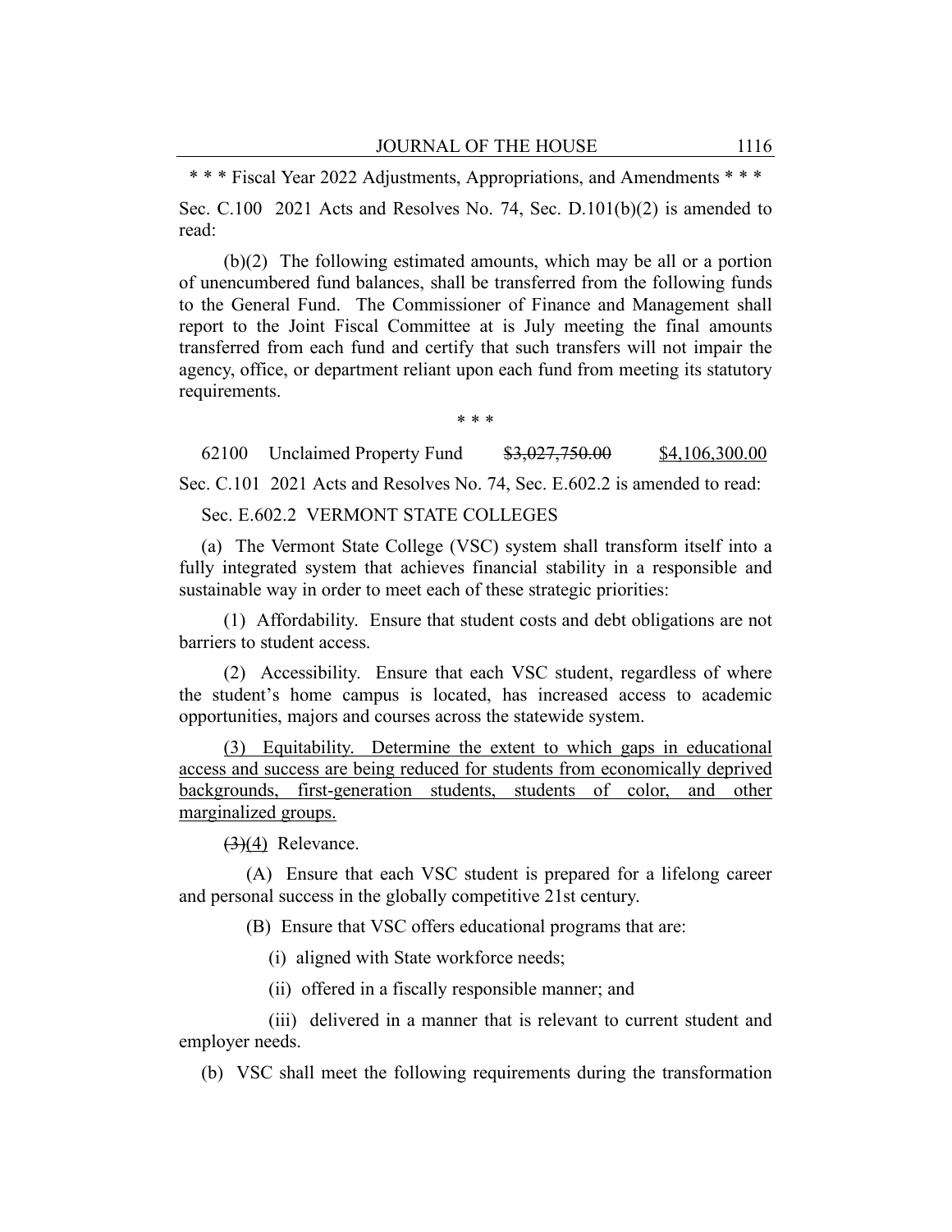\* \* \* Fiscal Year 2022 Adjustments, Appropriations, and Amendments \* \* \*

Sec. C.100 2021 Acts and Resolves No. 74, Sec. D.101(b)(2) is amended to read:

(b)(2) The following estimated amounts, which may be all or a portion of unencumbered fund balances, shall be transferred from the following funds to the General Fund. The Commissioner of Finance and Management shall report to the Joint Fiscal Committee at is July meeting the final amounts transferred from each fund and certify that such transfers will not impair the agency, office, or department reliant upon each fund from meeting its statutory requirements.

\* \* \*

62100 Unclaimed Property Fund ~~$3,027,750.00~~ <u>$4,106,300.00</u>

Sec. C.101 2021 Acts and Resolves No. 74, Sec. E.602.2 is amended to read:

Sec. E.602.2 VERMONT STATE COLLEGES

(a) The Vermont State College (VSC) system shall transform itself into a fully integrated system that achieves financial stability in a responsible and sustainable way in order to meet each of these strategic priorities:

(1) Affordability. Ensure that student costs and debt obligations are not barriers to student access.

(2) Accessibility. Ensure that each VSC student, regardless of where the student's home campus is located, has increased access to academic opportunities, majors and courses across the statewide system.

<u>(3) Equitability. Determine the extent to which gaps in educational access and success are being reduced for students from economically deprived backgrounds, first-generation students, students of color, and other marginalized groups.</u>

~~(3)~~<u>(4)</u> Relevance.

(A) Ensure that each VSC student is prepared for a lifelong career and personal success in the globally competitive 21st century.

(B) Ensure that VSC offers educational programs that are:

(i) aligned with State workforce needs;

(ii) offered in a fiscally responsible manner; and

(iii) delivered in a manner that is relevant to current student and employer needs.

(b) VSC shall meet the following requirements during the transformation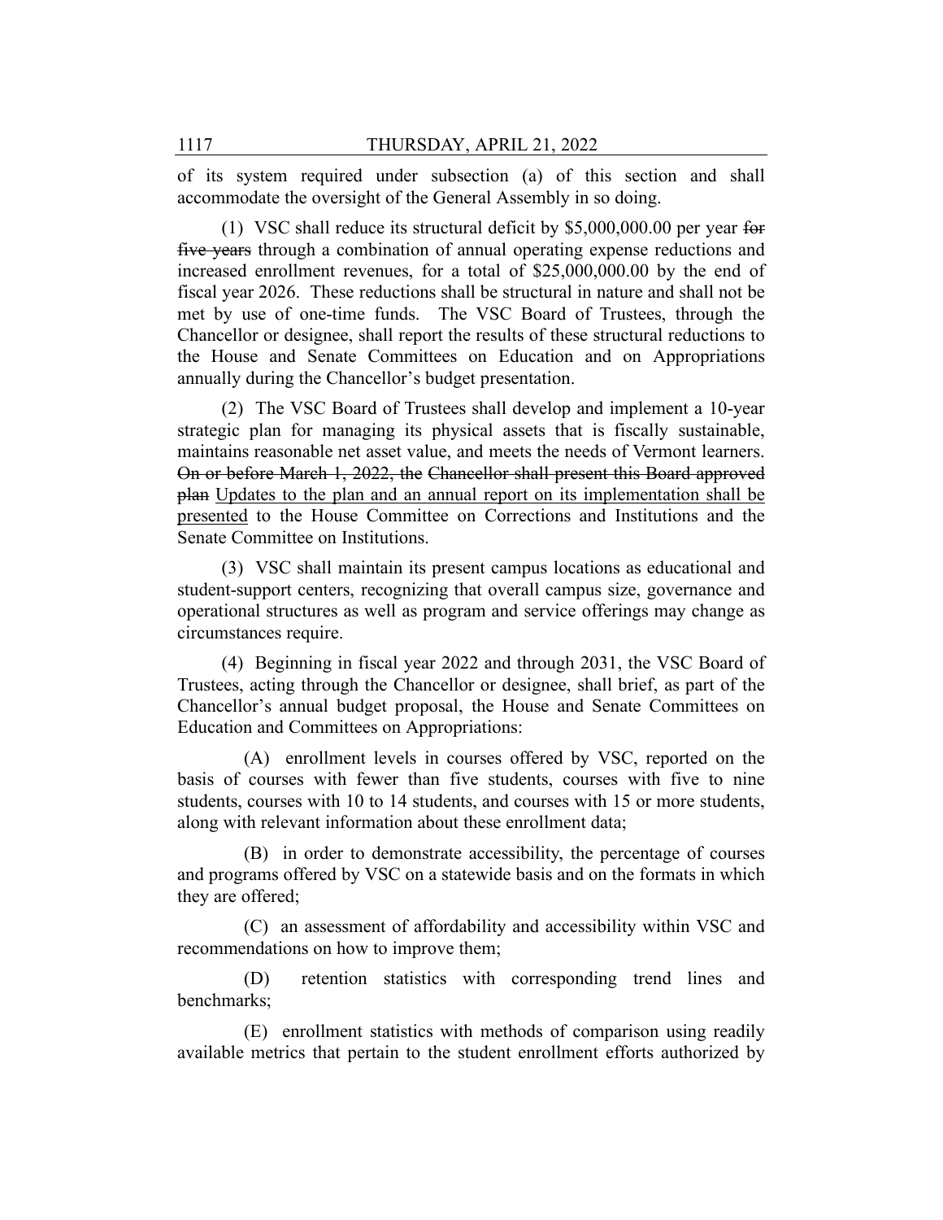of its system required under subsection (a) of this section and shall accommodate the oversight of the General Assembly in so doing.

(1) VSC shall reduce its structural deficit by $5,000,000.00 per year ~~for five years~~ through a combination of annual operating expense reductions and increased enrollment revenues, for a total of $25,000,000.00 by the end of fiscal year 2026. These reductions shall be structural in nature and shall not be met by use of one-time funds. The VSC Board of Trustees, through the Chancellor or designee, shall report the results of these structural reductions to the House and Senate Committees on Education and on Appropriations annually during the Chancellor's budget presentation.

(2) The VSC Board of Trustees shall develop and implement a 10-year strategic plan for managing its physical assets that is fiscally sustainable, maintains reasonable net asset value, and meets the needs of Vermont learners. ~~On or before March 1, 2022, the Chancellor shall present this Board approved plan~~ <u>Updates to the plan and an annual report on its implementation shall be presented</u> to the House Committee on Corrections and Institutions and the Senate Committee on Institutions.

(3) VSC shall maintain its present campus locations as educational and student-support centers, recognizing that overall campus size, governance and operational structures as well as program and service offerings may change as circumstances require.

(4) Beginning in fiscal year 2022 and through 2031, the VSC Board of Trustees, acting through the Chancellor or designee, shall brief, as part of the Chancellor's annual budget proposal, the House and Senate Committees on Education and Committees on Appropriations:

(A) enrollment levels in courses offered by VSC, reported on the basis of courses with fewer than five students, courses with five to nine students, courses with 10 to 14 students, and courses with 15 or more students, along with relevant information about these enrollment data;

(B) in order to demonstrate accessibility, the percentage of courses and programs offered by VSC on a statewide basis and on the formats in which they are offered;

(C) an assessment of affordability and accessibility within VSC and recommendations on how to improve them;

(D) retention statistics with corresponding trend lines and benchmarks;

(E) enrollment statistics with methods of comparison using readily available metrics that pertain to the student enrollment efforts authorized by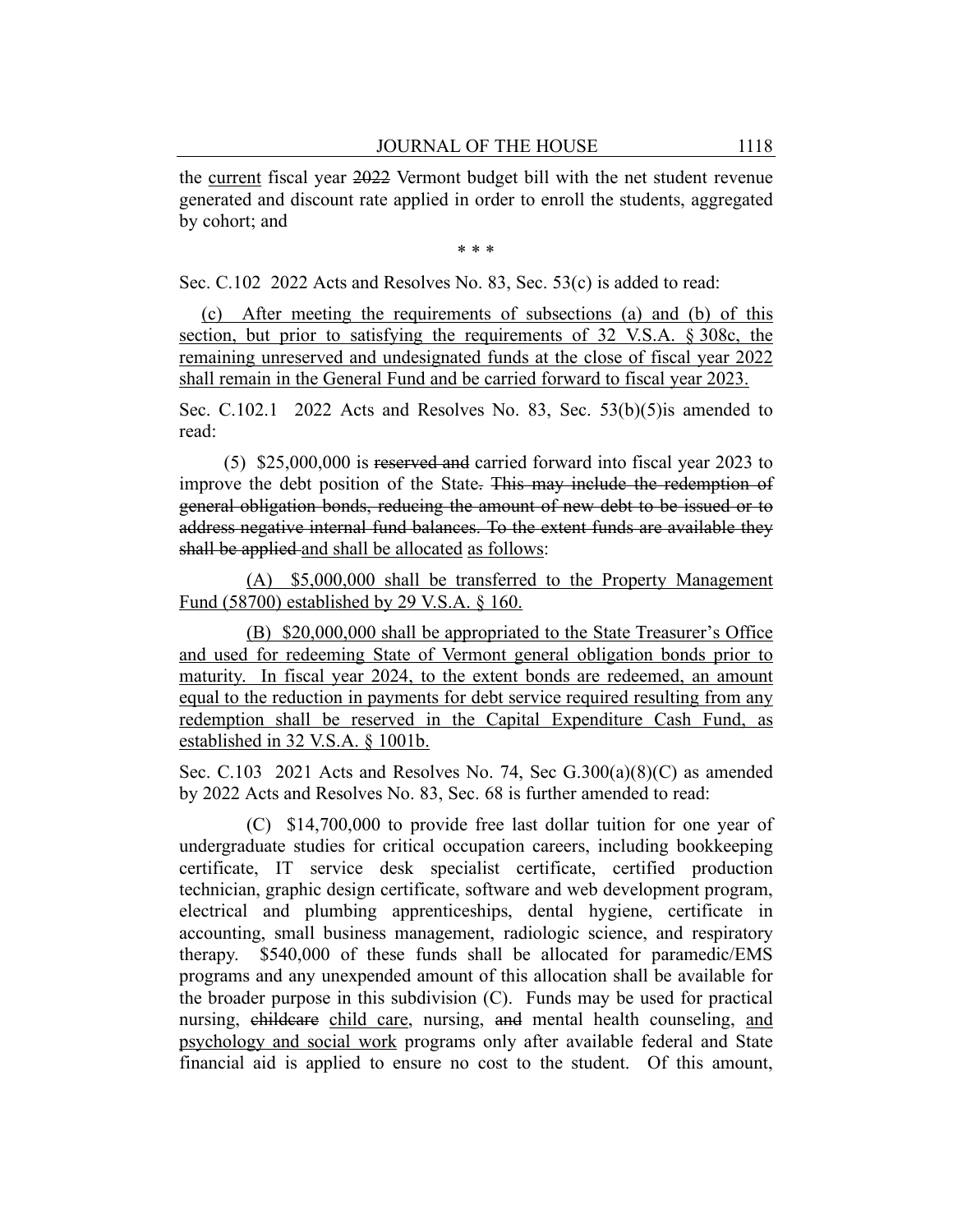the current fiscal year ~~2022~~ Vermont budget bill with the net student revenue generated and discount rate applied in order to enroll the students, aggregated by cohort; and

\* \* \*

Sec. C.102 2022 Acts and Resolves No. 83, Sec. 53(c) is added to read:

(c) After meeting the requirements of subsections (a) and (b) of this section, but prior to satisfying the requirements of 32 V.S.A. § 308c, the remaining unreserved and undesignated funds at the close of fiscal year 2022 shall remain in the General Fund and be carried forward to fiscal year 2023.

Sec. C.102.1 2022 Acts and Resolves No. 83, Sec. 53(b)(5)is amended to read:

(5) $25,000,000 is ~~reserved and~~ carried forward into fiscal year 2023 to improve the debt position of the State~~. This may include the redemption of general obligation bonds, reducing the amount of new debt to be issued or to address negative internal fund balances. To the extent funds are available they shall be applied~~ and shall be allocated as follows:

(A) $5,000,000 shall be transferred to the Property Management Fund (58700) established by 29 V.S.A. § 160.

(B) $20,000,000 shall be appropriated to the State Treasurer's Office and used for redeeming State of Vermont general obligation bonds prior to maturity. In fiscal year 2024, to the extent bonds are redeemed, an amount equal to the reduction in payments for debt service required resulting from any redemption shall be reserved in the Capital Expenditure Cash Fund, as established in 32 V.S.A. § 1001b.

Sec. C.103 2021 Acts and Resolves No. 74, Sec G.300(a)(8)(C) as amended by 2022 Acts and Resolves No. 83, Sec. 68 is further amended to read:

(C) $14,700,000 to provide free last dollar tuition for one year of undergraduate studies for critical occupation careers, including bookkeeping certificate, IT service desk specialist certificate, certified production technician, graphic design certificate, software and web development program, electrical and plumbing apprenticeships, dental hygiene, certificate in accounting, small business management, radiologic science, and respiratory therapy. $540,000 of these funds shall be allocated for paramedic/EMS programs and any unexpended amount of this allocation shall be available for the broader purpose in this subdivision (C). Funds may be used for practical nursing, ~~childcare~~ child care, nursing, ~~and~~ mental health counseling, and psychology and social work programs only after available federal and State financial aid is applied to ensure no cost to the student. Of this amount,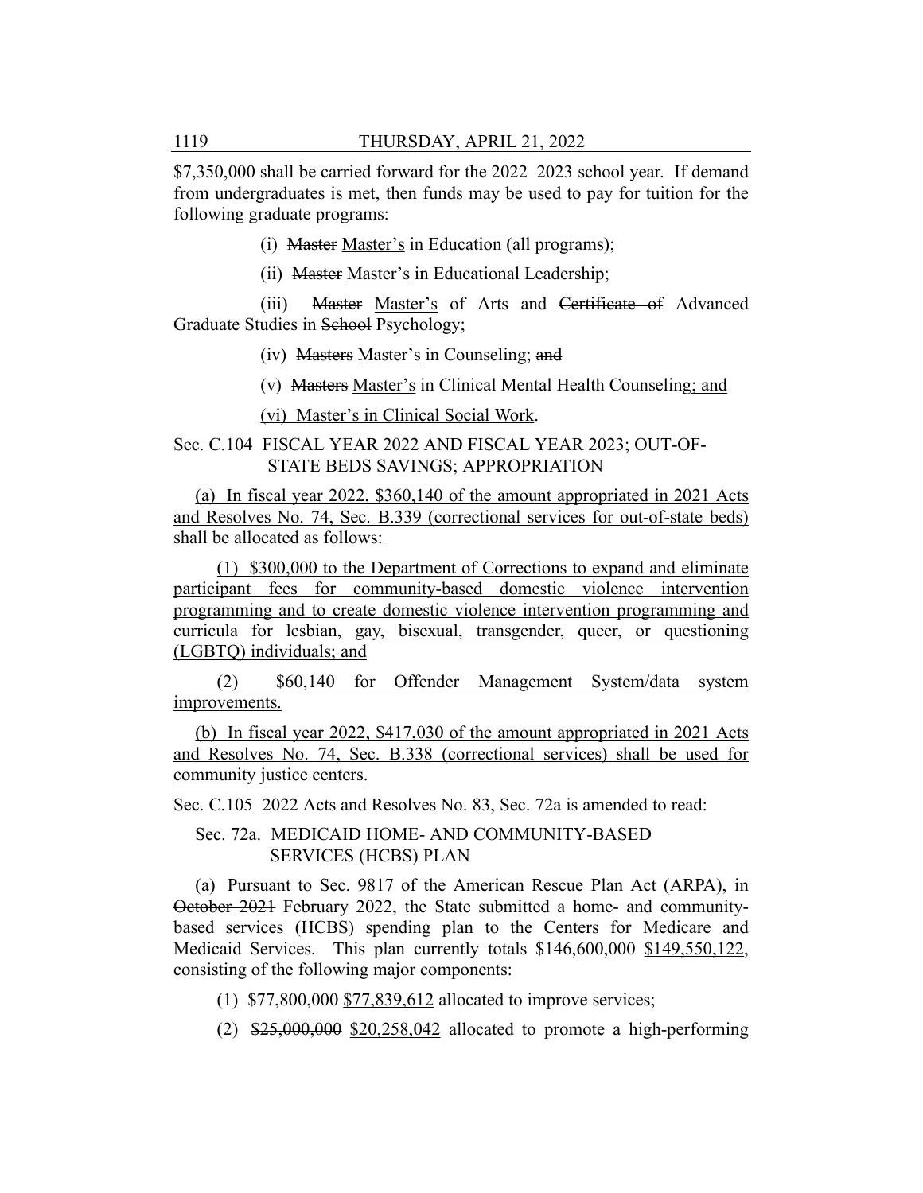$7,350,000 shall be carried forward for the 2022–2023 school year. If demand from undergraduates is met, then funds may be used to pay for tuition for the following graduate programs:

(i) ~~Master~~ <u>Master's</u> in Education (all programs);

(ii) ~~Master~~ <u>Master's</u> in Educational Leadership;

(iii) ~~Master~~ <u>Master's</u> of Arts and ~~Certificate of~~ Advanced Graduate Studies in ~~School~~ Psychology;

(iv) ~~Masters~~ <u>Master's</u> in Counseling; ~~and~~

(v) ~~Masters~~ <u>Master's</u> in Clinical Mental Health Counseling<u>; and</u>

<u>(vi) Master's in Clinical Social Work</u>.

Sec. C.104 FISCAL YEAR 2022 AND FISCAL YEAR 2023; OUT-OF-STATE BEDS SAVINGS; APPROPRIATION

<u>(a) In fiscal year 2022, $360,140 of the amount appropriated in 2021 Acts and Resolves No. 74, Sec. B.339 (correctional services for out-of-state beds) shall be allocated as follows:</u>

<u>(1) $300,000 to the Department of Corrections to expand and eliminate participant fees for community-based domestic violence intervention programming and to create domestic violence intervention programming and curricula for lesbian, gay, bisexual, transgender, queer, or questioning (LGBTQ) individuals; and</u>

<u>(2) $60,140 for Offender Management System/data system improvements.</u>

<u>(b) In fiscal year 2022, $417,030 of the amount appropriated in 2021 Acts and Resolves No. 74, Sec. B.338 (correctional services) shall be used for community justice centers.</u>

Sec. C.105 2022 Acts and Resolves No. 83, Sec. 72a is amended to read:

Sec. 72a. MEDICAID HOME- AND COMMUNITY-BASED SERVICES (HCBS) PLAN

(a) Pursuant to Sec. 9817 of the American Rescue Plan Act (ARPA), in ~~October 2021~~ <u>February 2022</u>, the State submitted a home- and community-based services (HCBS) spending plan to the Centers for Medicare and Medicaid Services. This plan currently totals ~~$146,600,000~~ <u>$149,550,122</u>, consisting of the following major components:

(1) ~~$77,800,000~~ <u>$77,839,612</u> allocated to improve services;

(2) ~~$25,000,000~~ <u>$20,258,042</u> allocated to promote a high-performing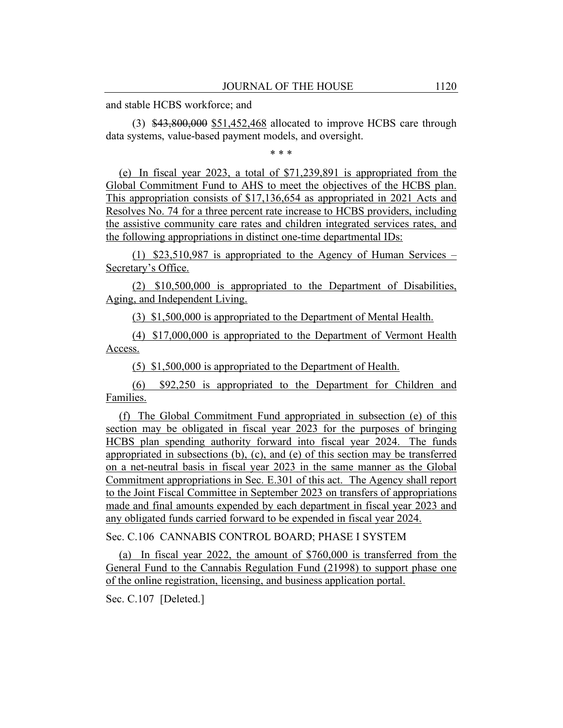and stable HCBS workforce; and

(3) ~~$43,800,000~~ $51,452,468 allocated to improve HCBS care through data systems, value-based payment models, and oversight.

\* \* \*

(e) In fiscal year 2023, a total of $71,239,891 is appropriated from the Global Commitment Fund to AHS to meet the objectives of the HCBS plan. This appropriation consists of $17,136,654 as appropriated in 2021 Acts and Resolves No. 74 for a three percent rate increase to HCBS providers, including the assistive community care rates and children integrated services rates, and the following appropriations in distinct one-time departmental IDs:

(1) $23,510,987 is appropriated to the Agency of Human Services – Secretary's Office.

(2) $10,500,000 is appropriated to the Department of Disabilities, Aging, and Independent Living.

(3) $1,500,000 is appropriated to the Department of Mental Health.

(4) $17,000,000 is appropriated to the Department of Vermont Health Access.

(5) $1,500,000 is appropriated to the Department of Health.

(6) $92,250 is appropriated to the Department for Children and Families.

(f) The Global Commitment Fund appropriated in subsection (e) of this section may be obligated in fiscal year 2023 for the purposes of bringing HCBS plan spending authority forward into fiscal year 2024. The funds appropriated in subsections (b), (c), and (e) of this section may be transferred on a net-neutral basis in fiscal year 2023 in the same manner as the Global Commitment appropriations in Sec. E.301 of this act. The Agency shall report to the Joint Fiscal Committee in September 2023 on transfers of appropriations made and final amounts expended by each department in fiscal year 2023 and any obligated funds carried forward to be expended in fiscal year 2024.

Sec. C.106 CANNABIS CONTROL BOARD; PHASE I SYSTEM

(a) In fiscal year 2022, the amount of $760,000 is transferred from the General Fund to the Cannabis Regulation Fund (21998) to support phase one of the online registration, licensing, and business application portal.

Sec. C.107 [Deleted.]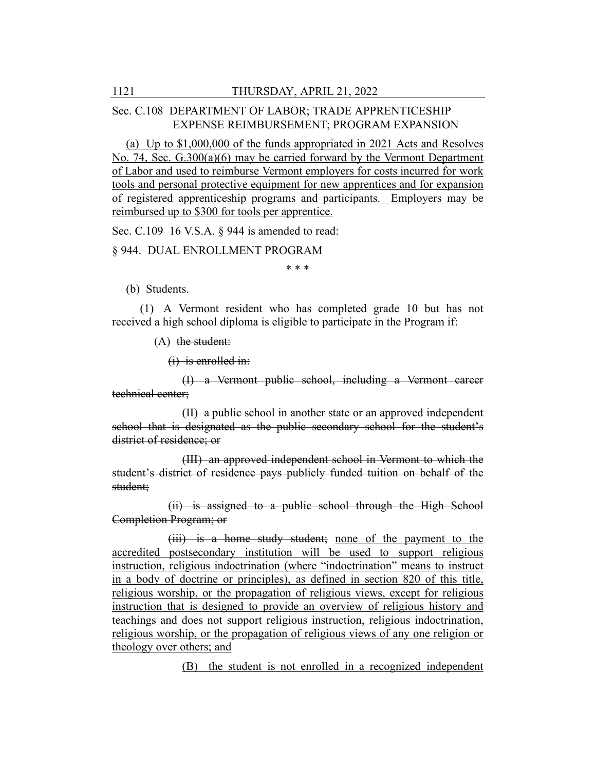Sec. C.108 DEPARTMENT OF LABOR; TRADE APPRENTICESHIP EXPENSE REIMBURSEMENT; PROGRAM EXPANSION

<u>(a) Up to $1,000,000 of the funds appropriated in 2021 Acts and Resolves No. 74, Sec. G.300(a)(6) may be carried forward by the Vermont Department of Labor and used to reimburse Vermont employers for costs incurred for work tools and personal protective equipment for new apprentices and for expansion of registered apprenticeship programs and participants. Employers may be reimbursed up to $300 for tools per apprentice.</u>

Sec. C.109 16 V.S.A. § 944 is amended to read:

§ 944. DUAL ENROLLMENT PROGRAM

\* \* \*

(b) Students.

(1) A Vermont resident who has completed grade 10 but has not received a high school diploma is eligible to participate in the Program if:

(A) ~~the student:~~

~~(i) is enrolled in:~~

~~(I) a Vermont public school, including a Vermont career technical center;~~

~~(II) a public school in another state or an approved independent school that is designated as the public secondary school for the student's district of residence; or~~

~~(III) an approved independent school in Vermont to which the student's district of residence pays publicly funded tuition on behalf of the student;~~

~~(ii) is assigned to a public school through the High School Completion Program; or~~

~~(iii) is a home study student;~~ <u>none of the payment to the accredited postsecondary institution will be used to support religious instruction, religious indoctrination (where "indoctrination" means to instruct in a body of doctrine or principles), as defined in section 820 of this title, religious worship, or the propagation of religious views, except for religious instruction that is designed to provide an overview of religious history and teachings and does not support religious instruction, religious indoctrination, religious worship, or the propagation of religious views of any one religion or theology over others; and</u>

<u>(B) the student is not enrolled in a recognized independent</u>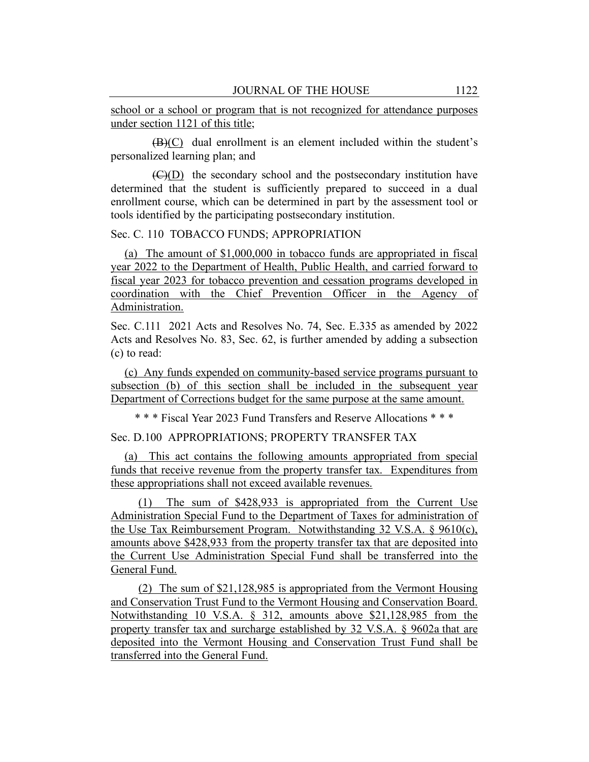school or a school or program that is not recognized for attendance purposes under section 1121 of this title;

~~(B)~~(C) dual enrollment is an element included within the student's personalized learning plan; and

~~(C)~~(D) the secondary school and the postsecondary institution have determined that the student is sufficiently prepared to succeed in a dual enrollment course, which can be determined in part by the assessment tool or tools identified by the participating postsecondary institution.

Sec. C. 110 TOBACCO FUNDS; APPROPRIATION

(a) The amount of $1,000,000 in tobacco funds are appropriated in fiscal year 2022 to the Department of Health, Public Health, and carried forward to fiscal year 2023 for tobacco prevention and cessation programs developed in coordination with the Chief Prevention Officer in the Agency of Administration.

Sec. C.111 2021 Acts and Resolves No. 74, Sec. E.335 as amended by 2022 Acts and Resolves No. 83, Sec. 62, is further amended by adding a subsection (c) to read:

(c) Any funds expended on community-based service programs pursuant to subsection (b) of this section shall be included in the subsequent year Department of Corrections budget for the same purpose at the same amount.

\* \* \* Fiscal Year 2023 Fund Transfers and Reserve Allocations \* \* \*

Sec. D.100 APPROPRIATIONS; PROPERTY TRANSFER TAX

(a) This act contains the following amounts appropriated from special funds that receive revenue from the property transfer tax. Expenditures from these appropriations shall not exceed available revenues.

(1) The sum of $428,933 is appropriated from the Current Use Administration Special Fund to the Department of Taxes for administration of the Use Tax Reimbursement Program. Notwithstanding 32 V.S.A. § 9610(c), amounts above $428,933 from the property transfer tax that are deposited into the Current Use Administration Special Fund shall be transferred into the General Fund.

(2) The sum of $21,128,985 is appropriated from the Vermont Housing and Conservation Trust Fund to the Vermont Housing and Conservation Board. Notwithstanding 10 V.S.A. § 312, amounts above $21,128,985 from the property transfer tax and surcharge established by 32 V.S.A. § 9602a that are deposited into the Vermont Housing and Conservation Trust Fund shall be transferred into the General Fund.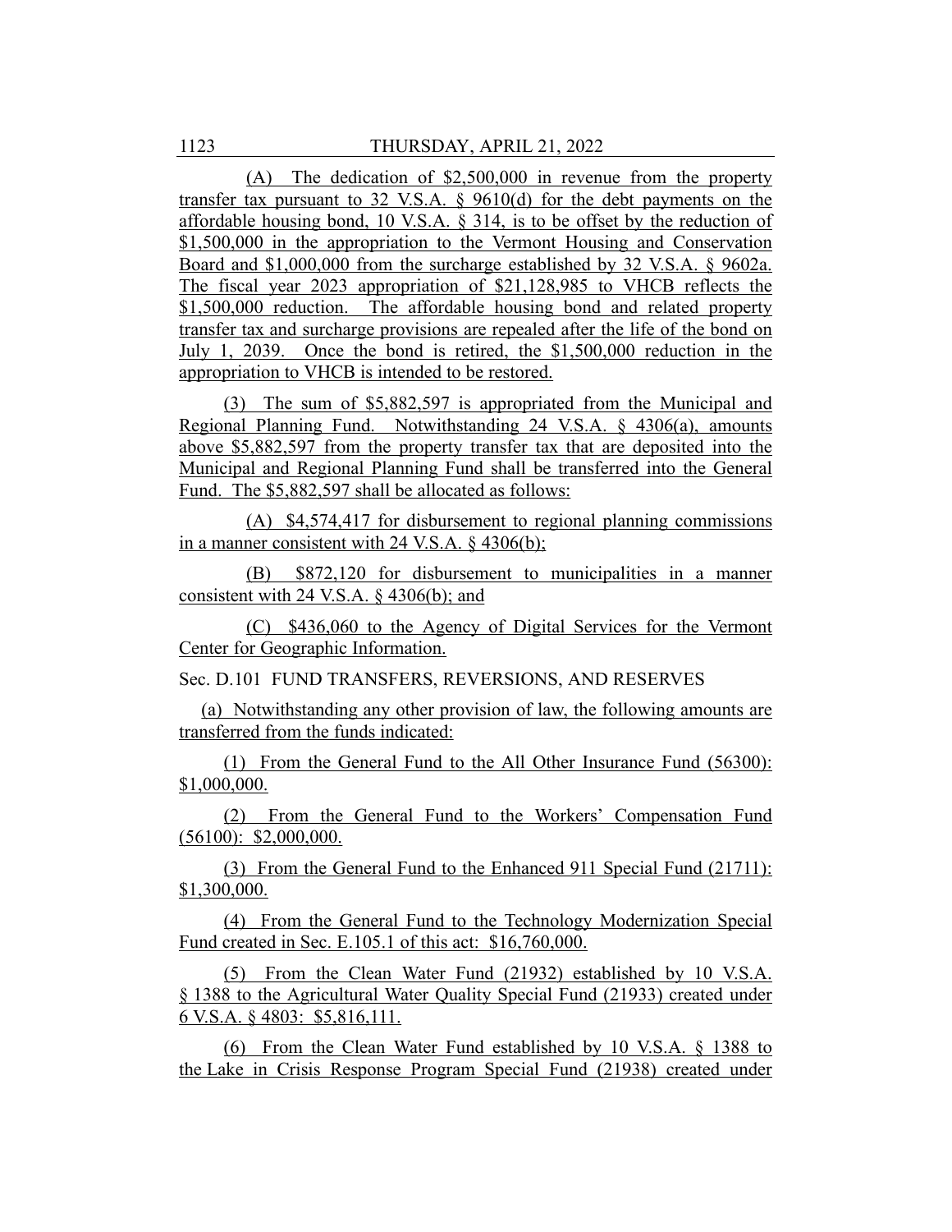(A) The dedication of $2,500,000 in revenue from the property transfer tax pursuant to 32 V.S.A. § 9610(d) for the debt payments on the affordable housing bond, 10 V.S.A. § 314, is to be offset by the reduction of $1,500,000 in the appropriation to the Vermont Housing and Conservation Board and $1,000,000 from the surcharge established by 32 V.S.A. § 9602a. The fiscal year 2023 appropriation of $21,128,985 to VHCB reflects the $1,500,000 reduction. The affordable housing bond and related property transfer tax and surcharge provisions are repealed after the life of the bond on July 1, 2039. Once the bond is retired, the $1,500,000 reduction in the appropriation to VHCB is intended to be restored.

(3) The sum of $5,882,597 is appropriated from the Municipal and Regional Planning Fund. Notwithstanding 24 V.S.A. § 4306(a), amounts above $5,882,597 from the property transfer tax that are deposited into the Municipal and Regional Planning Fund shall be transferred into the General Fund. The $5,882,597 shall be allocated as follows:

(A) $4,574,417 for disbursement to regional planning commissions in a manner consistent with 24 V.S.A. § 4306(b);

(B) $872,120 for disbursement to municipalities in a manner consistent with 24 V.S.A. § 4306(b); and

(C) $436,060 to the Agency of Digital Services for the Vermont Center for Geographic Information.

Sec. D.101 FUND TRANSFERS, REVERSIONS, AND RESERVES

(a) Notwithstanding any other provision of law, the following amounts are transferred from the funds indicated:

(1) From the General Fund to the All Other Insurance Fund (56300): $1,000,000.

(2) From the General Fund to the Workers' Compensation Fund (56100): $2,000,000.

(3) From the General Fund to the Enhanced 911 Special Fund (21711): $1,300,000.

(4) From the General Fund to the Technology Modernization Special Fund created in Sec. E.105.1 of this act: $16,760,000.

(5) From the Clean Water Fund (21932) established by 10 V.S.A. § 1388 to the Agricultural Water Quality Special Fund (21933) created under 6 V.S.A. § 4803: $5,816,111.

(6) From the Clean Water Fund established by 10 V.S.A. § 1388 to the Lake in Crisis Response Program Special Fund (21938) created under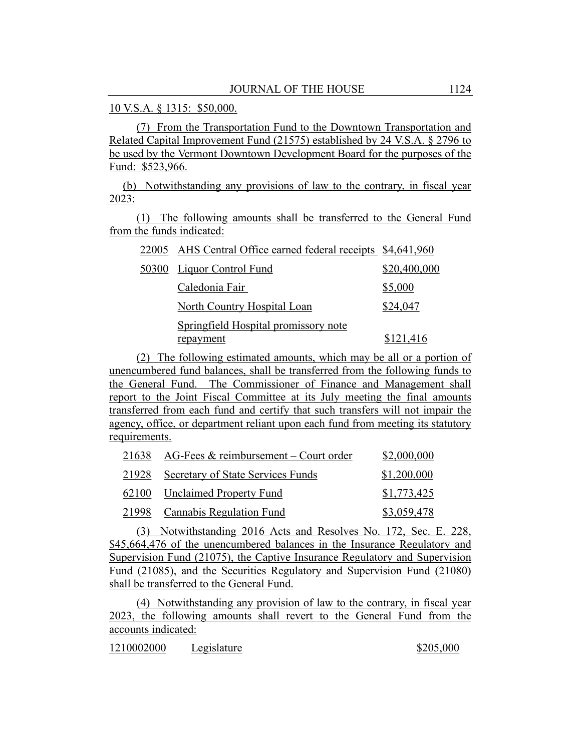10 V.S.A. § 1315: $50,000.

(7) From the Transportation Fund to the Downtown Transportation and Related Capital Improvement Fund (21575) established by 24 V.S.A. § 2796 to be used by the Vermont Downtown Development Board for the purposes of the Fund: $523,966.

(b) Notwithstanding any provisions of law to the contrary, in fiscal year 2023:

(1) The following amounts shall be transferred to the General Fund from the funds indicated:

| | | |
|---|---|---|
| 22005 | AHS Central Office earned federal receipts | $4,641,960 |
| 50300 | Liquor Control Fund | $20,400,000 |
| | Caledonia Fair | $5,000 |
| | North Country Hospital Loan | $24,047 |
| | Springfield Hospital promissory note repayment | $121,416 |

(2) The following estimated amounts, which may be all or a portion of unencumbered fund balances, shall be transferred from the following funds to the General Fund. The Commissioner of Finance and Management shall report to the Joint Fiscal Committee at its July meeting the final amounts transferred from each fund and certify that such transfers will not impair the agency, office, or department reliant upon each fund from meeting its statutory requirements.

| | | |
|---|---|---|
| 21638 | AG-Fees & reimbursement – Court order | $2,000,000 |
| 21928 | Secretary of State Services Funds | $1,200,000 |
| 62100 | Unclaimed Property Fund | $1,773,425 |
| 21998 | Cannabis Regulation Fund | $3,059,478 |

(3) Notwithstanding 2016 Acts and Resolves No. 172, Sec. E. 228, $45,664,476 of the unencumbered balances in the Insurance Regulatory and Supervision Fund (21075), the Captive Insurance Regulatory and Supervision Fund (21085), and the Securities Regulatory and Supervision Fund (21080) shall be transferred to the General Fund.

(4) Notwithstanding any provision of law to the contrary, in fiscal year 2023, the following amounts shall revert to the General Fund from the accounts indicated:

| | | |
|---|---|---|
| 1210002000 | Legislature | $205,000 |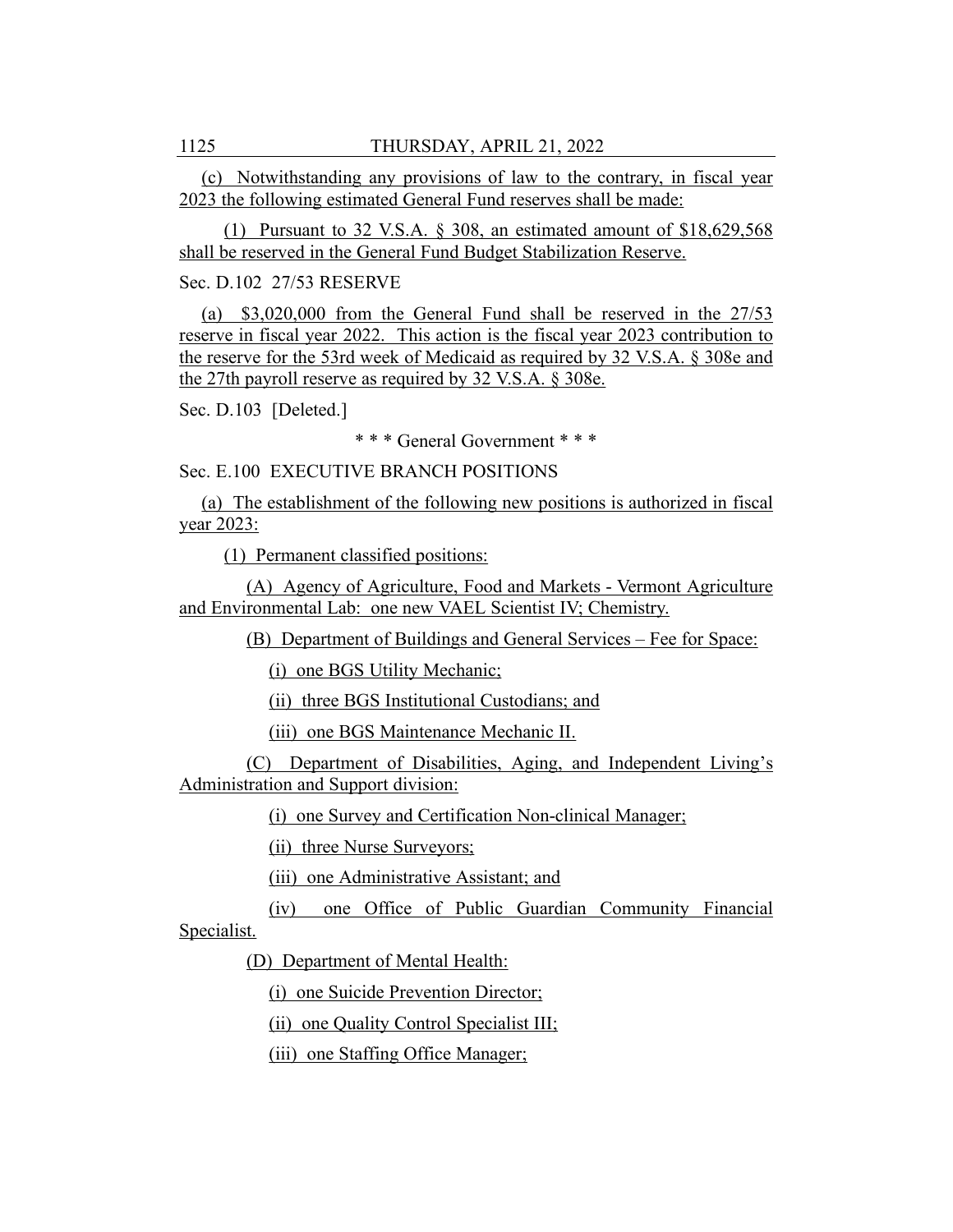(c) Notwithstanding any provisions of law to the contrary, in fiscal year 2023 the following estimated General Fund reserves shall be made:

(1) Pursuant to 32 V.S.A. § 308, an estimated amount of $18,629,568 shall be reserved in the General Fund Budget Stabilization Reserve.

Sec. D.102 27/53 RESERVE

(a) $3,020,000 from the General Fund shall be reserved in the 27/53 reserve in fiscal year 2022. This action is the fiscal year 2023 contribution to the reserve for the 53rd week of Medicaid as required by 32 V.S.A. § 308e and the 27th payroll reserve as required by 32 V.S.A. § 308e.

Sec. D.103 [Deleted.]

* * * General Government * * *

Sec. E.100 EXECUTIVE BRANCH POSITIONS

(a) The establishment of the following new positions is authorized in fiscal year 2023:

(1) Permanent classified positions:

(A) Agency of Agriculture, Food and Markets - Vermont Agriculture and Environmental Lab: one new VAEL Scientist IV; Chemistry.

(B) Department of Buildings and General Services – Fee for Space:

(i) one BGS Utility Mechanic;

(ii) three BGS Institutional Custodians; and

(iii) one BGS Maintenance Mechanic II.

(C) Department of Disabilities, Aging, and Independent Living's Administration and Support division:

(i) one Survey and Certification Non-clinical Manager;

(ii) three Nurse Surveyors;

(iii) one Administrative Assistant; and

(iv) one Office of Public Guardian Community Financial Specialist.

(D) Department of Mental Health:

(i) one Suicide Prevention Director;

(ii) one Quality Control Specialist III;

(iii) one Staffing Office Manager;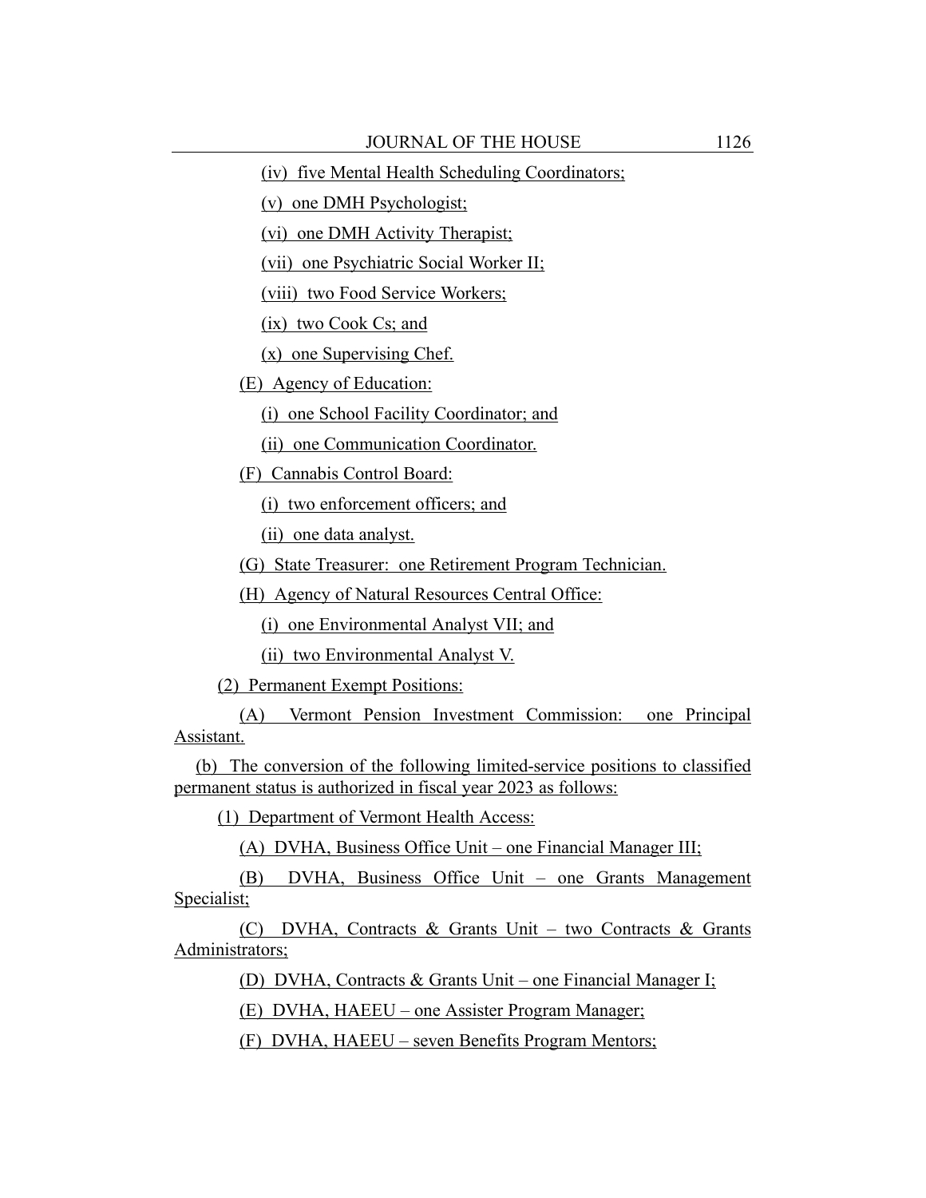(iv) five Mental Health Scheduling Coordinators;

(v) one DMH Psychologist;

(vi) one DMH Activity Therapist;

(vii) one Psychiatric Social Worker II;

(viii) two Food Service Workers;

(ix) two Cook Cs; and

(x) one Supervising Chef.

(E) Agency of Education:

(i) one School Facility Coordinator; and

(ii) one Communication Coordinator.

(F) Cannabis Control Board:

(i) two enforcement officers; and

(ii) one data analyst.

(G) State Treasurer: one Retirement Program Technician.

(H) Agency of Natural Resources Central Office:

(i) one Environmental Analyst VII; and

(ii) two Environmental Analyst V.

(2) Permanent Exempt Positions:

(A) Vermont Pension Investment Commission: one Principal Assistant.

(b) The conversion of the following limited-service positions to classified permanent status is authorized in fiscal year 2023 as follows:

(1) Department of Vermont Health Access:

(A) DVHA, Business Office Unit – one Financial Manager III;

(B) DVHA, Business Office Unit – one Grants Management Specialist;

(C) DVHA, Contracts & Grants Unit – two Contracts & Grants Administrators;

(D) DVHA, Contracts & Grants Unit – one Financial Manager I;

(E) DVHA, HAEEU – one Assister Program Manager;

(F) DVHA, HAEEU – seven Benefits Program Mentors;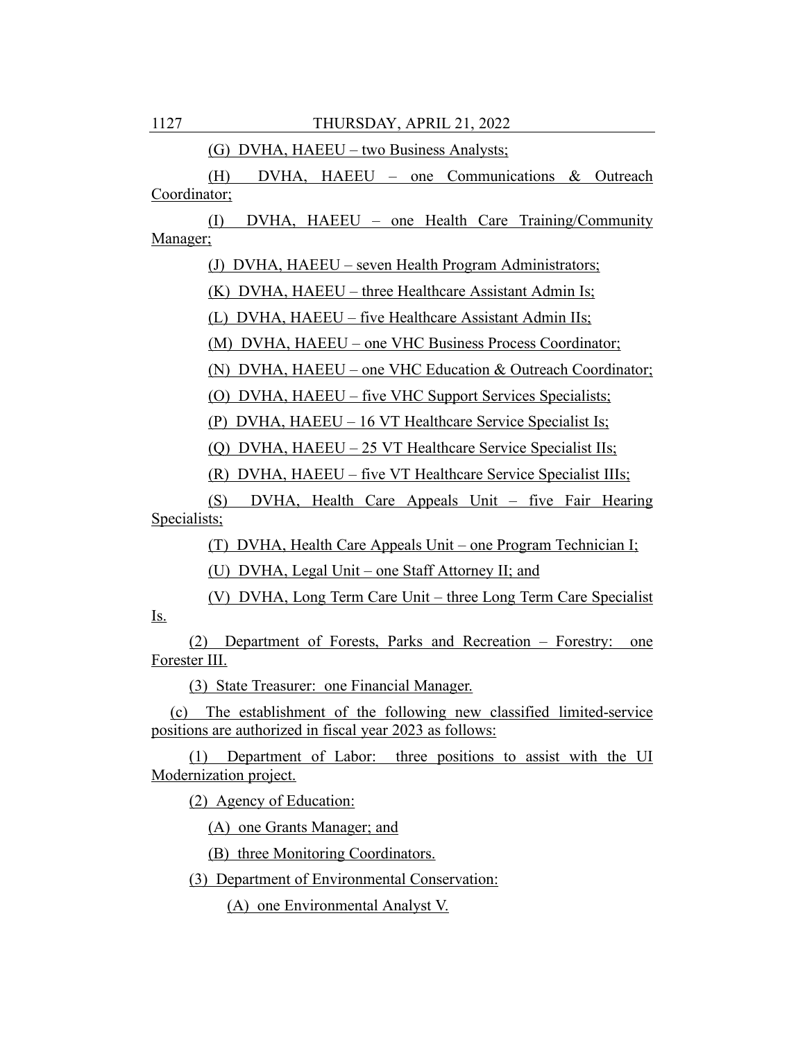(G) DVHA, HAEEU – two Business Analysts;

(H) DVHA, HAEEU – one Communications & Outreach Coordinator;

(I) DVHA, HAEEU – one Health Care Training/Community Manager;

(J) DVHA, HAEEU – seven Health Program Administrators;

(K) DVHA, HAEEU – three Healthcare Assistant Admin Is;

(L) DVHA, HAEEU – five Healthcare Assistant Admin IIs;

(M) DVHA, HAEEU – one VHC Business Process Coordinator;

(N) DVHA, HAEEU – one VHC Education & Outreach Coordinator;

(O) DVHA, HAEEU – five VHC Support Services Specialists;

(P) DVHA, HAEEU – 16 VT Healthcare Service Specialist Is;

(Q) DVHA, HAEEU – 25 VT Healthcare Service Specialist IIs;

(R) DVHA, HAEEU – five VT Healthcare Service Specialist IIIs;

(S) DVHA, Health Care Appeals Unit – five Fair Hearing Specialists;

(T) DVHA, Health Care Appeals Unit – one Program Technician I;

(U) DVHA, Legal Unit – one Staff Attorney II; and

(V) DVHA, Long Term Care Unit – three Long Term Care Specialist Is.

(2) Department of Forests, Parks and Recreation – Forestry: one Forester III.

(3) State Treasurer: one Financial Manager.

(c) The establishment of the following new classified limited-service positions are authorized in fiscal year 2023 as follows:

(1) Department of Labor: three positions to assist with the UI Modernization project.

(2) Agency of Education:

(A) one Grants Manager; and

(B) three Monitoring Coordinators.

(3) Department of Environmental Conservation:

(A) one Environmental Analyst V.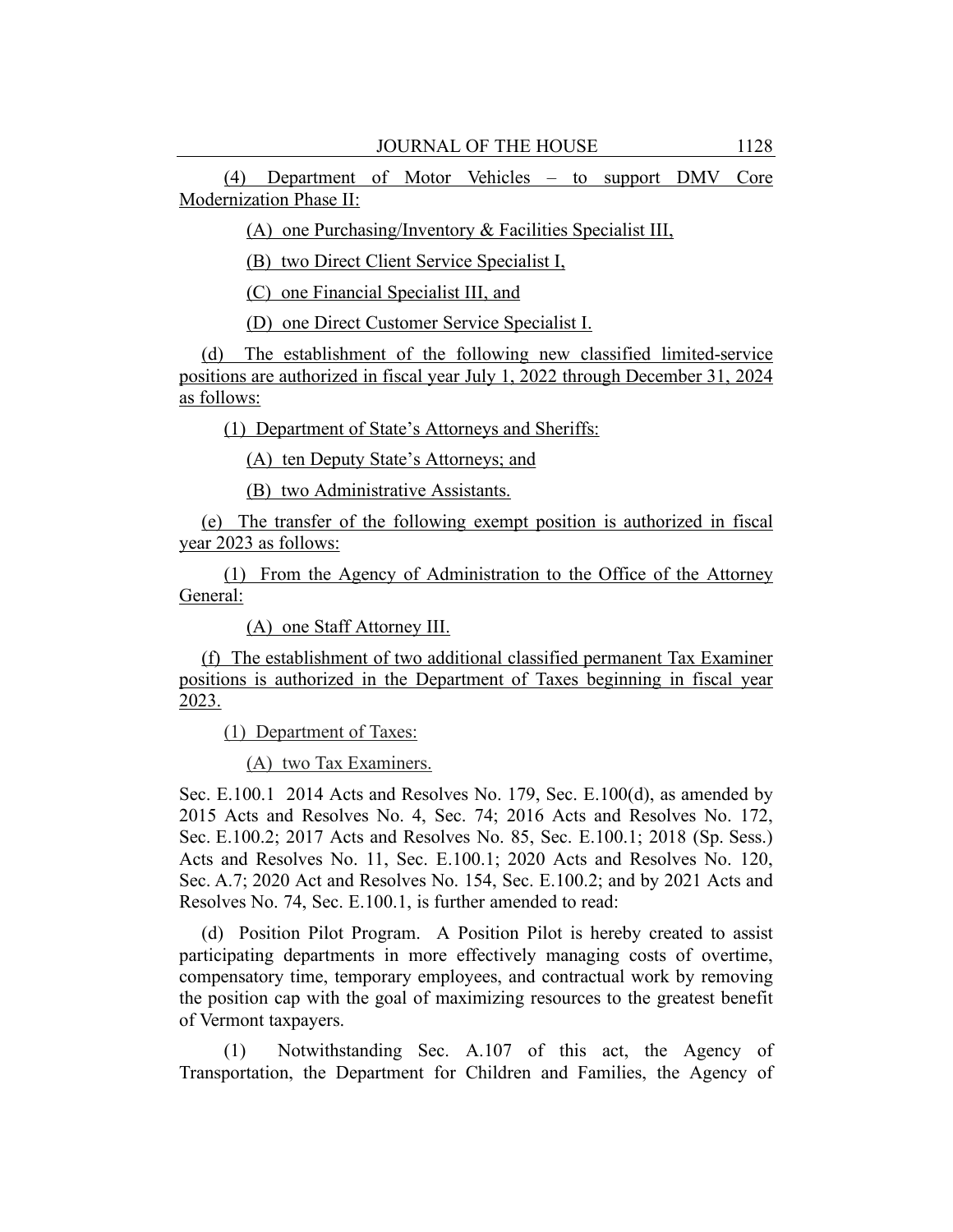(4) Department of Motor Vehicles – to support DMV Core Modernization Phase II:

(A) one Purchasing/Inventory & Facilities Specialist III,

(B) two Direct Client Service Specialist I,

(C) one Financial Specialist III, and

(D) one Direct Customer Service Specialist I.

(d) The establishment of the following new classified limited-service positions are authorized in fiscal year July 1, 2022 through December 31, 2024 as follows:

(1) Department of State's Attorneys and Sheriffs:

(A) ten Deputy State's Attorneys; and

(B) two Administrative Assistants.

(e) The transfer of the following exempt position is authorized in fiscal year 2023 as follows:

(1) From the Agency of Administration to the Office of the Attorney General:

(A) one Staff Attorney III.

(f) The establishment of two additional classified permanent Tax Examiner positions is authorized in the Department of Taxes beginning in fiscal year 2023.

(1) Department of Taxes:

(A) two Tax Examiners.

Sec. E.100.1 2014 Acts and Resolves No. 179, Sec. E.100(d), as amended by 2015 Acts and Resolves No. 4, Sec. 74; 2016 Acts and Resolves No. 172, Sec. E.100.2; 2017 Acts and Resolves No. 85, Sec. E.100.1; 2018 (Sp. Sess.) Acts and Resolves No. 11, Sec. E.100.1; 2020 Acts and Resolves No. 120, Sec. A.7; 2020 Act and Resolves No. 154, Sec. E.100.2; and by 2021 Acts and Resolves No. 74, Sec. E.100.1, is further amended to read:

(d) Position Pilot Program. A Position Pilot is hereby created to assist participating departments in more effectively managing costs of overtime, compensatory time, temporary employees, and contractual work by removing the position cap with the goal of maximizing resources to the greatest benefit of Vermont taxpayers.

(1) Notwithstanding Sec. A.107 of this act, the Agency of Transportation, the Department for Children and Families, the Agency of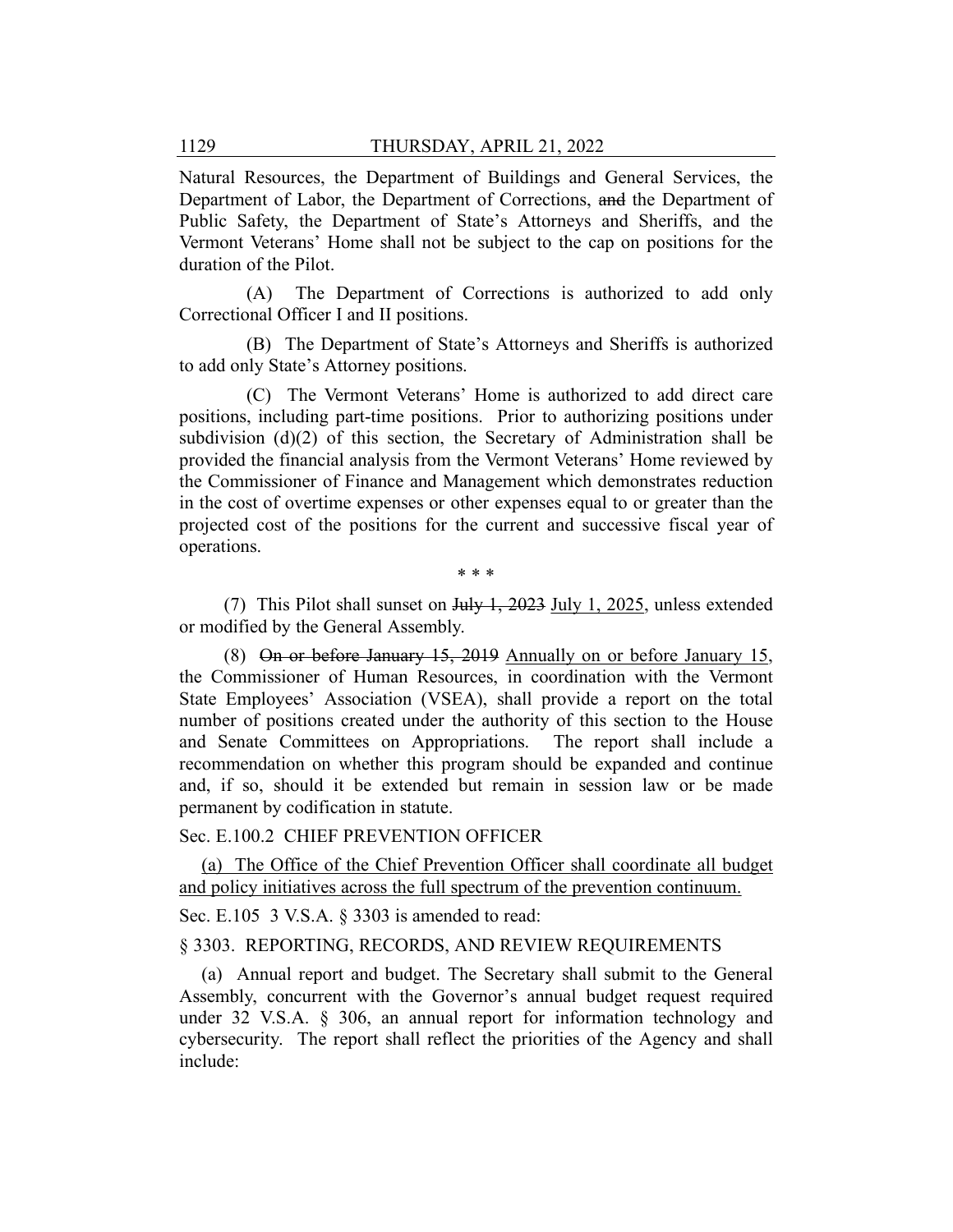Natural Resources, the Department of Buildings and General Services, the Department of Labor, the Department of Corrections, ~~and~~ the Department of Public Safety, the Department of State's Attorneys and Sheriffs, and the Vermont Veterans' Home shall not be subject to the cap on positions for the duration of the Pilot.

(A) The Department of Corrections is authorized to add only Correctional Officer I and II positions.

(B) The Department of State's Attorneys and Sheriffs is authorized to add only State's Attorney positions.

(C) The Vermont Veterans' Home is authorized to add direct care positions, including part-time positions. Prior to authorizing positions under subdivision (d)(2) of this section, the Secretary of Administration shall be provided the financial analysis from the Vermont Veterans' Home reviewed by the Commissioner of Finance and Management which demonstrates reduction in the cost of overtime expenses or other expenses equal to or greater than the projected cost of the positions for the current and successive fiscal year of operations.

\* \* \*

(7) This Pilot shall sunset on ~~July 1, 2023~~ <u>July 1, 2025</u>, unless extended or modified by the General Assembly.

(8) ~~On or before January 15, 2019~~ <u>Annually on or before January 15</u>, the Commissioner of Human Resources, in coordination with the Vermont State Employees' Association (VSEA), shall provide a report on the total number of positions created under the authority of this section to the House and Senate Committees on Appropriations. The report shall include a recommendation on whether this program should be expanded and continue and, if so, should it be extended but remain in session law or be made permanent by codification in statute.

Sec. E.100.2 CHIEF PREVENTION OFFICER

<u>(a) The Office of the Chief Prevention Officer shall coordinate all budget and policy initiatives across the full spectrum of the prevention continuum.</u>

Sec. E.105 3 V.S.A. § 3303 is amended to read:

§ 3303. REPORTING, RECORDS, AND REVIEW REQUIREMENTS

(a) Annual report and budget. The Secretary shall submit to the General Assembly, concurrent with the Governor's annual budget request required under 32 V.S.A. § 306, an annual report for information technology and cybersecurity. The report shall reflect the priorities of the Agency and shall include: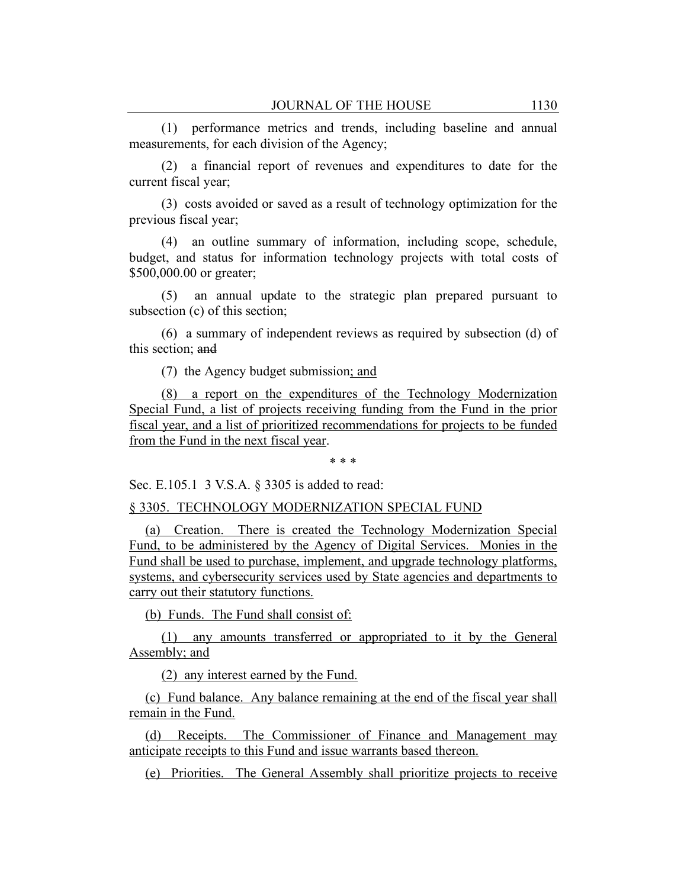(1) performance metrics and trends, including baseline and annual measurements, for each division of the Agency;

(2) a financial report of revenues and expenditures to date for the current fiscal year;

(3) costs avoided or saved as a result of technology optimization for the previous fiscal year;

(4) an outline summary of information, including scope, schedule, budget, and status for information technology projects with total costs of $500,000.00 or greater;

(5) an annual update to the strategic plan prepared pursuant to subsection (c) of this section;

(6) a summary of independent reviews as required by subsection (d) of this section; ~~and~~

(7) the Agency budget submission; and

(8) a report on the expenditures of the Technology Modernization Special Fund, a list of projects receiving funding from the Fund in the prior fiscal year, and a list of prioritized recommendations for projects to be funded from the Fund in the next fiscal year.

\* \* \*

Sec. E.105.1 3 V.S.A. § 3305 is added to read:

§ 3305. TECHNOLOGY MODERNIZATION SPECIAL FUND

(a) Creation. There is created the Technology Modernization Special Fund, to be administered by the Agency of Digital Services. Monies in the Fund shall be used to purchase, implement, and upgrade technology platforms, systems, and cybersecurity services used by State agencies and departments to carry out their statutory functions.

(b) Funds. The Fund shall consist of:

(1) any amounts transferred or appropriated to it by the General Assembly; and

(2) any interest earned by the Fund.

(c) Fund balance. Any balance remaining at the end of the fiscal year shall remain in the Fund.

(d) Receipts. The Commissioner of Finance and Management may anticipate receipts to this Fund and issue warrants based thereon.

(e) Priorities. The General Assembly shall prioritize projects to receive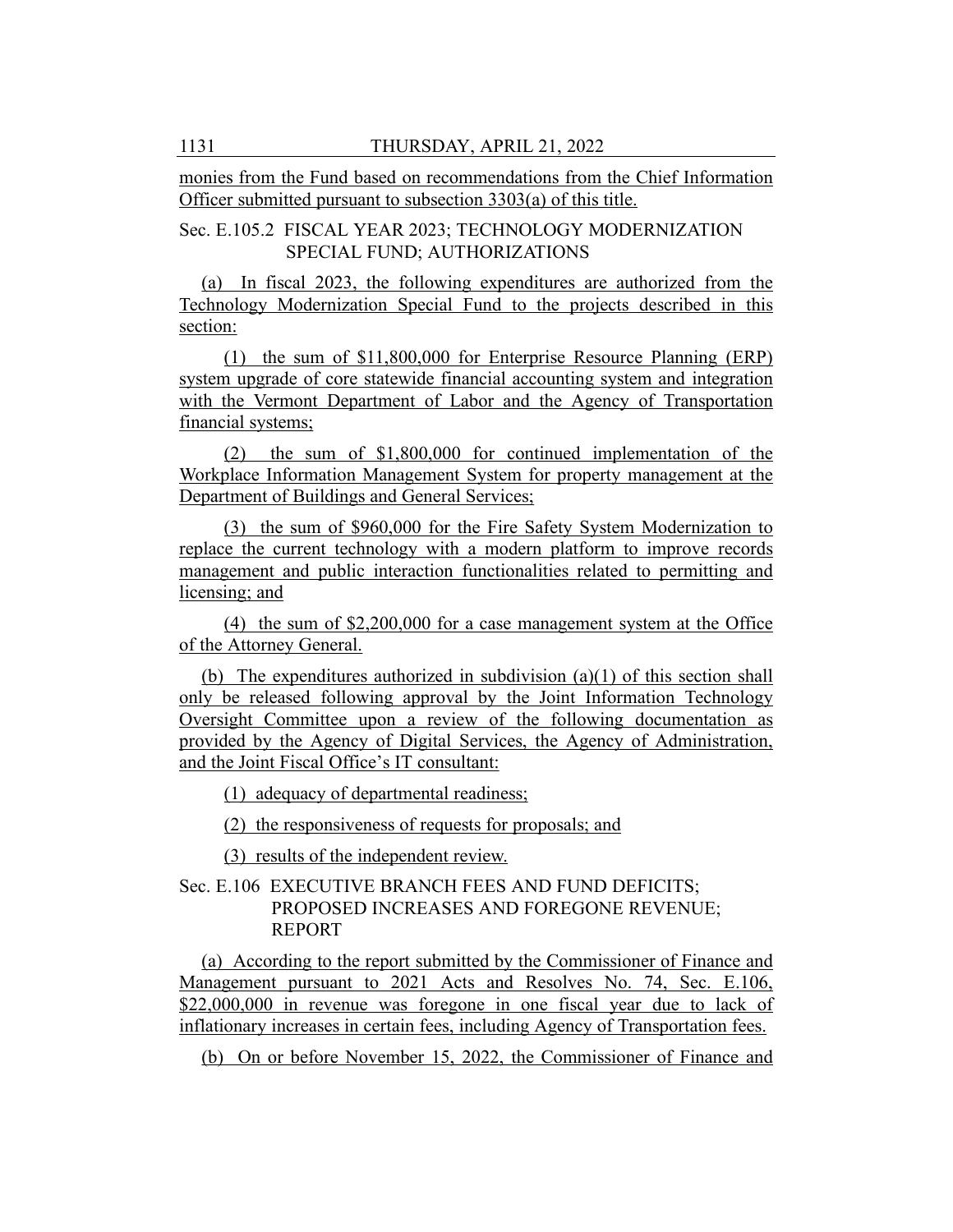monies from the Fund based on recommendations from the Chief Information Officer submitted pursuant to subsection 3303(a) of this title.

Sec. E.105.2 FISCAL YEAR 2023; TECHNOLOGY MODERNIZATION SPECIAL FUND; AUTHORIZATIONS

(a) In fiscal 2023, the following expenditures are authorized from the Technology Modernization Special Fund to the projects described in this section:

(1) the sum of $11,800,000 for Enterprise Resource Planning (ERP) system upgrade of core statewide financial accounting system and integration with the Vermont Department of Labor and the Agency of Transportation financial systems;

(2) the sum of $1,800,000 for continued implementation of the Workplace Information Management System for property management at the Department of Buildings and General Services;

(3) the sum of $960,000 for the Fire Safety System Modernization to replace the current technology with a modern platform to improve records management and public interaction functionalities related to permitting and licensing; and

(4) the sum of $2,200,000 for a case management system at the Office of the Attorney General.

(b) The expenditures authorized in subdivision (a)(1) of this section shall only be released following approval by the Joint Information Technology Oversight Committee upon a review of the following documentation as provided by the Agency of Digital Services, the Agency of Administration, and the Joint Fiscal Office's IT consultant:

(1) adequacy of departmental readiness;

(2) the responsiveness of requests for proposals; and

(3) results of the independent review.

Sec. E.106 EXECUTIVE BRANCH FEES AND FUND DEFICITS; PROPOSED INCREASES AND FOREGONE REVENUE; REPORT

(a) According to the report submitted by the Commissioner of Finance and Management pursuant to 2021 Acts and Resolves No. 74, Sec. E.106, $22,000,000 in revenue was foregone in one fiscal year due to lack of inflationary increases in certain fees, including Agency of Transportation fees.

(b) On or before November 15, 2022, the Commissioner of Finance and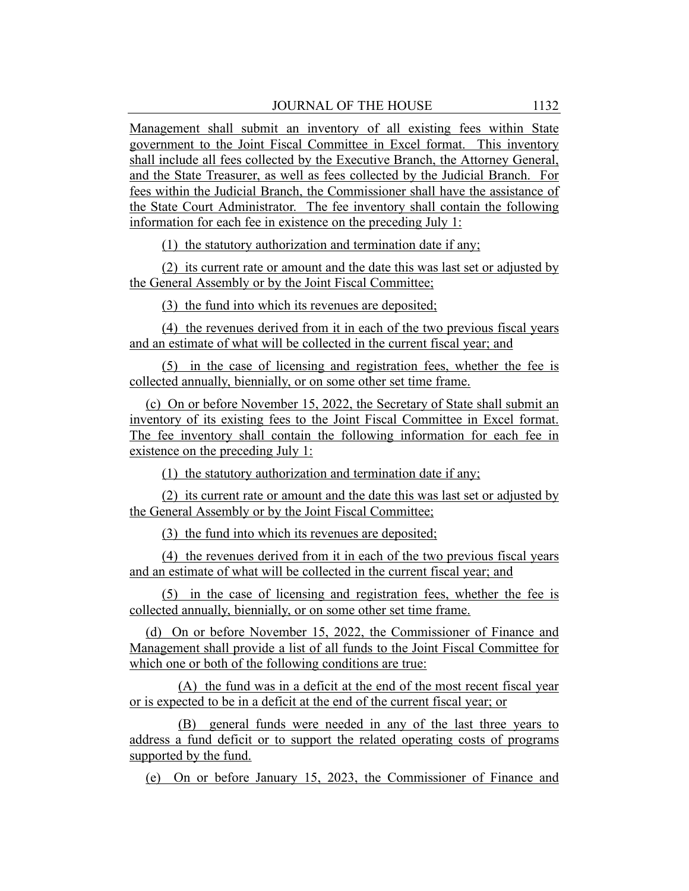Management shall submit an inventory of all existing fees within State government to the Joint Fiscal Committee in Excel format. This inventory shall include all fees collected by the Executive Branch, the Attorney General, and the State Treasurer, as well as fees collected by the Judicial Branch. For fees within the Judicial Branch, the Commissioner shall have the assistance of the State Court Administrator. The fee inventory shall contain the following information for each fee in existence on the preceding July 1:

(1) the statutory authorization and termination date if any;

(2) its current rate or amount and the date this was last set or adjusted by the General Assembly or by the Joint Fiscal Committee;

(3) the fund into which its revenues are deposited;

(4) the revenues derived from it in each of the two previous fiscal years and an estimate of what will be collected in the current fiscal year; and

(5) in the case of licensing and registration fees, whether the fee is collected annually, biennially, or on some other set time frame.

(c) On or before November 15, 2022, the Secretary of State shall submit an inventory of its existing fees to the Joint Fiscal Committee in Excel format. The fee inventory shall contain the following information for each fee in existence on the preceding July 1:

(1) the statutory authorization and termination date if any;

(2) its current rate or amount and the date this was last set or adjusted by the General Assembly or by the Joint Fiscal Committee;

(3) the fund into which its revenues are deposited;

(4) the revenues derived from it in each of the two previous fiscal years and an estimate of what will be collected in the current fiscal year; and

(5) in the case of licensing and registration fees, whether the fee is collected annually, biennially, or on some other set time frame.

(d) On or before November 15, 2022, the Commissioner of Finance and Management shall provide a list of all funds to the Joint Fiscal Committee for which one or both of the following conditions are true:

(A) the fund was in a deficit at the end of the most recent fiscal year or is expected to be in a deficit at the end of the current fiscal year; or

(B) general funds were needed in any of the last three years to address a fund deficit or to support the related operating costs of programs supported by the fund.

(e) On or before January 15, 2023, the Commissioner of Finance and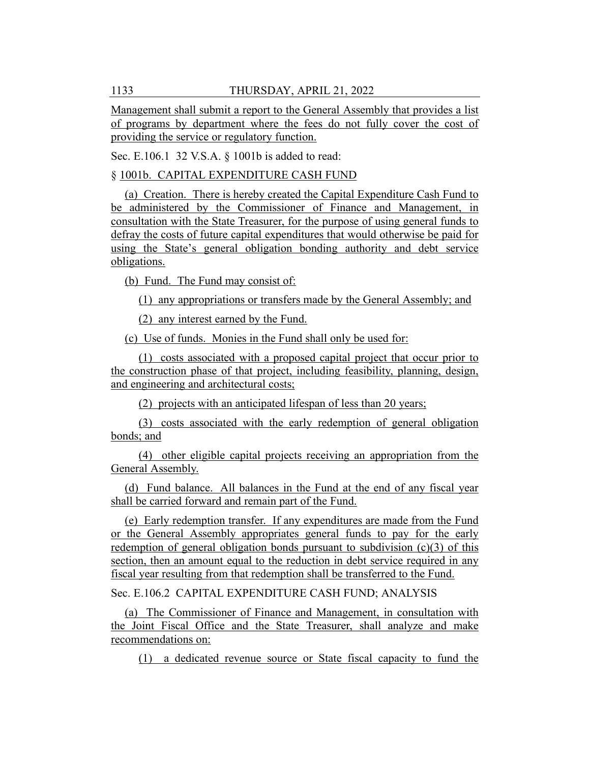Management shall submit a report to the General Assembly that provides a list of programs by department where the fees do not fully cover the cost of providing the service or regulatory function.

Sec. E.106.1 32 V.S.A. § 1001b is added to read:

§ 1001b. CAPITAL EXPENDITURE CASH FUND

(a) Creation. There is hereby created the Capital Expenditure Cash Fund to be administered by the Commissioner of Finance and Management, in consultation with the State Treasurer, for the purpose of using general funds to defray the costs of future capital expenditures that would otherwise be paid for using the State's general obligation bonding authority and debt service obligations.

(b) Fund. The Fund may consist of:

(1) any appropriations or transfers made by the General Assembly; and

(2) any interest earned by the Fund.

(c) Use of funds. Monies in the Fund shall only be used for:

(1) costs associated with a proposed capital project that occur prior to the construction phase of that project, including feasibility, planning, design, and engineering and architectural costs;

(2) projects with an anticipated lifespan of less than 20 years;

(3) costs associated with the early redemption of general obligation bonds; and

(4) other eligible capital projects receiving an appropriation from the General Assembly.

(d) Fund balance. All balances in the Fund at the end of any fiscal year shall be carried forward and remain part of the Fund.

(e) Early redemption transfer. If any expenditures are made from the Fund or the General Assembly appropriates general funds to pay for the early redemption of general obligation bonds pursuant to subdivision (c)(3) of this section, then an amount equal to the reduction in debt service required in any fiscal year resulting from that redemption shall be transferred to the Fund.

Sec. E.106.2 CAPITAL EXPENDITURE CASH FUND; ANALYSIS

(a) The Commissioner of Finance and Management, in consultation with the Joint Fiscal Office and the State Treasurer, shall analyze and make recommendations on:

(1) a dedicated revenue source or State fiscal capacity to fund the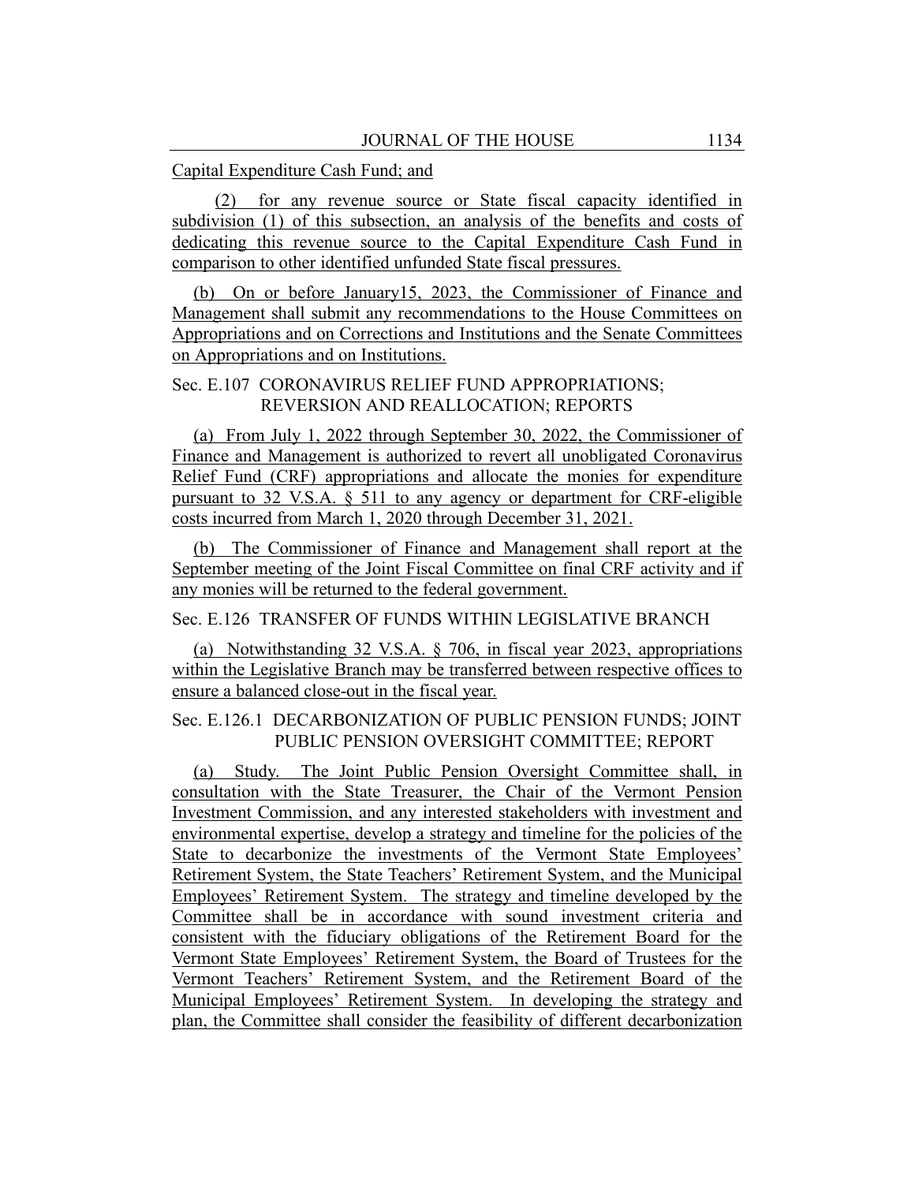Capital Expenditure Cash Fund; and

(2) for any revenue source or State fiscal capacity identified in subdivision (1) of this subsection, an analysis of the benefits and costs of dedicating this revenue source to the Capital Expenditure Cash Fund in comparison to other identified unfunded State fiscal pressures.

(b) On or before January15, 2023, the Commissioner of Finance and Management shall submit any recommendations to the House Committees on Appropriations and on Corrections and Institutions and the Senate Committees on Appropriations and on Institutions.

Sec. E.107 CORONAVIRUS RELIEF FUND APPROPRIATIONS; REVERSION AND REALLOCATION; REPORTS

(a) From July 1, 2022 through September 30, 2022, the Commissioner of Finance and Management is authorized to revert all unobligated Coronavirus Relief Fund (CRF) appropriations and allocate the monies for expenditure pursuant to 32 V.S.A. § 511 to any agency or department for CRF-eligible costs incurred from March 1, 2020 through December 31, 2021.

(b) The Commissioner of Finance and Management shall report at the September meeting of the Joint Fiscal Committee on final CRF activity and if any monies will be returned to the federal government.

Sec. E.126 TRANSFER OF FUNDS WITHIN LEGISLATIVE BRANCH

(a) Notwithstanding 32 V.S.A. § 706, in fiscal year 2023, appropriations within the Legislative Branch may be transferred between respective offices to ensure a balanced close-out in the fiscal year.

Sec. E.126.1 DECARBONIZATION OF PUBLIC PENSION FUNDS; JOINT PUBLIC PENSION OVERSIGHT COMMITTEE; REPORT

(a) Study. The Joint Public Pension Oversight Committee shall, in consultation with the State Treasurer, the Chair of the Vermont Pension Investment Commission, and any interested stakeholders with investment and environmental expertise, develop a strategy and timeline for the policies of the State to decarbonize the investments of the Vermont State Employees' Retirement System, the State Teachers' Retirement System, and the Municipal Employees' Retirement System. The strategy and timeline developed by the Committee shall be in accordance with sound investment criteria and consistent with the fiduciary obligations of the Retirement Board for the Vermont State Employees' Retirement System, the Board of Trustees for the Vermont Teachers' Retirement System, and the Retirement Board of the Municipal Employees' Retirement System. In developing the strategy and plan, the Committee shall consider the feasibility of different decarbonization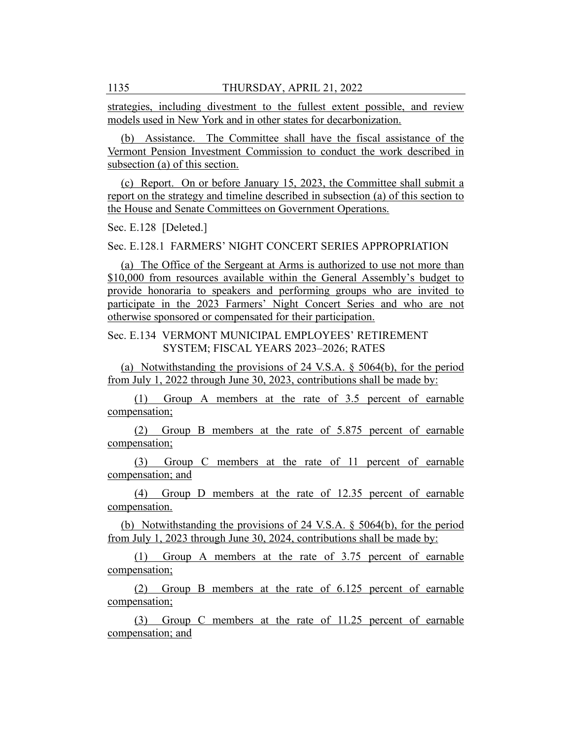strategies, including divestment to the fullest extent possible, and review models used in New York and in other states for decarbonization.

(b) Assistance. The Committee shall have the fiscal assistance of the Vermont Pension Investment Commission to conduct the work described in subsection (a) of this section.

(c) Report. On or before January 15, 2023, the Committee shall submit a report on the strategy and timeline described in subsection (a) of this section to the House and Senate Committees on Government Operations.

Sec. E.128 [Deleted.]

Sec. E.128.1 FARMERS' NIGHT CONCERT SERIES APPROPRIATION

(a) The Office of the Sergeant at Arms is authorized to use not more than $10,000 from resources available within the General Assembly's budget to provide honoraria to speakers and performing groups who are invited to participate in the 2023 Farmers' Night Concert Series and who are not otherwise sponsored or compensated for their participation.

Sec. E.134 VERMONT MUNICIPAL EMPLOYEES' RETIREMENT SYSTEM; FISCAL YEARS 2023–2026; RATES

(a) Notwithstanding the provisions of 24 V.S.A. § 5064(b), for the period from July 1, 2022 through June 30, 2023, contributions shall be made by:

(1) Group A members at the rate of 3.5 percent of earnable compensation;

(2) Group B members at the rate of 5.875 percent of earnable compensation;

(3) Group C members at the rate of 11 percent of earnable compensation; and

(4) Group D members at the rate of 12.35 percent of earnable compensation.

(b) Notwithstanding the provisions of 24 V.S.A. § 5064(b), for the period from July 1, 2023 through June 30, 2024, contributions shall be made by:

(1) Group A members at the rate of 3.75 percent of earnable compensation;

(2) Group B members at the rate of 6.125 percent of earnable compensation;

(3) Group C members at the rate of 11.25 percent of earnable compensation; and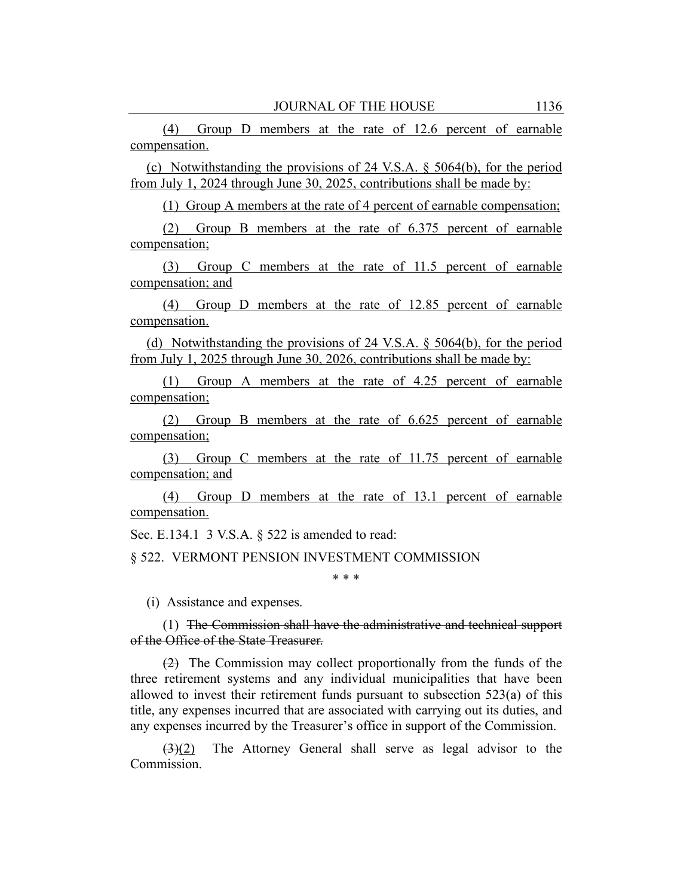(4) Group D members at the rate of 12.6 percent of earnable compensation.

(c) Notwithstanding the provisions of 24 V.S.A. § 5064(b), for the period from July 1, 2024 through June 30, 2025, contributions shall be made by:

(1) Group A members at the rate of 4 percent of earnable compensation;

(2) Group B members at the rate of 6.375 percent of earnable compensation;

(3) Group C members at the rate of 11.5 percent of earnable compensation; and

(4) Group D members at the rate of 12.85 percent of earnable compensation.

(d) Notwithstanding the provisions of 24 V.S.A. § 5064(b), for the period from July 1, 2025 through June 30, 2026, contributions shall be made by:

(1) Group A members at the rate of 4.25 percent of earnable compensation;

(2) Group B members at the rate of 6.625 percent of earnable compensation;

(3) Group C members at the rate of 11.75 percent of earnable compensation; and

(4) Group D members at the rate of 13.1 percent of earnable compensation.

Sec. E.134.1 3 V.S.A. § 522 is amended to read:

§ 522. VERMONT PENSION INVESTMENT COMMISSION

\* \* \*

(i) Assistance and expenses.

(1) ~~The Commission shall have the administrative and technical support of the Office of the State Treasurer.~~

~~(2)~~ The Commission may collect proportionally from the funds of the three retirement systems and any individual municipalities that have been allowed to invest their retirement funds pursuant to subsection 523(a) of this title, any expenses incurred that are associated with carrying out its duties, and any expenses incurred by the Treasurer's office in support of the Commission.

~~(3)~~(2) The Attorney General shall serve as legal advisor to the Commission.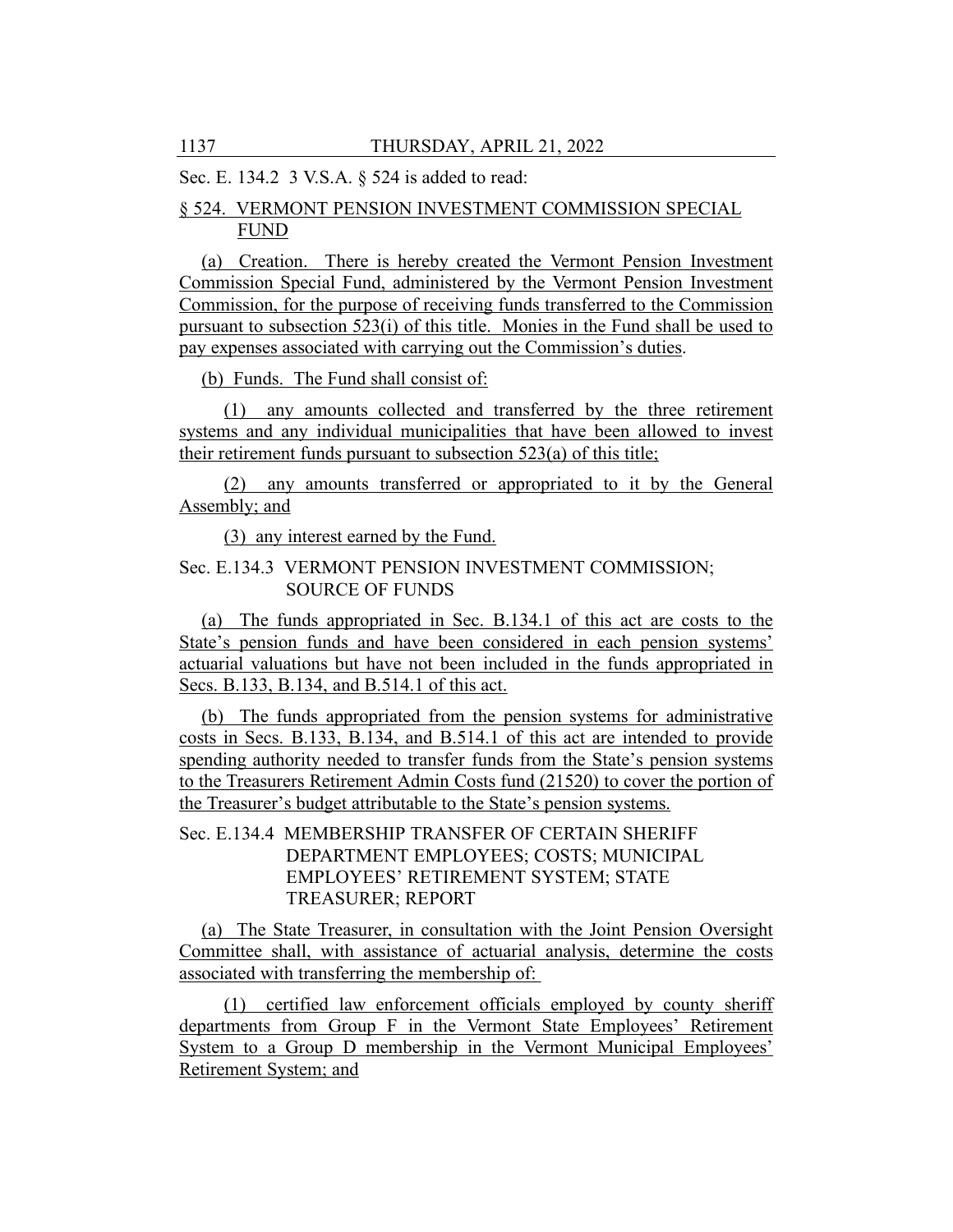Sec. E. 134.2 3 V.S.A. § 524 is added to read:

§ 524. VERMONT PENSION INVESTMENT COMMISSION SPECIAL FUND

(a) Creation. There is hereby created the Vermont Pension Investment Commission Special Fund, administered by the Vermont Pension Investment Commission, for the purpose of receiving funds transferred to the Commission pursuant to subsection 523(i) of this title. Monies in the Fund shall be used to pay expenses associated with carrying out the Commission's duties.

(b) Funds. The Fund shall consist of:

(1) any amounts collected and transferred by the three retirement systems and any individual municipalities that have been allowed to invest their retirement funds pursuant to subsection 523(a) of this title;

(2) any amounts transferred or appropriated to it by the General Assembly; and

(3) any interest earned by the Fund.

Sec. E.134.3 VERMONT PENSION INVESTMENT COMMISSION; SOURCE OF FUNDS

(a) The funds appropriated in Sec. B.134.1 of this act are costs to the State's pension funds and have been considered in each pension systems' actuarial valuations but have not been included in the funds appropriated in Secs. B.133, B.134, and B.514.1 of this act.

(b) The funds appropriated from the pension systems for administrative costs in Secs. B.133, B.134, and B.514.1 of this act are intended to provide spending authority needed to transfer funds from the State's pension systems to the Treasurers Retirement Admin Costs fund (21520) to cover the portion of the Treasurer's budget attributable to the State's pension systems.

Sec. E.134.4 MEMBERSHIP TRANSFER OF CERTAIN SHERIFF DEPARTMENT EMPLOYEES; COSTS; MUNICIPAL EMPLOYEES' RETIREMENT SYSTEM; STATE TREASURER; REPORT

(a) The State Treasurer, in consultation with the Joint Pension Oversight Committee shall, with assistance of actuarial analysis, determine the costs associated with transferring the membership of:

(1) certified law enforcement officials employed by county sheriff departments from Group F in the Vermont State Employees' Retirement System to a Group D membership in the Vermont Municipal Employees' Retirement System; and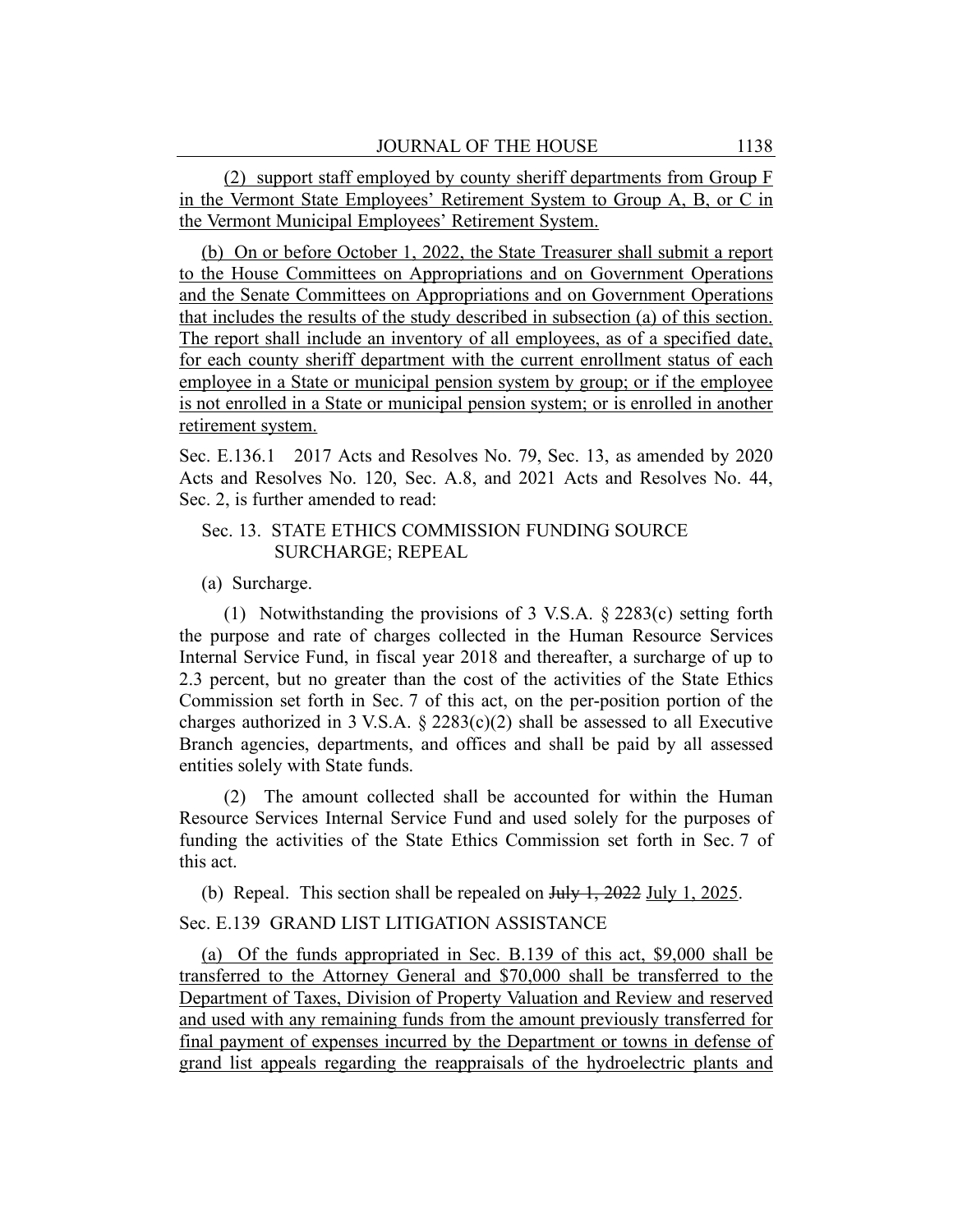(2) support staff employed by county sheriff departments from Group F in the Vermont State Employees' Retirement System to Group A, B, or C in the Vermont Municipal Employees' Retirement System.

(b) On or before October 1, 2022, the State Treasurer shall submit a report to the House Committees on Appropriations and on Government Operations and the Senate Committees on Appropriations and on Government Operations that includes the results of the study described in subsection (a) of this section. The report shall include an inventory of all employees, as of a specified date, for each county sheriff department with the current enrollment status of each employee in a State or municipal pension system by group; or if the employee is not enrolled in a State or municipal pension system; or is enrolled in another retirement system.

Sec. E.136.1 2017 Acts and Resolves No. 79, Sec. 13, as amended by 2020 Acts and Resolves No. 120, Sec. A.8, and 2021 Acts and Resolves No. 44, Sec. 2, is further amended to read:

Sec. 13. STATE ETHICS COMMISSION FUNDING SOURCE SURCHARGE; REPEAL

(a) Surcharge.

(1) Notwithstanding the provisions of 3 V.S.A. § 2283(c) setting forth the purpose and rate of charges collected in the Human Resource Services Internal Service Fund, in fiscal year 2018 and thereafter, a surcharge of up to 2.3 percent, but no greater than the cost of the activities of the State Ethics Commission set forth in Sec. 7 of this act, on the per-position portion of the charges authorized in 3 V.S.A. § 2283(c)(2) shall be assessed to all Executive Branch agencies, departments, and offices and shall be paid by all assessed entities solely with State funds.

(2) The amount collected shall be accounted for within the Human Resource Services Internal Service Fund and used solely for the purposes of funding the activities of the State Ethics Commission set forth in Sec. 7 of this act.

(b) Repeal. This section shall be repealed on ~~July 1, 2022~~ July 1, 2025.

Sec. E.139 GRAND LIST LITIGATION ASSISTANCE

(a) Of the funds appropriated in Sec. B.139 of this act, $9,000 shall be transferred to the Attorney General and $70,000 shall be transferred to the Department of Taxes, Division of Property Valuation and Review and reserved and used with any remaining funds from the amount previously transferred for final payment of expenses incurred by the Department or towns in defense of grand list appeals regarding the reappraisals of the hydroelectric plants and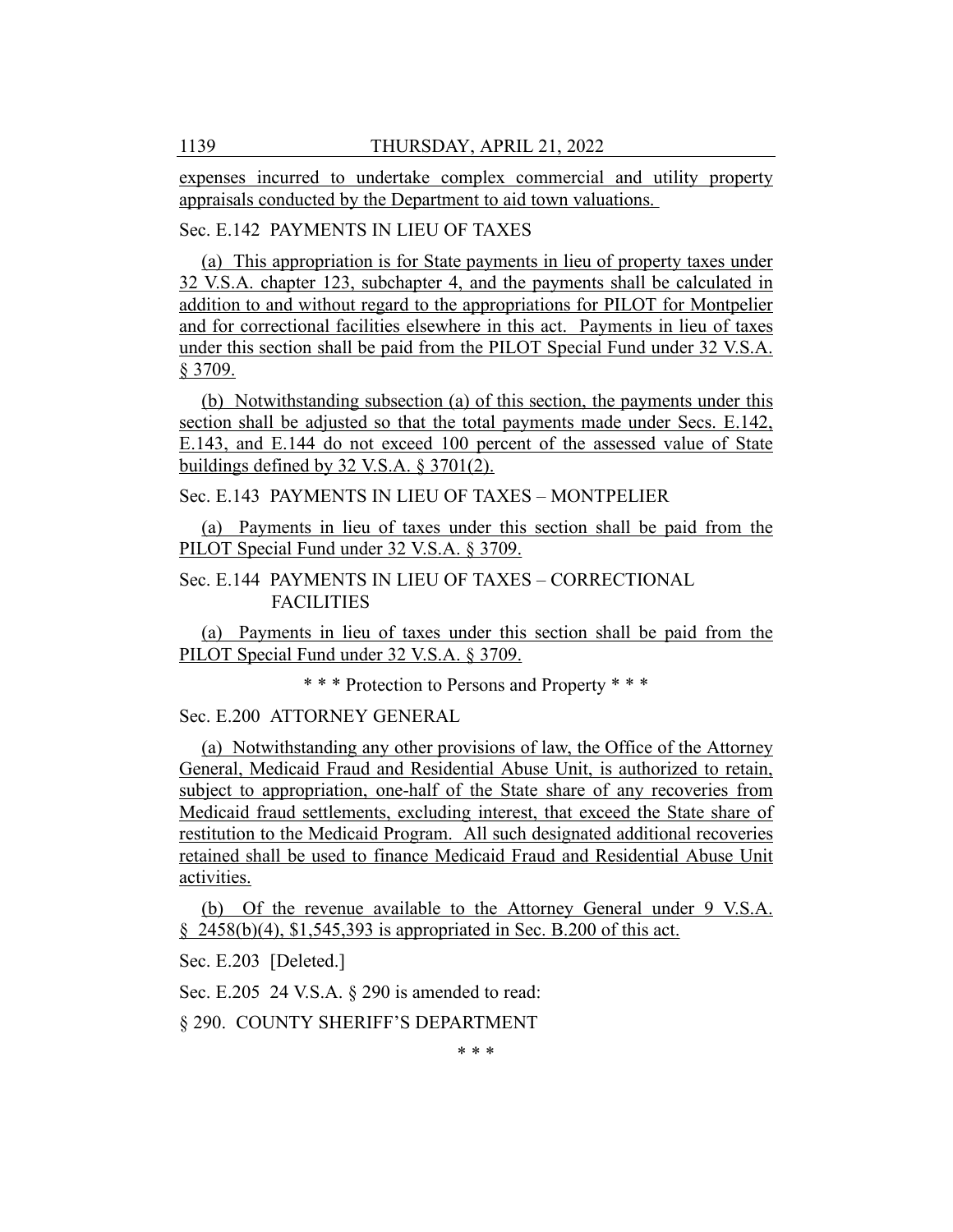expenses incurred to undertake complex commercial and utility property appraisals conducted by the Department to aid town valuations.

Sec. E.142 PAYMENTS IN LIEU OF TAXES

(a) This appropriation is for State payments in lieu of property taxes under 32 V.S.A. chapter 123, subchapter 4, and the payments shall be calculated in addition to and without regard to the appropriations for PILOT for Montpelier and for correctional facilities elsewhere in this act. Payments in lieu of taxes under this section shall be paid from the PILOT Special Fund under 32 V.S.A. § 3709.

(b) Notwithstanding subsection (a) of this section, the payments under this section shall be adjusted so that the total payments made under Secs. E.142, E.143, and E.144 do not exceed 100 percent of the assessed value of State buildings defined by 32 V.S.A. § 3701(2).

Sec. E.143 PAYMENTS IN LIEU OF TAXES – MONTPELIER

(a) Payments in lieu of taxes under this section shall be paid from the PILOT Special Fund under 32 V.S.A. § 3709.

Sec. E.144 PAYMENTS IN LIEU OF TAXES – CORRECTIONAL FACILITIES

(a) Payments in lieu of taxes under this section shall be paid from the PILOT Special Fund under 32 V.S.A. § 3709.

* * * Protection to Persons and Property * * *

Sec. E.200 ATTORNEY GENERAL

(a) Notwithstanding any other provisions of law, the Office of the Attorney General, Medicaid Fraud and Residential Abuse Unit, is authorized to retain, subject to appropriation, one-half of the State share of any recoveries from Medicaid fraud settlements, excluding interest, that exceed the State share of restitution to the Medicaid Program. All such designated additional recoveries retained shall be used to finance Medicaid Fraud and Residential Abuse Unit activities.

(b) Of the revenue available to the Attorney General under 9 V.S.A. § 2458(b)(4), $1,545,393 is appropriated in Sec. B.200 of this act.

Sec. E.203 [Deleted.]

Sec. E.205 24 V.S.A. § 290 is amended to read:

§ 290. COUNTY SHERIFF'S DEPARTMENT

* * *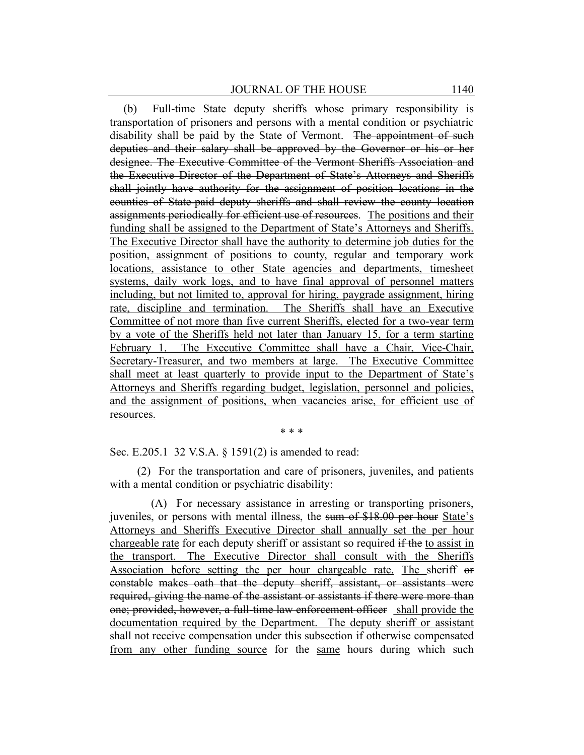(b) Full-time State deputy sheriffs whose primary responsibility is transportation of prisoners and persons with a mental condition or psychiatric disability shall be paid by the State of Vermont. ~~The appointment of such deputies and their salary shall be approved by the Governor or his or her designee. The Executive Committee of the Vermont Sheriffs Association and the Executive Director of the Department of State's Attorneys and Sheriffs shall jointly have authority for the assignment of position locations in the counties of State-paid deputy sheriffs and shall review the county location assignments periodically for efficient use of resources.~~ The positions and their funding shall be assigned to the Department of State's Attorneys and Sheriffs. The Executive Director shall have the authority to determine job duties for the position, assignment of positions to county, regular and temporary work locations, assistance to other State agencies and departments, timesheet systems, daily work logs, and to have final approval of personnel matters including, but not limited to, approval for hiring, paygrade assignment, hiring rate, discipline and termination. The Sheriffs shall have an Executive Committee of not more than five current Sheriffs, elected for a two-year term by a vote of the Sheriffs held not later than January 15, for a term starting February 1. The Executive Committee shall have a Chair, Vice-Chair, Secretary-Treasurer, and two members at large. The Executive Committee shall meet at least quarterly to provide input to the Department of State's Attorneys and Sheriffs regarding budget, legislation, personnel and policies, and the assignment of positions, when vacancies arise, for efficient use of resources.

\* \* \*

Sec. E.205.1 32 V.S.A. § 1591(2) is amended to read:

(2) For the transportation and care of prisoners, juveniles, and patients with a mental condition or psychiatric disability:

(A) For necessary assistance in arresting or transporting prisoners, juveniles, or persons with mental illness, the ~~sum of $18.00 per hour~~ State's Attorneys and Sheriffs Executive Director shall annually set the per hour chargeable rate for each deputy sheriff or assistant so required ~~if the~~ to assist in the transport. The Executive Director shall consult with the Sheriffs Association before setting the per hour chargeable rate. The sheriff ~~or constable makes oath that the deputy sheriff, assistant, or assistants were required, giving the name of the assistant or assistants if there were more than one; provided, however, a full-time law enforcement officer~~ shall provide the documentation required by the Department. The deputy sheriff or assistant shall not receive compensation under this subsection if otherwise compensated from any other funding source for the same hours during which such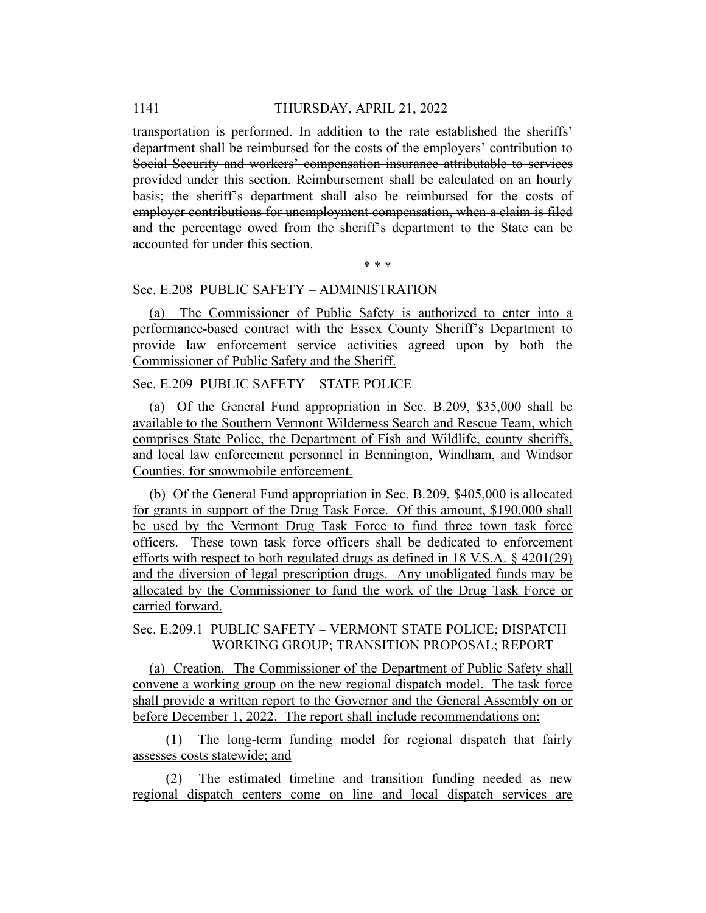transportation is performed. ~~In addition to the rate established the sheriffs' department shall be reimbursed for the costs of the employers' contribution to Social Security and workers' compensation insurance attributable to services provided under this section. Reimbursement shall be calculated on an hourly basis; the sheriff's department shall also be reimbursed for the costs of employer contributions for unemployment compensation, when a claim is filed and the percentage owed from the sheriff's department to the State can be accounted for under this section.~~

\* \* \*

Sec. E.208 PUBLIC SAFETY – ADMINISTRATION

(a) The Commissioner of Public Safety is authorized to enter into a performance-based contract with the Essex County Sheriff's Department to provide law enforcement service activities agreed upon by both the Commissioner of Public Safety and the Sheriff.

Sec. E.209 PUBLIC SAFETY – STATE POLICE

(a) Of the General Fund appropriation in Sec. B.209, $35,000 shall be available to the Southern Vermont Wilderness Search and Rescue Team, which comprises State Police, the Department of Fish and Wildlife, county sheriffs, and local law enforcement personnel in Bennington, Windham, and Windsor Counties, for snowmobile enforcement.

(b) Of the General Fund appropriation in Sec. B.209, $405,000 is allocated for grants in support of the Drug Task Force. Of this amount, $190,000 shall be used by the Vermont Drug Task Force to fund three town task force officers. These town task force officers shall be dedicated to enforcement efforts with respect to both regulated drugs as defined in 18 V.S.A. § 4201(29) and the diversion of legal prescription drugs. Any unobligated funds may be allocated by the Commissioner to fund the work of the Drug Task Force or carried forward.

Sec. E.209.1 PUBLIC SAFETY – VERMONT STATE POLICE; DISPATCH WORKING GROUP; TRANSITION PROPOSAL; REPORT

(a) Creation. The Commissioner of the Department of Public Safety shall convene a working group on the new regional dispatch model. The task force shall provide a written report to the Governor and the General Assembly on or before December 1, 2022. The report shall include recommendations on:

(1) The long-term funding model for regional dispatch that fairly assesses costs statewide; and

(2) The estimated timeline and transition funding needed as new regional dispatch centers come on line and local dispatch services are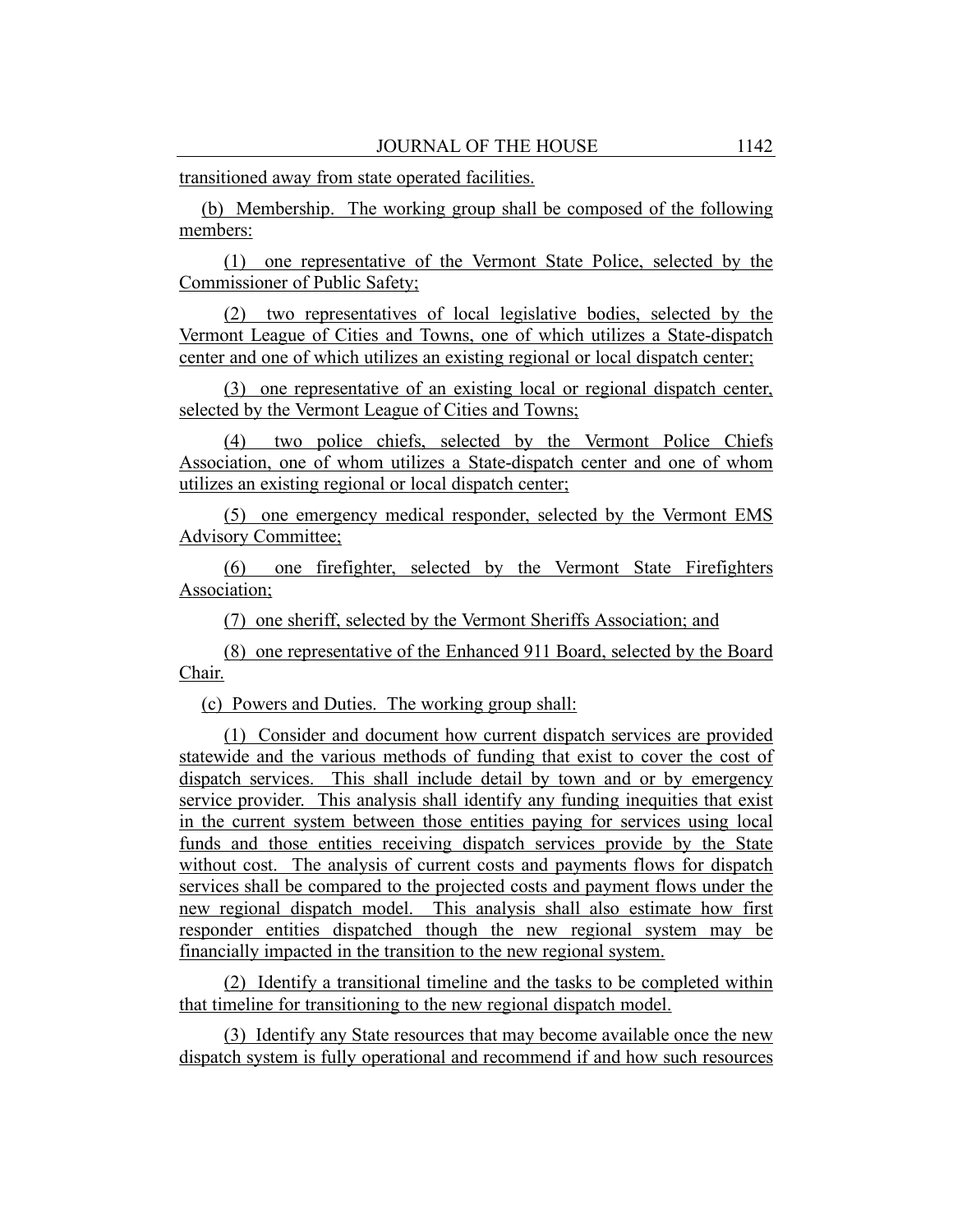transitioned away from state operated facilities.

(b) Membership. The working group shall be composed of the following members:

(1) one representative of the Vermont State Police, selected by the Commissioner of Public Safety;

(2) two representatives of local legislative bodies, selected by the Vermont League of Cities and Towns, one of which utilizes a State-dispatch center and one of which utilizes an existing regional or local dispatch center;

(3) one representative of an existing local or regional dispatch center, selected by the Vermont League of Cities and Towns;

(4) two police chiefs, selected by the Vermont Police Chiefs Association, one of whom utilizes a State-dispatch center and one of whom utilizes an existing regional or local dispatch center;

(5) one emergency medical responder, selected by the Vermont EMS Advisory Committee;

(6) one firefighter, selected by the Vermont State Firefighters Association;

(7) one sheriff, selected by the Vermont Sheriffs Association; and

(8) one representative of the Enhanced 911 Board, selected by the Board Chair.

(c) Powers and Duties. The working group shall:

(1) Consider and document how current dispatch services are provided statewide and the various methods of funding that exist to cover the cost of dispatch services. This shall include detail by town and or by emergency service provider. This analysis shall identify any funding inequities that exist in the current system between those entities paying for services using local funds and those entities receiving dispatch services provide by the State without cost. The analysis of current costs and payments flows for dispatch services shall be compared to the projected costs and payment flows under the new regional dispatch model. This analysis shall also estimate how first responder entities dispatched though the new regional system may be financially impacted in the transition to the new regional system.

(2) Identify a transitional timeline and the tasks to be completed within that timeline for transitioning to the new regional dispatch model.

(3) Identify any State resources that may become available once the new dispatch system is fully operational and recommend if and how such resources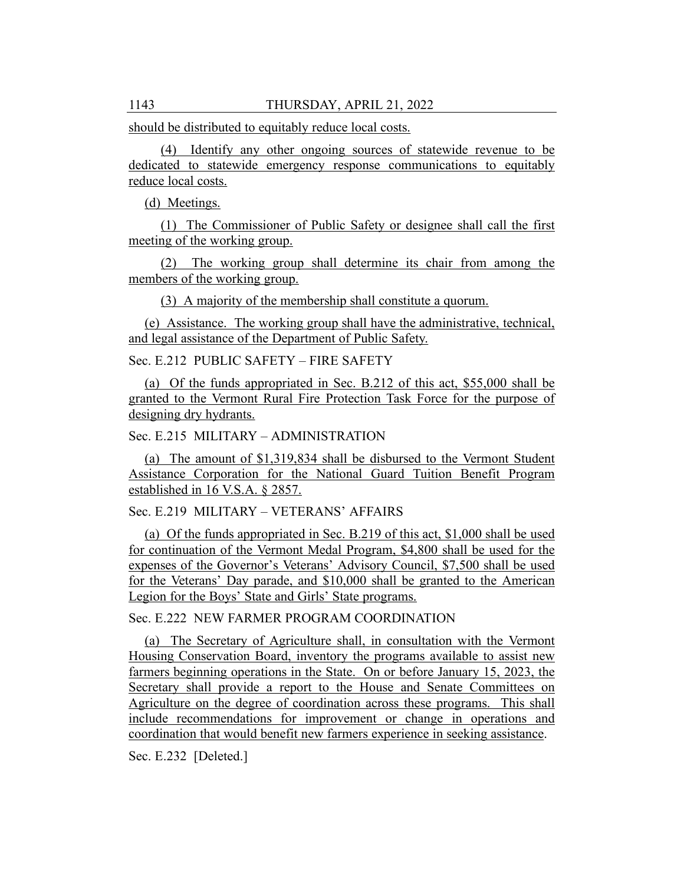should be distributed to equitably reduce local costs.

(4) Identify any other ongoing sources of statewide revenue to be dedicated to statewide emergency response communications to equitably reduce local costs.

(d) Meetings.

(1) The Commissioner of Public Safety or designee shall call the first meeting of the working group.

(2) The working group shall determine its chair from among the members of the working group.

(3) A majority of the membership shall constitute a quorum.

(e) Assistance. The working group shall have the administrative, technical, and legal assistance of the Department of Public Safety.

Sec. E.212 PUBLIC SAFETY – FIRE SAFETY

(a) Of the funds appropriated in Sec. B.212 of this act, $55,000 shall be granted to the Vermont Rural Fire Protection Task Force for the purpose of designing dry hydrants.

Sec. E.215 MILITARY – ADMINISTRATION

(a) The amount of $1,319,834 shall be disbursed to the Vermont Student Assistance Corporation for the National Guard Tuition Benefit Program established in 16 V.S.A. § 2857.

Sec. E.219 MILITARY – VETERANS' AFFAIRS

(a) Of the funds appropriated in Sec. B.219 of this act, $1,000 shall be used for continuation of the Vermont Medal Program, $4,800 shall be used for the expenses of the Governor's Veterans' Advisory Council, $7,500 shall be used for the Veterans' Day parade, and $10,000 shall be granted to the American Legion for the Boys' State and Girls' State programs.

Sec. E.222 NEW FARMER PROGRAM COORDINATION

(a) The Secretary of Agriculture shall, in consultation with the Vermont Housing Conservation Board, inventory the programs available to assist new farmers beginning operations in the State. On or before January 15, 2023, the Secretary shall provide a report to the House and Senate Committees on Agriculture on the degree of coordination across these programs. This shall include recommendations for improvement or change in operations and coordination that would benefit new farmers experience in seeking assistance.

Sec. E.232 [Deleted.]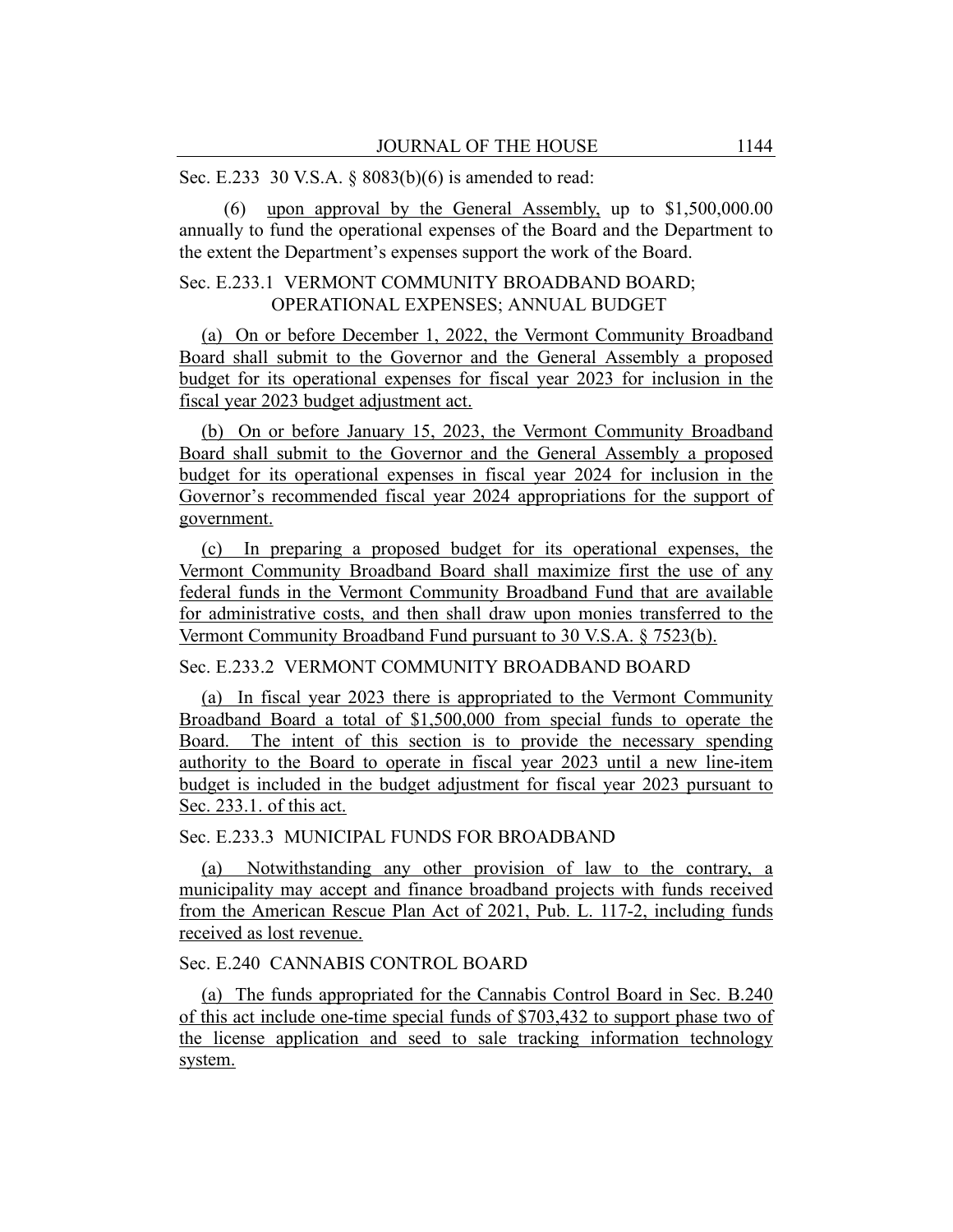Sec. E.233 30 V.S.A. § 8083(b)(6) is amended to read:

(6) upon approval by the General Assembly, up to $1,500,000.00 annually to fund the operational expenses of the Board and the Department to the extent the Department's expenses support the work of the Board.

Sec. E.233.1 VERMONT COMMUNITY BROADBAND BOARD; OPERATIONAL EXPENSES; ANNUAL BUDGET

(a) On or before December 1, 2022, the Vermont Community Broadband Board shall submit to the Governor and the General Assembly a proposed budget for its operational expenses for fiscal year 2023 for inclusion in the fiscal year 2023 budget adjustment act.

(b) On or before January 15, 2023, the Vermont Community Broadband Board shall submit to the Governor and the General Assembly a proposed budget for its operational expenses in fiscal year 2024 for inclusion in the Governor's recommended fiscal year 2024 appropriations for the support of government.

(c) In preparing a proposed budget for its operational expenses, the Vermont Community Broadband Board shall maximize first the use of any federal funds in the Vermont Community Broadband Fund that are available for administrative costs, and then shall draw upon monies transferred to the Vermont Community Broadband Fund pursuant to 30 V.S.A. § 7523(b).

Sec. E.233.2 VERMONT COMMUNITY BROADBAND BOARD

(a) In fiscal year 2023 there is appropriated to the Vermont Community Broadband Board a total of $1,500,000 from special funds to operate the Board. The intent of this section is to provide the necessary spending authority to the Board to operate in fiscal year 2023 until a new line-item budget is included in the budget adjustment for fiscal year 2023 pursuant to Sec. 233.1. of this act.

Sec. E.233.3 MUNICIPAL FUNDS FOR BROADBAND

(a) Notwithstanding any other provision of law to the contrary, a municipality may accept and finance broadband projects with funds received from the American Rescue Plan Act of 2021, Pub. L. 117-2, including funds received as lost revenue.

Sec. E.240 CANNABIS CONTROL BOARD

(a) The funds appropriated for the Cannabis Control Board in Sec. B.240 of this act include one-time special funds of $703,432 to support phase two of the license application and seed to sale tracking information technology system.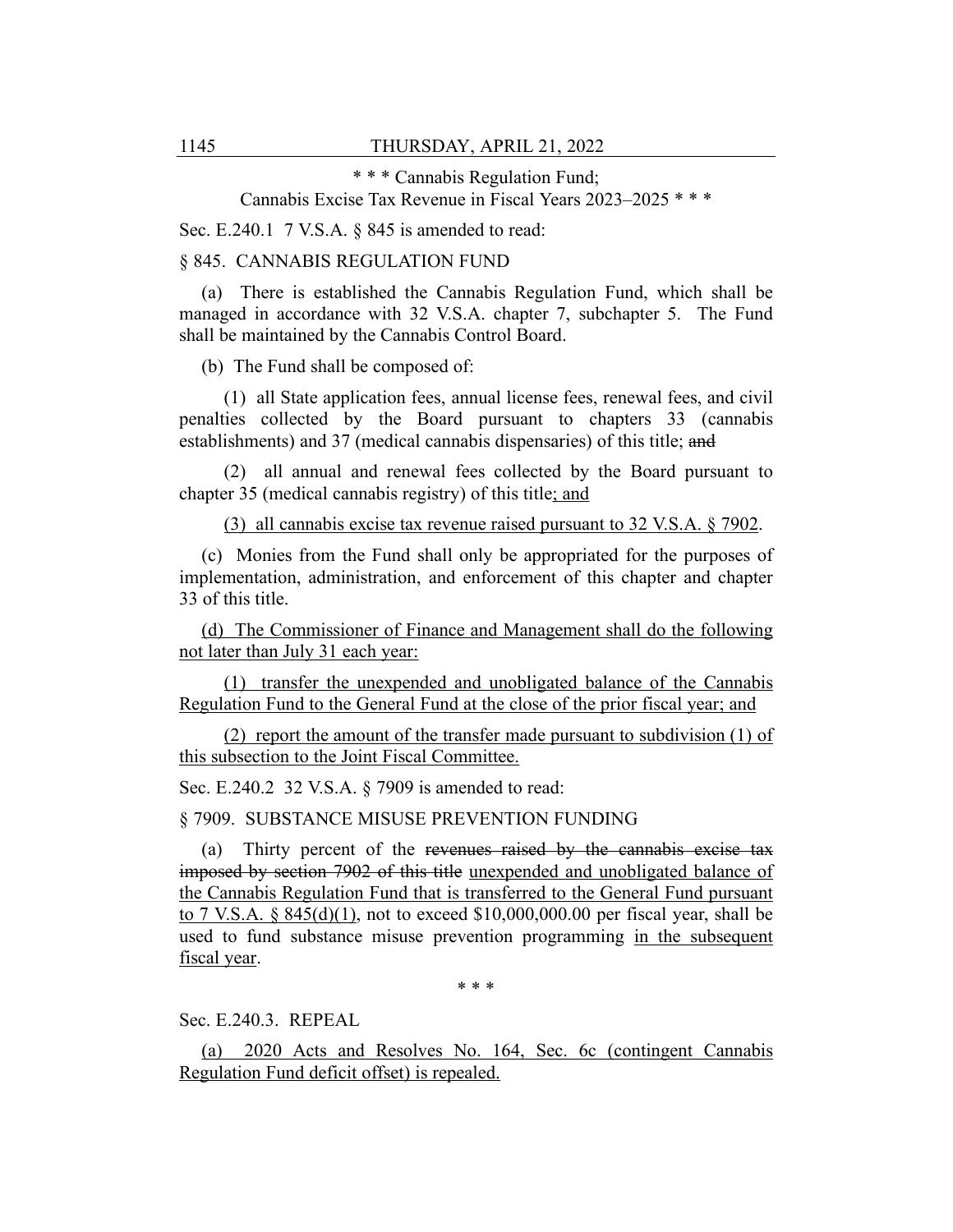\* \* \* Cannabis Regulation Fund;
Cannabis Excise Tax Revenue in Fiscal Years 2023–2025 \* \* \*

Sec. E.240.1 7 V.S.A. § 845 is amended to read:

§ 845. CANNABIS REGULATION FUND

(a) There is established the Cannabis Regulation Fund, which shall be managed in accordance with 32 V.S.A. chapter 7, subchapter 5. The Fund shall be maintained by the Cannabis Control Board.

(b) The Fund shall be composed of:

(1) all State application fees, annual license fees, renewal fees, and civil penalties collected by the Board pursuant to chapters 33 (cannabis establishments) and 37 (medical cannabis dispensaries) of this title; ~~and~~

(2) all annual and renewal fees collected by the Board pursuant to chapter 35 (medical cannabis registry) of this title<u>; and</u>

<u>(3) all cannabis excise tax revenue raised pursuant to 32 V.S.A. § 7902</u>.

(c) Monies from the Fund shall only be appropriated for the purposes of implementation, administration, and enforcement of this chapter and chapter 33 of this title.

<u>(d) The Commissioner of Finance and Management shall do the following not later than July 31 each year:</u>

<u>(1) transfer the unexpended and unobligated balance of the Cannabis Regulation Fund to the General Fund at the close of the prior fiscal year; and</u>

<u>(2) report the amount of the transfer made pursuant to subdivision (1) of this subsection to the Joint Fiscal Committee.</u>

Sec. E.240.2 32 V.S.A. § 7909 is amended to read:

§ 7909. SUBSTANCE MISUSE PREVENTION FUNDING

(a) Thirty percent of the ~~revenues raised by the cannabis excise tax imposed by section 7902 of this title~~ <u>unexpended and unobligated balance of the Cannabis Regulation Fund that is transferred to the General Fund pursuant to 7 V.S.A. § 845(d)(1)</u>, not to exceed $10,000,000.00 per fiscal year, shall be used to fund substance misuse prevention programming <u>in the subsequent fiscal year</u>.

\* \* \*

Sec. E.240.3. REPEAL

<u>(a) 2020 Acts and Resolves No. 164, Sec. 6c (contingent Cannabis Regulation Fund deficit offset) is repealed.</u>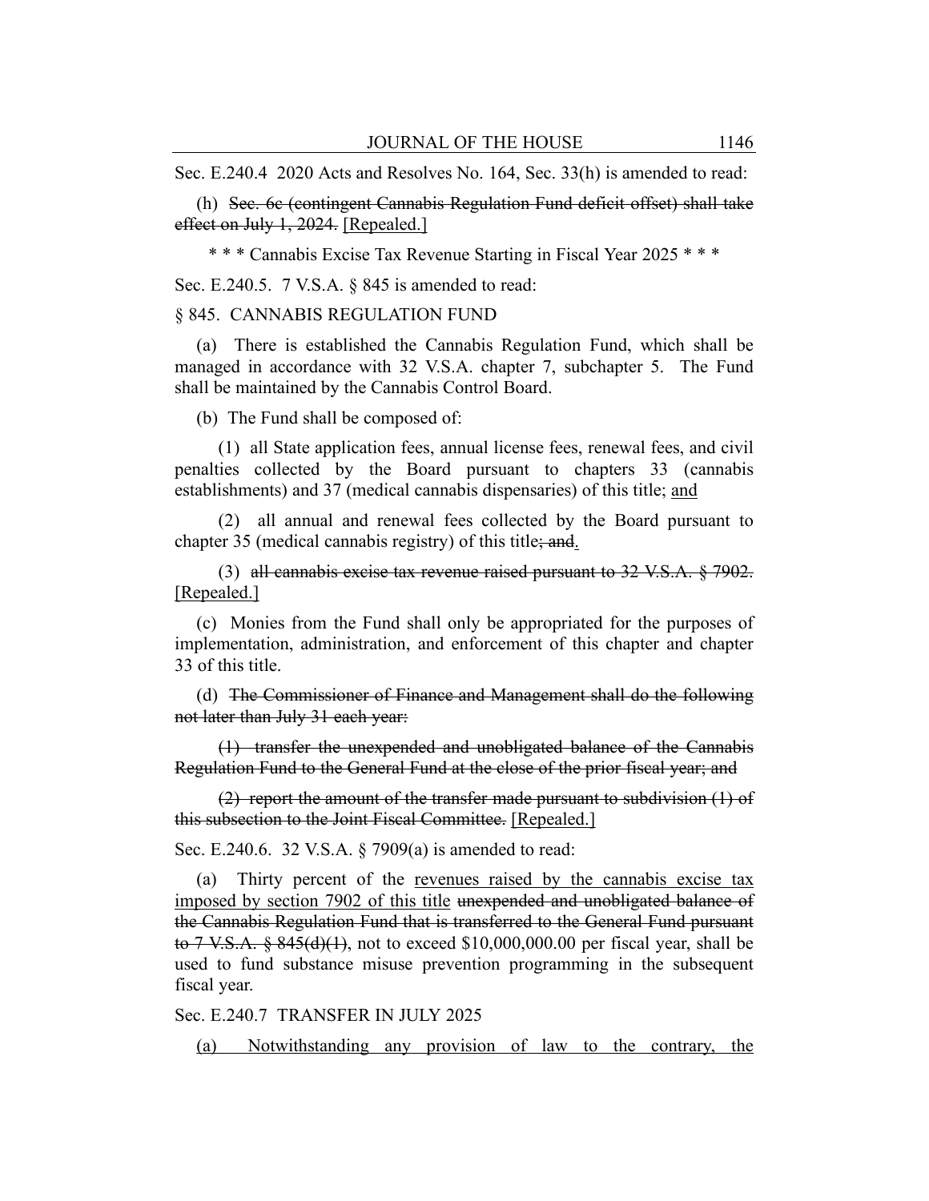Sec. E.240.4 2020 Acts and Resolves No. 164, Sec. 33(h) is amended to read:

(h) ~~Sec. 6c (contingent Cannabis Regulation Fund deficit offset) shall take effect on July 1, 2024.~~ [Repealed.]

\* \* \* Cannabis Excise Tax Revenue Starting in Fiscal Year 2025 \* \* \*

Sec. E.240.5. 7 V.S.A. § 845 is amended to read:

§ 845. CANNABIS REGULATION FUND

(a) There is established the Cannabis Regulation Fund, which shall be managed in accordance with 32 V.S.A. chapter 7, subchapter 5. The Fund shall be maintained by the Cannabis Control Board.

(b) The Fund shall be composed of:

(1) all State application fees, annual license fees, renewal fees, and civil penalties collected by the Board pursuant to chapters 33 (cannabis establishments) and 37 (medical cannabis dispensaries) of this title; and

(2) all annual and renewal fees collected by the Board pursuant to chapter 35 (medical cannabis registry) of this title~~; and~~.

(3) ~~all cannabis excise tax revenue raised pursuant to 32 V.S.A. § 7902.~~ [Repealed.]

(c) Monies from the Fund shall only be appropriated for the purposes of implementation, administration, and enforcement of this chapter and chapter 33 of this title.

(d) ~~The Commissioner of Finance and Management shall do the following not later than July 31 each year:~~

~~(1) transfer the unexpended and unobligated balance of the Cannabis Regulation Fund to the General Fund at the close of the prior fiscal year; and~~

~~(2) report the amount of the transfer made pursuant to subdivision (1) of this subsection to the Joint Fiscal Committee.~~ [Repealed.]

Sec. E.240.6. 32 V.S.A. § 7909(a) is amended to read:

(a) Thirty percent of the revenues raised by the cannabis excise tax imposed by section 7902 of this title ~~unexpended and unobligated balance of the Cannabis Regulation Fund that is transferred to the General Fund pursuant to 7 V.S.A. § 845(d)(1)~~, not to exceed $10,000,000.00 per fiscal year, shall be used to fund substance misuse prevention programming in the subsequent fiscal year.

Sec. E.240.7 TRANSFER IN JULY 2025

(a) Notwithstanding any provision of law to the contrary, the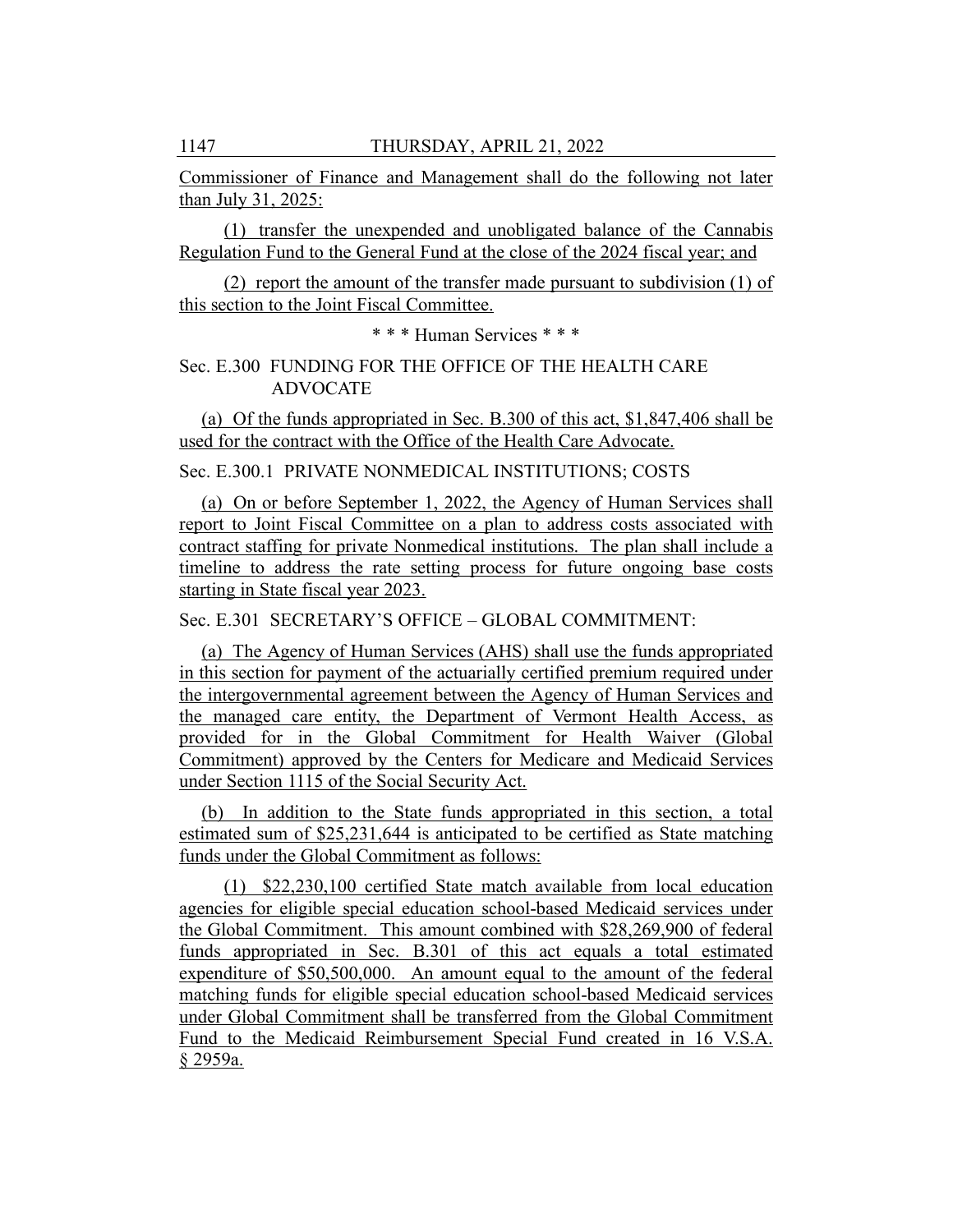Commissioner of Finance and Management shall do the following not later than July 31, 2025:

(1) transfer the unexpended and unobligated balance of the Cannabis Regulation Fund to the General Fund at the close of the 2024 fiscal year; and

(2) report the amount of the transfer made pursuant to subdivision (1) of this section to the Joint Fiscal Committee.

\* \* \* Human Services \* \* \*

Sec. E.300 FUNDING FOR THE OFFICE OF THE HEALTH CARE ADVOCATE

(a) Of the funds appropriated in Sec. B.300 of this act, $1,847,406 shall be used for the contract with the Office of the Health Care Advocate.

Sec. E.300.1 PRIVATE NONMEDICAL INSTITUTIONS; COSTS

(a) On or before September 1, 2022, the Agency of Human Services shall report to Joint Fiscal Committee on a plan to address costs associated with contract staffing for private Nonmedical institutions. The plan shall include a timeline to address the rate setting process for future ongoing base costs starting in State fiscal year 2023.

Sec. E.301 SECRETARY'S OFFICE – GLOBAL COMMITMENT:

(a) The Agency of Human Services (AHS) shall use the funds appropriated in this section for payment of the actuarially certified premium required under the intergovernmental agreement between the Agency of Human Services and the managed care entity, the Department of Vermont Health Access, as provided for in the Global Commitment for Health Waiver (Global Commitment) approved by the Centers for Medicare and Medicaid Services under Section 1115 of the Social Security Act.

(b) In addition to the State funds appropriated in this section, a total estimated sum of $25,231,644 is anticipated to be certified as State matching funds under the Global Commitment as follows:

(1) $22,230,100 certified State match available from local education agencies for eligible special education school-based Medicaid services under the Global Commitment. This amount combined with $28,269,900 of federal funds appropriated in Sec. B.301 of this act equals a total estimated expenditure of $50,500,000. An amount equal to the amount of the federal matching funds for eligible special education school-based Medicaid services under Global Commitment shall be transferred from the Global Commitment Fund to the Medicaid Reimbursement Special Fund created in 16 V.S.A. § 2959a.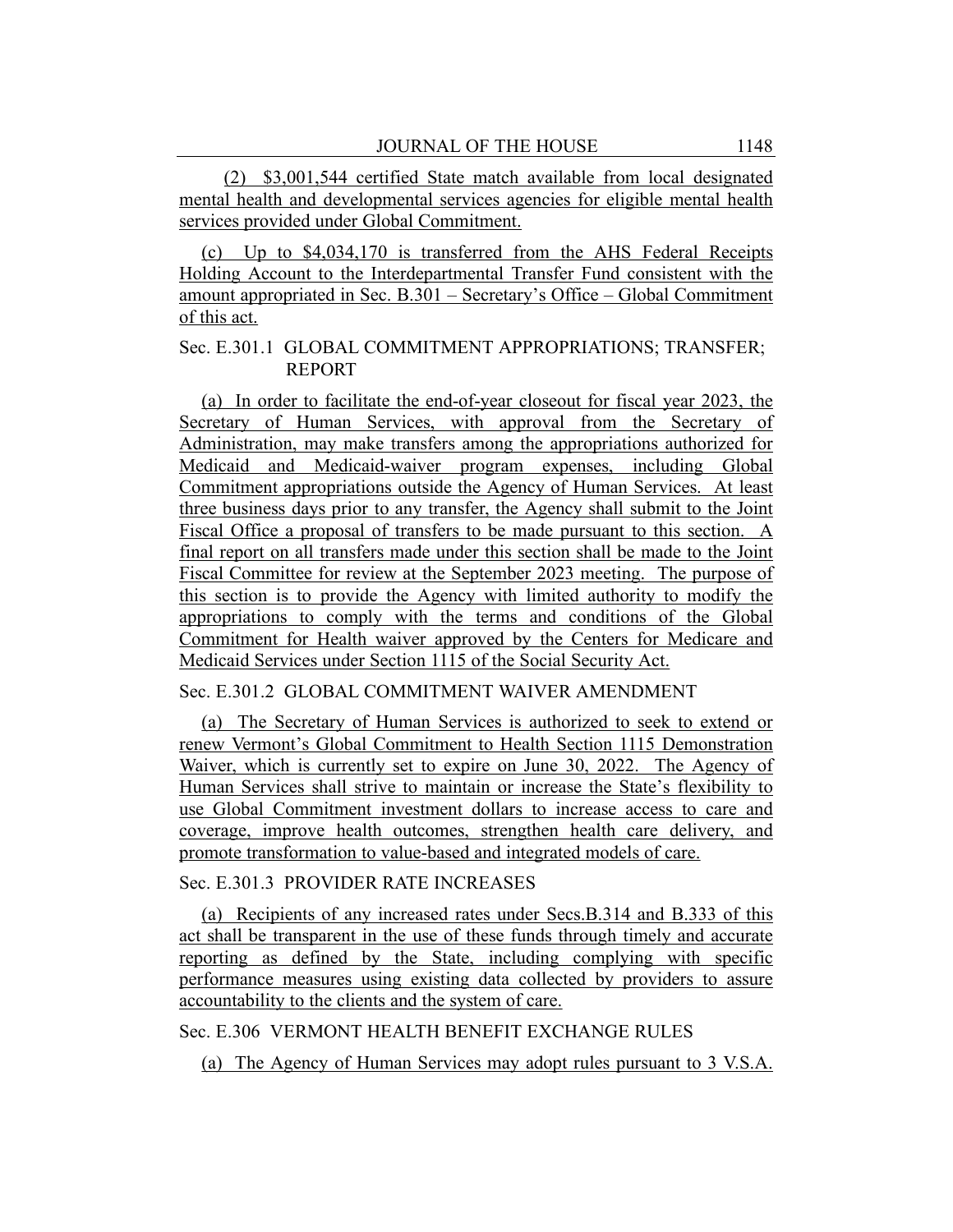(2) $3,001,544 certified State match available from local designated mental health and developmental services agencies for eligible mental health services provided under Global Commitment.

(c) Up to $4,034,170 is transferred from the AHS Federal Receipts Holding Account to the Interdepartmental Transfer Fund consistent with the amount appropriated in Sec. B.301 – Secretary's Office – Global Commitment of this act.

Sec. E.301.1 GLOBAL COMMITMENT APPROPRIATIONS; TRANSFER; REPORT

(a) In order to facilitate the end-of-year closeout for fiscal year 2023, the Secretary of Human Services, with approval from the Secretary of Administration, may make transfers among the appropriations authorized for Medicaid and Medicaid-waiver program expenses, including Global Commitment appropriations outside the Agency of Human Services. At least three business days prior to any transfer, the Agency shall submit to the Joint Fiscal Office a proposal of transfers to be made pursuant to this section. A final report on all transfers made under this section shall be made to the Joint Fiscal Committee for review at the September 2023 meeting. The purpose of this section is to provide the Agency with limited authority to modify the appropriations to comply with the terms and conditions of the Global Commitment for Health waiver approved by the Centers for Medicare and Medicaid Services under Section 1115 of the Social Security Act.

Sec. E.301.2 GLOBAL COMMITMENT WAIVER AMENDMENT

(a) The Secretary of Human Services is authorized to seek to extend or renew Vermont's Global Commitment to Health Section 1115 Demonstration Waiver, which is currently set to expire on June 30, 2022. The Agency of Human Services shall strive to maintain or increase the State's flexibility to use Global Commitment investment dollars to increase access to care and coverage, improve health outcomes, strengthen health care delivery, and promote transformation to value-based and integrated models of care.

Sec. E.301.3 PROVIDER RATE INCREASES

(a) Recipients of any increased rates under Secs.B.314 and B.333 of this act shall be transparent in the use of these funds through timely and accurate reporting as defined by the State, including complying with specific performance measures using existing data collected by providers to assure accountability to the clients and the system of care.

Sec. E.306 VERMONT HEALTH BENEFIT EXCHANGE RULES

(a) The Agency of Human Services may adopt rules pursuant to 3 V.S.A.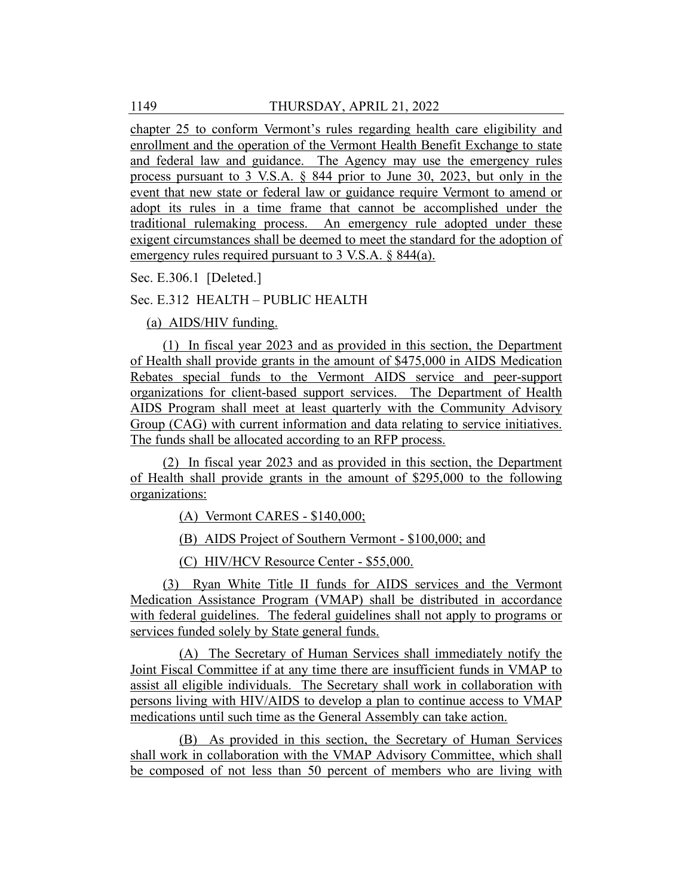chapter 25 to conform Vermont's rules regarding health care eligibility and enrollment and the operation of the Vermont Health Benefit Exchange to state and federal law and guidance. The Agency may use the emergency rules process pursuant to 3 V.S.A. § 844 prior to June 30, 2023, but only in the event that new state or federal law or guidance require Vermont to amend or adopt its rules in a time frame that cannot be accomplished under the traditional rulemaking process. An emergency rule adopted under these exigent circumstances shall be deemed to meet the standard for the adoption of emergency rules required pursuant to 3 V.S.A. § 844(a).

Sec. E.306.1 [Deleted.]

Sec. E.312 HEALTH – PUBLIC HEALTH

(a) AIDS/HIV funding.

(1) In fiscal year 2023 and as provided in this section, the Department of Health shall provide grants in the amount of $475,000 in AIDS Medication Rebates special funds to the Vermont AIDS service and peer-support organizations for client-based support services. The Department of Health AIDS Program shall meet at least quarterly with the Community Advisory Group (CAG) with current information and data relating to service initiatives. The funds shall be allocated according to an RFP process.

(2) In fiscal year 2023 and as provided in this section, the Department of Health shall provide grants in the amount of $295,000 to the following organizations:

(A) Vermont CARES - $140,000;

(B) AIDS Project of Southern Vermont - $100,000; and

(C) HIV/HCV Resource Center - $55,000.

(3) Ryan White Title II funds for AIDS services and the Vermont Medication Assistance Program (VMAP) shall be distributed in accordance with federal guidelines. The federal guidelines shall not apply to programs or services funded solely by State general funds.

(A) The Secretary of Human Services shall immediately notify the Joint Fiscal Committee if at any time there are insufficient funds in VMAP to assist all eligible individuals. The Secretary shall work in collaboration with persons living with HIV/AIDS to develop a plan to continue access to VMAP medications until such time as the General Assembly can take action.

(B) As provided in this section, the Secretary of Human Services shall work in collaboration with the VMAP Advisory Committee, which shall be composed of not less than 50 percent of members who are living with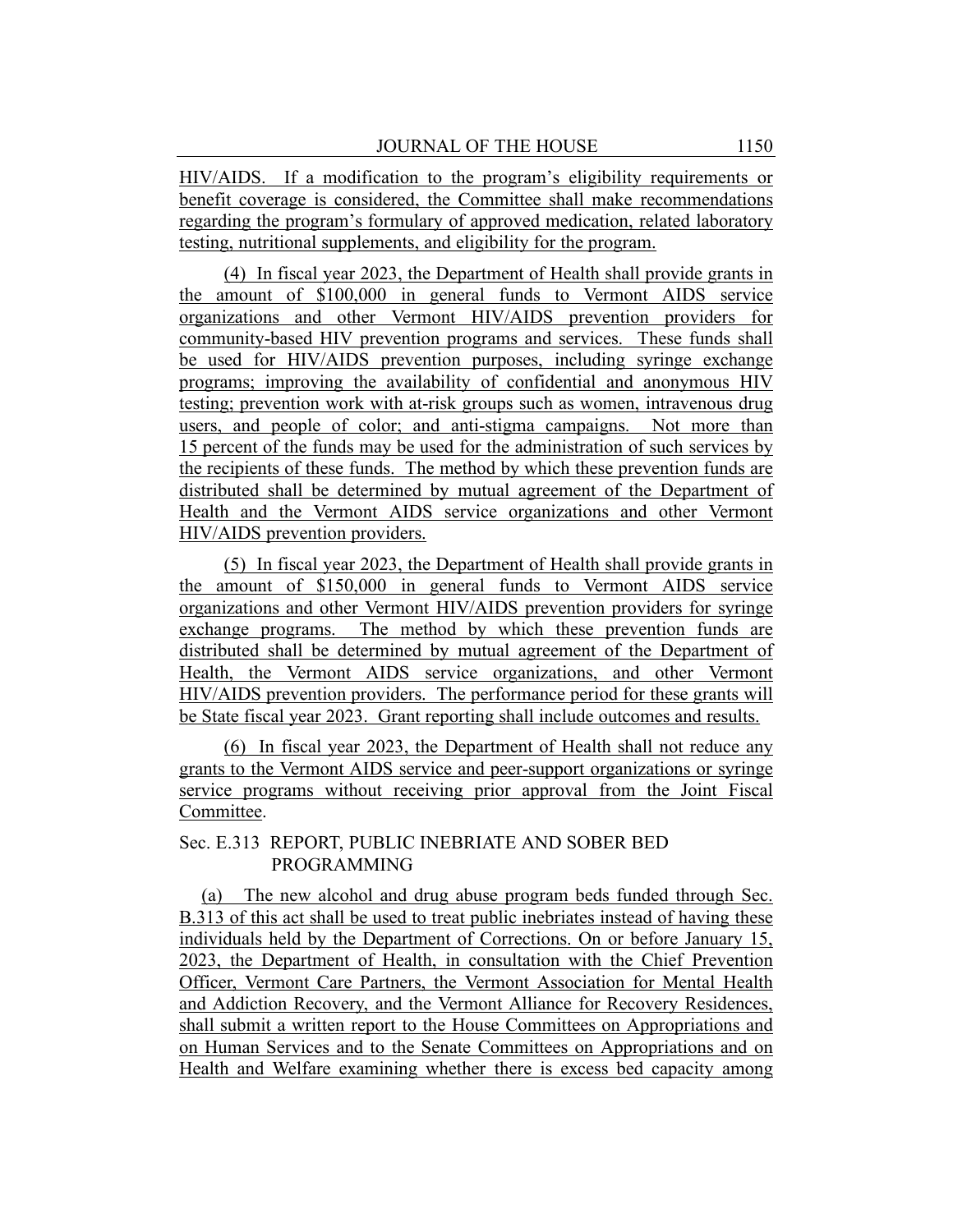HIV/AIDS. If a modification to the program's eligibility requirements or benefit coverage is considered, the Committee shall make recommendations regarding the program's formulary of approved medication, related laboratory testing, nutritional supplements, and eligibility for the program.

(4) In fiscal year 2023, the Department of Health shall provide grants in the amount of $100,000 in general funds to Vermont AIDS service organizations and other Vermont HIV/AIDS prevention providers for community-based HIV prevention programs and services. These funds shall be used for HIV/AIDS prevention purposes, including syringe exchange programs; improving the availability of confidential and anonymous HIV testing; prevention work with at-risk groups such as women, intravenous drug users, and people of color; and anti-stigma campaigns. Not more than 15 percent of the funds may be used for the administration of such services by the recipients of these funds. The method by which these prevention funds are distributed shall be determined by mutual agreement of the Department of Health and the Vermont AIDS service organizations and other Vermont HIV/AIDS prevention providers.

(5) In fiscal year 2023, the Department of Health shall provide grants in the amount of $150,000 in general funds to Vermont AIDS service organizations and other Vermont HIV/AIDS prevention providers for syringe exchange programs. The method by which these prevention funds are distributed shall be determined by mutual agreement of the Department of Health, the Vermont AIDS service organizations, and other Vermont HIV/AIDS prevention providers. The performance period for these grants will be State fiscal year 2023. Grant reporting shall include outcomes and results.

(6) In fiscal year 2023, the Department of Health shall not reduce any grants to the Vermont AIDS service and peer-support organizations or syringe service programs without receiving prior approval from the Joint Fiscal Committee.

Sec. E.313 REPORT, PUBLIC INEBRIATE AND SOBER BED PROGRAMMING

(a) The new alcohol and drug abuse program beds funded through Sec. B.313 of this act shall be used to treat public inebriates instead of having these individuals held by the Department of Corrections. On or before January 15, 2023, the Department of Health, in consultation with the Chief Prevention Officer, Vermont Care Partners, the Vermont Association for Mental Health and Addiction Recovery, and the Vermont Alliance for Recovery Residences, shall submit a written report to the House Committees on Appropriations and on Human Services and to the Senate Committees on Appropriations and on Health and Welfare examining whether there is excess bed capacity among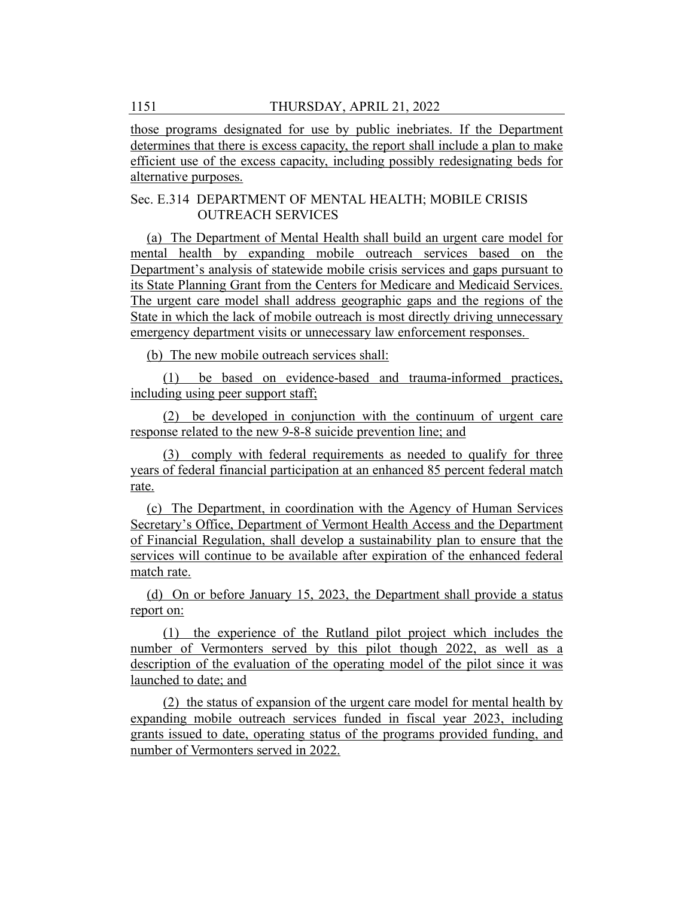those programs designated for use by public inebriates. If the Department determines that there is excess capacity, the report shall include a plan to make efficient use of the excess capacity, including possibly redesignating beds for alternative purposes.

Sec. E.314 DEPARTMENT OF MENTAL HEALTH; MOBILE CRISIS OUTREACH SERVICES

(a) The Department of Mental Health shall build an urgent care model for mental health by expanding mobile outreach services based on the Department's analysis of statewide mobile crisis services and gaps pursuant to its State Planning Grant from the Centers for Medicare and Medicaid Services. The urgent care model shall address geographic gaps and the regions of the State in which the lack of mobile outreach is most directly driving unnecessary emergency department visits or unnecessary law enforcement responses.

(b) The new mobile outreach services shall:

(1) be based on evidence-based and trauma-informed practices, including using peer support staff;

(2) be developed in conjunction with the continuum of urgent care response related to the new 9-8-8 suicide prevention line; and

(3) comply with federal requirements as needed to qualify for three years of federal financial participation at an enhanced 85 percent federal match rate.

(c) The Department, in coordination with the Agency of Human Services Secretary's Office, Department of Vermont Health Access and the Department of Financial Regulation, shall develop a sustainability plan to ensure that the services will continue to be available after expiration of the enhanced federal match rate.

(d) On or before January 15, 2023, the Department shall provide a status report on:

(1) the experience of the Rutland pilot project which includes the number of Vermonters served by this pilot though 2022, as well as a description of the evaluation of the operating model of the pilot since it was launched to date; and

(2) the status of expansion of the urgent care model for mental health by expanding mobile outreach services funded in fiscal year 2023, including grants issued to date, operating status of the programs provided funding, and number of Vermonters served in 2022.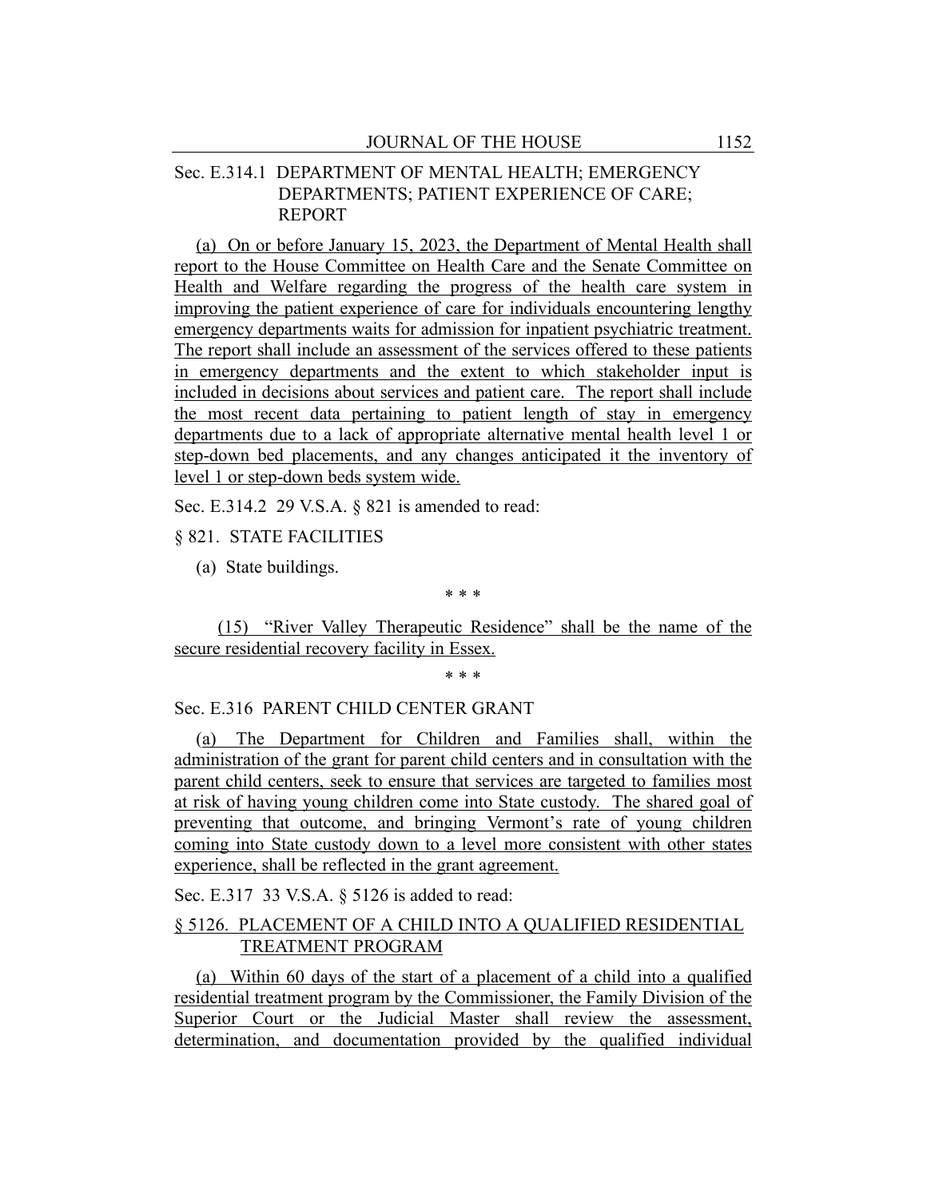Sec. E.314.1 DEPARTMENT OF MENTAL HEALTH; EMERGENCY DEPARTMENTS; PATIENT EXPERIENCE OF CARE; REPORT

(a) On or before January 15, 2023, the Department of Mental Health shall report to the House Committee on Health Care and the Senate Committee on Health and Welfare regarding the progress of the health care system in improving the patient experience of care for individuals encountering lengthy emergency departments waits for admission for inpatient psychiatric treatment. The report shall include an assessment of the services offered to these patients in emergency departments and the extent to which stakeholder input is included in decisions about services and patient care. The report shall include the most recent data pertaining to patient length of stay in emergency departments due to a lack of appropriate alternative mental health level 1 or step-down bed placements, and any changes anticipated it the inventory of level 1 or step-down beds system wide.

Sec. E.314.2 29 V.S.A. § 821 is amended to read:

§ 821. STATE FACILITIES

(a) State buildings.

\* \* \*

(15) "River Valley Therapeutic Residence" shall be the name of the secure residential recovery facility in Essex.

\* \* \*

Sec. E.316 PARENT CHILD CENTER GRANT

(a) The Department for Children and Families shall, within the administration of the grant for parent child centers and in consultation with the parent child centers, seek to ensure that services are targeted to families most at risk of having young children come into State custody. The shared goal of preventing that outcome, and bringing Vermont's rate of young children coming into State custody down to a level more consistent with other states experience, shall be reflected in the grant agreement.

Sec. E.317 33 V.S.A. § 5126 is added to read:

§ 5126. PLACEMENT OF A CHILD INTO A QUALIFIED RESIDENTIAL TREATMENT PROGRAM

(a) Within 60 days of the start of a placement of a child into a qualified residential treatment program by the Commissioner, the Family Division of the Superior Court or the Judicial Master shall review the assessment, determination, and documentation provided by the qualified individual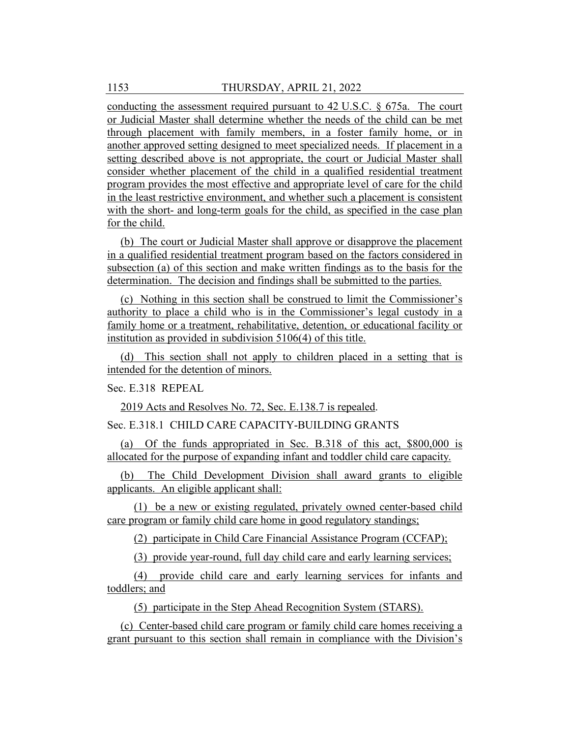conducting the assessment required pursuant to 42 U.S.C. § 675a. The court or Judicial Master shall determine whether the needs of the child can be met through placement with family members, in a foster family home, or in another approved setting designed to meet specialized needs. If placement in a setting described above is not appropriate, the court or Judicial Master shall consider whether placement of the child in a qualified residential treatment program provides the most effective and appropriate level of care for the child in the least restrictive environment, and whether such a placement is consistent with the short- and long-term goals for the child, as specified in the case plan for the child.

(b) The court or Judicial Master shall approve or disapprove the placement in a qualified residential treatment program based on the factors considered in subsection (a) of this section and make written findings as to the basis for the determination. The decision and findings shall be submitted to the parties.

(c) Nothing in this section shall be construed to limit the Commissioner's authority to place a child who is in the Commissioner's legal custody in a family home or a treatment, rehabilitative, detention, or educational facility or institution as provided in subdivision 5106(4) of this title.

(d) This section shall not apply to children placed in a setting that is intended for the detention of minors.

Sec. E.318 REPEAL

2019 Acts and Resolves No. 72, Sec. E.138.7 is repealed.

Sec. E.318.1 CHILD CARE CAPACITY-BUILDING GRANTS

(a) Of the funds appropriated in Sec. B.318 of this act, $800,000 is allocated for the purpose of expanding infant and toddler child care capacity.

(b) The Child Development Division shall award grants to eligible applicants. An eligible applicant shall:

(1) be a new or existing regulated, privately owned center-based child care program or family child care home in good regulatory standings;

(2) participate in Child Care Financial Assistance Program (CCFAP);

(3) provide year-round, full day child care and early learning services;

(4) provide child care and early learning services for infants and toddlers; and

(5) participate in the Step Ahead Recognition System (STARS).

(c) Center-based child care program or family child care homes receiving a grant pursuant to this section shall remain in compliance with the Division's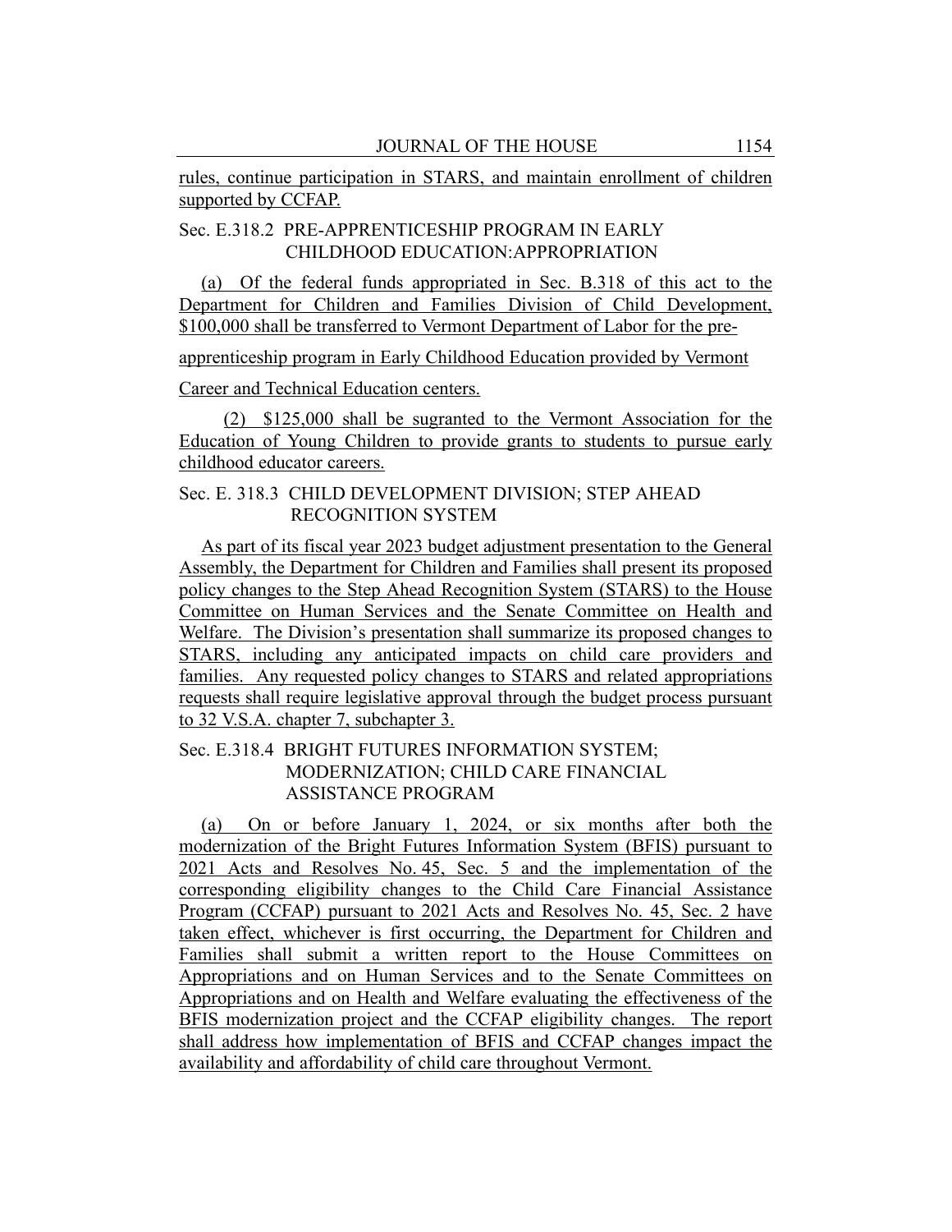rules, continue participation in STARS, and maintain enrollment of children supported by CCFAP.

Sec. E.318.2 PRE-APPRENTICESHIP PROGRAM IN EARLY CHILDHOOD EDUCATION:APPROPRIATION

(a) Of the federal funds appropriated in Sec. B.318 of this act to the Department for Children and Families Division of Child Development, $100,000 shall be transferred to Vermont Department of Labor for the pre-apprenticeship program in Early Childhood Education provided by Vermont Career and Technical Education centers.

(2) $125,000 shall be sugranted to the Vermont Association for the Education of Young Children to provide grants to students to pursue early childhood educator careers.

Sec. E. 318.3 CHILD DEVELOPMENT DIVISION; STEP AHEAD RECOGNITION SYSTEM

As part of its fiscal year 2023 budget adjustment presentation to the General Assembly, the Department for Children and Families shall present its proposed policy changes to the Step Ahead Recognition System (STARS) to the House Committee on Human Services and the Senate Committee on Health and Welfare. The Division's presentation shall summarize its proposed changes to STARS, including any anticipated impacts on child care providers and families. Any requested policy changes to STARS and related appropriations requests shall require legislative approval through the budget process pursuant to 32 V.S.A. chapter 7, subchapter 3.

Sec. E.318.4 BRIGHT FUTURES INFORMATION SYSTEM; MODERNIZATION; CHILD CARE FINANCIAL ASSISTANCE PROGRAM

(a) On or before January 1, 2024, or six months after both the modernization of the Bright Futures Information System (BFIS) pursuant to 2021 Acts and Resolves No. 45, Sec. 5 and the implementation of the corresponding eligibility changes to the Child Care Financial Assistance Program (CCFAP) pursuant to 2021 Acts and Resolves No. 45, Sec. 2 have taken effect, whichever is first occurring, the Department for Children and Families shall submit a written report to the House Committees on Appropriations and on Human Services and to the Senate Committees on Appropriations and on Health and Welfare evaluating the effectiveness of the BFIS modernization project and the CCFAP eligibility changes. The report shall address how implementation of BFIS and CCFAP changes impact the availability and affordability of child care throughout Vermont.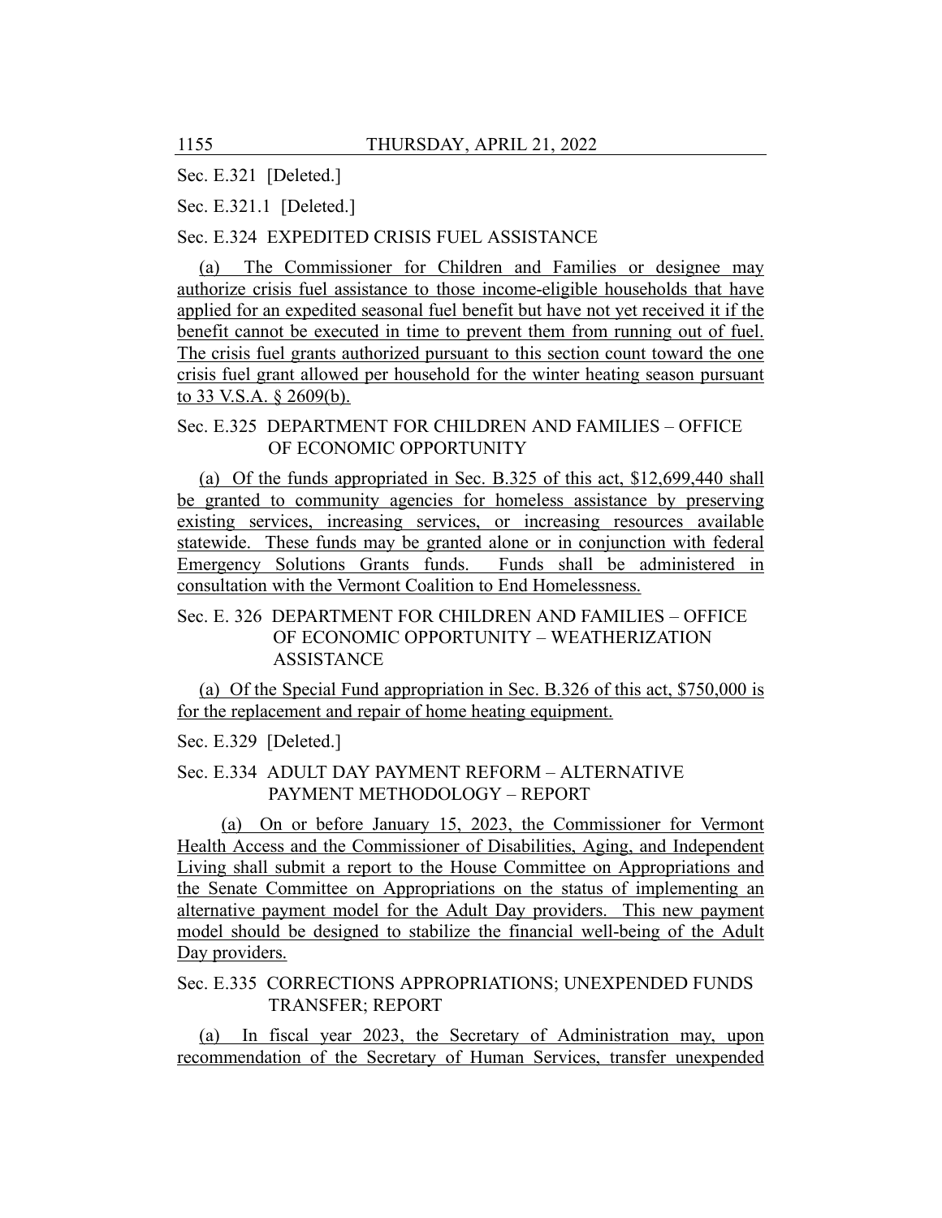Sec. E.321 [Deleted.]

Sec. E.321.1 [Deleted.]

Sec. E.324 EXPEDITED CRISIS FUEL ASSISTANCE

(a) The Commissioner for Children and Families or designee may authorize crisis fuel assistance to those income-eligible households that have applied for an expedited seasonal fuel benefit but have not yet received it if the benefit cannot be executed in time to prevent them from running out of fuel. The crisis fuel grants authorized pursuant to this section count toward the one crisis fuel grant allowed per household for the winter heating season pursuant to 33 V.S.A. § 2609(b).

Sec. E.325 DEPARTMENT FOR CHILDREN AND FAMILIES – OFFICE OF ECONOMIC OPPORTUNITY

(a) Of the funds appropriated in Sec. B.325 of this act, $12,699,440 shall be granted to community agencies for homeless assistance by preserving existing services, increasing services, or increasing resources available statewide. These funds may be granted alone or in conjunction with federal Emergency Solutions Grants funds. Funds shall be administered in consultation with the Vermont Coalition to End Homelessness.

Sec. E. 326 DEPARTMENT FOR CHILDREN AND FAMILIES – OFFICE OF ECONOMIC OPPORTUNITY – WEATHERIZATION ASSISTANCE

(a) Of the Special Fund appropriation in Sec. B.326 of this act, $750,000 is for the replacement and repair of home heating equipment.

Sec. E.329 [Deleted.]

Sec. E.334 ADULT DAY PAYMENT REFORM – ALTERNATIVE PAYMENT METHODOLOGY – REPORT

(a) On or before January 15, 2023, the Commissioner for Vermont Health Access and the Commissioner of Disabilities, Aging, and Independent Living shall submit a report to the House Committee on Appropriations and the Senate Committee on Appropriations on the status of implementing an alternative payment model for the Adult Day providers. This new payment model should be designed to stabilize the financial well-being of the Adult Day providers.

Sec. E.335 CORRECTIONS APPROPRIATIONS; UNEXPENDED FUNDS TRANSFER; REPORT

(a) In fiscal year 2023, the Secretary of Administration may, upon recommendation of the Secretary of Human Services, transfer unexpended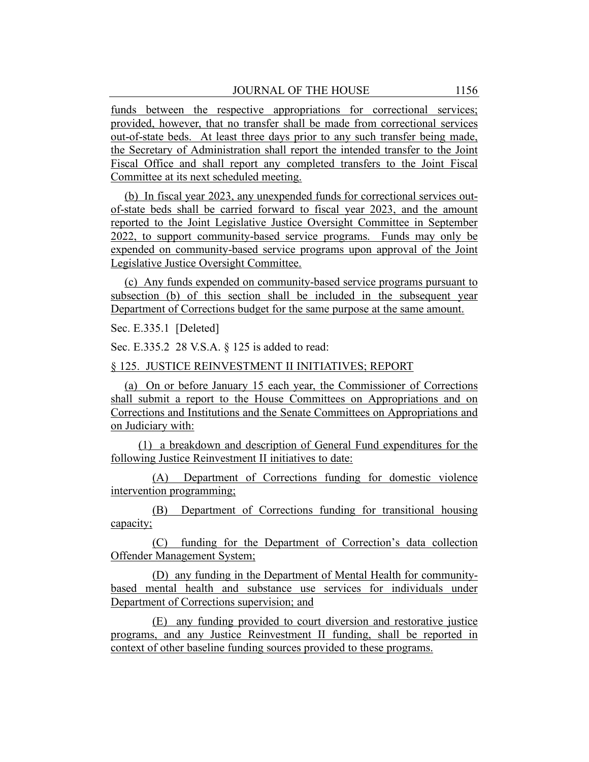funds between the respective appropriations for correctional services; provided, however, that no transfer shall be made from correctional services out-of-state beds. At least three days prior to any such transfer being made, the Secretary of Administration shall report the intended transfer to the Joint Fiscal Office and shall report any completed transfers to the Joint Fiscal Committee at its next scheduled meeting.

(b) In fiscal year 2023, any unexpended funds for correctional services out-of-state beds shall be carried forward to fiscal year 2023, and the amount reported to the Joint Legislative Justice Oversight Committee in September 2022, to support community-based service programs. Funds may only be expended on community-based service programs upon approval of the Joint Legislative Justice Oversight Committee.

(c) Any funds expended on community-based service programs pursuant to subsection (b) of this section shall be included in the subsequent year Department of Corrections budget for the same purpose at the same amount.

Sec. E.335.1 [Deleted]

Sec. E.335.2 28 V.S.A. § 125 is added to read:

§ 125. JUSTICE REINVESTMENT II INITIATIVES; REPORT

(a) On or before January 15 each year, the Commissioner of Corrections shall submit a report to the House Committees on Appropriations and on Corrections and Institutions and the Senate Committees on Appropriations and on Judiciary with:

(1) a breakdown and description of General Fund expenditures for the following Justice Reinvestment II initiatives to date:

(A) Department of Corrections funding for domestic violence intervention programming;

(B) Department of Corrections funding for transitional housing capacity;

(C) funding for the Department of Correction's data collection Offender Management System;

(D) any funding in the Department of Mental Health for community-based mental health and substance use services for individuals under Department of Corrections supervision; and

(E) any funding provided to court diversion and restorative justice programs, and any Justice Reinvestment II funding, shall be reported in context of other baseline funding sources provided to these programs.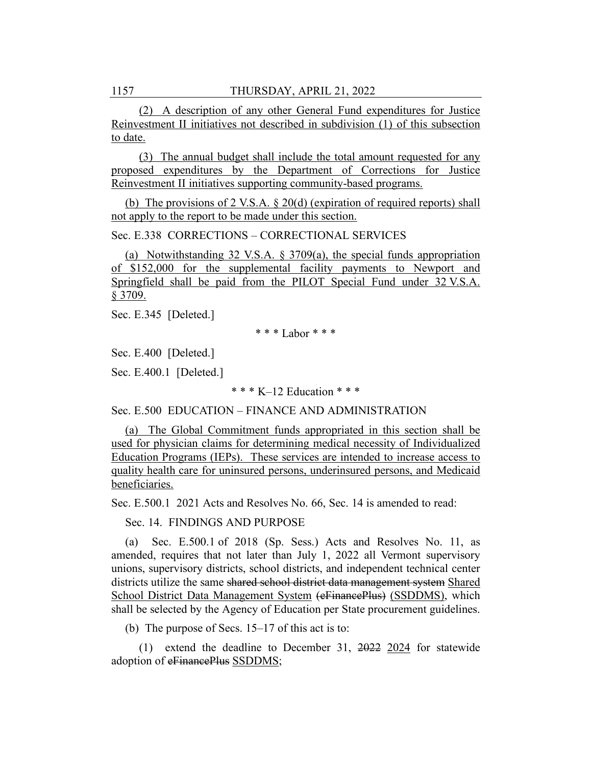(2) A description of any other General Fund expenditures for Justice Reinvestment II initiatives not described in subdivision (1) of this subsection to date.

(3) The annual budget shall include the total amount requested for any proposed expenditures by the Department of Corrections for Justice Reinvestment II initiatives supporting community-based programs.

(b) The provisions of 2 V.S.A. § 20(d) (expiration of required reports) shall not apply to the report to be made under this section.

Sec. E.338 CORRECTIONS – CORRECTIONAL SERVICES

(a) Notwithstanding 32 V.S.A. § 3709(a), the special funds appropriation of $152,000 for the supplemental facility payments to Newport and Springfield shall be paid from the PILOT Special Fund under 32 V.S.A. § 3709.

Sec. E.345 [Deleted.]

\* \* \* Labor \* \* \*

Sec. E.400 [Deleted.]

Sec. E.400.1 [Deleted.]

\* \* \* K–12 Education \* \* \*

Sec. E.500 EDUCATION – FINANCE AND ADMINISTRATION

(a) The Global Commitment funds appropriated in this section shall be used for physician claims for determining medical necessity of Individualized Education Programs (IEPs). These services are intended to increase access to quality health care for uninsured persons, underinsured persons, and Medicaid beneficiaries.

Sec. E.500.1 2021 Acts and Resolves No. 66, Sec. 14 is amended to read:

Sec. 14. FINDINGS AND PURPOSE

(a) Sec. E.500.1 of 2018 (Sp. Sess.) Acts and Resolves No. 11, as amended, requires that not later than July 1, 2022 all Vermont supervisory unions, supervisory districts, school districts, and independent technical center districts utilize the same ~~shared school district data management system~~ Shared School District Data Management System ~~(eFinancePlus)~~ (SSDDMS), which shall be selected by the Agency of Education per State procurement guidelines.

(b) The purpose of Secs. 15–17 of this act is to:

(1) extend the deadline to December 31, ~~2022~~ 2024 for statewide adoption of ~~eFinancePlus~~ SSDDMS;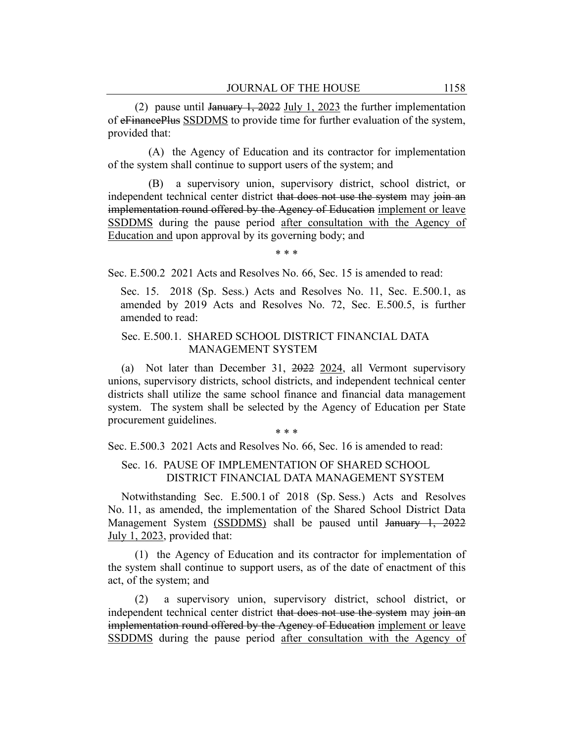(2) pause until ~~January 1, 2022~~ <u>July 1, 2023</u> the further implementation of ~~eFinancePlus~~ <u>SSDDMS</u> to provide time for further evaluation of the system, provided that:

(A) the Agency of Education and its contractor for implementation of the system shall continue to support users of the system; and

(B) a supervisory union, supervisory district, school district, or independent technical center district ~~that does not use the system~~ may ~~join an implementation round offered by the Agency of Education~~ <u>implement or leave SSDDMS</u> during the pause period <u>after consultation with the Agency of Education and</u> upon approval by its governing body; and

\* \* \*

Sec. E.500.2 2021 Acts and Resolves No. 66, Sec. 15 is amended to read:

Sec. 15. 2018 (Sp. Sess.) Acts and Resolves No. 11, Sec. E.500.1, as amended by 2019 Acts and Resolves No. 72, Sec. E.500.5, is further amended to read:

Sec. E.500.1. SHARED SCHOOL DISTRICT FINANCIAL DATA MANAGEMENT SYSTEM

(a) Not later than December 31, ~~2022~~ <u>2024</u>, all Vermont supervisory unions, supervisory districts, school districts, and independent technical center districts shall utilize the same school finance and financial data management system. The system shall be selected by the Agency of Education per State procurement guidelines.

\* \* \*

Sec. E.500.3 2021 Acts and Resolves No. 66, Sec. 16 is amended to read:

Sec. 16. PAUSE OF IMPLEMENTATION OF SHARED SCHOOL DISTRICT FINANCIAL DATA MANAGEMENT SYSTEM

Notwithstanding Sec. E.500.1 of 2018 (Sp. Sess.) Acts and Resolves No. 11, as amended, the implementation of the Shared School District Data Management System <u>(SSDDMS)</u> shall be paused until ~~January 1, 2022~~ <u>July 1, 2023</u>, provided that:

(1) the Agency of Education and its contractor for implementation of the system shall continue to support users, as of the date of enactment of this act, of the system; and

(2) a supervisory union, supervisory district, school district, or independent technical center district ~~that does not use the system~~ may ~~join an implementation round offered by the Agency of Education~~ <u>implement or leave SSDDMS</u> during the pause period <u>after consultation with the Agency of</u>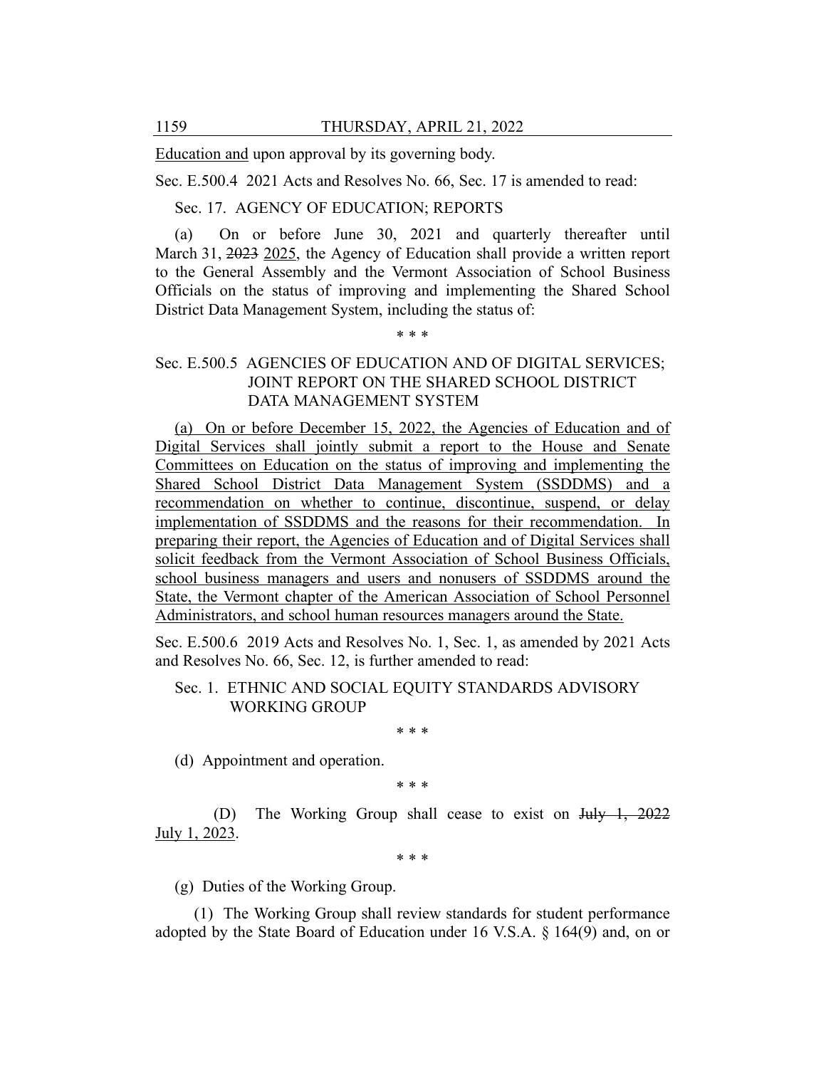Education and upon approval by its governing body.

Sec. E.500.4 2021 Acts and Resolves No. 66, Sec. 17 is amended to read:

Sec. 17. AGENCY OF EDUCATION; REPORTS

(a) On or before June 30, 2021 and quarterly thereafter until March 31, ~~2023~~ 2025, the Agency of Education shall provide a written report to the General Assembly and the Vermont Association of School Business Officials on the status of improving and implementing the Shared School District Data Management System, including the status of:

\* \* \*

Sec. E.500.5 AGENCIES OF EDUCATION AND OF DIGITAL SERVICES; JOINT REPORT ON THE SHARED SCHOOL DISTRICT DATA MANAGEMENT SYSTEM

(a) On or before December 15, 2022, the Agencies of Education and of Digital Services shall jointly submit a report to the House and Senate Committees on Education on the status of improving and implementing the Shared School District Data Management System (SSDDMS) and a recommendation on whether to continue, discontinue, suspend, or delay implementation of SSDDMS and the reasons for their recommendation. In preparing their report, the Agencies of Education and of Digital Services shall solicit feedback from the Vermont Association of School Business Officials, school business managers and users and nonusers of SSDDMS around the State, the Vermont chapter of the American Association of School Personnel Administrators, and school human resources managers around the State.

Sec. E.500.6 2019 Acts and Resolves No. 1, Sec. 1, as amended by 2021 Acts and Resolves No. 66, Sec. 12, is further amended to read:

Sec. 1. ETHNIC AND SOCIAL EQUITY STANDARDS ADVISORY WORKING GROUP

\* \* \*

(d) Appointment and operation.

\* \* \*

(D) The Working Group shall cease to exist on ~~July 1, 2022~~ July 1, 2023.

\* \* \*

(g) Duties of the Working Group.

(1) The Working Group shall review standards for student performance adopted by the State Board of Education under 16 V.S.A. § 164(9) and, on or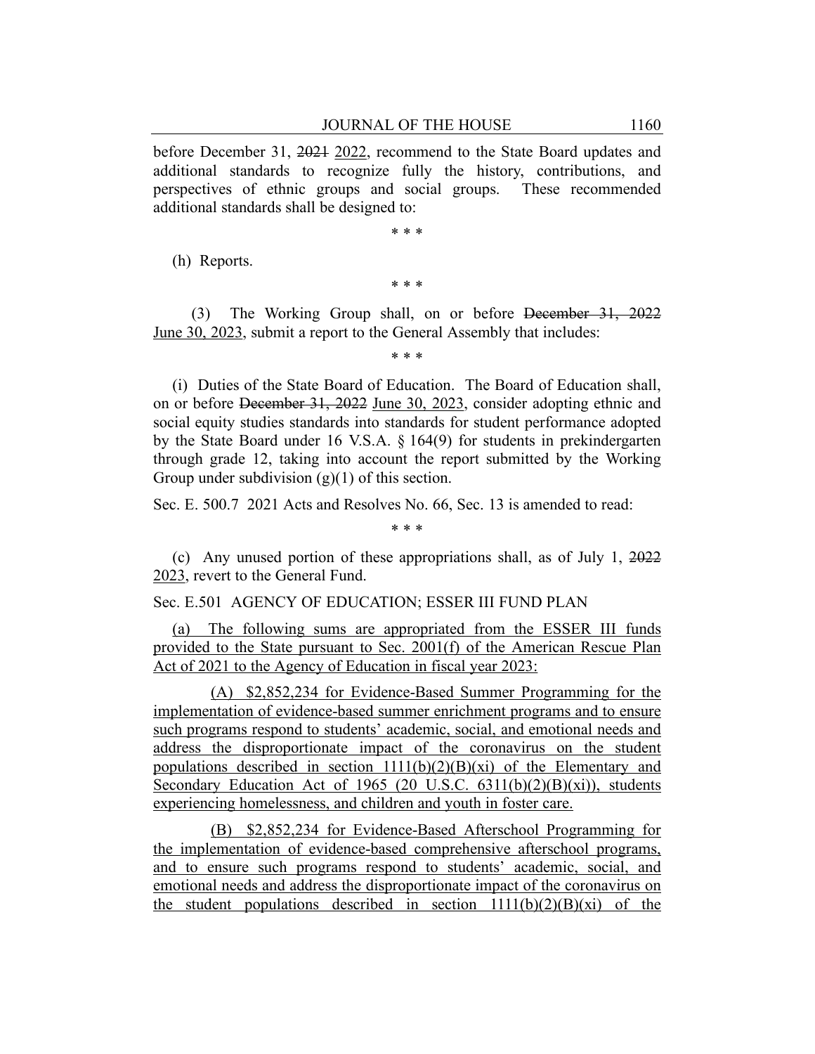before December 31, ~~2021~~ 2022, recommend to the State Board updates and additional standards to recognize fully the history, contributions, and perspectives of ethnic groups and social groups. These recommended additional standards shall be designed to:

\* \* \*

(h) Reports.

\* \* \*

(3) The Working Group shall, on or before ~~December 31, 2022~~ June 30, 2023, submit a report to the General Assembly that includes:

\* \* \*

(i) Duties of the State Board of Education. The Board of Education shall, on or before ~~December 31, 2022~~ June 30, 2023, consider adopting ethnic and social equity studies standards into standards for student performance adopted by the State Board under 16 V.S.A. § 164(9) for students in prekindergarten through grade 12, taking into account the report submitted by the Working Group under subdivision (g)(1) of this section.

Sec. E. 500.7 2021 Acts and Resolves No. 66, Sec. 13 is amended to read:

\* \* \*

(c) Any unused portion of these appropriations shall, as of July 1, ~~2022~~ 2023, revert to the General Fund.

Sec. E.501 AGENCY OF EDUCATION; ESSER III FUND PLAN

(a) The following sums are appropriated from the ESSER III funds provided to the State pursuant to Sec. 2001(f) of the American Rescue Plan Act of 2021 to the Agency of Education in fiscal year 2023:

(A) $2,852,234 for Evidence-Based Summer Programming for the implementation of evidence-based summer enrichment programs and to ensure such programs respond to students' academic, social, and emotional needs and address the disproportionate impact of the coronavirus on the student populations described in section 1111(b)(2)(B)(xi) of the Elementary and Secondary Education Act of 1965 (20 U.S.C. 6311(b)(2)(B)(xi)), students experiencing homelessness, and children and youth in foster care.

(B) $2,852,234 for Evidence-Based Afterschool Programming for the implementation of evidence-based comprehensive afterschool programs, and to ensure such programs respond to students' academic, social, and emotional needs and address the disproportionate impact of the coronavirus on the student populations described in section 1111(b)(2)(B)(xi) of the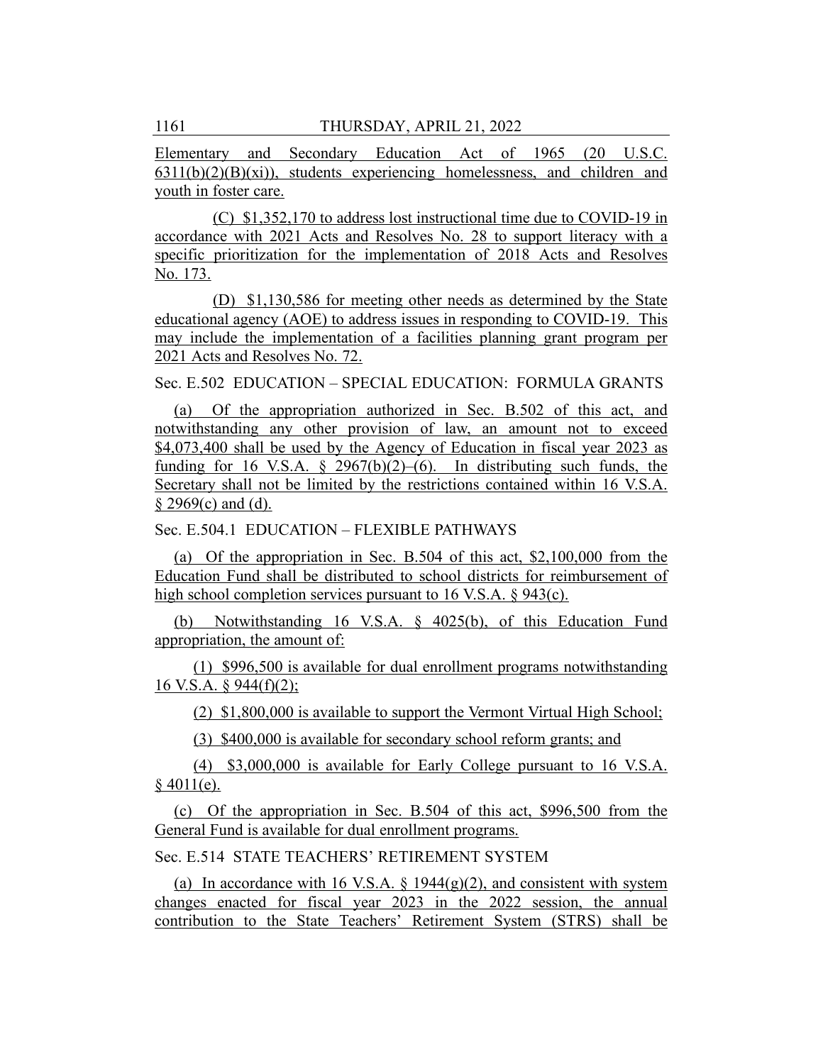Elementary and Secondary Education Act of 1965 (20 U.S.C. 6311(b)(2)(B)(xi)), students experiencing homelessness, and children and youth in foster care.

(C) $1,352,170 to address lost instructional time due to COVID-19 in accordance with 2021 Acts and Resolves No. 28 to support literacy with a specific prioritization for the implementation of 2018 Acts and Resolves No. 173.

(D) $1,130,586 for meeting other needs as determined by the State educational agency (AOE) to address issues in responding to COVID-19. This may include the implementation of a facilities planning grant program per 2021 Acts and Resolves No. 72.

Sec. E.502 EDUCATION – SPECIAL EDUCATION: FORMULA GRANTS

(a) Of the appropriation authorized in Sec. B.502 of this act, and notwithstanding any other provision of law, an amount not to exceed $4,073,400 shall be used by the Agency of Education in fiscal year 2023 as funding for 16 V.S.A. § 2967(b)(2)–(6). In distributing such funds, the Secretary shall not be limited by the restrictions contained within 16 V.S.A. § 2969(c) and (d).

Sec. E.504.1 EDUCATION – FLEXIBLE PATHWAYS

(a) Of the appropriation in Sec. B.504 of this act, $2,100,000 from the Education Fund shall be distributed to school districts for reimbursement of high school completion services pursuant to 16 V.S.A. § 943(c).

(b) Notwithstanding 16 V.S.A. § 4025(b), of this Education Fund appropriation, the amount of:

(1) $996,500 is available for dual enrollment programs notwithstanding 16 V.S.A. § 944(f)(2);

(2) $1,800,000 is available to support the Vermont Virtual High School;

(3) $400,000 is available for secondary school reform grants; and

(4) $3,000,000 is available for Early College pursuant to 16 V.S.A. § 4011(e).

(c) Of the appropriation in Sec. B.504 of this act, $996,500 from the General Fund is available for dual enrollment programs.

Sec. E.514 STATE TEACHERS' RETIREMENT SYSTEM

(a) In accordance with 16 V.S.A. § 1944(g)(2), and consistent with system changes enacted for fiscal year 2023 in the 2022 session, the annual contribution to the State Teachers' Retirement System (STRS) shall be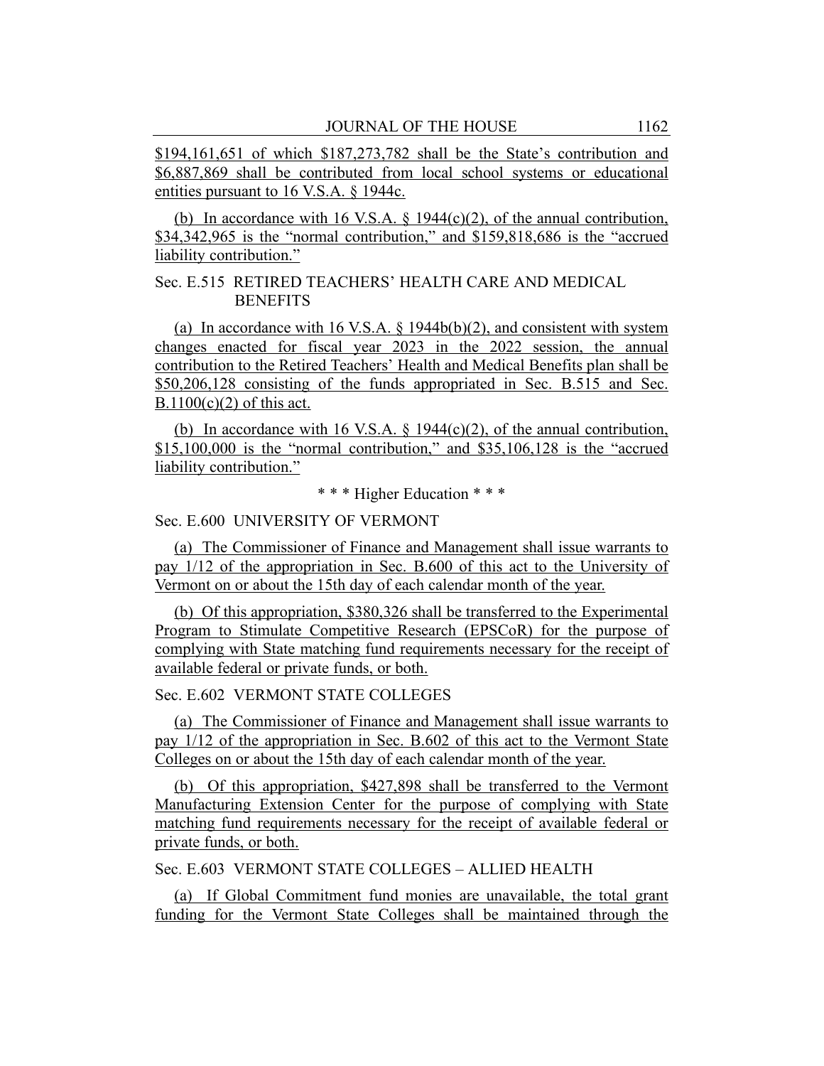$194,161,651 of which $187,273,782 shall be the State's contribution and $6,887,869 shall be contributed from local school systems or educational entities pursuant to 16 V.S.A. § 1944c.

(b) In accordance with 16 V.S.A. § 1944(c)(2), of the annual contribution, $34,342,965 is the "normal contribution," and $159,818,686 is the "accrued liability contribution."

Sec. E.515 RETIRED TEACHERS' HEALTH CARE AND MEDICAL BENEFITS

(a) In accordance with 16 V.S.A. § 1944b(b)(2), and consistent with system changes enacted for fiscal year 2023 in the 2022 session, the annual contribution to the Retired Teachers' Health and Medical Benefits plan shall be $50,206,128 consisting of the funds appropriated in Sec. B.515 and Sec. B.1100(c)(2) of this act.

(b) In accordance with 16 V.S.A. § 1944(c)(2), of the annual contribution, $15,100,000 is the "normal contribution," and $35,106,128 is the "accrued liability contribution."

* * * Higher Education * * *

Sec. E.600 UNIVERSITY OF VERMONT

(a) The Commissioner of Finance and Management shall issue warrants to pay 1/12 of the appropriation in Sec. B.600 of this act to the University of Vermont on or about the 15th day of each calendar month of the year.

(b) Of this appropriation, $380,326 shall be transferred to the Experimental Program to Stimulate Competitive Research (EPSCoR) for the purpose of complying with State matching fund requirements necessary for the receipt of available federal or private funds, or both.

Sec. E.602 VERMONT STATE COLLEGES

(a) The Commissioner of Finance and Management shall issue warrants to pay 1/12 of the appropriation in Sec. B.602 of this act to the Vermont State Colleges on or about the 15th day of each calendar month of the year.

(b) Of this appropriation, $427,898 shall be transferred to the Vermont Manufacturing Extension Center for the purpose of complying with State matching fund requirements necessary for the receipt of available federal or private funds, or both.

Sec. E.603 VERMONT STATE COLLEGES – ALLIED HEALTH

(a) If Global Commitment fund monies are unavailable, the total grant funding for the Vermont State Colleges shall be maintained through the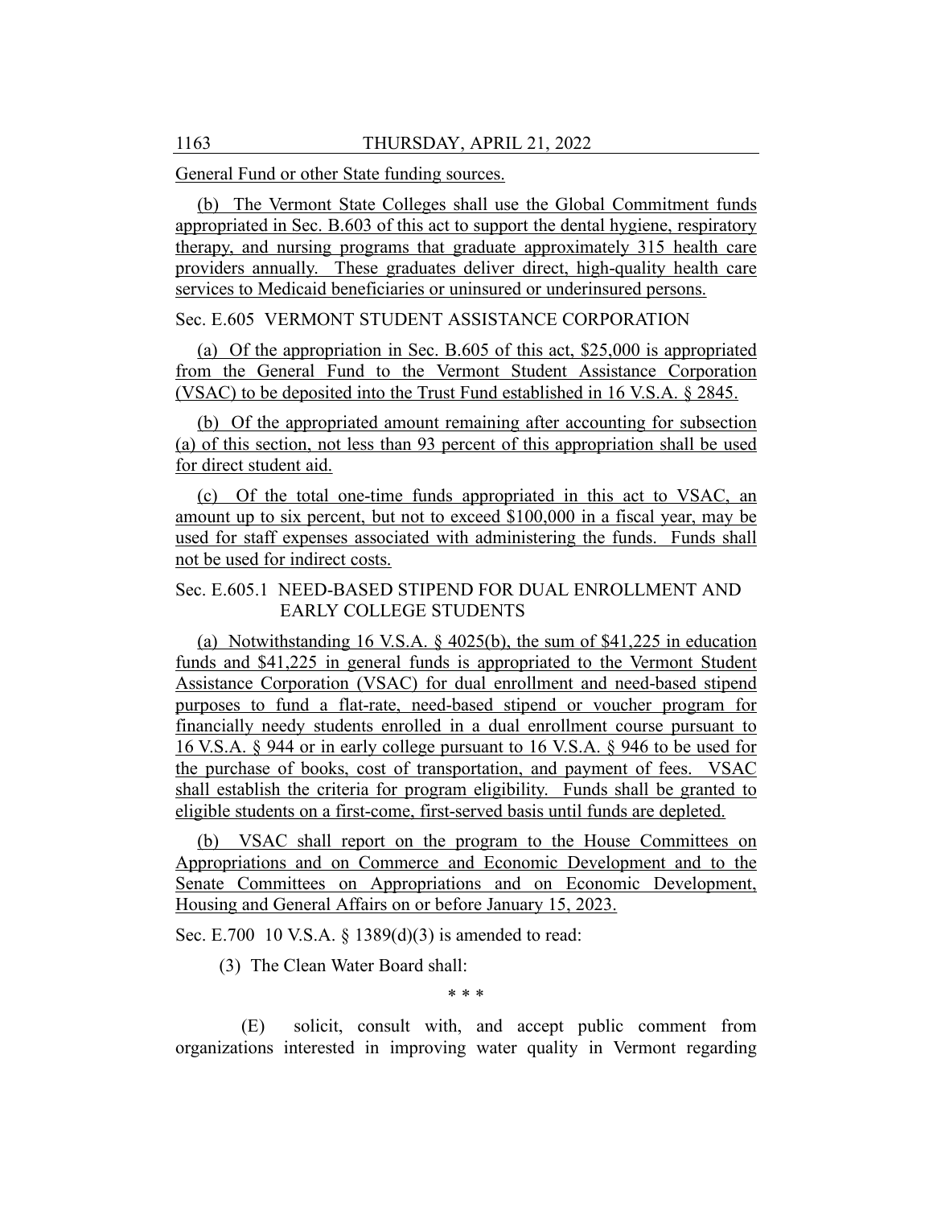General Fund or other State funding sources.

(b) The Vermont State Colleges shall use the Global Commitment funds appropriated in Sec. B.603 of this act to support the dental hygiene, respiratory therapy, and nursing programs that graduate approximately 315 health care providers annually. These graduates deliver direct, high-quality health care services to Medicaid beneficiaries or uninsured or underinsured persons.

Sec. E.605 VERMONT STUDENT ASSISTANCE CORPORATION

(a) Of the appropriation in Sec. B.605 of this act, $25,000 is appropriated from the General Fund to the Vermont Student Assistance Corporation (VSAC) to be deposited into the Trust Fund established in 16 V.S.A. § 2845.

(b) Of the appropriated amount remaining after accounting for subsection (a) of this section, not less than 93 percent of this appropriation shall be used for direct student aid.

(c) Of the total one-time funds appropriated in this act to VSAC, an amount up to six percent, but not to exceed $100,000 in a fiscal year, may be used for staff expenses associated with administering the funds. Funds shall not be used for indirect costs.

Sec. E.605.1 NEED-BASED STIPEND FOR DUAL ENROLLMENT AND EARLY COLLEGE STUDENTS

(a) Notwithstanding 16 V.S.A. § 4025(b), the sum of $41,225 in education funds and $41,225 in general funds is appropriated to the Vermont Student Assistance Corporation (VSAC) for dual enrollment and need-based stipend purposes to fund a flat-rate, need-based stipend or voucher program for financially needy students enrolled in a dual enrollment course pursuant to 16 V.S.A. § 944 or in early college pursuant to 16 V.S.A. § 946 to be used for the purchase of books, cost of transportation, and payment of fees. VSAC shall establish the criteria for program eligibility. Funds shall be granted to eligible students on a first-come, first-served basis until funds are depleted.

(b) VSAC shall report on the program to the House Committees on Appropriations and on Commerce and Economic Development and to the Senate Committees on Appropriations and on Economic Development, Housing and General Affairs on or before January 15, 2023.

Sec. E.700 10 V.S.A. § 1389(d)(3) is amended to read:

(3) The Clean Water Board shall:

\* \* \*

(E) solicit, consult with, and accept public comment from organizations interested in improving water quality in Vermont regarding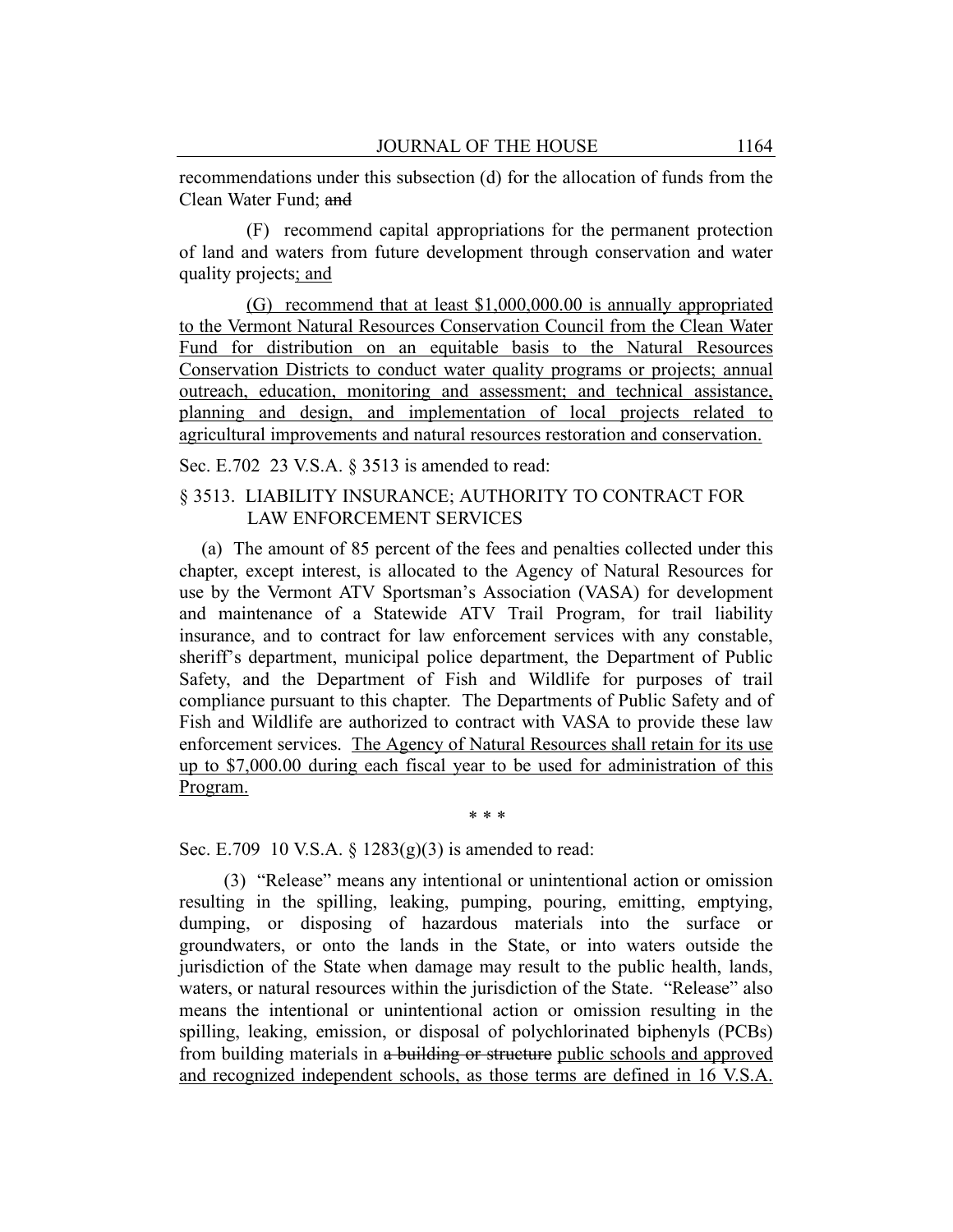recommendations under this subsection (d) for the allocation of funds from the Clean Water Fund; ~~and~~

(F) recommend capital appropriations for the permanent protection of land and waters from future development through conservation and water quality projects; and

(G) recommend that at least $1,000,000.00 is annually appropriated to the Vermont Natural Resources Conservation Council from the Clean Water Fund for distribution on an equitable basis to the Natural Resources Conservation Districts to conduct water quality programs or projects; annual outreach, education, monitoring and assessment; and technical assistance, planning and design, and implementation of local projects related to agricultural improvements and natural resources restoration and conservation.

Sec. E.702 23 V.S.A. § 3513 is amended to read:

§ 3513. LIABILITY INSURANCE; AUTHORITY TO CONTRACT FOR LAW ENFORCEMENT SERVICES

(a) The amount of 85 percent of the fees and penalties collected under this chapter, except interest, is allocated to the Agency of Natural Resources for use by the Vermont ATV Sportsman's Association (VASA) for development and maintenance of a Statewide ATV Trail Program, for trail liability insurance, and to contract for law enforcement services with any constable, sheriff's department, municipal police department, the Department of Public Safety, and the Department of Fish and Wildlife for purposes of trail compliance pursuant to this chapter. The Departments of Public Safety and of Fish and Wildlife are authorized to contract with VASA to provide these law enforcement services. The Agency of Natural Resources shall retain for its use up to $7,000.00 during each fiscal year to be used for administration of this Program.

\* \* \*

Sec. E.709 10 V.S.A. § 1283(g)(3) is amended to read:

(3) "Release" means any intentional or unintentional action or omission resulting in the spilling, leaking, pumping, pouring, emitting, emptying, dumping, or disposing of hazardous materials into the surface or groundwaters, or onto the lands in the State, or into waters outside the jurisdiction of the State when damage may result to the public health, lands, waters, or natural resources within the jurisdiction of the State. "Release" also means the intentional or unintentional action or omission resulting in the spilling, leaking, emission, or disposal of polychlorinated biphenyls (PCBs) from building materials in ~~a building or structure~~ public schools and approved and recognized independent schools, as those terms are defined in 16 V.S.A.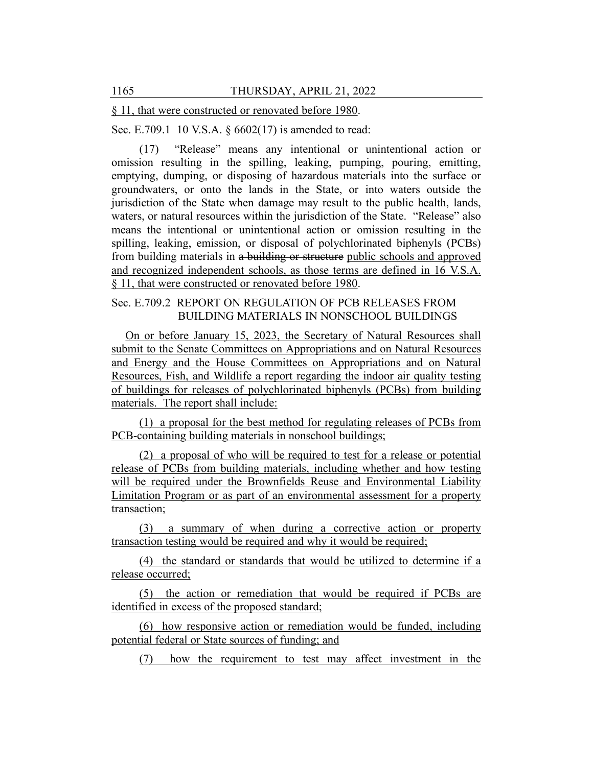§ 11, that were constructed or renovated before 1980.

Sec. E.709.1 10 V.S.A. § 6602(17) is amended to read:

(17) "Release" means any intentional or unintentional action or omission resulting in the spilling, leaking, pumping, pouring, emitting, emptying, dumping, or disposing of hazardous materials into the surface or groundwaters, or onto the lands in the State, or into waters outside the jurisdiction of the State when damage may result to the public health, lands, waters, or natural resources within the jurisdiction of the State. "Release" also means the intentional or unintentional action or omission resulting in the spilling, leaking, emission, or disposal of polychlorinated biphenyls (PCBs) from building materials in ~~a building or structure~~ public schools and approved and recognized independent schools, as those terms are defined in 16 V.S.A. § 11, that were constructed or renovated before 1980.

Sec. E.709.2 REPORT ON REGULATION OF PCB RELEASES FROM BUILDING MATERIALS IN NONSCHOOL BUILDINGS

On or before January 15, 2023, the Secretary of Natural Resources shall submit to the Senate Committees on Appropriations and on Natural Resources and Energy and the House Committees on Appropriations and on Natural Resources, Fish, and Wildlife a report regarding the indoor air quality testing of buildings for releases of polychlorinated biphenyls (PCBs) from building materials. The report shall include:

(1) a proposal for the best method for regulating releases of PCBs from PCB-containing building materials in nonschool buildings;

(2) a proposal of who will be required to test for a release or potential release of PCBs from building materials, including whether and how testing will be required under the Brownfields Reuse and Environmental Liability Limitation Program or as part of an environmental assessment for a property transaction;

(3) a summary of when during a corrective action or property transaction testing would be required and why it would be required;

(4) the standard or standards that would be utilized to determine if a release occurred;

(5) the action or remediation that would be required if PCBs are identified in excess of the proposed standard;

(6) how responsive action or remediation would be funded, including potential federal or State sources of funding; and

(7) how the requirement to test may affect investment in the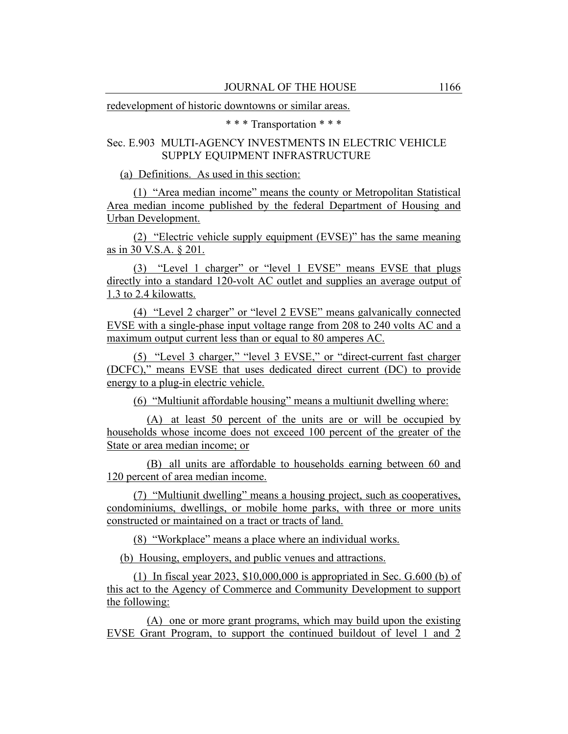redevelopment of historic downtowns or similar areas.

* * * Transportation * * *

Sec. E.903 MULTI-AGENCY INVESTMENTS IN ELECTRIC VEHICLE SUPPLY EQUIPMENT INFRASTRUCTURE

(a) Definitions. As used in this section:

(1) "Area median income" means the county or Metropolitan Statistical Area median income published by the federal Department of Housing and Urban Development.

(2) "Electric vehicle supply equipment (EVSE)" has the same meaning as in 30 V.S.A. § 201.

(3) "Level 1 charger" or "level 1 EVSE" means EVSE that plugs directly into a standard 120-volt AC outlet and supplies an average output of 1.3 to 2.4 kilowatts.

(4) "Level 2 charger" or "level 2 EVSE" means galvanically connected EVSE with a single-phase input voltage range from 208 to 240 volts AC and a maximum output current less than or equal to 80 amperes AC.

(5) "Level 3 charger," "level 3 EVSE," or "direct-current fast charger (DCFC)," means EVSE that uses dedicated direct current (DC) to provide energy to a plug-in electric vehicle.

(6) "Multiunit affordable housing" means a multiunit dwelling where:

(A) at least 50 percent of the units are or will be occupied by households whose income does not exceed 100 percent of the greater of the State or area median income; or

(B) all units are affordable to households earning between 60 and 120 percent of area median income.

(7) "Multiunit dwelling" means a housing project, such as cooperatives, condominiums, dwellings, or mobile home parks, with three or more units constructed or maintained on a tract or tracts of land.

(8) "Workplace" means a place where an individual works.

(b) Housing, employers, and public venues and attractions.

(1) In fiscal year 2023, $10,000,000 is appropriated in Sec. G.600 (b) of this act to the Agency of Commerce and Community Development to support the following:

(A) one or more grant programs, which may build upon the existing EVSE Grant Program, to support the continued buildout of level 1 and 2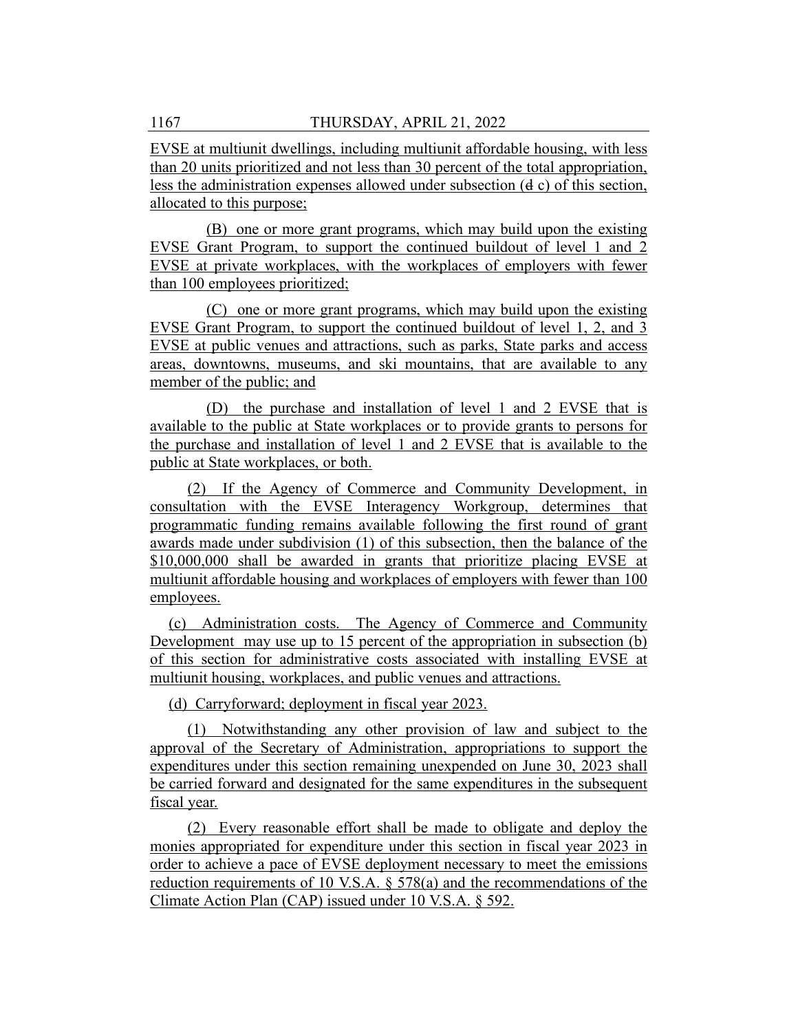EVSE at multiunit dwellings, including multiunit affordable housing, with less than 20 units prioritized and not less than 30 percent of the total appropriation, less the administration expenses allowed under subsection (~~d~~ c) of this section, allocated to this purpose;

(B) one or more grant programs, which may build upon the existing EVSE Grant Program, to support the continued buildout of level 1 and 2 EVSE at private workplaces, with the workplaces of employers with fewer than 100 employees prioritized;

(C) one or more grant programs, which may build upon the existing EVSE Grant Program, to support the continued buildout of level 1, 2, and 3 EVSE at public venues and attractions, such as parks, State parks and access areas, downtowns, museums, and ski mountains, that are available to any member of the public; and

(D) the purchase and installation of level 1 and 2 EVSE that is available to the public at State workplaces or to provide grants to persons for the purchase and installation of level 1 and 2 EVSE that is available to the public at State workplaces, or both.

(2) If the Agency of Commerce and Community Development, in consultation with the EVSE Interagency Workgroup, determines that programmatic funding remains available following the first round of grant awards made under subdivision (1) of this subsection, then the balance of the $10,000,000 shall be awarded in grants that prioritize placing EVSE at multiunit affordable housing and workplaces of employers with fewer than 100 employees.

(c) Administration costs. The Agency of Commerce and Community Development may use up to 15 percent of the appropriation in subsection (b) of this section for administrative costs associated with installing EVSE at multiunit housing, workplaces, and public venues and attractions.

(d) Carryforward; deployment in fiscal year 2023.

(1) Notwithstanding any other provision of law and subject to the approval of the Secretary of Administration, appropriations to support the expenditures under this section remaining unexpended on June 30, 2023 shall be carried forward and designated for the same expenditures in the subsequent fiscal year.

(2) Every reasonable effort shall be made to obligate and deploy the monies appropriated for expenditure under this section in fiscal year 2023 in order to achieve a pace of EVSE deployment necessary to meet the emissions reduction requirements of 10 V.S.A. § 578(a) and the recommendations of the Climate Action Plan (CAP) issued under 10 V.S.A. § 592.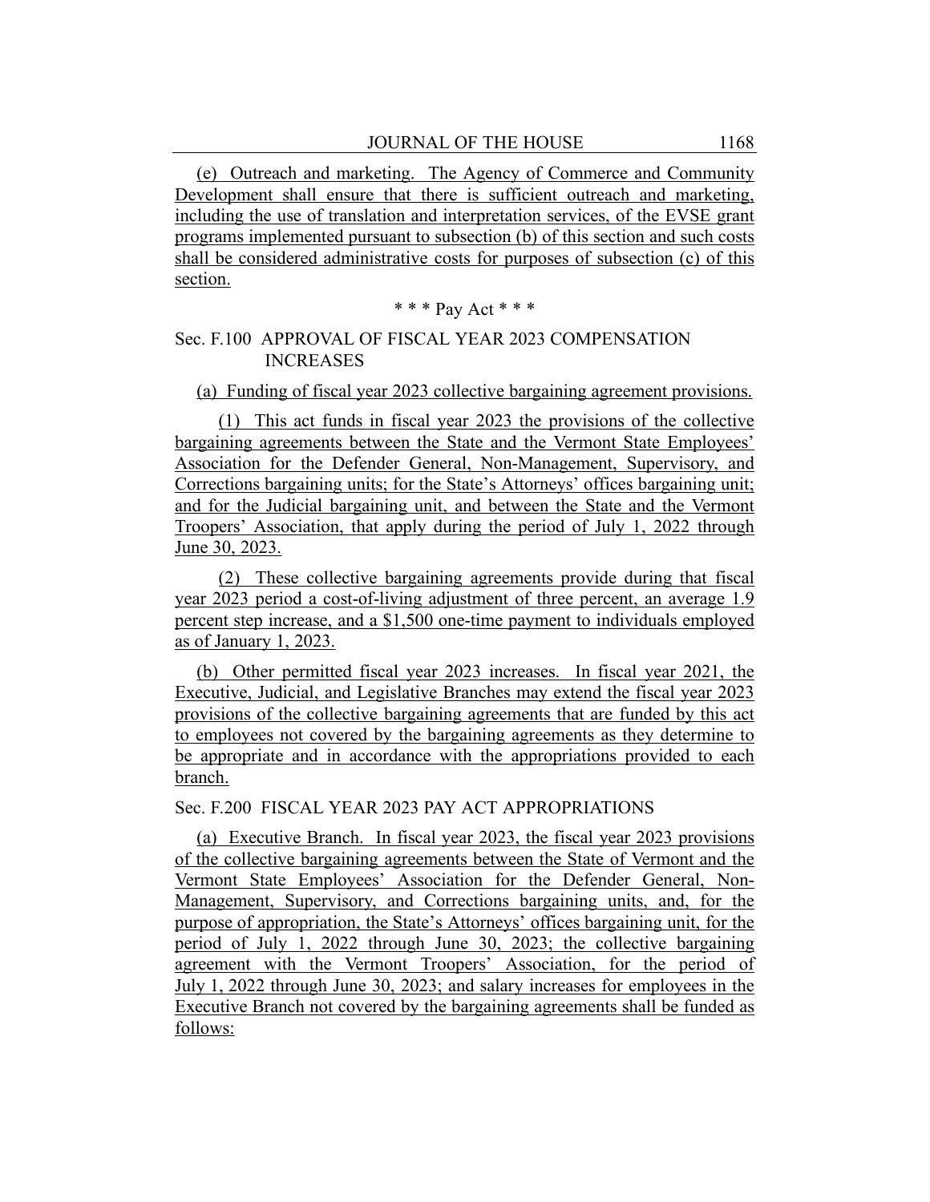(e) Outreach and marketing. The Agency of Commerce and Community Development shall ensure that there is sufficient outreach and marketing, including the use of translation and interpretation services, of the EVSE grant programs implemented pursuant to subsection (b) of this section and such costs shall be considered administrative costs for purposes of subsection (c) of this section.

\* \* \* Pay Act \* \* \*

Sec. F.100 APPROVAL OF FISCAL YEAR 2023 COMPENSATION INCREASES

(a) Funding of fiscal year 2023 collective bargaining agreement provisions.

(1) This act funds in fiscal year 2023 the provisions of the collective bargaining agreements between the State and the Vermont State Employees' Association for the Defender General, Non-Management, Supervisory, and Corrections bargaining units; for the State's Attorneys' offices bargaining unit; and for the Judicial bargaining unit, and between the State and the Vermont Troopers' Association, that apply during the period of July 1, 2022 through June 30, 2023.

(2) These collective bargaining agreements provide during that fiscal year 2023 period a cost-of-living adjustment of three percent, an average 1.9 percent step increase, and a $1,500 one-time payment to individuals employed as of January 1, 2023.

(b) Other permitted fiscal year 2023 increases. In fiscal year 2021, the Executive, Judicial, and Legislative Branches may extend the fiscal year 2023 provisions of the collective bargaining agreements that are funded by this act to employees not covered by the bargaining agreements as they determine to be appropriate and in accordance with the appropriations provided to each branch.

Sec. F.200 FISCAL YEAR 2023 PAY ACT APPROPRIATIONS

(a) Executive Branch. In fiscal year 2023, the fiscal year 2023 provisions of the collective bargaining agreements between the State of Vermont and the Vermont State Employees' Association for the Defender General, Non-Management, Supervisory, and Corrections bargaining units, and, for the purpose of appropriation, the State's Attorneys' offices bargaining unit, for the period of July 1, 2022 through June 30, 2023; the collective bargaining agreement with the Vermont Troopers' Association, for the period of July 1, 2022 through June 30, 2023; and salary increases for employees in the Executive Branch not covered by the bargaining agreements shall be funded as follows: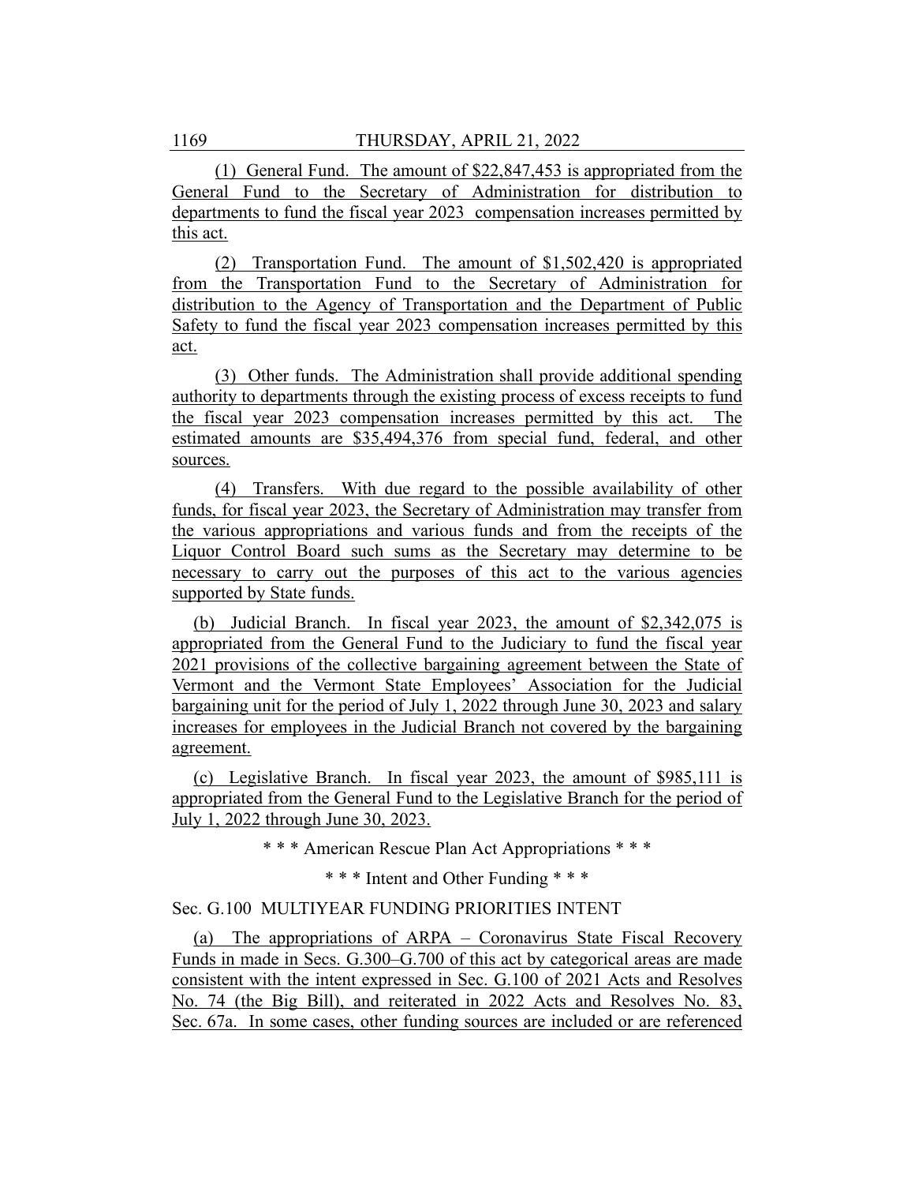(1) General Fund. The amount of $22,847,453 is appropriated from the General Fund to the Secretary of Administration for distribution to departments to fund the fiscal year 2023 compensation increases permitted by this act.

(2) Transportation Fund. The amount of $1,502,420 is appropriated from the Transportation Fund to the Secretary of Administration for distribution to the Agency of Transportation and the Department of Public Safety to fund the fiscal year 2023 compensation increases permitted by this act.

(3) Other funds. The Administration shall provide additional spending authority to departments through the existing process of excess receipts to fund the fiscal year 2023 compensation increases permitted by this act. The estimated amounts are $35,494,376 from special fund, federal, and other sources.

(4) Transfers. With due regard to the possible availability of other funds, for fiscal year 2023, the Secretary of Administration may transfer from the various appropriations and various funds and from the receipts of the Liquor Control Board such sums as the Secretary may determine to be necessary to carry out the purposes of this act to the various agencies supported by State funds.

(b) Judicial Branch. In fiscal year 2023, the amount of $2,342,075 is appropriated from the General Fund to the Judiciary to fund the fiscal year 2021 provisions of the collective bargaining agreement between the State of Vermont and the Vermont State Employees' Association for the Judicial bargaining unit for the period of July 1, 2022 through June 30, 2023 and salary increases for employees in the Judicial Branch not covered by the bargaining agreement.

(c) Legislative Branch. In fiscal year 2023, the amount of $985,111 is appropriated from the General Fund to the Legislative Branch for the period of July 1, 2022 through June 30, 2023.

\* \* \* American Rescue Plan Act Appropriations \* \* \*

\* \* \* Intent and Other Funding \* \* \*

Sec. G.100 MULTIYEAR FUNDING PRIORITIES INTENT

(a) The appropriations of ARPA – Coronavirus State Fiscal Recovery Funds in made in Secs. G.300–G.700 of this act by categorical areas are made consistent with the intent expressed in Sec. G.100 of 2021 Acts and Resolves No. 74 (the Big Bill), and reiterated in 2022 Acts and Resolves No. 83, Sec. 67a. In some cases, other funding sources are included or are referenced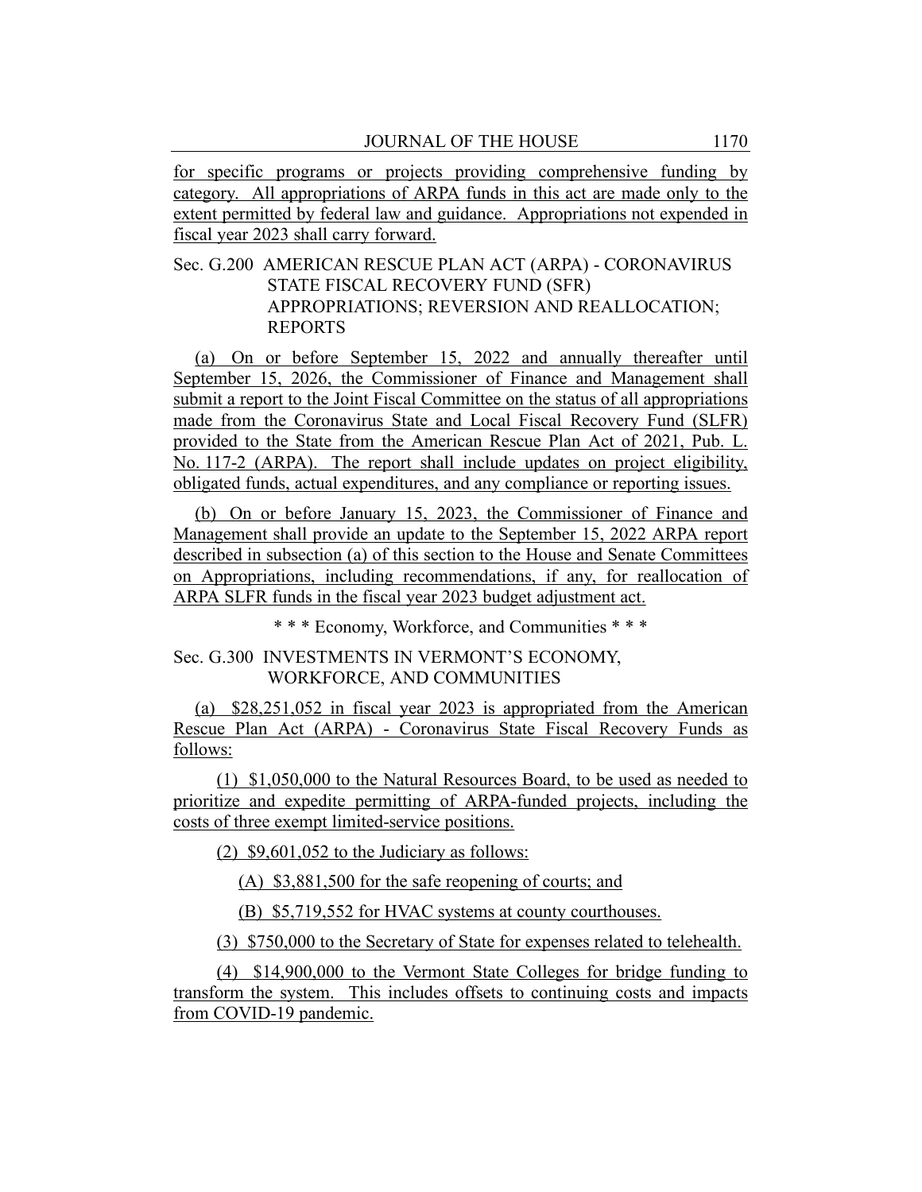for specific programs or projects providing comprehensive funding by category. All appropriations of ARPA funds in this act are made only to the extent permitted by federal law and guidance. Appropriations not expended in fiscal year 2023 shall carry forward.

Sec. G.200 AMERICAN RESCUE PLAN ACT (ARPA) - CORONAVIRUS STATE FISCAL RECOVERY FUND (SFR) APPROPRIATIONS; REVERSION AND REALLOCATION; REPORTS

(a) On or before September 15, 2022 and annually thereafter until September 15, 2026, the Commissioner of Finance and Management shall submit a report to the Joint Fiscal Committee on the status of all appropriations made from the Coronavirus State and Local Fiscal Recovery Fund (SLFR) provided to the State from the American Rescue Plan Act of 2021, Pub. L. No. 117-2 (ARPA). The report shall include updates on project eligibility, obligated funds, actual expenditures, and any compliance or reporting issues.

(b) On or before January 15, 2023, the Commissioner of Finance and Management shall provide an update to the September 15, 2022 ARPA report described in subsection (a) of this section to the House and Senate Committees on Appropriations, including recommendations, if any, for reallocation of ARPA SLFR funds in the fiscal year 2023 budget adjustment act.

* * * Economy, Workforce, and Communities * * *

Sec. G.300 INVESTMENTS IN VERMONT'S ECONOMY, WORKFORCE, AND COMMUNITIES

(a) $28,251,052 in fiscal year 2023 is appropriated from the American Rescue Plan Act (ARPA) - Coronavirus State Fiscal Recovery Funds as follows:

(1) $1,050,000 to the Natural Resources Board, to be used as needed to prioritize and expedite permitting of ARPA-funded projects, including the costs of three exempt limited-service positions.

(2) $9,601,052 to the Judiciary as follows:

(A) $3,881,500 for the safe reopening of courts; and

(B) $5,719,552 for HVAC systems at county courthouses.

(3) $750,000 to the Secretary of State for expenses related to telehealth.

(4) $14,900,000 to the Vermont State Colleges for bridge funding to transform the system. This includes offsets to continuing costs and impacts from COVID-19 pandemic.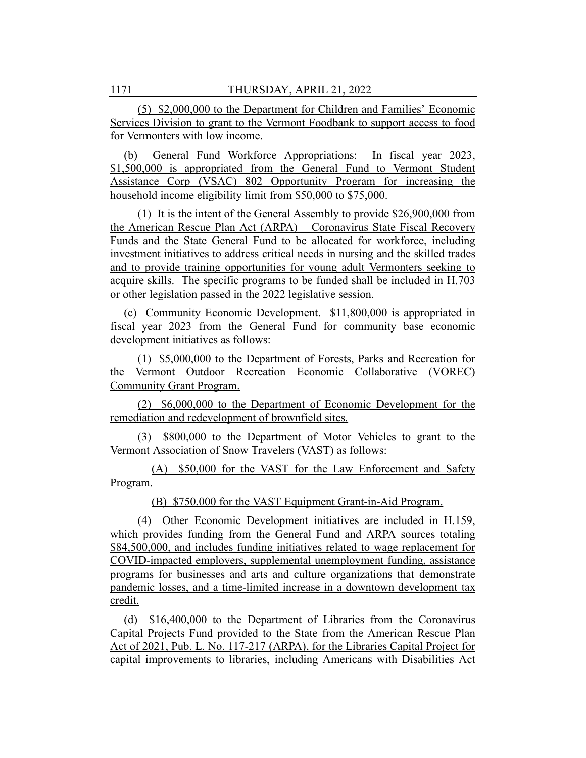(5) $2,000,000 to the Department for Children and Families' Economic Services Division to grant to the Vermont Foodbank to support access to food for Vermonters with low income.

(b) General Fund Workforce Appropriations: In fiscal year 2023, $1,500,000 is appropriated from the General Fund to Vermont Student Assistance Corp (VSAC) 802 Opportunity Program for increasing the household income eligibility limit from $50,000 to $75,000.

(1) It is the intent of the General Assembly to provide $26,900,000 from the American Rescue Plan Act (ARPA) – Coronavirus State Fiscal Recovery Funds and the State General Fund to be allocated for workforce, including investment initiatives to address critical needs in nursing and the skilled trades and to provide training opportunities for young adult Vermonters seeking to acquire skills. The specific programs to be funded shall be included in H.703 or other legislation passed in the 2022 legislative session.

(c) Community Economic Development. $11,800,000 is appropriated in fiscal year 2023 from the General Fund for community base economic development initiatives as follows:

(1) $5,000,000 to the Department of Forests, Parks and Recreation for the Vermont Outdoor Recreation Economic Collaborative (VOREC) Community Grant Program.

(2) $6,000,000 to the Department of Economic Development for the remediation and redevelopment of brownfield sites.

(3) $800,000 to the Department of Motor Vehicles to grant to the Vermont Association of Snow Travelers (VAST) as follows:

(A) $50,000 for the VAST for the Law Enforcement and Safety Program.

(B) $750,000 for the VAST Equipment Grant-in-Aid Program.

(4) Other Economic Development initiatives are included in H.159, which provides funding from the General Fund and ARPA sources totaling $84,500,000, and includes funding initiatives related to wage replacement for COVID-impacted employers, supplemental unemployment funding, assistance programs for businesses and arts and culture organizations that demonstrate pandemic losses, and a time-limited increase in a downtown development tax credit.

(d) $16,400,000 to the Department of Libraries from the Coronavirus Capital Projects Fund provided to the State from the American Rescue Plan Act of 2021, Pub. L. No. 117-217 (ARPA), for the Libraries Capital Project for capital improvements to libraries, including Americans with Disabilities Act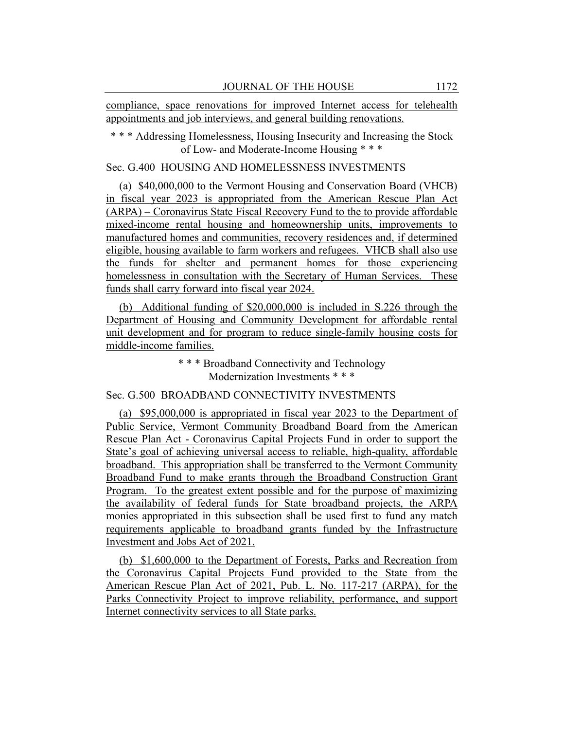compliance, space renovations for improved Internet access for telehealth appointments and job interviews, and general building renovations.

\* \* \* Addressing Homelessness, Housing Insecurity and Increasing the Stock of Low- and Moderate-Income Housing \* \* \*

Sec. G.400 HOUSING AND HOMELESSNESS INVESTMENTS

(a) $40,000,000 to the Vermont Housing and Conservation Board (VHCB) in fiscal year 2023 is appropriated from the American Rescue Plan Act (ARPA) – Coronavirus State Fiscal Recovery Fund to the to provide affordable mixed-income rental housing and homeownership units, improvements to manufactured homes and communities, recovery residences and, if determined eligible, housing available to farm workers and refugees. VHCB shall also use the funds for shelter and permanent homes for those experiencing homelessness in consultation with the Secretary of Human Services. These funds shall carry forward into fiscal year 2024.

(b) Additional funding of $20,000,000 is included in S.226 through the Department of Housing and Community Development for affordable rental unit development and for program to reduce single-family housing costs for middle-income families.

\* \* \* Broadband Connectivity and Technology Modernization Investments \* \* \*

Sec. G.500 BROADBAND CONNECTIVITY INVESTMENTS

(a) $95,000,000 is appropriated in fiscal year 2023 to the Department of Public Service, Vermont Community Broadband Board from the American Rescue Plan Act - Coronavirus Capital Projects Fund in order to support the State's goal of achieving universal access to reliable, high-quality, affordable broadband. This appropriation shall be transferred to the Vermont Community Broadband Fund to make grants through the Broadband Construction Grant Program. To the greatest extent possible and for the purpose of maximizing the availability of federal funds for State broadband projects, the ARPA monies appropriated in this subsection shall be used first to fund any match requirements applicable to broadband grants funded by the Infrastructure Investment and Jobs Act of 2021.

(b) $1,600,000 to the Department of Forests, Parks and Recreation from the Coronavirus Capital Projects Fund provided to the State from the American Rescue Plan Act of 2021, Pub. L. No. 117-217 (ARPA), for the Parks Connectivity Project to improve reliability, performance, and support Internet connectivity services to all State parks.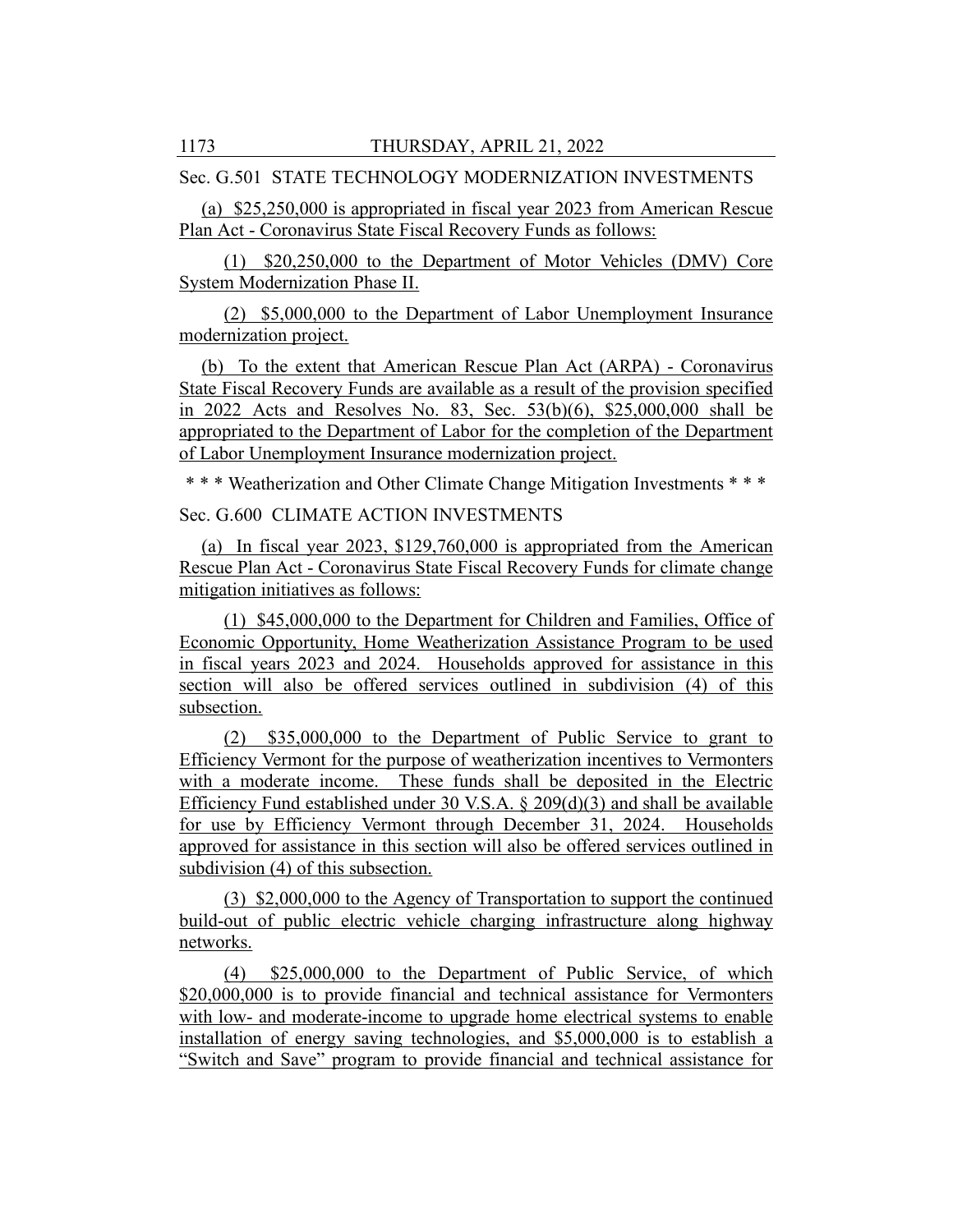Sec. G.501  STATE TECHNOLOGY MODERNIZATION INVESTMENTS

(a)  $25,250,000 is appropriated in fiscal year 2023 from American Rescue Plan Act - Coronavirus State Fiscal Recovery Funds as follows:

(1)  $20,250,000 to the Department of Motor Vehicles (DMV) Core System Modernization Phase II.

(2)  $5,000,000 to the Department of Labor Unemployment Insurance modernization project.

(b)  To the extent that American Rescue Plan Act (ARPA) - Coronavirus State Fiscal Recovery Funds are available as a result of the provision specified in 2022 Acts and Resolves No. 83, Sec. 53(b)(6), $25,000,000 shall be appropriated to the Department of Labor for the completion of the Department of Labor Unemployment Insurance modernization project.

* * * Weatherization and Other Climate Change Mitigation Investments * * *

Sec. G.600  CLIMATE ACTION INVESTMENTS

(a)  In fiscal year 2023, $129,760,000 is appropriated from the American Rescue Plan Act - Coronavirus State Fiscal Recovery Funds for climate change mitigation initiatives as follows:

(1)  $45,000,000 to the Department for Children and Families, Office of Economic Opportunity, Home Weatherization Assistance Program to be used in fiscal years 2023 and 2024.  Households approved for assistance in this section will also be offered services outlined in subdivision (4) of this subsection.

(2)  $35,000,000 to the Department of Public Service to grant to Efficiency Vermont for the purpose of weatherization incentives to Vermonters with a moderate income.  These funds shall be deposited in the Electric Efficiency Fund established under 30 V.S.A. § 209(d)(3) and shall be available for use by Efficiency Vermont through December 31, 2024.  Households approved for assistance in this section will also be offered services outlined in subdivision (4) of this subsection.

(3)  $2,000,000 to the Agency of Transportation to support the continued build-out of public electric vehicle charging infrastructure along highway networks.

(4)  $25,000,000 to the Department of Public Service, of which $20,000,000 is to provide financial and technical assistance for Vermonters with low- and moderate-income to upgrade home electrical systems to enable installation of energy saving technologies, and $5,000,000 is to establish a "Switch and Save" program to provide financial and technical assistance for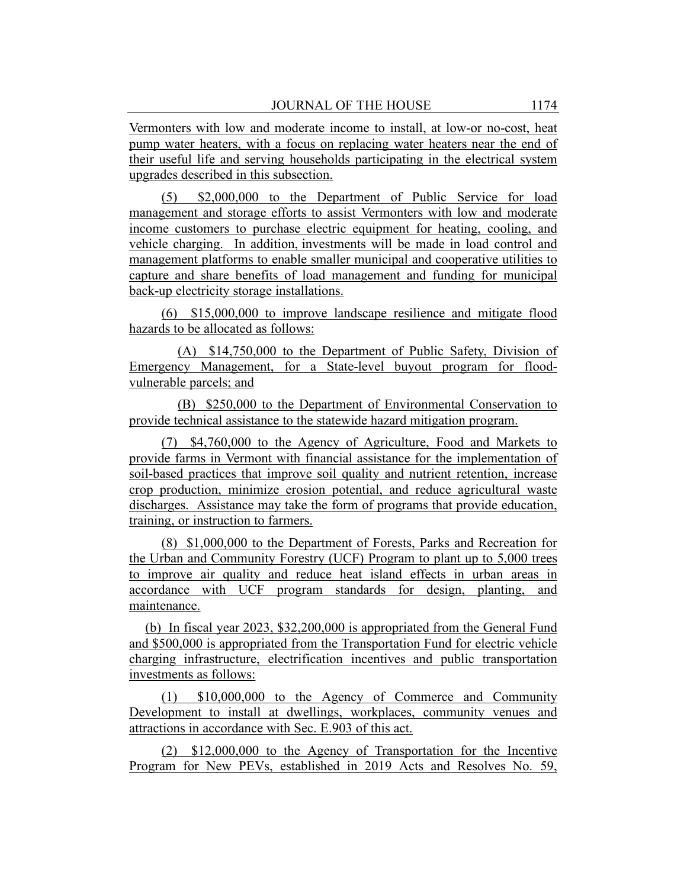Vermonters with low and moderate income to install, at low-or no-cost, heat pump water heaters, with a focus on replacing water heaters near the end of their useful life and serving households participating in the electrical system upgrades described in this subsection.

(5) $2,000,000 to the Department of Public Service for load management and storage efforts to assist Vermonters with low and moderate income customers to purchase electric equipment for heating, cooling, and vehicle charging. In addition, investments will be made in load control and management platforms to enable smaller municipal and cooperative utilities to capture and share benefits of load management and funding for municipal back-up electricity storage installations.

(6) $15,000,000 to improve landscape resilience and mitigate flood hazards to be allocated as follows:

(A) $14,750,000 to the Department of Public Safety, Division of Emergency Management, for a State-level buyout program for flood-vulnerable parcels; and

(B) $250,000 to the Department of Environmental Conservation to provide technical assistance to the statewide hazard mitigation program.

(7) $4,760,000 to the Agency of Agriculture, Food and Markets to provide farms in Vermont with financial assistance for the implementation of soil-based practices that improve soil quality and nutrient retention, increase crop production, minimize erosion potential, and reduce agricultural waste discharges. Assistance may take the form of programs that provide education, training, or instruction to farmers.

(8) $1,000,000 to the Department of Forests, Parks and Recreation for the Urban and Community Forestry (UCF) Program to plant up to 5,000 trees to improve air quality and reduce heat island effects in urban areas in accordance with UCF program standards for design, planting, and maintenance.

(b) In fiscal year 2023, $32,200,000 is appropriated from the General Fund and $500,000 is appropriated from the Transportation Fund for electric vehicle charging infrastructure, electrification incentives and public transportation investments as follows:

(1) $10,000,000 to the Agency of Commerce and Community Development to install at dwellings, workplaces, community venues and attractions in accordance with Sec. E.903 of this act.

(2) $12,000,000 to the Agency of Transportation for the Incentive Program for New PEVs, established in 2019 Acts and Resolves No. 59,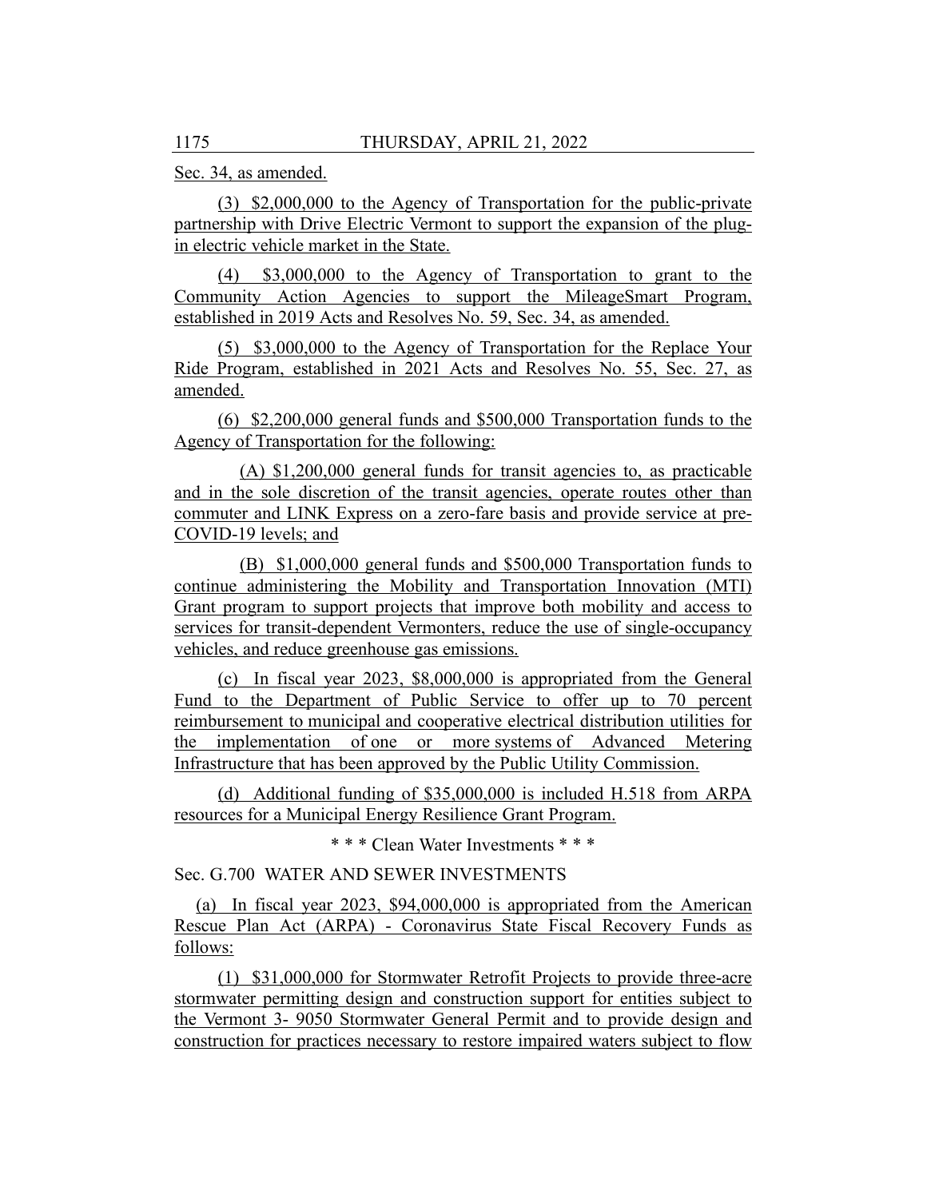Sec. 34, as amended.

(3) $2,000,000 to the Agency of Transportation for the public-private partnership with Drive Electric Vermont to support the expansion of the plug-in electric vehicle market in the State.

(4) $3,000,000 to the Agency of Transportation to grant to the Community Action Agencies to support the MileageSmart Program, established in 2019 Acts and Resolves No. 59, Sec. 34, as amended.

(5) $3,000,000 to the Agency of Transportation for the Replace Your Ride Program, established in 2021 Acts and Resolves No. 55, Sec. 27, as amended.

(6) $2,200,000 general funds and $500,000 Transportation funds to the Agency of Transportation for the following:

(A) $1,200,000 general funds for transit agencies to, as practicable and in the sole discretion of the transit agencies, operate routes other than commuter and LINK Express on a zero-fare basis and provide service at pre-COVID-19 levels; and

(B) $1,000,000 general funds and $500,000 Transportation funds to continue administering the Mobility and Transportation Innovation (MTI) Grant program to support projects that improve both mobility and access to services for transit-dependent Vermonters, reduce the use of single-occupancy vehicles, and reduce greenhouse gas emissions.

(c) In fiscal year 2023, $8,000,000 is appropriated from the General Fund to the Department of Public Service to offer up to 70 percent reimbursement to municipal and cooperative electrical distribution utilities for the implementation of one or more systems of Advanced Metering Infrastructure that has been approved by the Public Utility Commission.

(d) Additional funding of $35,000,000 is included H.518 from ARPA resources for a Municipal Energy Resilience Grant Program.

\* \* \* Clean Water Investments \* \* \*

Sec. G.700 WATER AND SEWER INVESTMENTS

(a) In fiscal year 2023, $94,000,000 is appropriated from the American Rescue Plan Act (ARPA) - Coronavirus State Fiscal Recovery Funds as follows:

(1) $31,000,000 for Stormwater Retrofit Projects to provide three-acre stormwater permitting design and construction support for entities subject to the Vermont 3- 9050 Stormwater General Permit and to provide design and construction for practices necessary to restore impaired waters subject to flow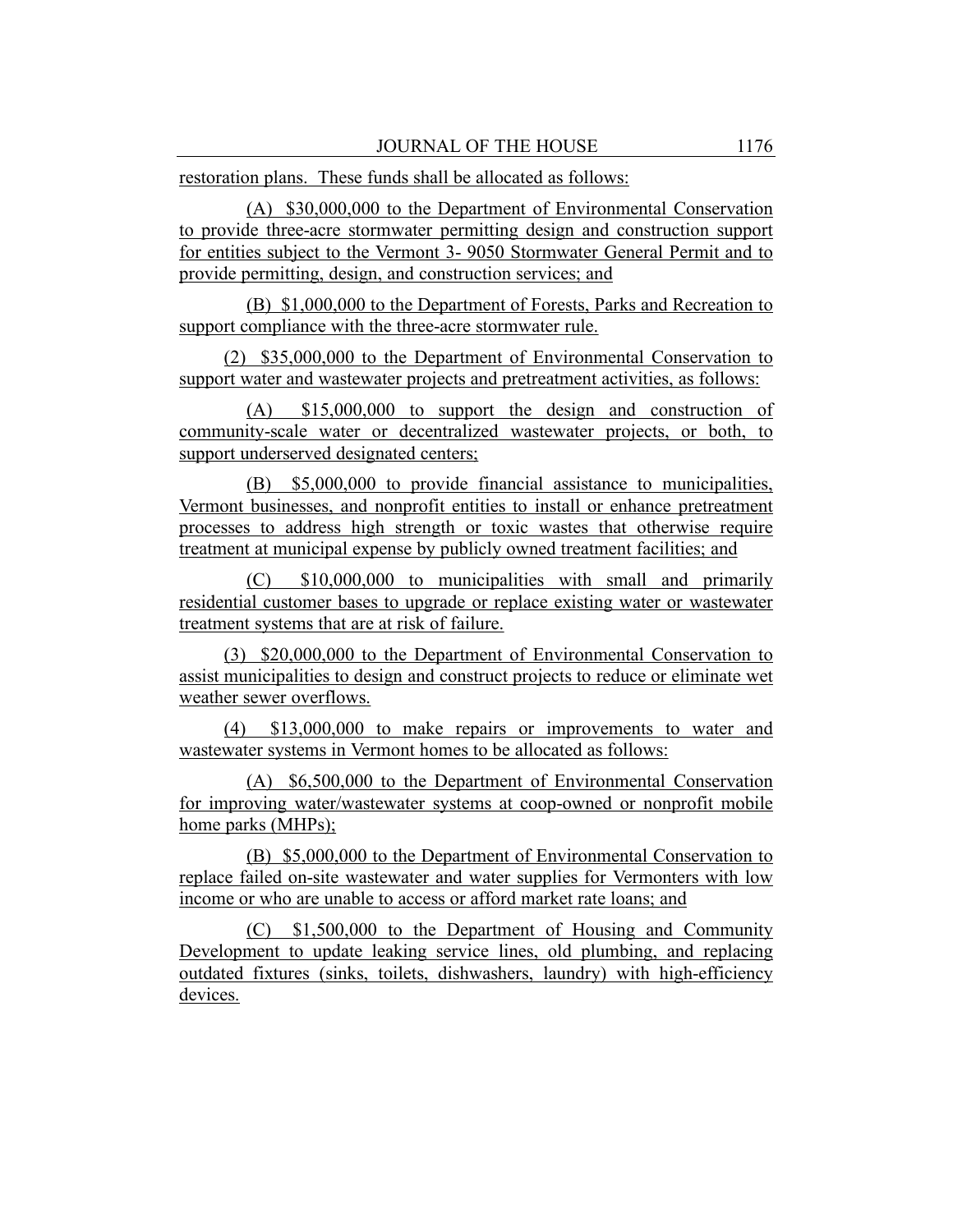restoration plans. These funds shall be allocated as follows:

(A) $30,000,000 to the Department of Environmental Conservation to provide three-acre stormwater permitting design and construction support for entities subject to the Vermont 3- 9050 Stormwater General Permit and to provide permitting, design, and construction services; and

(B) $1,000,000 to the Department of Forests, Parks and Recreation to support compliance with the three-acre stormwater rule.

(2) $35,000,000 to the Department of Environmental Conservation to support water and wastewater projects and pretreatment activities, as follows:

(A) $15,000,000 to support the design and construction of community-scale water or decentralized wastewater projects, or both, to support underserved designated centers;

(B) $5,000,000 to provide financial assistance to municipalities, Vermont businesses, and nonprofit entities to install or enhance pretreatment processes to address high strength or toxic wastes that otherwise require treatment at municipal expense by publicly owned treatment facilities; and

(C) $10,000,000 to municipalities with small and primarily residential customer bases to upgrade or replace existing water or wastewater treatment systems that are at risk of failure.

(3) $20,000,000 to the Department of Environmental Conservation to assist municipalities to design and construct projects to reduce or eliminate wet weather sewer overflows.

(4) $13,000,000 to make repairs or improvements to water and wastewater systems in Vermont homes to be allocated as follows:

(A) $6,500,000 to the Department of Environmental Conservation for improving water/wastewater systems at coop-owned or nonprofit mobile home parks (MHPs);

(B) $5,000,000 to the Department of Environmental Conservation to replace failed on-site wastewater and water supplies for Vermonters with low income or who are unable to access or afford market rate loans; and

(C) $1,500,000 to the Department of Housing and Community Development to update leaking service lines, old plumbing, and replacing outdated fixtures (sinks, toilets, dishwashers, laundry) with high-efficiency devices.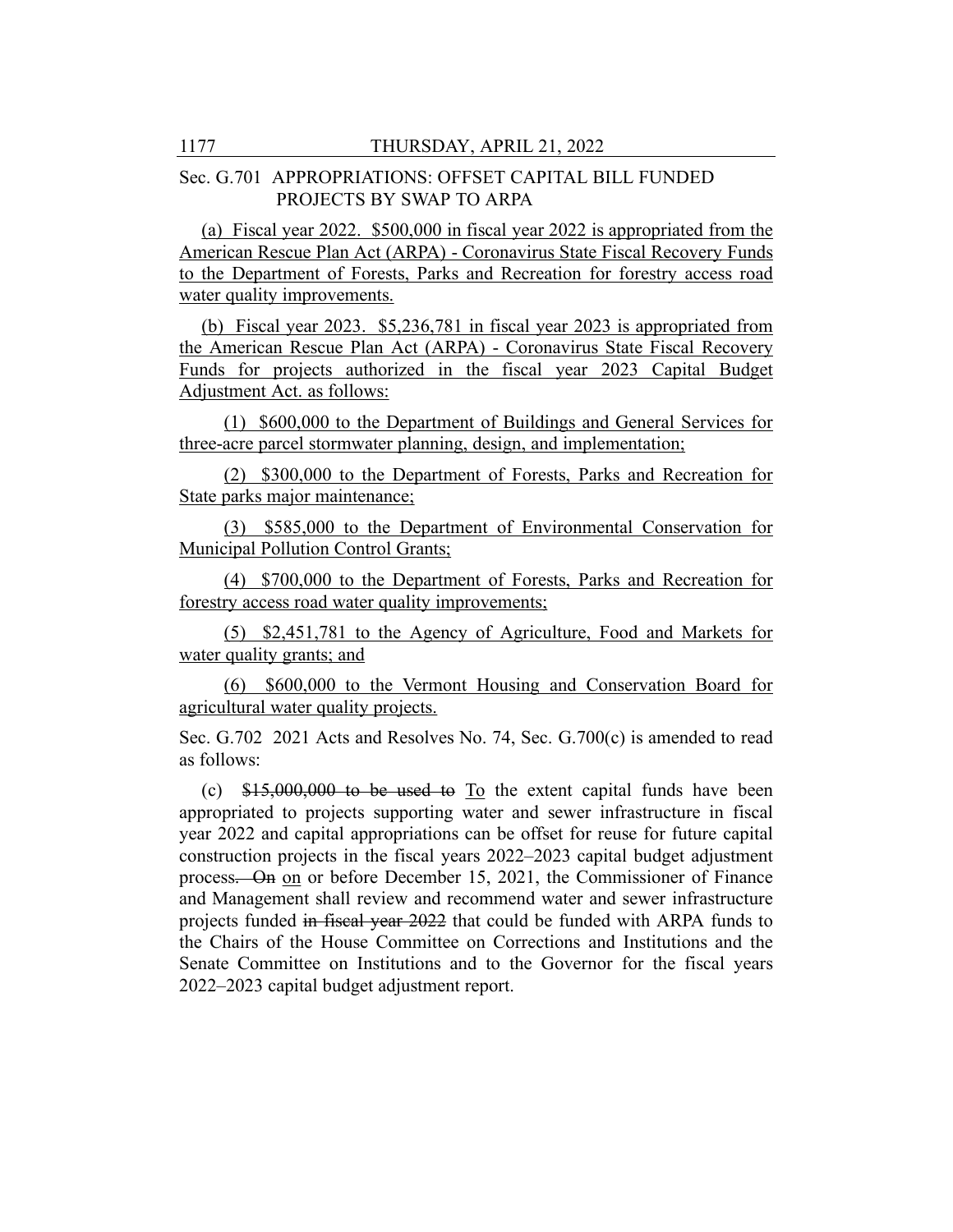Sec. G.701 APPROPRIATIONS: OFFSET CAPITAL BILL FUNDED PROJECTS BY SWAP TO ARPA

(a) Fiscal year 2022. $500,000 in fiscal year 2022 is appropriated from the American Rescue Plan Act (ARPA) - Coronavirus State Fiscal Recovery Funds to the Department of Forests, Parks and Recreation for forestry access road water quality improvements.

(b) Fiscal year 2023. $5,236,781 in fiscal year 2023 is appropriated from the American Rescue Plan Act (ARPA) - Coronavirus State Fiscal Recovery Funds for projects authorized in the fiscal year 2023 Capital Budget Adjustment Act. as follows:

(1) $600,000 to the Department of Buildings and General Services for three-acre parcel stormwater planning, design, and implementation;

(2) $300,000 to the Department of Forests, Parks and Recreation for State parks major maintenance;

(3) $585,000 to the Department of Environmental Conservation for Municipal Pollution Control Grants;

(4) $700,000 to the Department of Forests, Parks and Recreation for forestry access road water quality improvements;

(5) $2,451,781 to the Agency of Agriculture, Food and Markets for water quality grants; and

(6) $600,000 to the Vermont Housing and Conservation Board for agricultural water quality projects.

Sec. G.702 2021 Acts and Resolves No. 74, Sec. G.700(c) is amended to read as follows:

(c) ~~$15,000,000 to be used to~~ To the extent capital funds have been appropriated to projects supporting water and sewer infrastructure in fiscal year 2022 and capital appropriations can be offset for reuse for future capital construction projects in the fiscal years 2022–2023 capital budget adjustment process~~. On~~ on or before December 15, 2021, the Commissioner of Finance and Management shall review and recommend water and sewer infrastructure projects funded ~~in fiscal year 2022~~ that could be funded with ARPA funds to the Chairs of the House Committee on Corrections and Institutions and the Senate Committee on Institutions and to the Governor for the fiscal years 2022–2023 capital budget adjustment report.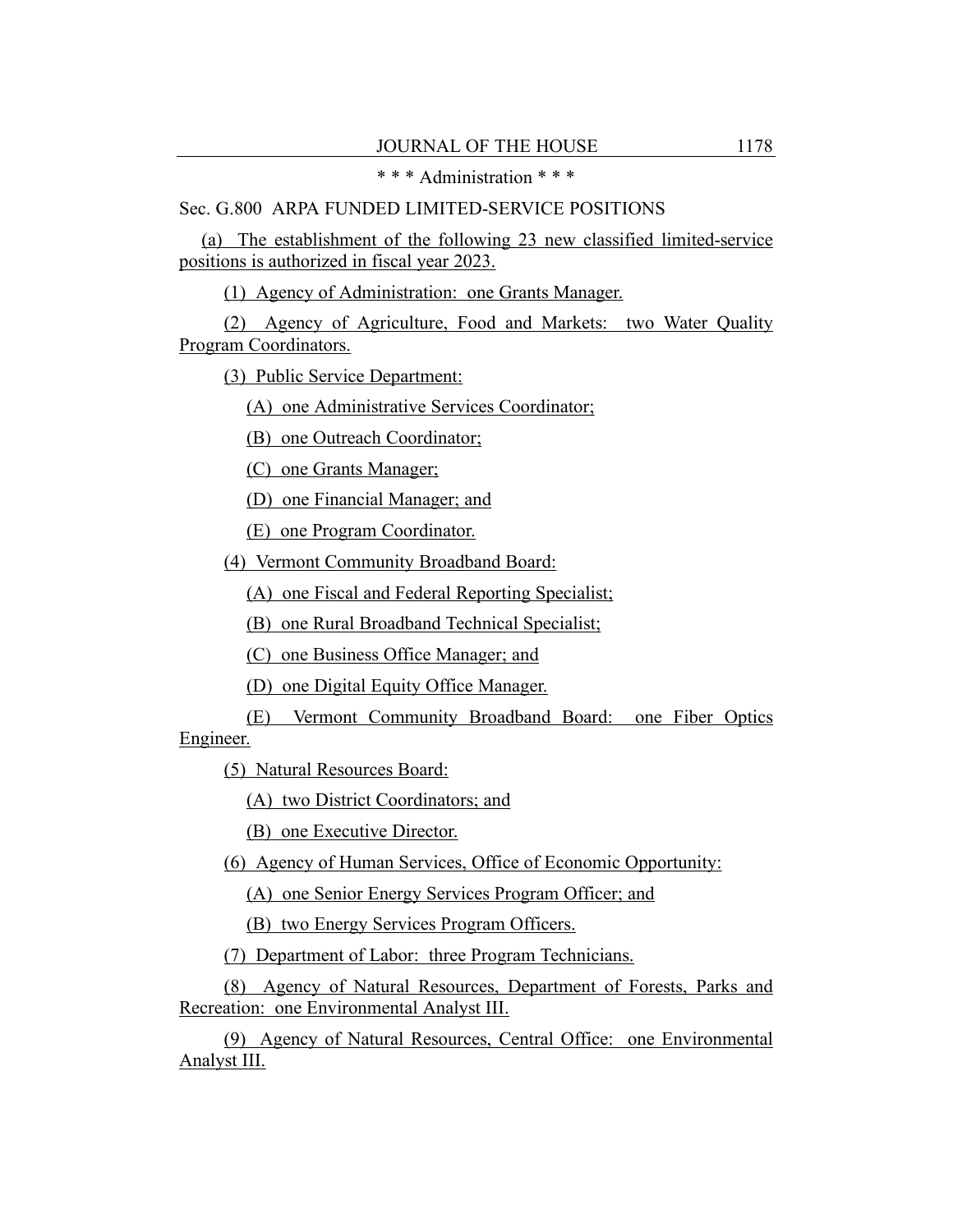\* \* \* Administration \* \* \*

Sec. G.800 ARPA FUNDED LIMITED-SERVICE POSITIONS

(a) The establishment of the following 23 new classified limited-service positions is authorized in fiscal year 2023.

(1) Agency of Administration: one Grants Manager.

(2) Agency of Agriculture, Food and Markets: two Water Quality Program Coordinators.

(3) Public Service Department:

(A) one Administrative Services Coordinator;

(B) one Outreach Coordinator;

(C) one Grants Manager;

(D) one Financial Manager; and

(E) one Program Coordinator.

(4) Vermont Community Broadband Board:

(A) one Fiscal and Federal Reporting Specialist;

(B) one Rural Broadband Technical Specialist;

(C) one Business Office Manager; and

(D) one Digital Equity Office Manager.

(E) Vermont Community Broadband Board: one Fiber Optics Engineer.

(5) Natural Resources Board:

(A) two District Coordinators; and

(B) one Executive Director.

(6) Agency of Human Services, Office of Economic Opportunity:

(A) one Senior Energy Services Program Officer; and

(B) two Energy Services Program Officers.

(7) Department of Labor: three Program Technicians.

(8) Agency of Natural Resources, Department of Forests, Parks and Recreation: one Environmental Analyst III.

(9) Agency of Natural Resources, Central Office: one Environmental Analyst III.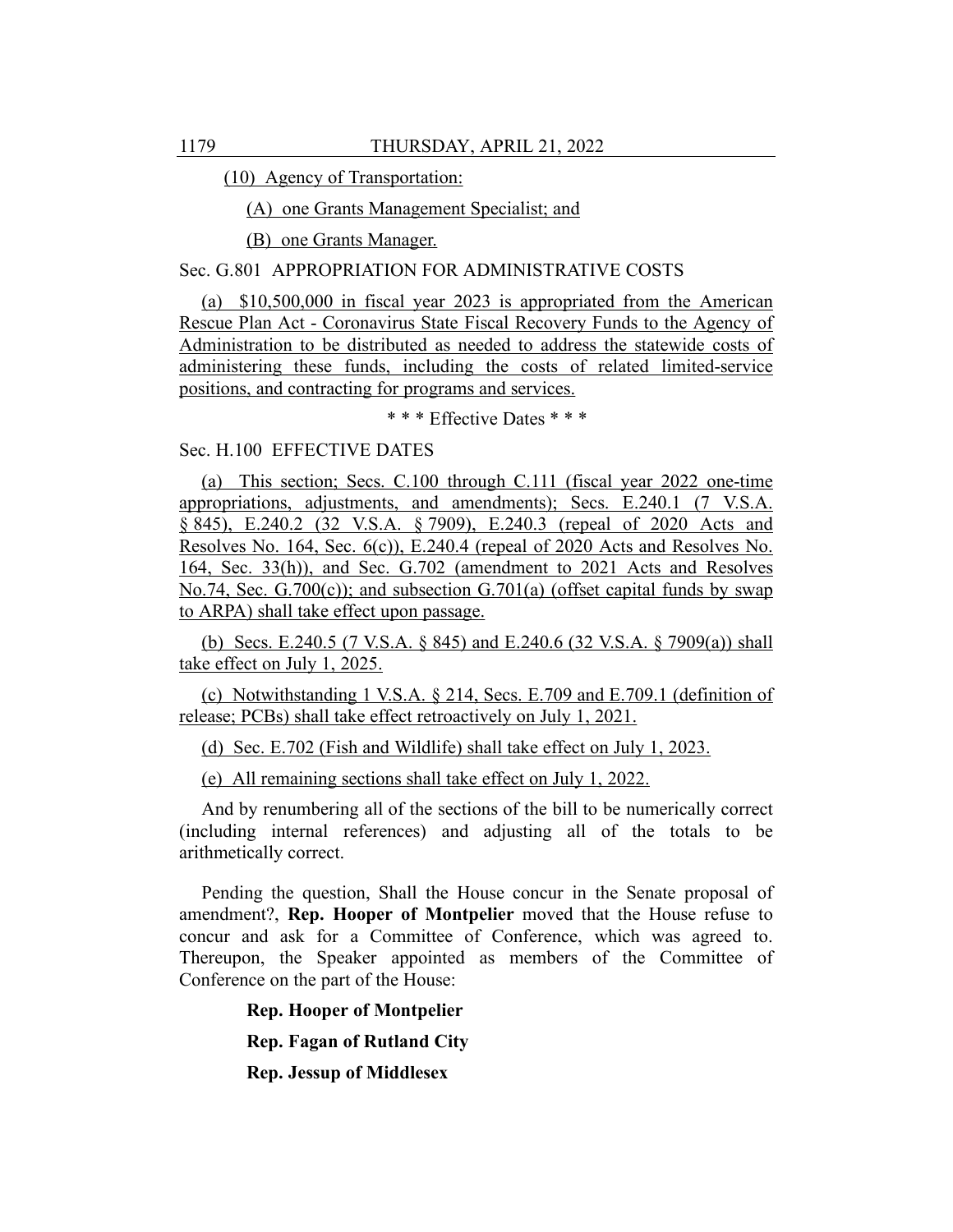(10) Agency of Transportation:

(A) one Grants Management Specialist; and

(B) one Grants Manager.

Sec. G.801 APPROPRIATION FOR ADMINISTRATIVE COSTS

(a) $10,500,000 in fiscal year 2023 is appropriated from the American Rescue Plan Act - Coronavirus State Fiscal Recovery Funds to the Agency of Administration to be distributed as needed to address the statewide costs of administering these funds, including the costs of related limited-service positions, and contracting for programs and services.

\* \* \* Effective Dates \* \* \*

Sec. H.100 EFFECTIVE DATES

(a) This section; Secs. C.100 through C.111 (fiscal year 2022 one-time appropriations, adjustments, and amendments); Secs. E.240.1 (7 V.S.A. § 845), E.240.2 (32 V.S.A. § 7909), E.240.3 (repeal of 2020 Acts and Resolves No. 164, Sec. 6(c)), E.240.4 (repeal of 2020 Acts and Resolves No. 164, Sec. 33(h)), and Sec. G.702 (amendment to 2021 Acts and Resolves No.74, Sec. G.700(c)); and subsection G.701(a) (offset capital funds by swap to ARPA) shall take effect upon passage.

(b) Secs. E.240.5 (7 V.S.A. § 845) and E.240.6 (32 V.S.A. § 7909(a)) shall take effect on July 1, 2025.

(c) Notwithstanding 1 V.S.A. § 214, Secs. E.709 and E.709.1 (definition of release; PCBs) shall take effect retroactively on July 1, 2021.

(d) Sec. E.702 (Fish and Wildlife) shall take effect on July 1, 2023.

(e) All remaining sections shall take effect on July 1, 2022.

And by renumbering all of the sections of the bill to be numerically correct (including internal references) and adjusting all of the totals to be arithmetically correct.

Pending the question, Shall the House concur in the Senate proposal of amendment?, **Rep. Hooper of Montpelier** moved that the House refuse to concur and ask for a Committee of Conference, which was agreed to. Thereupon, the Speaker appointed as members of the Committee of Conference on the part of the House:

**Rep. Hooper of Montpelier**

**Rep. Fagan of Rutland City**

**Rep. Jessup of Middlesex**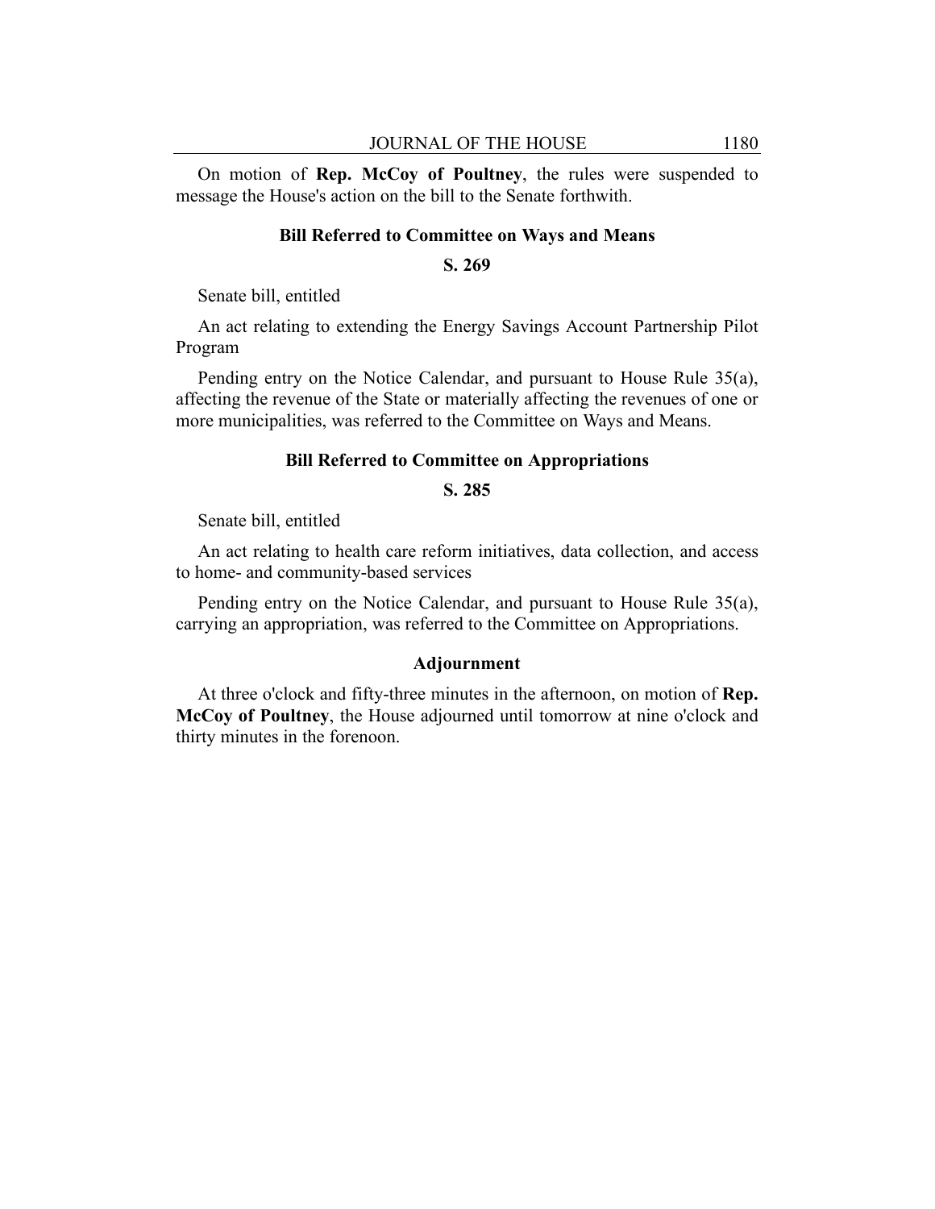On motion of **Rep. McCoy of Poultney**, the rules were suspended to message the House's action on the bill to the Senate forthwith.

### Bill Referred to Committee on Ways and Means

### S. 269

Senate bill, entitled

An act relating to extending the Energy Savings Account Partnership Pilot Program

Pending entry on the Notice Calendar, and pursuant to House Rule 35(a), affecting the revenue of the State or materially affecting the revenues of one or more municipalities, was referred to the Committee on Ways and Means.

### Bill Referred to Committee on Appropriations

### S. 285

Senate bill, entitled

An act relating to health care reform initiatives, data collection, and access to home- and community-based services

Pending entry on the Notice Calendar, and pursuant to House Rule 35(a), carrying an appropriation, was referred to the Committee on Appropriations.

### Adjournment

At three o'clock and fifty-three minutes in the afternoon, on motion of **Rep. McCoy of Poultney**, the House adjourned until tomorrow at nine o'clock and thirty minutes in the forenoon.